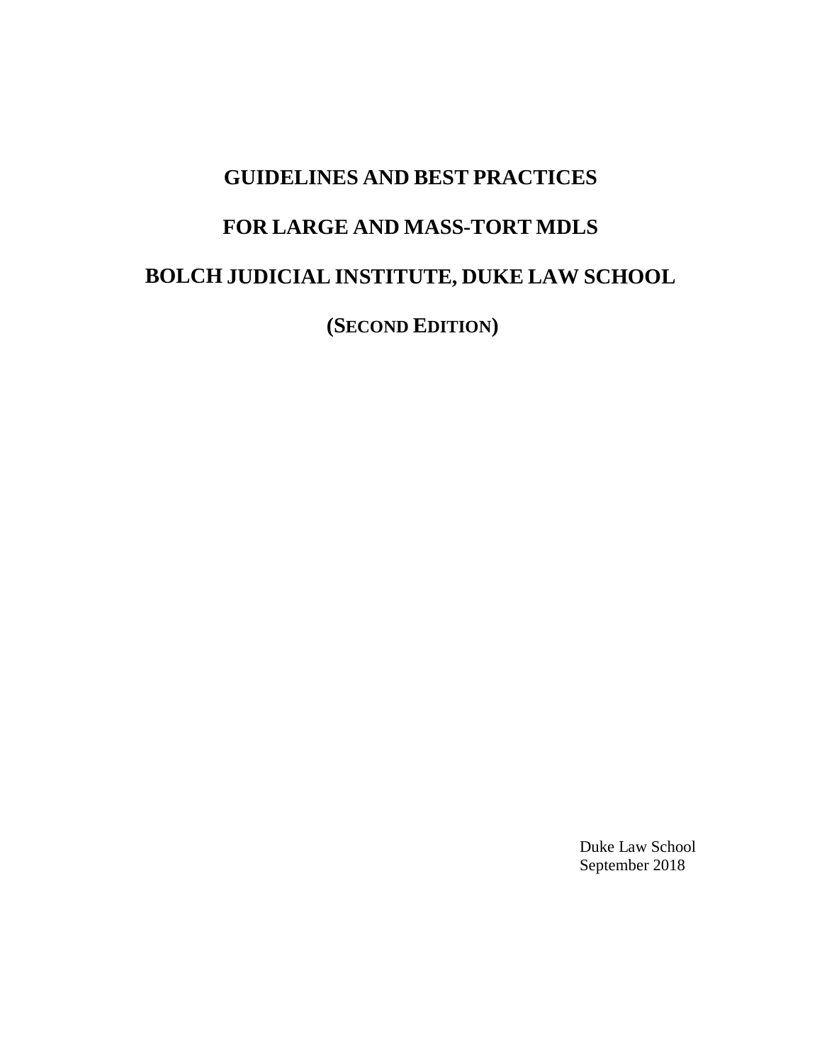# GUIDELINES AND BEST PRACTICES

# FOR LARGE AND MASS-TORT MDLS

# BOLCH JUDICIAL INSTITUTE, DUKE LAW SCHOOL

## (SECOND EDITION)

Duke Law School
September 2018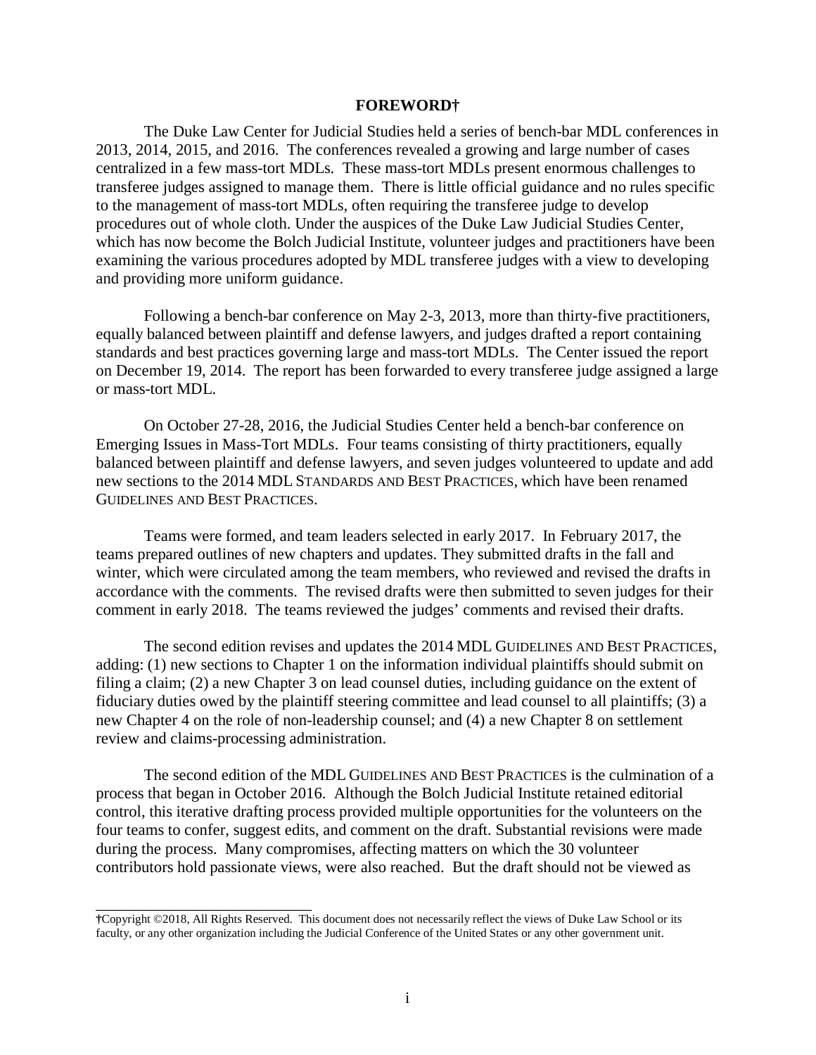## FOREWORD†

The Duke Law Center for Judicial Studies held a series of bench-bar MDL conferences in 2013, 2014, 2015, and 2016. The conferences revealed a growing and large number of cases centralized in a few mass-tort MDLs. These mass-tort MDLs present enormous challenges to transferee judges assigned to manage them. There is little official guidance and no rules specific to the management of mass-tort MDLs, often requiring the transferee judge to develop procedures out of whole cloth. Under the auspices of the Duke Law Judicial Studies Center, which has now become the Bolch Judicial Institute, volunteer judges and practitioners have been examining the various procedures adopted by MDL transferee judges with a view to developing and providing more uniform guidance.

Following a bench-bar conference on May 2-3, 2013, more than thirty-five practitioners, equally balanced between plaintiff and defense lawyers, and judges drafted a report containing standards and best practices governing large and mass-tort MDLs. The Center issued the report on December 19, 2014. The report has been forwarded to every transferee judge assigned a large or mass-tort MDL.

On October 27-28, 2016, the Judicial Studies Center held a bench-bar conference on Emerging Issues in Mass-Tort MDLs. Four teams consisting of thirty practitioners, equally balanced between plaintiff and defense lawyers, and seven judges volunteered to update and add new sections to the 2014 MDL STANDARDS AND BEST PRACTICES, which have been renamed GUIDELINES AND BEST PRACTICES.

Teams were formed, and team leaders selected in early 2017. In February 2017, the teams prepared outlines of new chapters and updates. They submitted drafts in the fall and winter, which were circulated among the team members, who reviewed and revised the drafts in accordance with the comments. The revised drafts were then submitted to seven judges for their comment in early 2018. The teams reviewed the judges' comments and revised their drafts.

The second edition revises and updates the 2014 MDL GUIDELINES AND BEST PRACTICES, adding: (1) new sections to Chapter 1 on the information individual plaintiffs should submit on filing a claim; (2) a new Chapter 3 on lead counsel duties, including guidance on the extent of fiduciary duties owed by the plaintiff steering committee and lead counsel to all plaintiffs; (3) a new Chapter 4 on the role of non-leadership counsel; and (4) a new Chapter 8 on settlement review and claims-processing administration.

The second edition of the MDL GUIDELINES AND BEST PRACTICES is the culmination of a process that began in October 2016. Although the Bolch Judicial Institute retained editorial control, this iterative drafting process provided multiple opportunities for the volunteers on the four teams to confer, suggest edits, and comment on the draft. Substantial revisions were made during the process. Many compromises, affecting matters on which the 30 volunteer contributors hold passionate views, were also reached. But the draft should not be viewed as

---

†Copyright ©2018, All Rights Reserved. This document does not necessarily reflect the views of Duke Law School or its faculty, or any other organization including the Judicial Conference of the United States or any other government unit.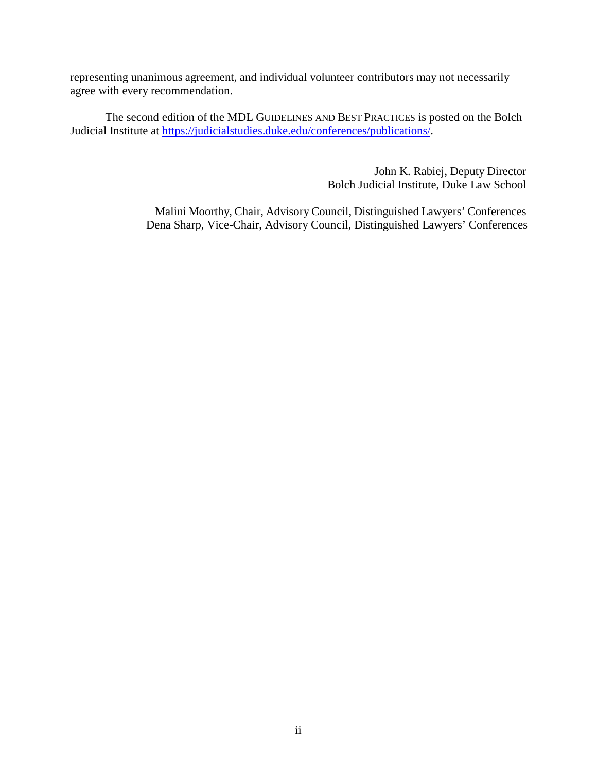representing unanimous agreement, and individual volunteer contributors may not necessarily agree with every recommendation.

The second edition of the MDL GUIDELINES AND BEST PRACTICES is posted on the Bolch Judicial Institute at https://judicialstudies.duke.edu/conferences/publications/.

John K. Rabiej, Deputy Director
Bolch Judicial Institute, Duke Law School

Malini Moorthy, Chair, Advisory Council, Distinguished Lawyers' Conferences
Dena Sharp, Vice-Chair, Advisory Council, Distinguished Lawyers' Conferences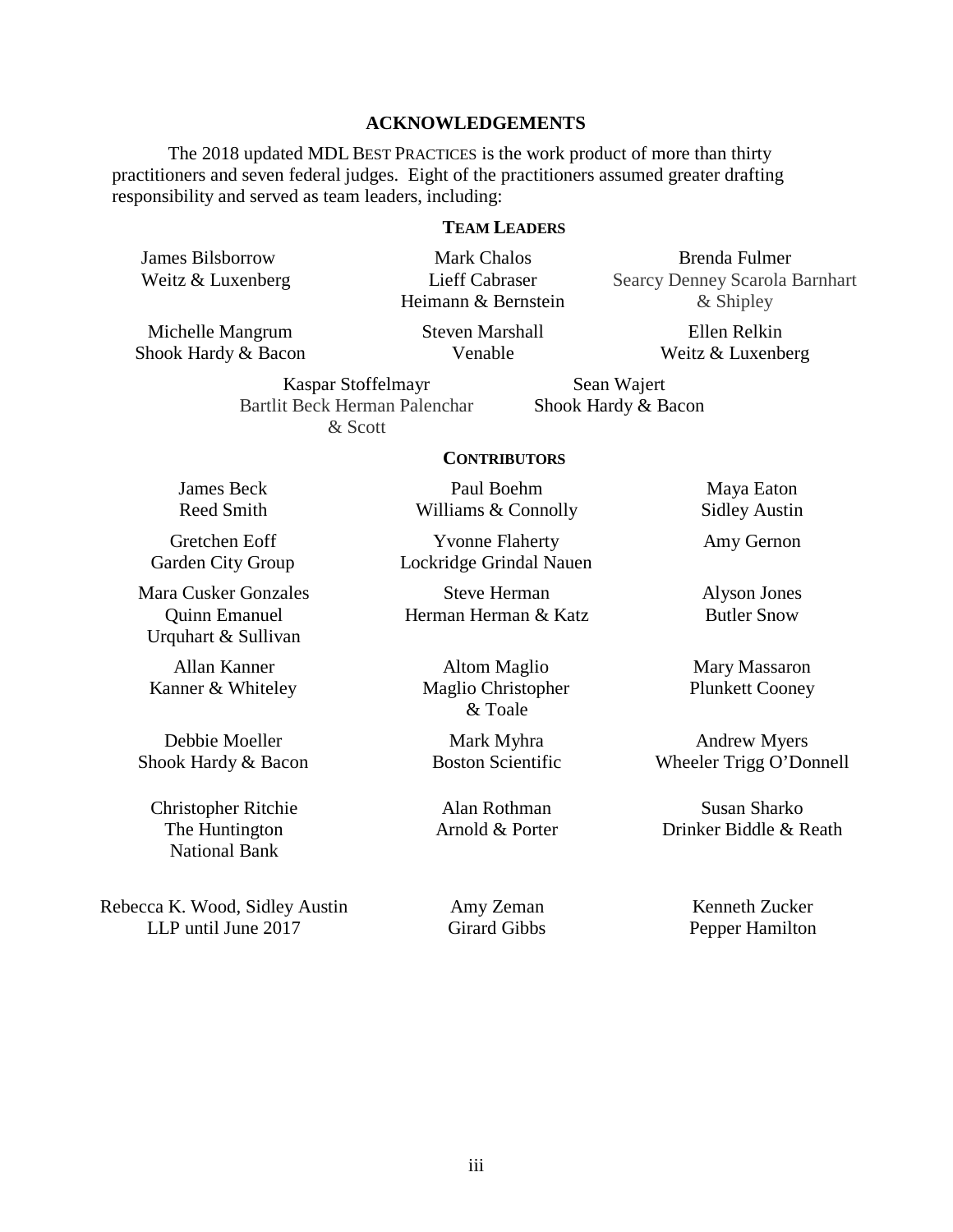## ACKNOWLEDGEMENTS

The 2018 updated MDL BEST PRACTICES is the work product of more than thirty practitioners and seven federal judges. Eight of the practitioners assumed greater drafting responsibility and served as team leaders, including:

### TEAM LEADERS

James Bilsborrow
Weitz & Luxenberg

Mark Chalos
Lieff Cabraser Heimann & Bernstein

Brenda Fulmer
Searcy Denney Scarola Barnhart & Shipley

Michelle Mangrum
Shook Hardy & Bacon

Steven Marshall
Venable

Ellen Relkin
Weitz & Luxenberg

Kaspar Stoffelmayr
Bartlit Beck Herman Palenchar & Scott

Sean Wajert
Shook Hardy & Bacon

### CONTRIBUTORS

James Beck
Reed Smith

Paul Boehm
Williams & Connolly

Maya Eaton
Sidley Austin

Gretchen Eoff
Garden City Group

Yvonne Flaherty
Lockridge Grindal Nauen

Amy Gernon

Mara Cusker Gonzales
Quinn Emanuel Urquhart & Sullivan

Steve Herman
Herman Herman & Katz

Alyson Jones
Butler Snow

Allan Kanner
Kanner & Whiteley

Altom Maglio
Maglio Christopher & Toale

Mary Massaron
Plunkett Cooney

Debbie Moeller
Shook Hardy & Bacon

Mark Myhra
Boston Scientific

Andrew Myers
Wheeler Trigg O'Donnell

Christopher Ritchie
The Huntington National Bank

Alan Rothman
Arnold & Porter

Susan Sharko
Drinker Biddle & Reath

Rebecca K. Wood, Sidley Austin LLP until June 2017

Amy Zeman
Girard Gibbs

Kenneth Zucker
Pepper Hamilton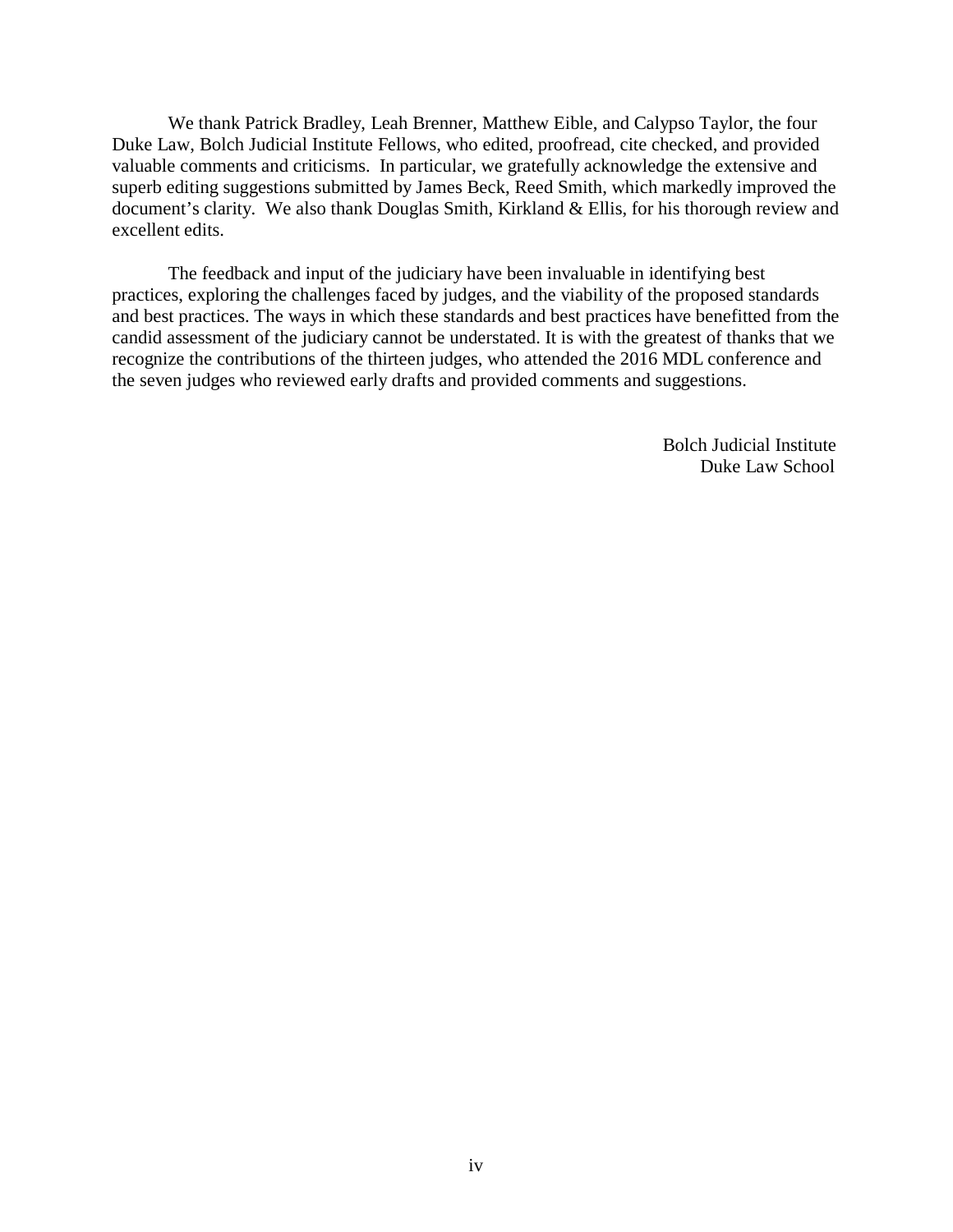We thank Patrick Bradley, Leah Brenner, Matthew Eible, and Calypso Taylor, the four Duke Law, Bolch Judicial Institute Fellows, who edited, proofread, cite checked, and provided valuable comments and criticisms. In particular, we gratefully acknowledge the extensive and superb editing suggestions submitted by James Beck, Reed Smith, which markedly improved the document's clarity. We also thank Douglas Smith, Kirkland & Ellis, for his thorough review and excellent edits.

The feedback and input of the judiciary have been invaluable in identifying best practices, exploring the challenges faced by judges, and the viability of the proposed standards and best practices. The ways in which these standards and best practices have benefitted from the candid assessment of the judiciary cannot be understated. It is with the greatest of thanks that we recognize the contributions of the thirteen judges, who attended the 2016 MDL conference and the seven judges who reviewed early drafts and provided comments and suggestions.

Bolch Judicial Institute
Duke Law School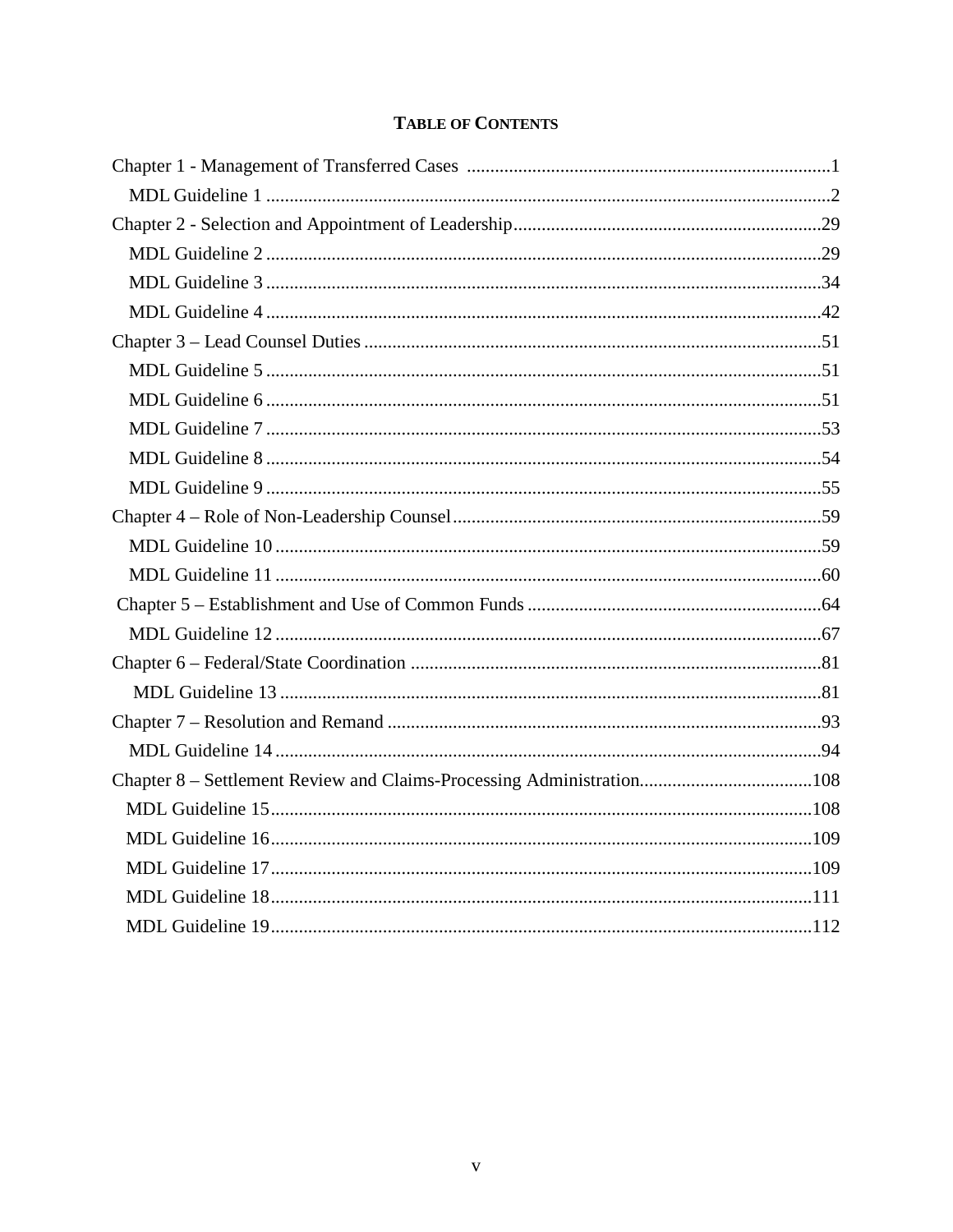## TABLE OF CONTENTS

Chapter 1 - Management of Transferred Cases ..............................................................................1
- MDL Guideline 1 ........................................................................................................................2

Chapter 2 - Selection and Appointment of Leadership..................................................................29
- MDL Guideline 2 .......................................................................................................................29
- MDL Guideline 3 .......................................................................................................................34
- MDL Guideline 4 .......................................................................................................................42

Chapter 3 – Lead Counsel Duties ..................................................................................................51
- MDL Guideline 5 .......................................................................................................................51
- MDL Guideline 6 .......................................................................................................................51
- MDL Guideline 7 .......................................................................................................................53
- MDL Guideline 8 .......................................................................................................................54
- MDL Guideline 9 .......................................................................................................................55

Chapter 4 – Role of Non-Leadership Counsel...............................................................................59
- MDL Guideline 10 .....................................................................................................................59
- MDL Guideline 11 .....................................................................................................................60

Chapter 5 – Establishment and Use of Common Funds ................................................................64
- MDL Guideline 12 .....................................................................................................................67

Chapter 6 – Federal/State Coordination ........................................................................................81
- MDL Guideline 13 ....................................................................................................................81

Chapter 7 – Resolution and Remand .............................................................................................93
- MDL Guideline 14 .....................................................................................................................94

Chapter 8 – Settlement Review and Claims-Processing Administration.....................................108
- MDL Guideline 15....................................................................................................................108
- MDL Guideline 16....................................................................................................................109
- MDL Guideline 17....................................................................................................................109
- MDL Guideline 18....................................................................................................................111
- MDL Guideline 19....................................................................................................................112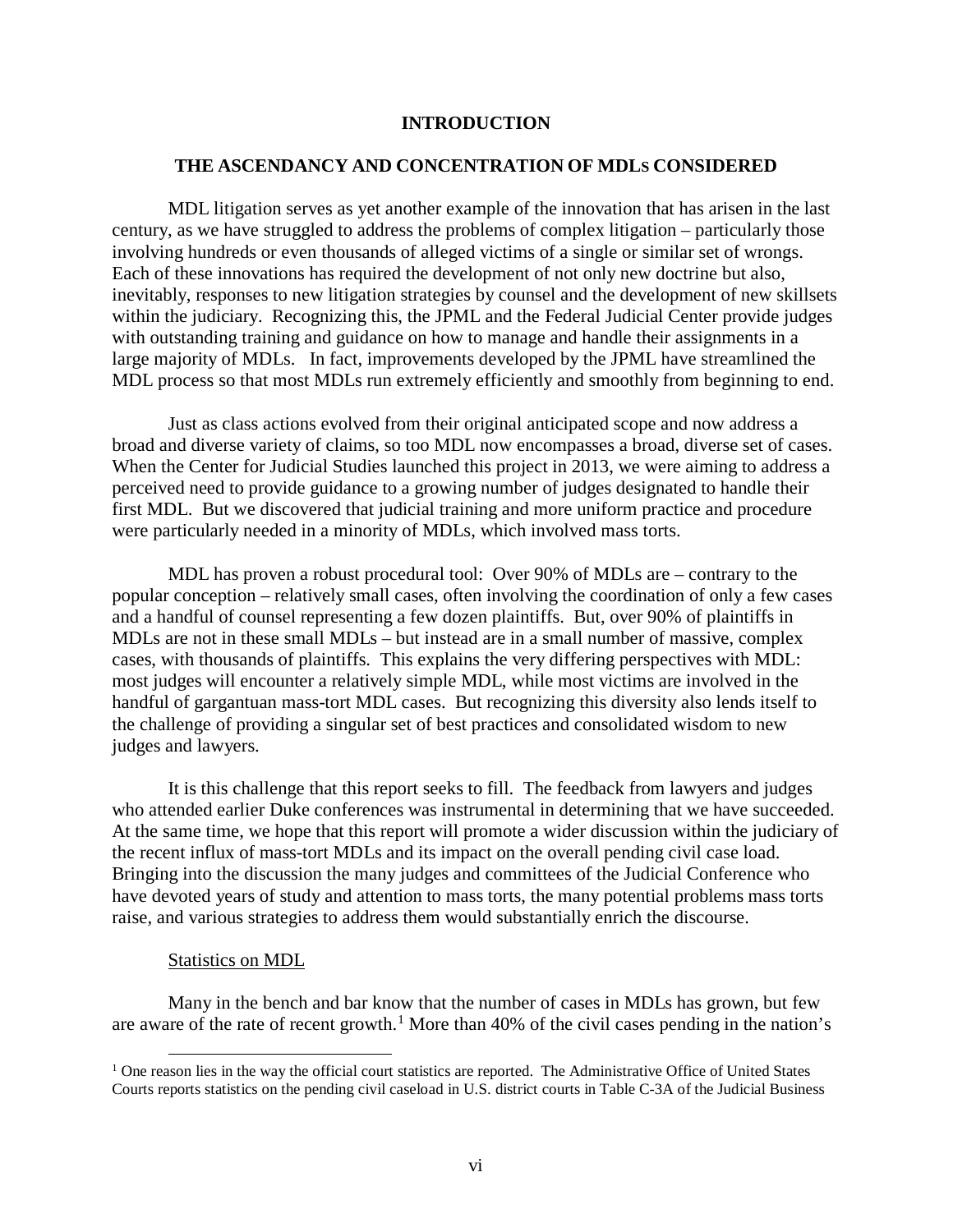# INTRODUCTION

## THE ASCENDANCY AND CONCENTRATION OF MDLS CONSIDERED

MDL litigation serves as yet another example of the innovation that has arisen in the last century, as we have struggled to address the problems of complex litigation – particularly those involving hundreds or even thousands of alleged victims of a single or similar set of wrongs. Each of these innovations has required the development of not only new doctrine but also, inevitably, responses to new litigation strategies by counsel and the development of new skillsets within the judiciary. Recognizing this, the JPML and the Federal Judicial Center provide judges with outstanding training and guidance on how to manage and handle their assignments in a large majority of MDLs. In fact, improvements developed by the JPML have streamlined the MDL process so that most MDLs run extremely efficiently and smoothly from beginning to end.

Just as class actions evolved from their original anticipated scope and now address a broad and diverse variety of claims, so too MDL now encompasses a broad, diverse set of cases. When the Center for Judicial Studies launched this project in 2013, we were aiming to address a perceived need to provide guidance to a growing number of judges designated to handle their first MDL. But we discovered that judicial training and more uniform practice and procedure were particularly needed in a minority of MDLs, which involved mass torts.

MDL has proven a robust procedural tool: Over 90% of MDLs are – contrary to the popular conception – relatively small cases, often involving the coordination of only a few cases and a handful of counsel representing a few dozen plaintiffs. But, over 90% of plaintiffs in MDLs are not in these small MDLs – but instead are in a small number of massive, complex cases, with thousands of plaintiffs. This explains the very differing perspectives with MDL: most judges will encounter a relatively simple MDL, while most victims are involved in the handful of gargantuan mass-tort MDL cases. But recognizing this diversity also lends itself to the challenge of providing a singular set of best practices and consolidated wisdom to new judges and lawyers.

It is this challenge that this report seeks to fill. The feedback from lawyers and judges who attended earlier Duke conferences was instrumental in determining that we have succeeded. At the same time, we hope that this report will promote a wider discussion within the judiciary of the recent influx of mass-tort MDLs and its impact on the overall pending civil case load. Bringing into the discussion the many judges and committees of the Judicial Conference who have devoted years of study and attention to mass torts, the many potential problems mass torts raise, and various strategies to address them would substantially enrich the discourse.

### Statistics on MDL

Many in the bench and bar know that the number of cases in MDLs has grown, but few are aware of the rate of recent growth.[1] More than 40% of the civil cases pending in the nation's

[1] One reason lies in the way the official court statistics are reported. The Administrative Office of United States Courts reports statistics on the pending civil caseload in U.S. district courts in Table C-3A of the Judicial Business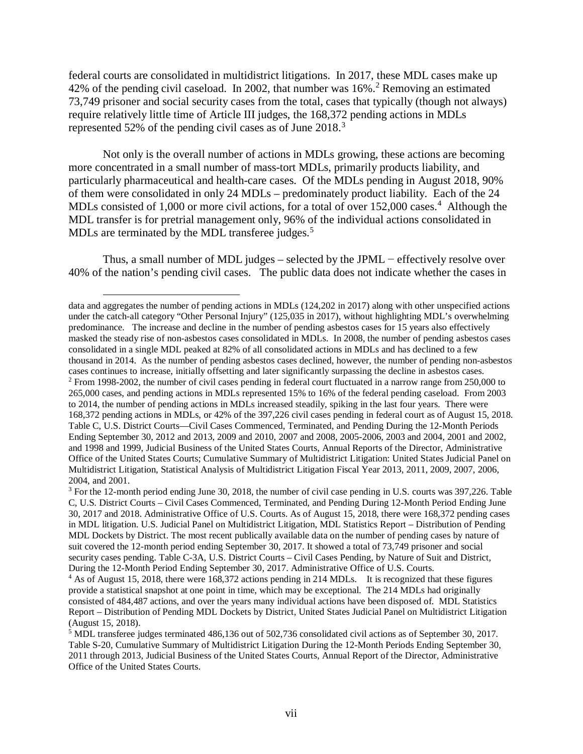federal courts are consolidated in multidistrict litigations. In 2017, these MDL cases make up 42% of the pending civil caseload. In 2002, that number was 16%.[2] Removing an estimated 73,749 prisoner and social security cases from the total, cases that typically (though not always) require relatively little time of Article III judges, the 168,372 pending actions in MDLs represented 52% of the pending civil cases as of June 2018.[3]

Not only is the overall number of actions in MDLs growing, these actions are becoming more concentrated in a small number of mass-tort MDLs, primarily products liability, and particularly pharmaceutical and health-care cases. Of the MDLs pending in August 2018, 90% of them were consolidated in only 24 MDLs – predominately product liability. Each of the 24 MDLs consisted of 1,000 or more civil actions, for a total of over 152,000 cases.[4] Although the MDL transfer is for pretrial management only, 96% of the individual actions consolidated in MDLs are terminated by the MDL transferee judges.[5]

Thus, a small number of MDL judges – selected by the JPML − effectively resolve over 40% of the nation's pending civil cases. The public data does not indicate whether the cases in

---

data and aggregates the number of pending actions in MDLs (124,202 in 2017) along with other unspecified actions under the catch-all category "Other Personal Injury" (125,035 in 2017), without highlighting MDL's overwhelming predominance. The increase and decline in the number of pending asbestos cases for 15 years also effectively masked the steady rise of non-asbestos cases consolidated in MDLs. In 2008, the number of pending asbestos cases consolidated in a single MDL peaked at 82% of all consolidated actions in MDLs and has declined to a few thousand in 2014. As the number of pending asbestos cases declined, however, the number of pending non-asbestos cases continues to increase, initially offsetting and later significantly surpassing the decline in asbestos cases.

[2] From 1998-2002, the number of civil cases pending in federal court fluctuated in a narrow range from 250,000 to 265,000 cases, and pending actions in MDLs represented 15% to 16% of the federal pending caseload. From 2003 to 2014, the number of pending actions in MDLs increased steadily, spiking in the last four years. There were 168,372 pending actions in MDLs, or 42% of the 397,226 civil cases pending in federal court as of August 15, 2018. Table C, U.S. District Courts—Civil Cases Commenced, Terminated, and Pending During the 12-Month Periods Ending September 30, 2012 and 2013, 2009 and 2010, 2007 and 2008, 2005-2006, 2003 and 2004, 2001 and 2002, and 1998 and 1999, Judicial Business of the United States Courts, Annual Reports of the Director, Administrative Office of the United States Courts; Cumulative Summary of Multidistrict Litigation: United States Judicial Panel on Multidistrict Litigation, Statistical Analysis of Multidistrict Litigation Fiscal Year 2013, 2011, 2009, 2007, 2006, 2004, and 2001.

[3] For the 12-month period ending June 30, 2018, the number of civil case pending in U.S. courts was 397,226. Table C, U.S. District Courts – Civil Cases Commenced, Terminated, and Pending During 12-Month Period Ending June 30, 2017 and 2018. Administrative Office of U.S. Courts. As of August 15, 2018, there were 168,372 pending cases in MDL litigation. U.S. Judicial Panel on Multidistrict Litigation, MDL Statistics Report – Distribution of Pending MDL Dockets by District. The most recent publically available data on the number of pending cases by nature of suit covered the 12-month period ending September 30, 2017. It showed a total of 73,749 prisoner and social security cases pending. Table C-3A, U.S. District Courts – Civil Cases Pending, by Nature of Suit and District, During the 12-Month Period Ending September 30, 2017. Administrative Office of U.S. Courts.

[4] As of August 15, 2018, there were 168,372 actions pending in 214 MDLs. It is recognized that these figures provide a statistical snapshot at one point in time, which may be exceptional. The 214 MDLs had originally consisted of 484,487 actions, and over the years many individual actions have been disposed of. MDL Statistics Report – Distribution of Pending MDL Dockets by District, United States Judicial Panel on Multidistrict Litigation (August 15, 2018).

[5] MDL transferee judges terminated 486,136 out of 502,736 consolidated civil actions as of September 30, 2017. Table S-20, Cumulative Summary of Multidistrict Litigation During the 12-Month Periods Ending September 30, 2011 through 2013, Judicial Business of the United States Courts, Annual Report of the Director, Administrative Office of the United States Courts.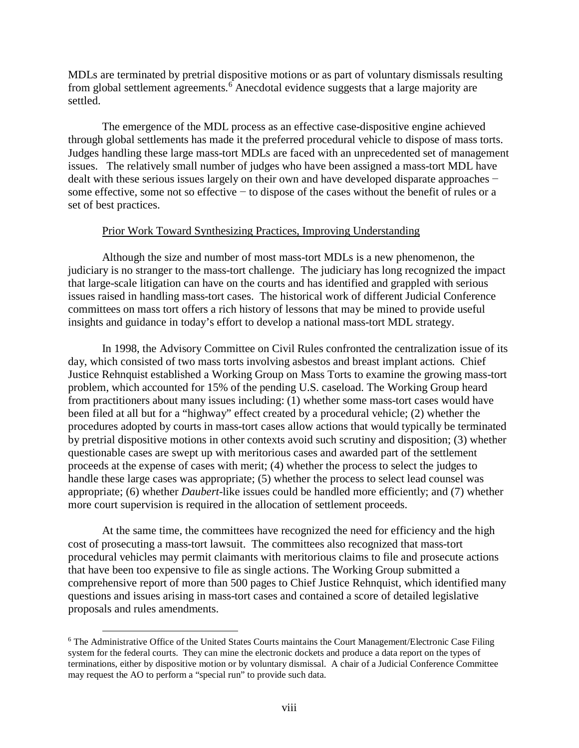MDLs are terminated by pretrial dispositive motions or as part of voluntary dismissals resulting from global settlement agreements.[6] Anecdotal evidence suggests that a large majority are settled.

The emergence of the MDL process as an effective case-dispositive engine achieved through global settlements has made it the preferred procedural vehicle to dispose of mass torts. Judges handling these large mass-tort MDLs are faced with an unprecedented set of management issues. The relatively small number of judges who have been assigned a mass-tort MDL have dealt with these serious issues largely on their own and have developed disparate approaches − some effective, some not so effective − to dispose of the cases without the benefit of rules or a set of best practices.

<u>Prior Work Toward Synthesizing Practices, Improving Understanding</u>

Although the size and number of most mass-tort MDLs is a new phenomenon, the judiciary is no stranger to the mass-tort challenge. The judiciary has long recognized the impact that large-scale litigation can have on the courts and has identified and grappled with serious issues raised in handling mass-tort cases. The historical work of different Judicial Conference committees on mass tort offers a rich history of lessons that may be mined to provide useful insights and guidance in today's effort to develop a national mass-tort MDL strategy.

In 1998, the Advisory Committee on Civil Rules confronted the centralization issue of its day, which consisted of two mass torts involving asbestos and breast implant actions. Chief Justice Rehnquist established a Working Group on Mass Torts to examine the growing mass-tort problem, which accounted for 15% of the pending U.S. caseload. The Working Group heard from practitioners about many issues including: (1) whether some mass-tort cases would have been filed at all but for a "highway" effect created by a procedural vehicle; (2) whether the procedures adopted by courts in mass-tort cases allow actions that would typically be terminated by pretrial dispositive motions in other contexts avoid such scrutiny and disposition; (3) whether questionable cases are swept up with meritorious cases and awarded part of the settlement proceeds at the expense of cases with merit; (4) whether the process to select the judges to handle these large cases was appropriate; (5) whether the process to select lead counsel was appropriate; (6) whether *Daubert*-like issues could be handled more efficiently; and (7) whether more court supervision is required in the allocation of settlement proceeds.

At the same time, the committees have recognized the need for efficiency and the high cost of prosecuting a mass-tort lawsuit. The committees also recognized that mass-tort procedural vehicles may permit claimants with meritorious claims to file and prosecute actions that have been too expensive to file as single actions. The Working Group submitted a comprehensive report of more than 500 pages to Chief Justice Rehnquist, which identified many questions and issues arising in mass-tort cases and contained a score of detailed legislative proposals and rules amendments.

---

[6] The Administrative Office of the United States Courts maintains the Court Management/Electronic Case Filing system for the federal courts. They can mine the electronic dockets and produce a data report on the types of terminations, either by dispositive motion or by voluntary dismissal. A chair of a Judicial Conference Committee may request the AO to perform a "special run" to provide such data.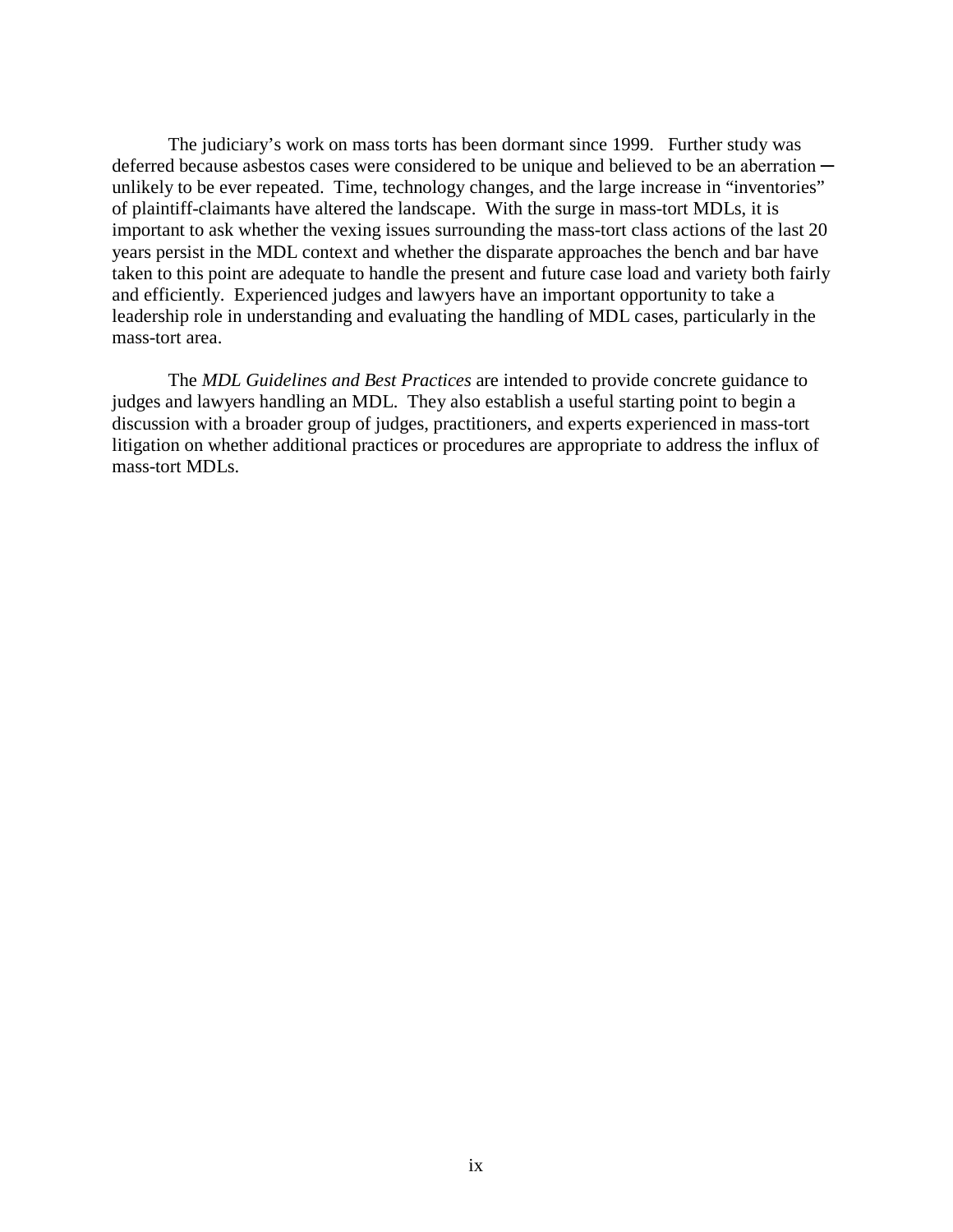The judiciary's work on mass torts has been dormant since 1999. Further study was deferred because asbestos cases were considered to be unique and believed to be an aberration — unlikely to be ever repeated. Time, technology changes, and the large increase in "inventories" of plaintiff-claimants have altered the landscape. With the surge in mass-tort MDLs, it is important to ask whether the vexing issues surrounding the mass-tort class actions of the last 20 years persist in the MDL context and whether the disparate approaches the bench and bar have taken to this point are adequate to handle the present and future case load and variety both fairly and efficiently. Experienced judges and lawyers have an important opportunity to take a leadership role in understanding and evaluating the handling of MDL cases, particularly in the mass-tort area.

The *MDL Guidelines and Best Practices* are intended to provide concrete guidance to judges and lawyers handling an MDL. They also establish a useful starting point to begin a discussion with a broader group of judges, practitioners, and experts experienced in mass-tort litigation on whether additional practices or procedures are appropriate to address the influx of mass-tort MDLs.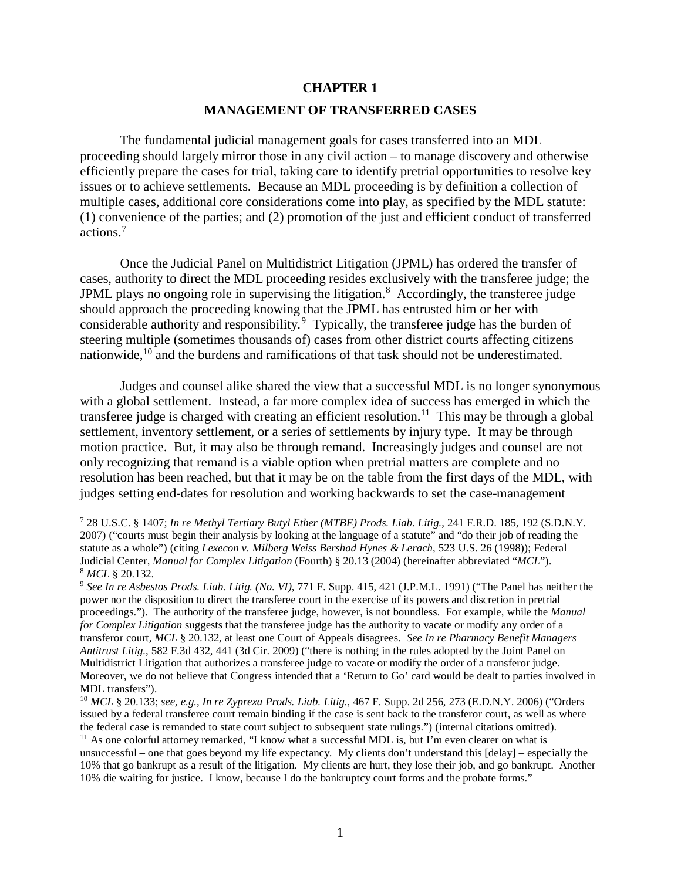# CHAPTER 1

## MANAGEMENT OF TRANSFERRED CASES

The fundamental judicial management goals for cases transferred into an MDL proceeding should largely mirror those in any civil action – to manage discovery and otherwise efficiently prepare the cases for trial, taking care to identify pretrial opportunities to resolve key issues or to achieve settlements. Because an MDL proceeding is by definition a collection of multiple cases, additional core considerations come into play, as specified by the MDL statute: (1) convenience of the parties; and (2) promotion of the just and efficient conduct of transferred actions.[7]

Once the Judicial Panel on Multidistrict Litigation (JPML) has ordered the transfer of cases, authority to direct the MDL proceeding resides exclusively with the transferee judge; the JPML plays no ongoing role in supervising the litigation.[8] Accordingly, the transferee judge should approach the proceeding knowing that the JPML has entrusted him or her with considerable authority and responsibility.[9] Typically, the transferee judge has the burden of steering multiple (sometimes thousands of) cases from other district courts affecting citizens nationwide,[10] and the burdens and ramifications of that task should not be underestimated.

Judges and counsel alike shared the view that a successful MDL is no longer synonymous with a global settlement. Instead, a far more complex idea of success has emerged in which the transferee judge is charged with creating an efficient resolution.[11] This may be through a global settlement, inventory settlement, or a series of settlements by injury type. It may be through motion practice. But, it may also be through remand. Increasingly judges and counsel are not only recognizing that remand is a viable option when pretrial matters are complete and no resolution has been reached, but that it may be on the table from the first days of the MDL, with judges setting end-dates for resolution and working backwards to set the case-management

---

[7] 28 U.S.C. § 1407; *In re Methyl Tertiary Butyl Ether (MTBE) Prods. Liab. Litig.*, 241 F.R.D. 185, 192 (S.D.N.Y. 2007) ("courts must begin their analysis by looking at the language of a statute" and "do their job of reading the statute as a whole") (citing *Lexecon v. Milberg Weiss Bershad Hynes & Lerach*, 523 U.S. 26 (1998)); Federal Judicial Center, *Manual for Complex Litigation* (Fourth) § 20.13 (2004) (hereinafter abbreviated "*MCL*").

[8] *MCL* § 20.132.

[9] *See In re Asbestos Prods. Liab. Litig. (No. VI)*, 771 F. Supp. 415, 421 (J.P.M.L. 1991) ("The Panel has neither the power nor the disposition to direct the transferee court in the exercise of its powers and discretion in pretrial proceedings."). The authority of the transferee judge, however, is not boundless. For example, while the *Manual for Complex Litigation* suggests that the transferee judge has the authority to vacate or modify any order of a transferor court, *MCL* § 20.132, at least one Court of Appeals disagrees. *See In re Pharmacy Benefit Managers Antitrust Litig.*, 582 F.3d 432, 441 (3d Cir. 2009) ("there is nothing in the rules adopted by the Joint Panel on Multidistrict Litigation that authorizes a transferee judge to vacate or modify the order of a transferor judge. Moreover, we do not believe that Congress intended that a 'Return to Go' card would be dealt to parties involved in MDL transfers").

[10] *MCL* § 20.133; *see, e.g., In re Zyprexa Prods. Liab. Litig.*, 467 F. Supp. 2d 256, 273 (E.D.N.Y. 2006) ("Orders issued by a federal transferee court remain binding if the case is sent back to the transferor court, as well as where the federal case is remanded to state court subject to subsequent state rulings.") (internal citations omitted).

[11] As one colorful attorney remarked, "I know what a successful MDL is, but I'm even clearer on what is unsuccessful – one that goes beyond my life expectancy. My clients don't understand this [delay] – especially the 10% that go bankrupt as a result of the litigation. My clients are hurt, they lose their job, and go bankrupt. Another 10% die waiting for justice. I know, because I do the bankruptcy court forms and the probate forms."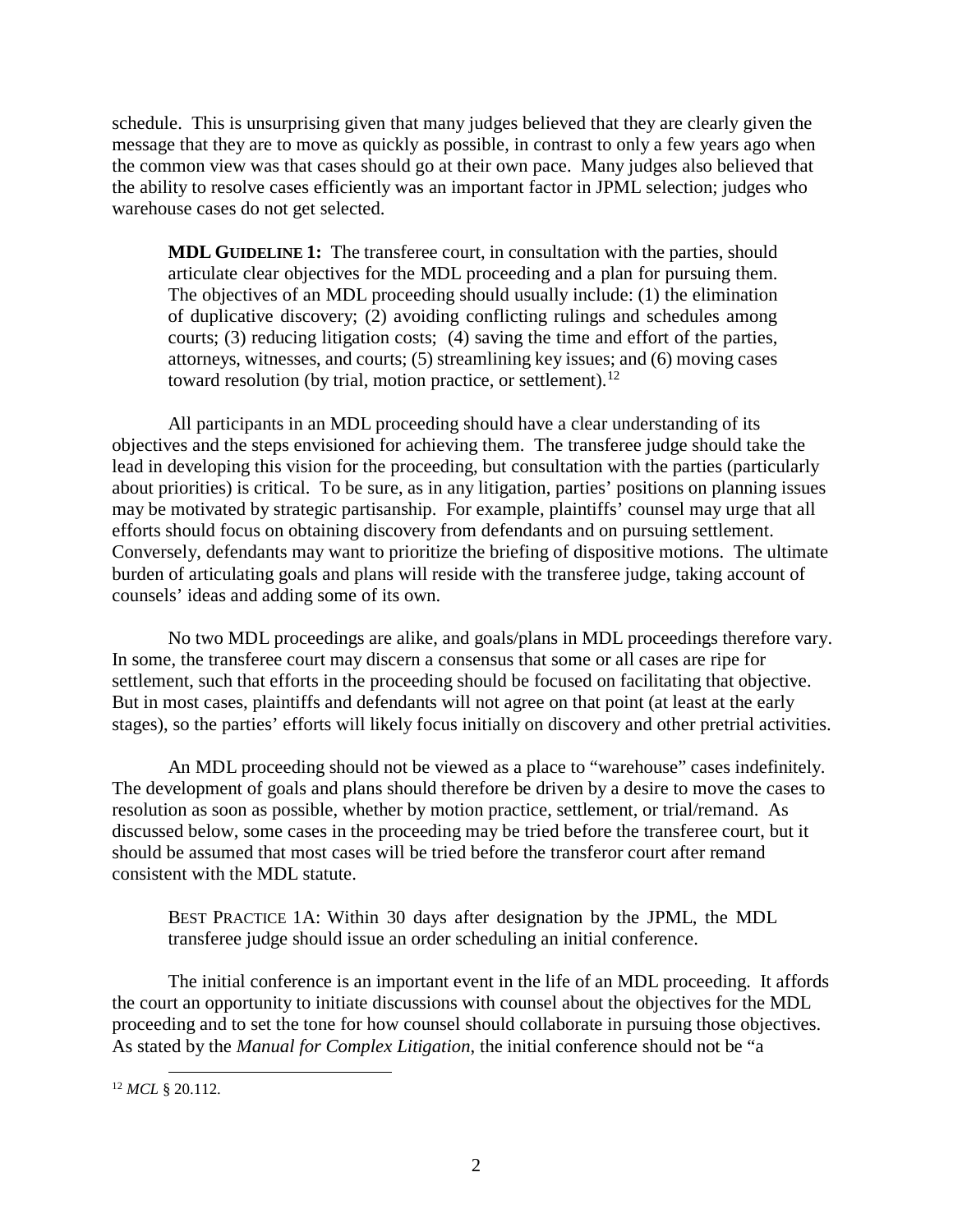schedule. This is unsurprising given that many judges believed that they are clearly given the message that they are to move as quickly as possible, in contrast to only a few years ago when the common view was that cases should go at their own pace. Many judges also believed that the ability to resolve cases efficiently was an important factor in JPML selection; judges who warehouse cases do not get selected.

> **MDL GUIDELINE 1:** The transferee court, in consultation with the parties, should articulate clear objectives for the MDL proceeding and a plan for pursuing them. The objectives of an MDL proceeding should usually include: (1) the elimination of duplicative discovery; (2) avoiding conflicting rulings and schedules among courts; (3) reducing litigation costs; (4) saving the time and effort of the parties, attorneys, witnesses, and courts; (5) streamlining key issues; and (6) moving cases toward resolution (by trial, motion practice, or settlement).[12]

All participants in an MDL proceeding should have a clear understanding of its objectives and the steps envisioned for achieving them. The transferee judge should take the lead in developing this vision for the proceeding, but consultation with the parties (particularly about priorities) is critical. To be sure, as in any litigation, parties' positions on planning issues may be motivated by strategic partisanship. For example, plaintiffs' counsel may urge that all efforts should focus on obtaining discovery from defendants and on pursuing settlement. Conversely, defendants may want to prioritize the briefing of dispositive motions. The ultimate burden of articulating goals and plans will reside with the transferee judge, taking account of counsels' ideas and adding some of its own.

No two MDL proceedings are alike, and goals/plans in MDL proceedings therefore vary. In some, the transferee court may discern a consensus that some or all cases are ripe for settlement, such that efforts in the proceeding should be focused on facilitating that objective. But in most cases, plaintiffs and defendants will not agree on that point (at least at the early stages), so the parties' efforts will likely focus initially on discovery and other pretrial activities.

An MDL proceeding should not be viewed as a place to "warehouse" cases indefinitely. The development of goals and plans should therefore be driven by a desire to move the cases to resolution as soon as possible, whether by motion practice, settlement, or trial/remand. As discussed below, some cases in the proceeding may be tried before the transferee court, but it should be assumed that most cases will be tried before the transferor court after remand consistent with the MDL statute.

> BEST PRACTICE 1A: Within 30 days after designation by the JPML, the MDL transferee judge should issue an order scheduling an initial conference.

The initial conference is an important event in the life of an MDL proceeding. It affords the court an opportunity to initiate discussions with counsel about the objectives for the MDL proceeding and to set the tone for how counsel should collaborate in pursuing those objectives. As stated by the *Manual for Complex Litigation*, the initial conference should not be "a

---

[12] *MCL* § 20.112.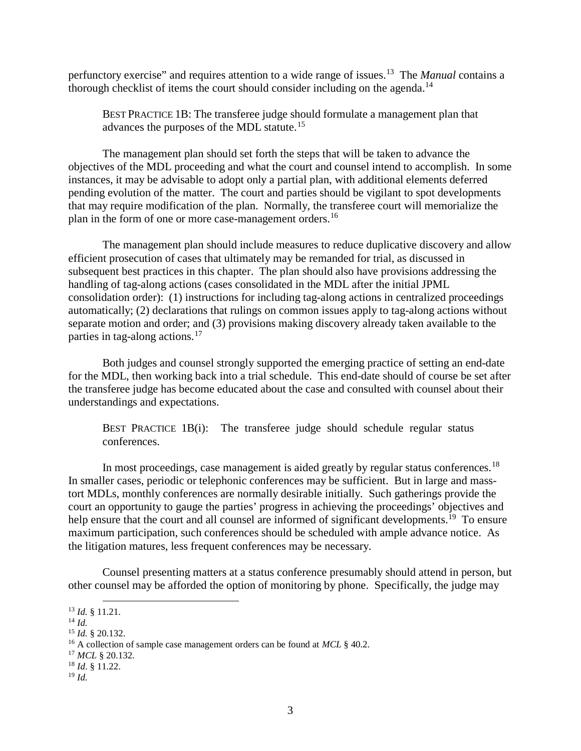perfunctory exercise" and requires attention to a wide range of issues.[13] The *Manual* contains a thorough checklist of items the court should consider including on the agenda.[14]

> BEST PRACTICE 1B: The transferee judge should formulate a management plan that advances the purposes of the MDL statute.[15]

The management plan should set forth the steps that will be taken to advance the objectives of the MDL proceeding and what the court and counsel intend to accomplish. In some instances, it may be advisable to adopt only a partial plan, with additional elements deferred pending evolution of the matter. The court and parties should be vigilant to spot developments that may require modification of the plan. Normally, the transferee court will memorialize the plan in the form of one or more case-management orders.[16]

The management plan should include measures to reduce duplicative discovery and allow efficient prosecution of cases that ultimately may be remanded for trial, as discussed in subsequent best practices in this chapter. The plan should also have provisions addressing the handling of tag-along actions (cases consolidated in the MDL after the initial JPML consolidation order): (1) instructions for including tag-along actions in centralized proceedings automatically; (2) declarations that rulings on common issues apply to tag-along actions without separate motion and order; and (3) provisions making discovery already taken available to the parties in tag-along actions.[17]

Both judges and counsel strongly supported the emerging practice of setting an end-date for the MDL, then working back into a trial schedule. This end-date should of course be set after the transferee judge has become educated about the case and consulted with counsel about their understandings and expectations.

> BEST PRACTICE 1B(i): The transferee judge should schedule regular status conferences.

In most proceedings, case management is aided greatly by regular status conferences.[18] In smaller cases, periodic or telephonic conferences may be sufficient. But in large and mass-tort MDLs, monthly conferences are normally desirable initially. Such gatherings provide the court an opportunity to gauge the parties' progress in achieving the proceedings' objectives and help ensure that the court and all counsel are informed of significant developments.[19] To ensure maximum participation, such conferences should be scheduled with ample advance notice. As the litigation matures, less frequent conferences may be necessary.

Counsel presenting matters at a status conference presumably should attend in person, but other counsel may be afforded the option of monitoring by phone. Specifically, the judge may

---

[13] *Id.* § 11.21.
[14] *Id.*
[15] *Id.* § 20.132.
[16] A collection of sample case management orders can be found at *MCL* § 40.2.
[17] *MCL* § 20.132.
[18] *Id*. § 11.22.
[19] *Id.*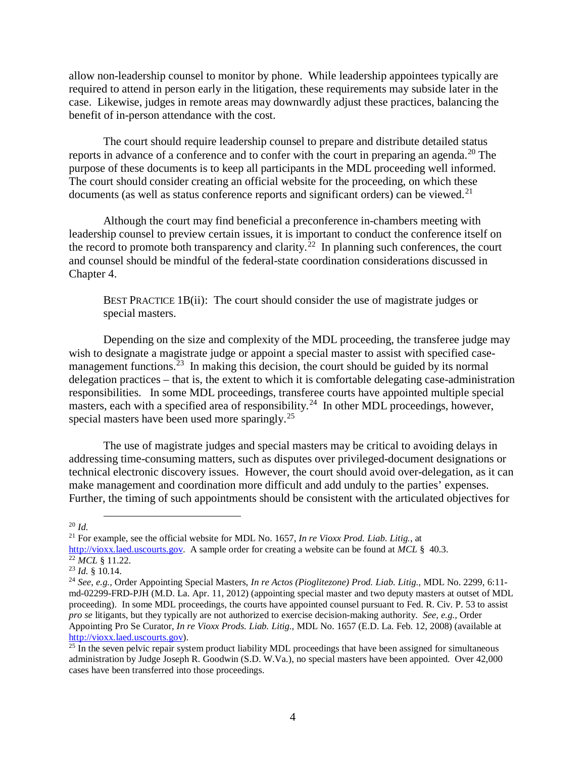allow non-leadership counsel to monitor by phone. While leadership appointees typically are required to attend in person early in the litigation, these requirements may subside later in the case. Likewise, judges in remote areas may downwardly adjust these practices, balancing the benefit of in-person attendance with the cost.

The court should require leadership counsel to prepare and distribute detailed status reports in advance of a conference and to confer with the court in preparing an agenda.[20] The purpose of these documents is to keep all participants in the MDL proceeding well informed. The court should consider creating an official website for the proceeding, on which these documents (as well as status conference reports and significant orders) can be viewed.[21]

Although the court may find beneficial a preconference in-chambers meeting with leadership counsel to preview certain issues, it is important to conduct the conference itself on the record to promote both transparency and clarity.[22] In planning such conferences, the court and counsel should be mindful of the federal-state coordination considerations discussed in Chapter 4.

> BEST PRACTICE 1B(ii): The court should consider the use of magistrate judges or special masters.

Depending on the size and complexity of the MDL proceeding, the transferee judge may wish to designate a magistrate judge or appoint a special master to assist with specified case-management functions.[23] In making this decision, the court should be guided by its normal delegation practices – that is, the extent to which it is comfortable delegating case-administration responsibilities. In some MDL proceedings, transferee courts have appointed multiple special masters, each with a specified area of responsibility.[24] In other MDL proceedings, however, special masters have been used more sparingly.[25]

The use of magistrate judges and special masters may be critical to avoiding delays in addressing time-consuming matters, such as disputes over privileged-document designations or technical electronic discovery issues. However, the court should avoid over-delegation, as it can make management and coordination more difficult and add unduly to the parties' expenses. Further, the timing of such appointments should be consistent with the articulated objectives for

---

[20] *Id.*

[21] For example, see the official website for MDL No. 1657, *In re Vioxx Prod. Liab. Litig.,* at http://vioxx.laed.uscourts.gov. A sample order for creating a website can be found at *MCL* § 40.3.

[22] *MCL* § 11.22.

[23] *Id.* § 10.14.

[24] *See, e.g.,* Order Appointing Special Masters, *In re Actos (Pioglitezone) Prod. Liab. Litig.,* MDL No. 2299, 6:11-md-02299-FRD-PJH (M.D. La. Apr. 11, 2012) (appointing special master and two deputy masters at outset of MDL proceeding). In some MDL proceedings, the courts have appointed counsel pursuant to Fed. R. Civ. P. 53 to assist *pro se* litigants, but they typically are not authorized to exercise decision-making authority. *See, e.g.,* Order Appointing Pro Se Curator, *In re Vioxx Prods. Liab. Litig.,* MDL No. 1657 (E.D. La. Feb. 12, 2008) (available at http://vioxx.laed.uscourts.gov).

[25] In the seven pelvic repair system product liability MDL proceedings that have been assigned for simultaneous administration by Judge Joseph R. Goodwin (S.D. W.Va.), no special masters have been appointed. Over 42,000 cases have been transferred into those proceedings.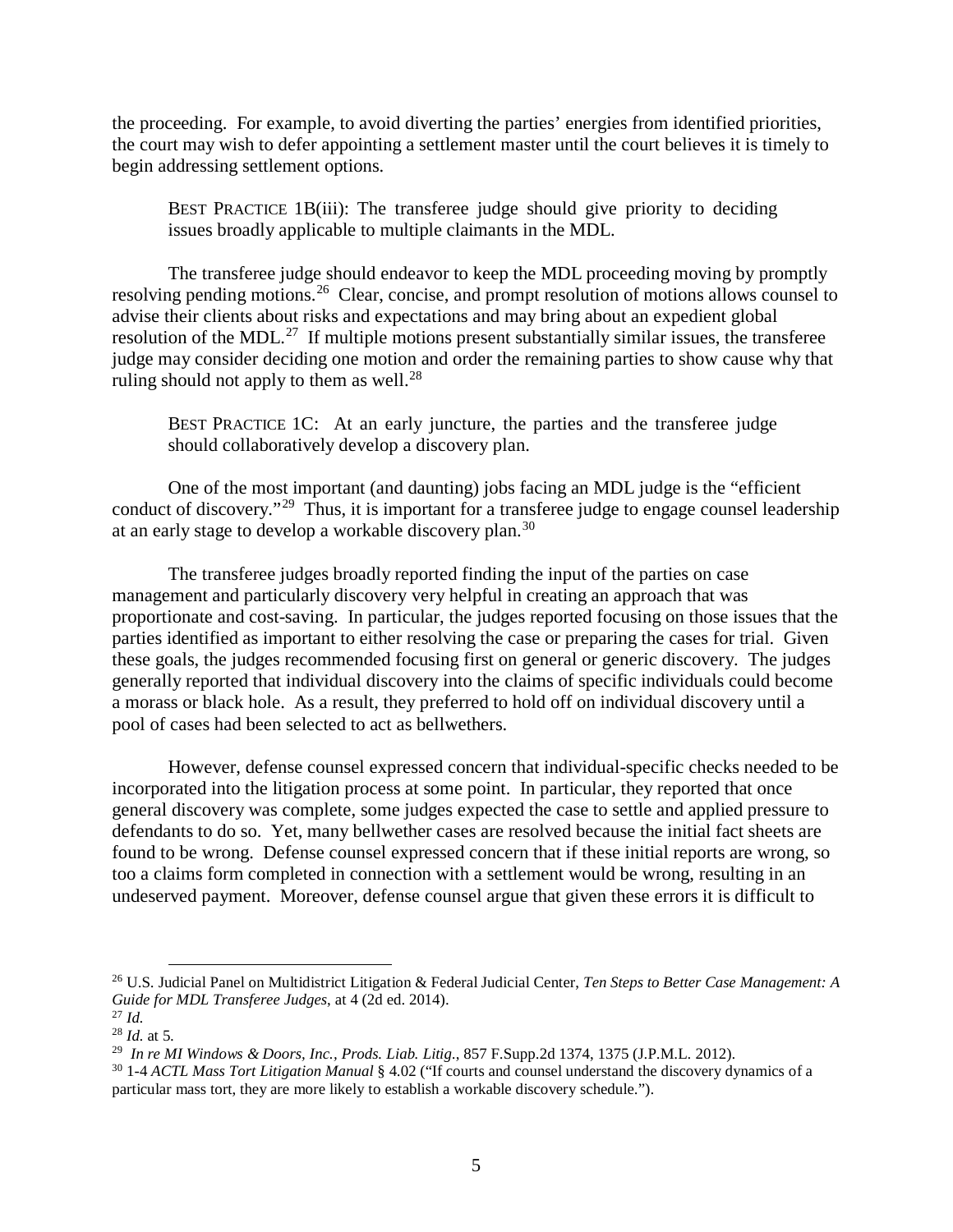the proceeding. For example, to avoid diverting the parties' energies from identified priorities, the court may wish to defer appointing a settlement master until the court believes it is timely to begin addressing settlement options.

> BEST PRACTICE 1B(iii): The transferee judge should give priority to deciding issues broadly applicable to multiple claimants in the MDL.

The transferee judge should endeavor to keep the MDL proceeding moving by promptly resolving pending motions.[26] Clear, concise, and prompt resolution of motions allows counsel to advise their clients about risks and expectations and may bring about an expedient global resolution of the MDL.[27] If multiple motions present substantially similar issues, the transferee judge may consider deciding one motion and order the remaining parties to show cause why that ruling should not apply to them as well.[28]

> BEST PRACTICE 1C: At an early juncture, the parties and the transferee judge should collaboratively develop a discovery plan.

One of the most important (and daunting) jobs facing an MDL judge is the "efficient conduct of discovery."[29] Thus, it is important for a transferee judge to engage counsel leadership at an early stage to develop a workable discovery plan.[30]

The transferee judges broadly reported finding the input of the parties on case management and particularly discovery very helpful in creating an approach that was proportionate and cost-saving. In particular, the judges reported focusing on those issues that the parties identified as important to either resolving the case or preparing the cases for trial. Given these goals, the judges recommended focusing first on general or generic discovery. The judges generally reported that individual discovery into the claims of specific individuals could become a morass or black hole. As a result, they preferred to hold off on individual discovery until a pool of cases had been selected to act as bellwethers.

However, defense counsel expressed concern that individual-specific checks needed to be incorporated into the litigation process at some point. In particular, they reported that once general discovery was complete, some judges expected the case to settle and applied pressure to defendants to do so. Yet, many bellwether cases are resolved because the initial fact sheets are found to be wrong. Defense counsel expressed concern that if these initial reports are wrong, so too a claims form completed in connection with a settlement would be wrong, resulting in an undeserved payment. Moreover, defense counsel argue that given these errors it is difficult to

---

[26] U.S. Judicial Panel on Multidistrict Litigation & Federal Judicial Center, *Ten Steps to Better Case Management: A Guide for MDL Transferee Judges*, at 4 (2d ed. 2014).

[27] *Id.*

[28] *Id.* at 5.

[29] *In re MI Windows & Doors, Inc., Prods. Liab. Litig.*, 857 F.Supp.2d 1374, 1375 (J.P.M.L. 2012).

[30] 1-4 *ACTL Mass Tort Litigation Manual* § 4.02 ("If courts and counsel understand the discovery dynamics of a particular mass tort, they are more likely to establish a workable discovery schedule.").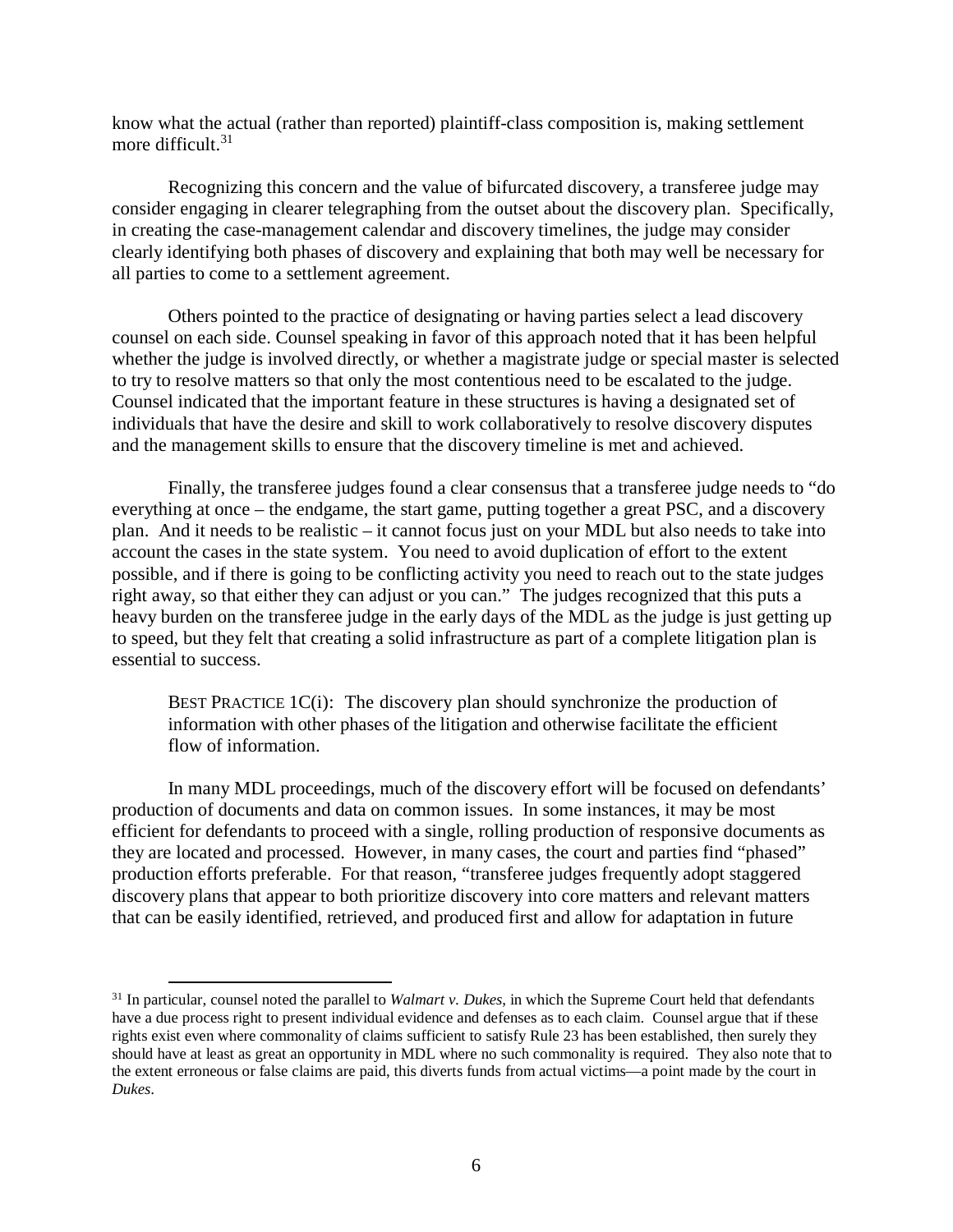know what the actual (rather than reported) plaintiff-class composition is, making settlement more difficult.[31]

Recognizing this concern and the value of bifurcated discovery, a transferee judge may consider engaging in clearer telegraphing from the outset about the discovery plan. Specifically, in creating the case-management calendar and discovery timelines, the judge may consider clearly identifying both phases of discovery and explaining that both may well be necessary for all parties to come to a settlement agreement.

Others pointed to the practice of designating or having parties select a lead discovery counsel on each side. Counsel speaking in favor of this approach noted that it has been helpful whether the judge is involved directly, or whether a magistrate judge or special master is selected to try to resolve matters so that only the most contentious need to be escalated to the judge. Counsel indicated that the important feature in these structures is having a designated set of individuals that have the desire and skill to work collaboratively to resolve discovery disputes and the management skills to ensure that the discovery timeline is met and achieved.

Finally, the transferee judges found a clear consensus that a transferee judge needs to "do everything at once – the endgame, the start game, putting together a great PSC, and a discovery plan. And it needs to be realistic – it cannot focus just on your MDL but also needs to take into account the cases in the state system. You need to avoid duplication of effort to the extent possible, and if there is going to be conflicting activity you need to reach out to the state judges right away, so that either they can adjust or you can." The judges recognized that this puts a heavy burden on the transferee judge in the early days of the MDL as the judge is just getting up to speed, but they felt that creating a solid infrastructure as part of a complete litigation plan is essential to success.

> BEST PRACTICE 1C(i): The discovery plan should synchronize the production of information with other phases of the litigation and otherwise facilitate the efficient flow of information.

In many MDL proceedings, much of the discovery effort will be focused on defendants' production of documents and data on common issues. In some instances, it may be most efficient for defendants to proceed with a single, rolling production of responsive documents as they are located and processed. However, in many cases, the court and parties find "phased" production efforts preferable. For that reason, "transferee judges frequently adopt staggered discovery plans that appear to both prioritize discovery into core matters and relevant matters that can be easily identified, retrieved, and produced first and allow for adaptation in future

---

[31] In particular, counsel noted the parallel to *Walmart v. Dukes*, in which the Supreme Court held that defendants have a due process right to present individual evidence and defenses as to each claim. Counsel argue that if these rights exist even where commonality of claims sufficient to satisfy Rule 23 has been established, then surely they should have at least as great an opportunity in MDL where no such commonality is required. They also note that to the extent erroneous or false claims are paid, this diverts funds from actual victims—a point made by the court in *Dukes*.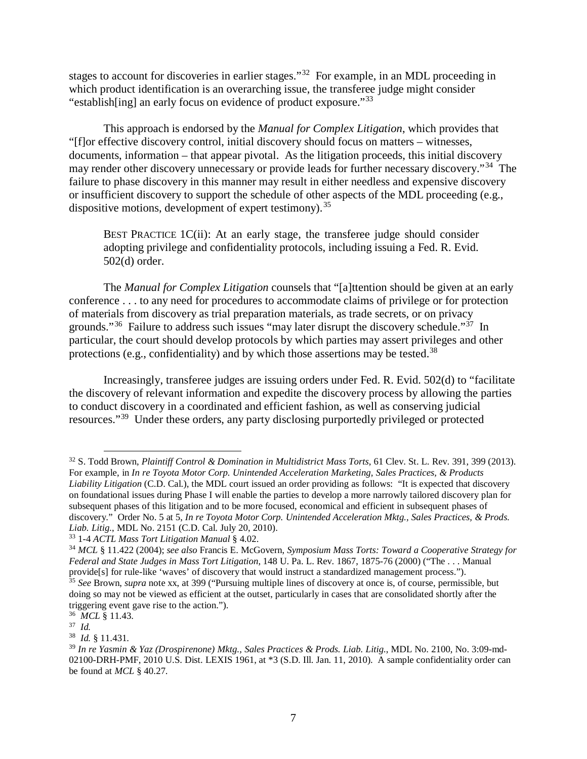stages to account for discoveries in earlier stages."[32] For example, in an MDL proceeding in which product identification is an overarching issue, the transferee judge might consider "establish[ing] an early focus on evidence of product exposure."[33]

This approach is endorsed by the *Manual for Complex Litigation*, which provides that "[f]or effective discovery control, initial discovery should focus on matters – witnesses, documents, information – that appear pivotal. As the litigation proceeds, this initial discovery may render other discovery unnecessary or provide leads for further necessary discovery."[34] The failure to phase discovery in this manner may result in either needless and expensive discovery or insufficient discovery to support the schedule of other aspects of the MDL proceeding (e.g., dispositive motions, development of expert testimony).[35]

> BEST PRACTICE 1C(ii): At an early stage, the transferee judge should consider adopting privilege and confidentiality protocols, including issuing a Fed. R. Evid. 502(d) order.

The *Manual for Complex Litigation* counsels that "[a]ttention should be given at an early conference . . . to any need for procedures to accommodate claims of privilege or for protection of materials from discovery as trial preparation materials, as trade secrets, or on privacy grounds."[36] Failure to address such issues "may later disrupt the discovery schedule."[37] In particular, the court should develop protocols by which parties may assert privileges and other protections (e.g., confidentiality) and by which those assertions may be tested.[38]

Increasingly, transferee judges are issuing orders under Fed. R. Evid. 502(d) to "facilitate the discovery of relevant information and expedite the discovery process by allowing the parties to conduct discovery in a coordinated and efficient fashion, as well as conserving judicial resources."[39] Under these orders, any party disclosing purportedly privileged or protected

---

[32] S. Todd Brown, *Plaintiff Control & Domination in Multidistrict Mass Torts*, 61 Clev. St. L. Rev. 391, 399 (2013). For example, in *In re Toyota Motor Corp. Unintended Acceleration Marketing, Sales Practices, & Products Liability Litigation* (C.D. Cal.), the MDL court issued an order providing as follows: "It is expected that discovery on foundational issues during Phase I will enable the parties to develop a more narrowly tailored discovery plan for subsequent phases of this litigation and to be more focused, economical and efficient in subsequent phases of discovery." Order No. 5 at 5, *In re Toyota Motor Corp. Unintended Acceleration Mktg., Sales Practices, & Prods. Liab. Litig.*, MDL No. 2151 (C.D. Cal. July 20, 2010).

[33] 1-4 *ACTL Mass Tort Litigation Manual* § 4.02.

[34] *MCL* § 11.422 (2004); *see also* Francis E. McGovern, *Symposium Mass Torts: Toward a Cooperative Strategy for Federal and State Judges in Mass Tort Litigation*, 148 U. Pa. L. Rev. 1867, 1875-76 (2000) ("The . . . Manual provide[s] for rule-like 'waves' of discovery that would instruct a standardized management process.").

[35] *See* Brown, *supra* note xx, at 399 ("Pursuing multiple lines of discovery at once is, of course, permissible, but doing so may not be viewed as efficient at the outset, particularly in cases that are consolidated shortly after the triggering event gave rise to the action.").

[36] *MCL* § 11.43.

[37] *Id.*

[38] *Id.* § 11.431.

[39] *In re Yasmin & Yaz (Drospirenone) Mktg., Sales Practices & Prods. Liab. Litig.*, MDL No. 2100, No. 3:09-md-02100-DRH-PMF, 2010 U.S. Dist. LEXIS 1961, at *3 (S.D. Ill. Jan. 11, 2010). A sample confidentiality order can be found at *MCL* § 40.27.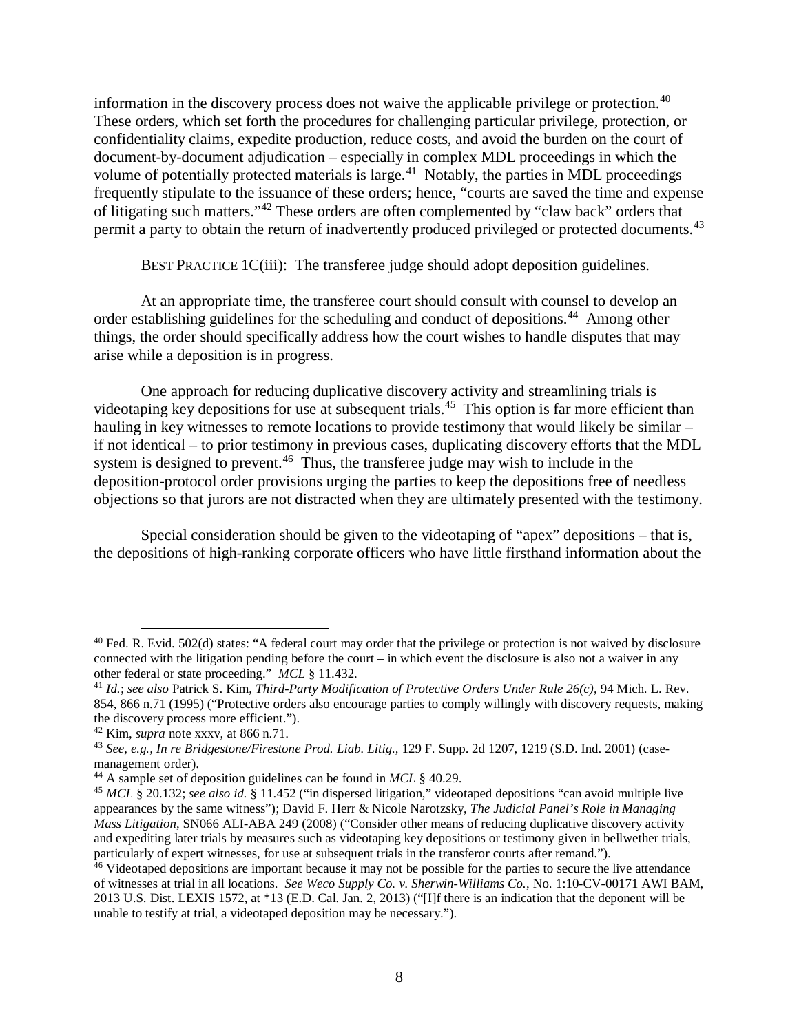information in the discovery process does not waive the applicable privilege or protection.[40] These orders, which set forth the procedures for challenging particular privilege, protection, or confidentiality claims, expedite production, reduce costs, and avoid the burden on the court of document-by-document adjudication – especially in complex MDL proceedings in which the volume of potentially protected materials is large.[41] Notably, the parties in MDL proceedings frequently stipulate to the issuance of these orders; hence, "courts are saved the time and expense of litigating such matters."[42] These orders are often complemented by "claw back" orders that permit a party to obtain the return of inadvertently produced privileged or protected documents.[43]

BEST PRACTICE 1C(iii): The transferee judge should adopt deposition guidelines.

At an appropriate time, the transferee court should consult with counsel to develop an order establishing guidelines for the scheduling and conduct of depositions.[44] Among other things, the order should specifically address how the court wishes to handle disputes that may arise while a deposition is in progress.

One approach for reducing duplicative discovery activity and streamlining trials is videotaping key depositions for use at subsequent trials.[45] This option is far more efficient than hauling in key witnesses to remote locations to provide testimony that would likely be similar – if not identical – to prior testimony in previous cases, duplicating discovery efforts that the MDL system is designed to prevent.[46] Thus, the transferee judge may wish to include in the deposition-protocol order provisions urging the parties to keep the depositions free of needless objections so that jurors are not distracted when they are ultimately presented with the testimony.

Special consideration should be given to the videotaping of "apex" depositions – that is, the depositions of high-ranking corporate officers who have little firsthand information about the

---

[40] Fed. R. Evid. 502(d) states: "A federal court may order that the privilege or protection is not waived by disclosure connected with the litigation pending before the court – in which event the disclosure is also not a waiver in any other federal or state proceeding." *MCL* § 11.432.

[41] *Id.*; *see also* Patrick S. Kim, *Third-Party Modification of Protective Orders Under Rule 26(c)*, 94 Mich. L. Rev. 854, 866 n.71 (1995) ("Protective orders also encourage parties to comply willingly with discovery requests, making the discovery process more efficient.").

[42] Kim, *supra* note xxxv, at 866 n.71.

[43] *See, e.g.*, *In re Bridgestone/Firestone Prod. Liab. Litig.*, 129 F. Supp. 2d 1207, 1219 (S.D. Ind. 2001) (case-management order).

[44] A sample set of deposition guidelines can be found in *MCL* § 40.29.

[45] *MCL* § 20.132; *see also id.* § 11.452 ("in dispersed litigation," videotaped depositions "can avoid multiple live appearances by the same witness"); David F. Herr & Nicole Narotzsky, *The Judicial Panel's Role in Managing Mass Litigation*, SN066 ALI-ABA 249 (2008) ("Consider other means of reducing duplicative discovery activity and expediting later trials by measures such as videotaping key depositions or testimony given in bellwether trials, particularly of expert witnesses, for use at subsequent trials in the transferor courts after remand.").

[46] Videotaped depositions are important because it may not be possible for the parties to secure the live attendance of witnesses at trial in all locations. *See Weco Supply Co. v. Sherwin-Williams Co.*, No. 1:10-CV-00171 AWI BAM, 2013 U.S. Dist. LEXIS 1572, at *13 (E.D. Cal. Jan. 2, 2013) ("[I]f there is an indication that the deponent will be unable to testify at trial, a videotaped deposition may be necessary.").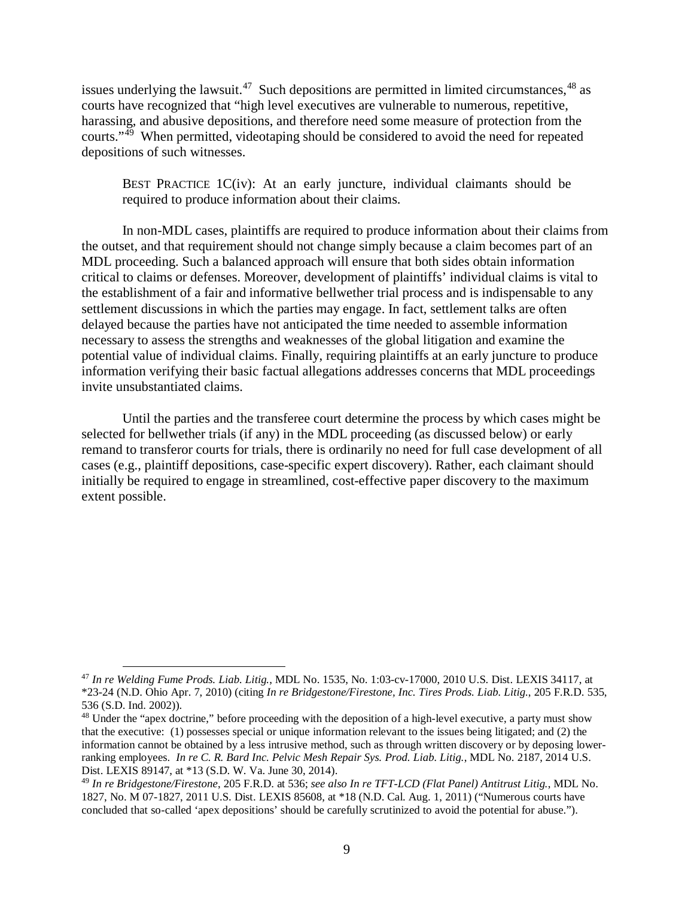issues underlying the lawsuit.[47] Such depositions are permitted in limited circumstances,[48] as courts have recognized that "high level executives are vulnerable to numerous, repetitive, harassing, and abusive depositions, and therefore need some measure of protection from the courts."[49] When permitted, videotaping should be considered to avoid the need for repeated depositions of such witnesses.

> BEST PRACTICE 1C(iv): At an early juncture, individual claimants should be required to produce information about their claims.

In non-MDL cases, plaintiffs are required to produce information about their claims from the outset, and that requirement should not change simply because a claim becomes part of an MDL proceeding. Such a balanced approach will ensure that both sides obtain information critical to claims or defenses. Moreover, development of plaintiffs' individual claims is vital to the establishment of a fair and informative bellwether trial process and is indispensable to any settlement discussions in which the parties may engage. In fact, settlement talks are often delayed because the parties have not anticipated the time needed to assemble information necessary to assess the strengths and weaknesses of the global litigation and examine the potential value of individual claims. Finally, requiring plaintiffs at an early juncture to produce information verifying their basic factual allegations addresses concerns that MDL proceedings invite unsubstantiated claims.

Until the parties and the transferee court determine the process by which cases might be selected for bellwether trials (if any) in the MDL proceeding (as discussed below) or early remand to transferor courts for trials, there is ordinarily no need for full case development of all cases (e.g., plaintiff depositions, case-specific expert discovery). Rather, each claimant should initially be required to engage in streamlined, cost-effective paper discovery to the maximum extent possible.

---

[47] *In re Welding Fume Prods. Liab. Litig.*, MDL No. 1535, No. 1:03-cv-17000, 2010 U.S. Dist. LEXIS 34117, at *23-24 (N.D. Ohio Apr. 7, 2010) (citing *In re Bridgestone/Firestone, Inc. Tires Prods. Liab. Litig.*, 205 F.R.D. 535, 536 (S.D. Ind. 2002)).

[48] Under the "apex doctrine," before proceeding with the deposition of a high-level executive, a party must show that the executive: (1) possesses special or unique information relevant to the issues being litigated; and (2) the information cannot be obtained by a less intrusive method, such as through written discovery or by deposing lower-ranking employees. *In re C. R. Bard Inc. Pelvic Mesh Repair Sys. Prod. Liab. Litig.*, MDL No. 2187, 2014 U.S. Dist. LEXIS 89147, at *13 (S.D. W. Va. June 30, 2014).

[49] *In re Bridgestone/Firestone*, 205 F.R.D. at 536; *see also In re TFT-LCD (Flat Panel) Antitrust Litig.*, MDL No. 1827, No. M 07-1827, 2011 U.S. Dist. LEXIS 85608, at *18 (N.D. Cal. Aug. 1, 2011) ("Numerous courts have concluded that so-called 'apex depositions' should be carefully scrutinized to avoid the potential for abuse.").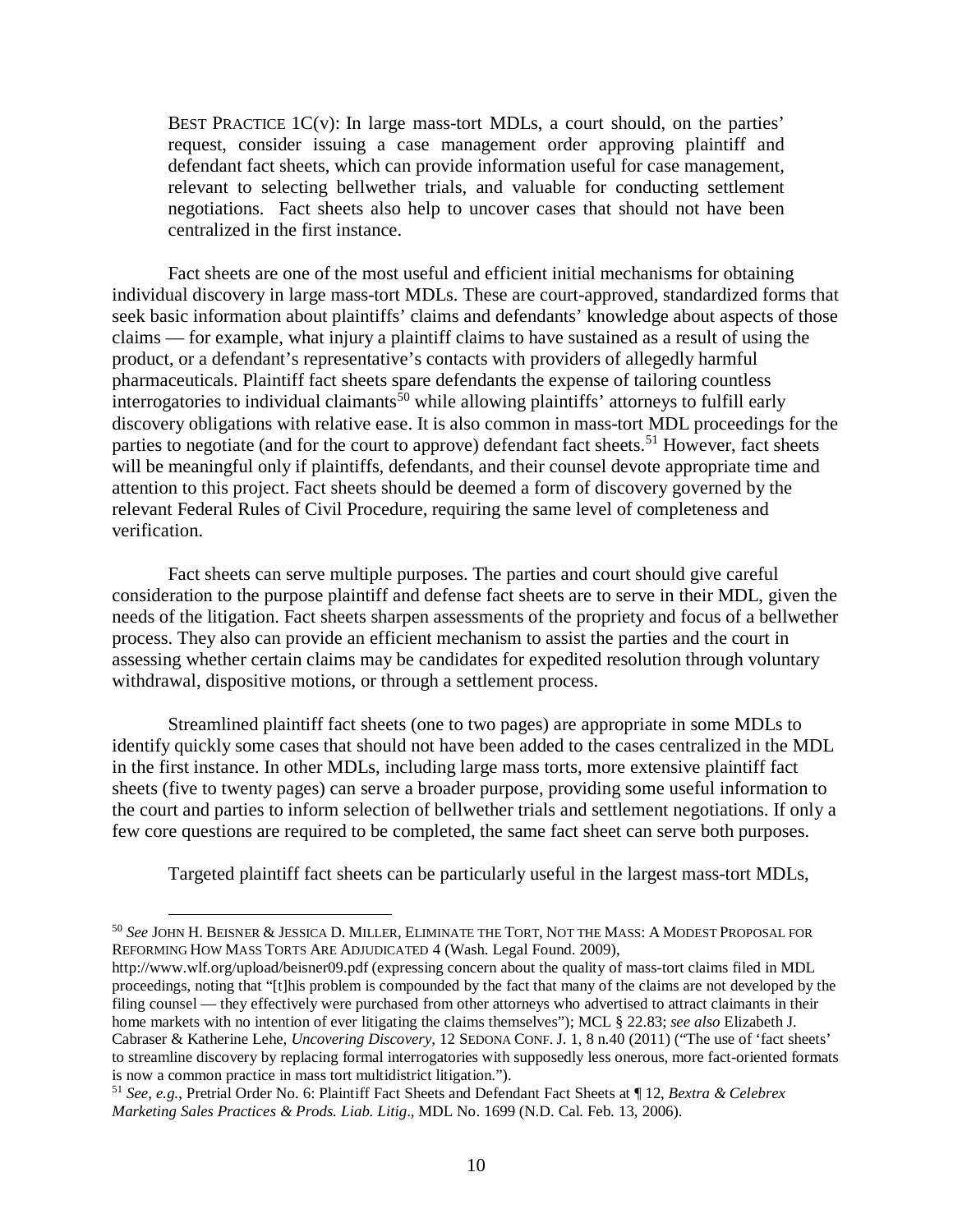BEST PRACTICE 1C(v): In large mass-tort MDLs, a court should, on the parties' request, consider issuing a case management order approving plaintiff and defendant fact sheets, which can provide information useful for case management, relevant to selecting bellwether trials, and valuable for conducting settlement negotiations. Fact sheets also help to uncover cases that should not have been centralized in the first instance.

Fact sheets are one of the most useful and efficient initial mechanisms for obtaining individual discovery in large mass-tort MDLs. These are court-approved, standardized forms that seek basic information about plaintiffs' claims and defendants' knowledge about aspects of those claims — for example, what injury a plaintiff claims to have sustained as a result of using the product, or a defendant's representative's contacts with providers of allegedly harmful pharmaceuticals. Plaintiff fact sheets spare defendants the expense of tailoring countless interrogatories to individual claimants[50] while allowing plaintiffs' attorneys to fulfill early discovery obligations with relative ease. It is also common in mass-tort MDL proceedings for the parties to negotiate (and for the court to approve) defendant fact sheets.[51] However, fact sheets will be meaningful only if plaintiffs, defendants, and their counsel devote appropriate time and attention to this project. Fact sheets should be deemed a form of discovery governed by the relevant Federal Rules of Civil Procedure, requiring the same level of completeness and verification.

Fact sheets can serve multiple purposes. The parties and court should give careful consideration to the purpose plaintiff and defense fact sheets are to serve in their MDL, given the needs of the litigation. Fact sheets sharpen assessments of the propriety and focus of a bellwether process. They also can provide an efficient mechanism to assist the parties and the court in assessing whether certain claims may be candidates for expedited resolution through voluntary withdrawal, dispositive motions, or through a settlement process.

Streamlined plaintiff fact sheets (one to two pages) are appropriate in some MDLs to identify quickly some cases that should not have been added to the cases centralized in the MDL in the first instance. In other MDLs, including large mass torts, more extensive plaintiff fact sheets (five to twenty pages) can serve a broader purpose, providing some useful information to the court and parties to inform selection of bellwether trials and settlement negotiations. If only a few core questions are required to be completed, the same fact sheet can serve both purposes.

Targeted plaintiff fact sheets can be particularly useful in the largest mass-tort MDLs,

---

[50] *See* JOHN H. BEISNER & JESSICA D. MILLER, ELIMINATE THE TORT, NOT THE MASS: A MODEST PROPOSAL FOR REFORMING HOW MASS TORTS ARE ADJUDICATED 4 (Wash. Legal Found. 2009), http://www.wlf.org/upload/beisner09.pdf (expressing concern about the quality of mass-tort claims filed in MDL proceedings, noting that "[t]his problem is compounded by the fact that many of the claims are not developed by the filing counsel — they effectively were purchased from other attorneys who advertised to attract claimants in their home markets with no intention of ever litigating the claims themselves"); MCL § 22.83; *see also* Elizabeth J. Cabraser & Katherine Lehe, *Uncovering Discovery*, 12 SEDONA CONF. J. 1, 8 n.40 (2011) ("The use of 'fact sheets' to streamline discovery by replacing formal interrogatories with supposedly less onerous, more fact-oriented formats is now a common practice in mass tort multidistrict litigation.").

[51] *See, e.g.*, Pretrial Order No. 6: Plaintiff Fact Sheets and Defendant Fact Sheets at ¶ 12, *Bextra & Celebrex Marketing Sales Practices & Prods. Liab. Litig*., MDL No. 1699 (N.D. Cal. Feb. 13, 2006).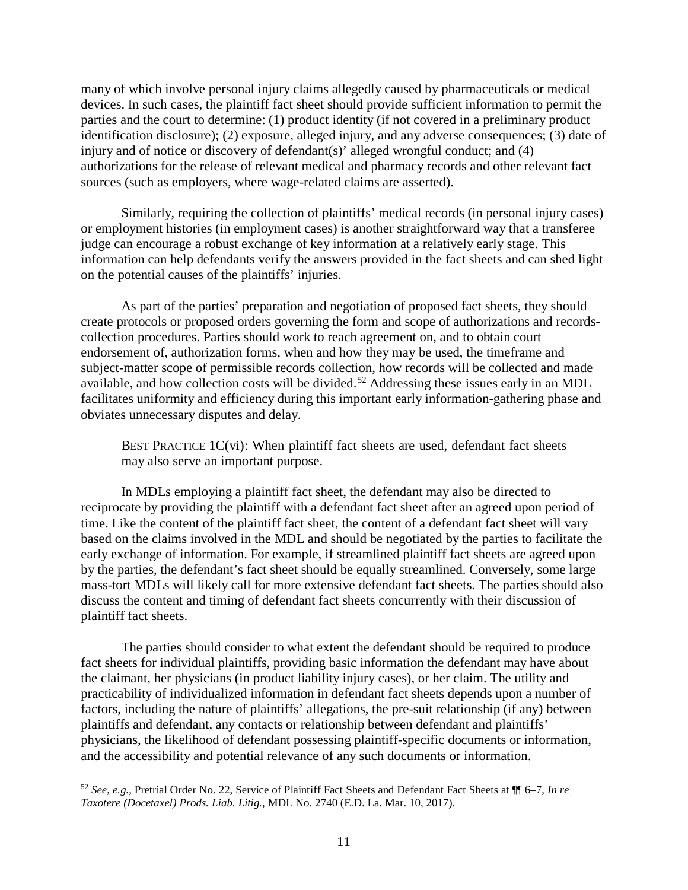many of which involve personal injury claims allegedly caused by pharmaceuticals or medical devices. In such cases, the plaintiff fact sheet should provide sufficient information to permit the parties and the court to determine: (1) product identity (if not covered in a preliminary product identification disclosure); (2) exposure, alleged injury, and any adverse consequences; (3) date of injury and of notice or discovery of defendant(s)' alleged wrongful conduct; and (4) authorizations for the release of relevant medical and pharmacy records and other relevant fact sources (such as employers, where wage-related claims are asserted).

Similarly, requiring the collection of plaintiffs' medical records (in personal injury cases) or employment histories (in employment cases) is another straightforward way that a transferee judge can encourage a robust exchange of key information at a relatively early stage. This information can help defendants verify the answers provided in the fact sheets and can shed light on the potential causes of the plaintiffs' injuries.

As part of the parties' preparation and negotiation of proposed fact sheets, they should create protocols or proposed orders governing the form and scope of authorizations and records-collection procedures. Parties should work to reach agreement on, and to obtain court endorsement of, authorization forms, when and how they may be used, the timeframe and subject-matter scope of permissible records collection, how records will be collected and made available, and how collection costs will be divided.[52] Addressing these issues early in an MDL facilitates uniformity and efficiency during this important early information-gathering phase and obviates unnecessary disputes and delay.

> BEST PRACTICE 1C(vi): When plaintiff fact sheets are used, defendant fact sheets may also serve an important purpose.

In MDLs employing a plaintiff fact sheet, the defendant may also be directed to reciprocate by providing the plaintiff with a defendant fact sheet after an agreed upon period of time. Like the content of the plaintiff fact sheet, the content of a defendant fact sheet will vary based on the claims involved in the MDL and should be negotiated by the parties to facilitate the early exchange of information. For example, if streamlined plaintiff fact sheets are agreed upon by the parties, the defendant's fact sheet should be equally streamlined. Conversely, some large mass-tort MDLs will likely call for more extensive defendant fact sheets. The parties should also discuss the content and timing of defendant fact sheets concurrently with their discussion of plaintiff fact sheets.

The parties should consider to what extent the defendant should be required to produce fact sheets for individual plaintiffs, providing basic information the defendant may have about the claimant, her physicians (in product liability injury cases), or her claim. The utility and practicability of individualized information in defendant fact sheets depends upon a number of factors, including the nature of plaintiffs' allegations, the pre-suit relationship (if any) between plaintiffs and defendant, any contacts or relationship between defendant and plaintiffs' physicians, the likelihood of defendant possessing plaintiff-specific documents or information, and the accessibility and potential relevance of any such documents or information.

---

[52] *See, e.g.*, Pretrial Order No. 22, Service of Plaintiff Fact Sheets and Defendant Fact Sheets at ¶¶ 6–7, *In re Taxotere (Docetaxel) Prods. Liab. Litig.*, MDL No. 2740 (E.D. La. Mar. 10, 2017).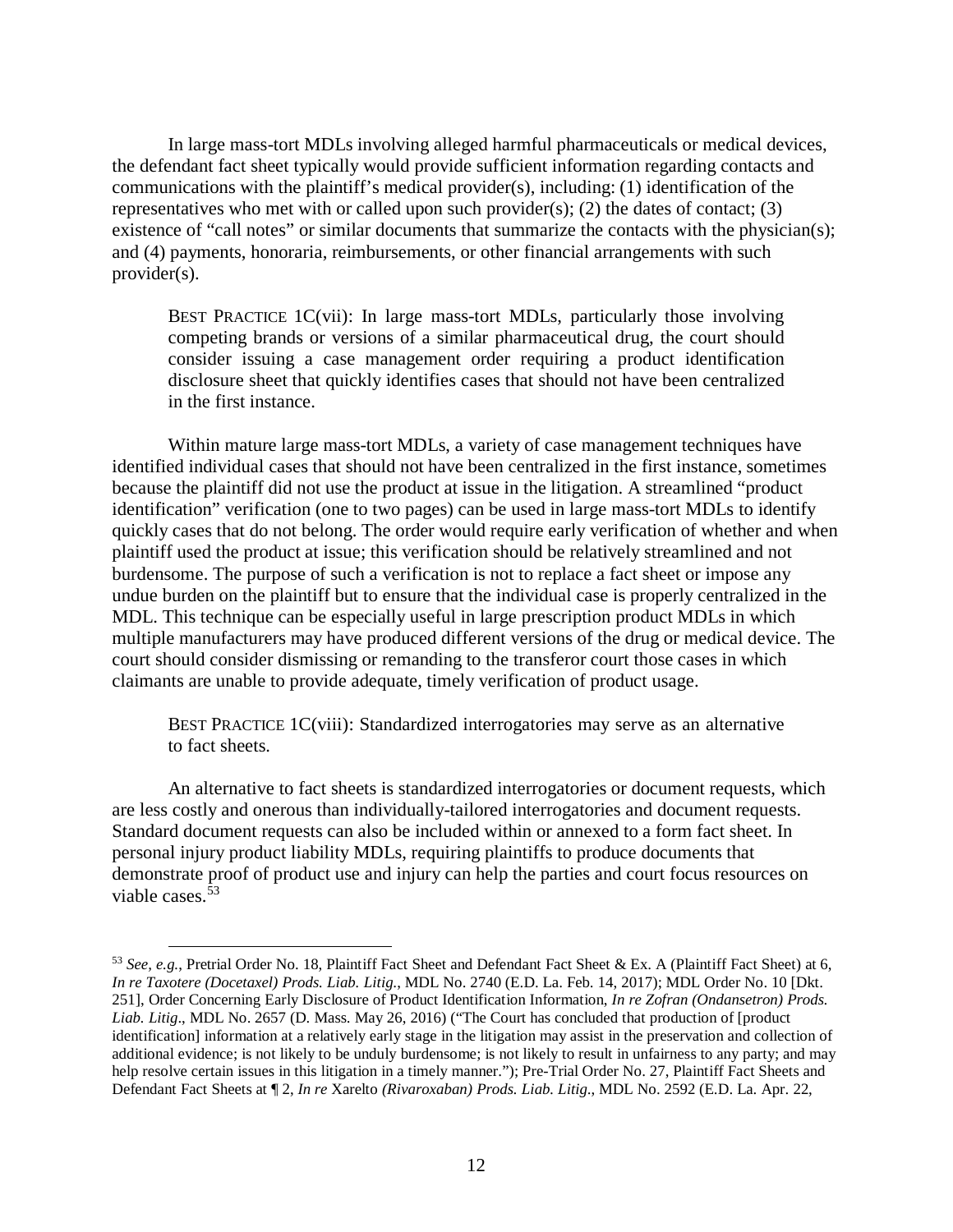In large mass-tort MDLs involving alleged harmful pharmaceuticals or medical devices, the defendant fact sheet typically would provide sufficient information regarding contacts and communications with the plaintiff's medical provider(s), including: (1) identification of the representatives who met with or called upon such provider(s); (2) the dates of contact; (3) existence of "call notes" or similar documents that summarize the contacts with the physician(s); and (4) payments, honoraria, reimbursements, or other financial arrangements with such provider(s).

> BEST PRACTICE 1C(vii): In large mass-tort MDLs, particularly those involving competing brands or versions of a similar pharmaceutical drug, the court should consider issuing a case management order requiring a product identification disclosure sheet that quickly identifies cases that should not have been centralized in the first instance.

Within mature large mass-tort MDLs, a variety of case management techniques have identified individual cases that should not have been centralized in the first instance, sometimes because the plaintiff did not use the product at issue in the litigation. A streamlined "product identification" verification (one to two pages) can be used in large mass-tort MDLs to identify quickly cases that do not belong. The order would require early verification of whether and when plaintiff used the product at issue; this verification should be relatively streamlined and not burdensome. The purpose of such a verification is not to replace a fact sheet or impose any undue burden on the plaintiff but to ensure that the individual case is properly centralized in the MDL. This technique can be especially useful in large prescription product MDLs in which multiple manufacturers may have produced different versions of the drug or medical device. The court should consider dismissing or remanding to the transferor court those cases in which claimants are unable to provide adequate, timely verification of product usage.

> BEST PRACTICE 1C(viii): Standardized interrogatories may serve as an alternative to fact sheets.

An alternative to fact sheets is standardized interrogatories or document requests, which are less costly and onerous than individually-tailored interrogatories and document requests. Standard document requests can also be included within or annexed to a form fact sheet. In personal injury product liability MDLs, requiring plaintiffs to produce documents that demonstrate proof of product use and injury can help the parties and court focus resources on viable cases.[53]

---

[53] *See, e.g.*, Pretrial Order No. 18, Plaintiff Fact Sheet and Defendant Fact Sheet & Ex. A (Plaintiff Fact Sheet) at 6, *In re Taxotere (Docetaxel) Prods. Liab. Litig.*, MDL No. 2740 (E.D. La. Feb. 14, 2017); MDL Order No. 10 [Dkt. 251], Order Concerning Early Disclosure of Product Identification Information, *In re Zofran (Ondansetron) Prods. Liab. Litig*., MDL No. 2657 (D. Mass. May 26, 2016) ("The Court has concluded that production of [product identification] information at a relatively early stage in the litigation may assist in the preservation and collection of additional evidence; is not likely to be unduly burdensome; is not likely to result in unfairness to any party; and may help resolve certain issues in this litigation in a timely manner."); Pre-Trial Order No. 27, Plaintiff Fact Sheets and Defendant Fact Sheets at ¶ 2, *In re* Xarelto *(Rivaroxaban) Prods. Liab. Litig*., MDL No. 2592 (E.D. La. Apr. 22,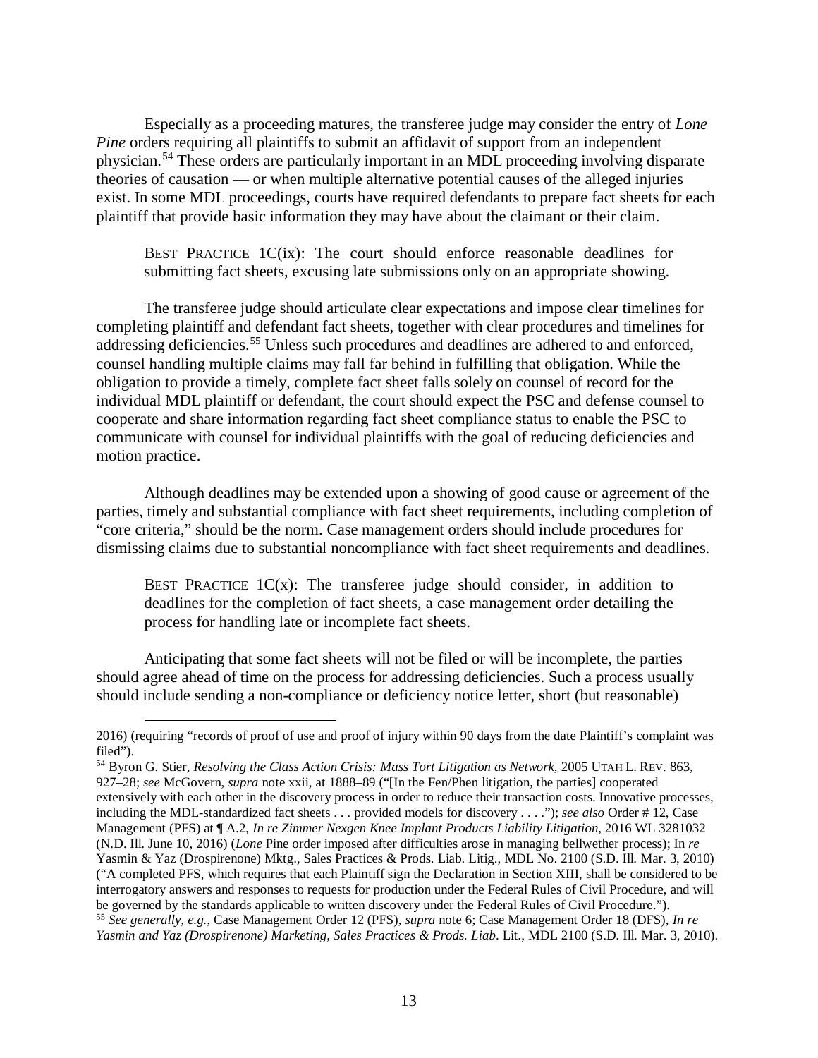Especially as a proceeding matures, the transferee judge may consider the entry of *Lone Pine* orders requiring all plaintiffs to submit an affidavit of support from an independent physician.[54] These orders are particularly important in an MDL proceeding involving disparate theories of causation — or when multiple alternative potential causes of the alleged injuries exist. In some MDL proceedings, courts have required defendants to prepare fact sheets for each plaintiff that provide basic information they may have about the claimant or their claim.

> BEST PRACTICE 1C(ix): The court should enforce reasonable deadlines for submitting fact sheets, excusing late submissions only on an appropriate showing.

The transferee judge should articulate clear expectations and impose clear timelines for completing plaintiff and defendant fact sheets, together with clear procedures and timelines for addressing deficiencies.[55] Unless such procedures and deadlines are adhered to and enforced, counsel handling multiple claims may fall far behind in fulfilling that obligation. While the obligation to provide a timely, complete fact sheet falls solely on counsel of record for the individual MDL plaintiff or defendant, the court should expect the PSC and defense counsel to cooperate and share information regarding fact sheet compliance status to enable the PSC to communicate with counsel for individual plaintiffs with the goal of reducing deficiencies and motion practice.

Although deadlines may be extended upon a showing of good cause or agreement of the parties, timely and substantial compliance with fact sheet requirements, including completion of "core criteria," should be the norm. Case management orders should include procedures for dismissing claims due to substantial noncompliance with fact sheet requirements and deadlines.

> BEST PRACTICE 1C(x): The transferee judge should consider, in addition to deadlines for the completion of fact sheets, a case management order detailing the process for handling late or incomplete fact sheets.

Anticipating that some fact sheets will not be filed or will be incomplete, the parties should agree ahead of time on the process for addressing deficiencies. Such a process usually should include sending a non-compliance or deficiency notice letter, short (but reasonable)

---

2016) (requiring "records of proof of use and proof of injury within 90 days from the date Plaintiff's complaint was filed").

[54] Byron G. Stier, *Resolving the Class Action Crisis: Mass Tort Litigation as Network*, 2005 UTAH L. REV. 863, 927–28; *see* McGovern, *supra* note xxii, at 1888–89 ("[In the Fen/Phen litigation, the parties] cooperated extensively with each other in the discovery process in order to reduce their transaction costs. Innovative processes, including the MDL-standardized fact sheets . . . provided models for discovery . . . ."); *see also* Order # 12, Case Management (PFS) at ¶ A.2, *In re Zimmer Nexgen Knee Implant Products Liability Litigation*, 2016 WL 3281032 (N.D. Ill. June 10, 2016) (*Lone* Pine order imposed after difficulties arose in managing bellwether process); In *re* Yasmin & Yaz (Drospirenone) Mktg., Sales Practices & Prods. Liab. Litig., MDL No. 2100 (S.D. Ill. Mar. 3, 2010) ("A completed PFS, which requires that each Plaintiff sign the Declaration in Section XIII, shall be considered to be interrogatory answers and responses to requests for production under the Federal Rules of Civil Procedure, and will be governed by the standards applicable to written discovery under the Federal Rules of Civil Procedure.").

[55] *See generally, e.g.,* Case Management Order 12 (PFS), *supra* note 6; Case Management Order 18 (DFS), *In re Yasmin and Yaz (Drospirenone) Marketing, Sales Practices & Prods. Liab.* Lit., MDL 2100 (S.D. Ill. Mar. 3, 2010).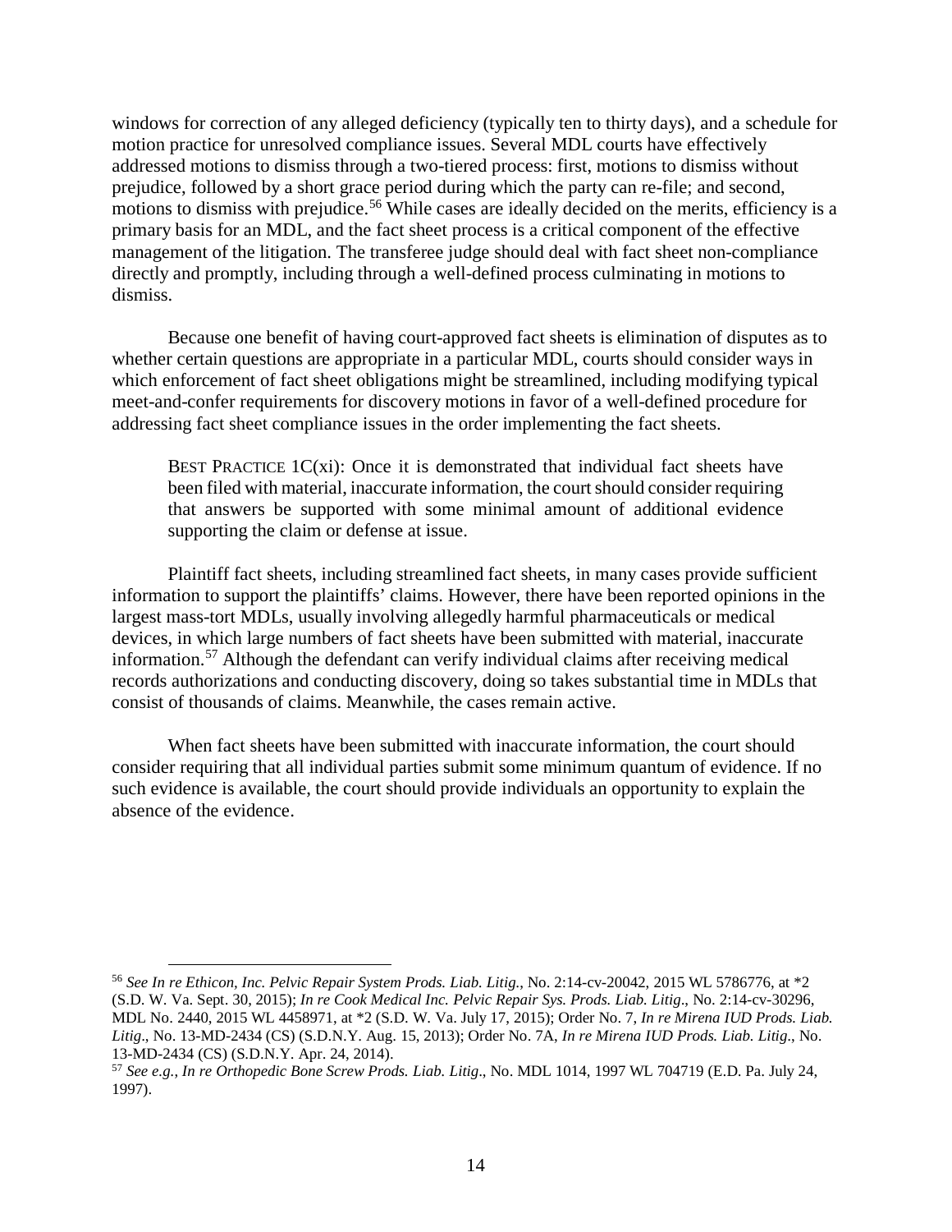windows for correction of any alleged deficiency (typically ten to thirty days), and a schedule for motion practice for unresolved compliance issues. Several MDL courts have effectively addressed motions to dismiss through a two-tiered process: first, motions to dismiss without prejudice, followed by a short grace period during which the party can re-file; and second, motions to dismiss with prejudice.[56] While cases are ideally decided on the merits, efficiency is a primary basis for an MDL, and the fact sheet process is a critical component of the effective management of the litigation. The transferee judge should deal with fact sheet non-compliance directly and promptly, including through a well-defined process culminating in motions to dismiss.

Because one benefit of having court-approved fact sheets is elimination of disputes as to whether certain questions are appropriate in a particular MDL, courts should consider ways in which enforcement of fact sheet obligations might be streamlined, including modifying typical meet-and-confer requirements for discovery motions in favor of a well-defined procedure for addressing fact sheet compliance issues in the order implementing the fact sheets.

> BEST PRACTICE 1C(xi): Once it is demonstrated that individual fact sheets have been filed with material, inaccurate information, the court should consider requiring that answers be supported with some minimal amount of additional evidence supporting the claim or defense at issue.

Plaintiff fact sheets, including streamlined fact sheets, in many cases provide sufficient information to support the plaintiffs' claims. However, there have been reported opinions in the largest mass-tort MDLs, usually involving allegedly harmful pharmaceuticals or medical devices, in which large numbers of fact sheets have been submitted with material, inaccurate information.[57] Although the defendant can verify individual claims after receiving medical records authorizations and conducting discovery, doing so takes substantial time in MDLs that consist of thousands of claims. Meanwhile, the cases remain active.

When fact sheets have been submitted with inaccurate information, the court should consider requiring that all individual parties submit some minimum quantum of evidence. If no such evidence is available, the court should provide individuals an opportunity to explain the absence of the evidence.

---

[56] *See In re Ethicon, Inc. Pelvic Repair System Prods. Liab. Litig.*, No. 2:14-cv-20042, 2015 WL 5786776, at *2 (S.D. W. Va. Sept. 30, 2015); *In re Cook Medical Inc. Pelvic Repair Sys. Prods. Liab. Litig*., No. 2:14-cv-30296, MDL No. 2440, 2015 WL 4458971, at *2 (S.D. W. Va. July 17, 2015); Order No. 7, *In re Mirena IUD Prods. Liab. Litig*., No. 13-MD-2434 (CS) (S.D.N.Y. Aug. 15, 2013); Order No. 7A, *In re Mirena IUD Prods. Liab. Litig*., No. 13-MD-2434 (CS) (S.D.N.Y. Apr. 24, 2014).

[57] *See e.g.*, *In re Orthopedic Bone Screw Prods. Liab. Litig*., No. MDL 1014, 1997 WL 704719 (E.D. Pa. July 24, 1997).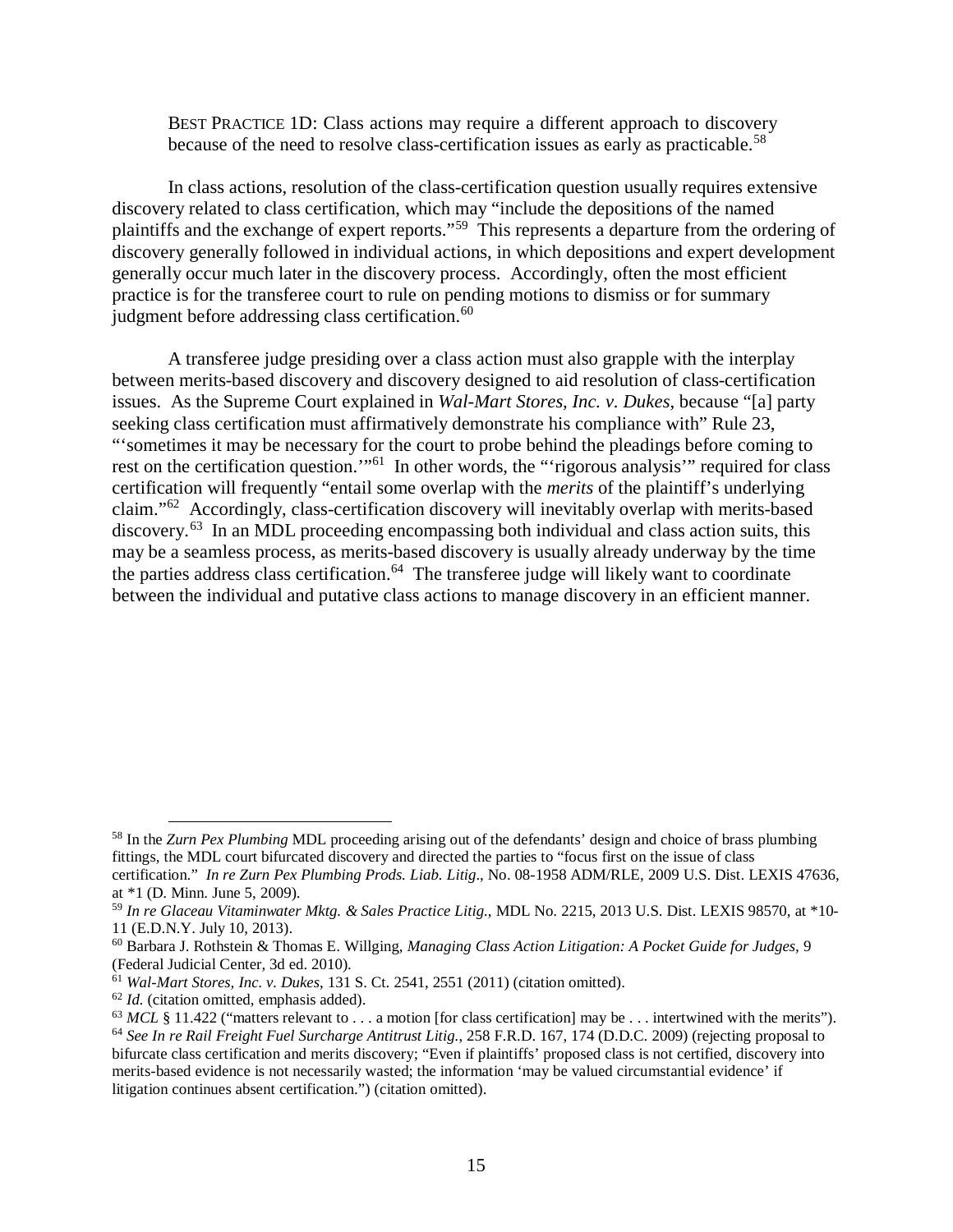BEST PRACTICE 1D: Class actions may require a different approach to discovery because of the need to resolve class-certification issues as early as practicable.[58]

In class actions, resolution of the class-certification question usually requires extensive discovery related to class certification, which may "include the depositions of the named plaintiffs and the exchange of expert reports."[59] This represents a departure from the ordering of discovery generally followed in individual actions, in which depositions and expert development generally occur much later in the discovery process. Accordingly, often the most efficient practice is for the transferee court to rule on pending motions to dismiss or for summary judgment before addressing class certification.[60]

A transferee judge presiding over a class action must also grapple with the interplay between merits-based discovery and discovery designed to aid resolution of class-certification issues. As the Supreme Court explained in *Wal-Mart Stores, Inc. v. Dukes*, because "[a] party seeking class certification must affirmatively demonstrate his compliance with" Rule 23, "'sometimes it may be necessary for the court to probe behind the pleadings before coming to rest on the certification question.'"[61] In other words, the "'rigorous analysis'" required for class certification will frequently "entail some overlap with the *merits* of the plaintiff's underlying claim."[62] Accordingly, class-certification discovery will inevitably overlap with merits-based discovery.[63] In an MDL proceeding encompassing both individual and class action suits, this may be a seamless process, as merits-based discovery is usually already underway by the time the parties address class certification.[64] The transferee judge will likely want to coordinate between the individual and putative class actions to manage discovery in an efficient manner.

---

[58] In the *Zurn Pex Plumbing* MDL proceeding arising out of the defendants' design and choice of brass plumbing fittings, the MDL court bifurcated discovery and directed the parties to "focus first on the issue of class certification." *In re Zurn Pex Plumbing Prods. Liab. Litig*., No. 08-1958 ADM/RLE, 2009 U.S. Dist. LEXIS 47636, at *1 (D. Minn. June 5, 2009).

[59] *In re Glaceau Vitaminwater Mktg. & Sales Practice Litig.*, MDL No. 2215, 2013 U.S. Dist. LEXIS 98570, at *10-11 (E.D.N.Y. July 10, 2013).

[60] Barbara J. Rothstein & Thomas E. Willging, *Managing Class Action Litigation: A Pocket Guide for Judges*, 9 (Federal Judicial Center, 3d ed. 2010).

[61] *Wal-Mart Stores, Inc. v. Dukes*, 131 S. Ct. 2541, 2551 (2011) (citation omitted).

[62] *Id.* (citation omitted, emphasis added).

[63] *MCL* § 11.422 ("matters relevant to . . . a motion [for class certification] may be . . . intertwined with the merits").

[64] *See In re Rail Freight Fuel Surcharge Antitrust Litig.*, 258 F.R.D. 167, 174 (D.D.C. 2009) (rejecting proposal to bifurcate class certification and merits discovery; "Even if plaintiffs' proposed class is not certified, discovery into merits-based evidence is not necessarily wasted; the information 'may be valued circumstantial evidence' if litigation continues absent certification.") (citation omitted).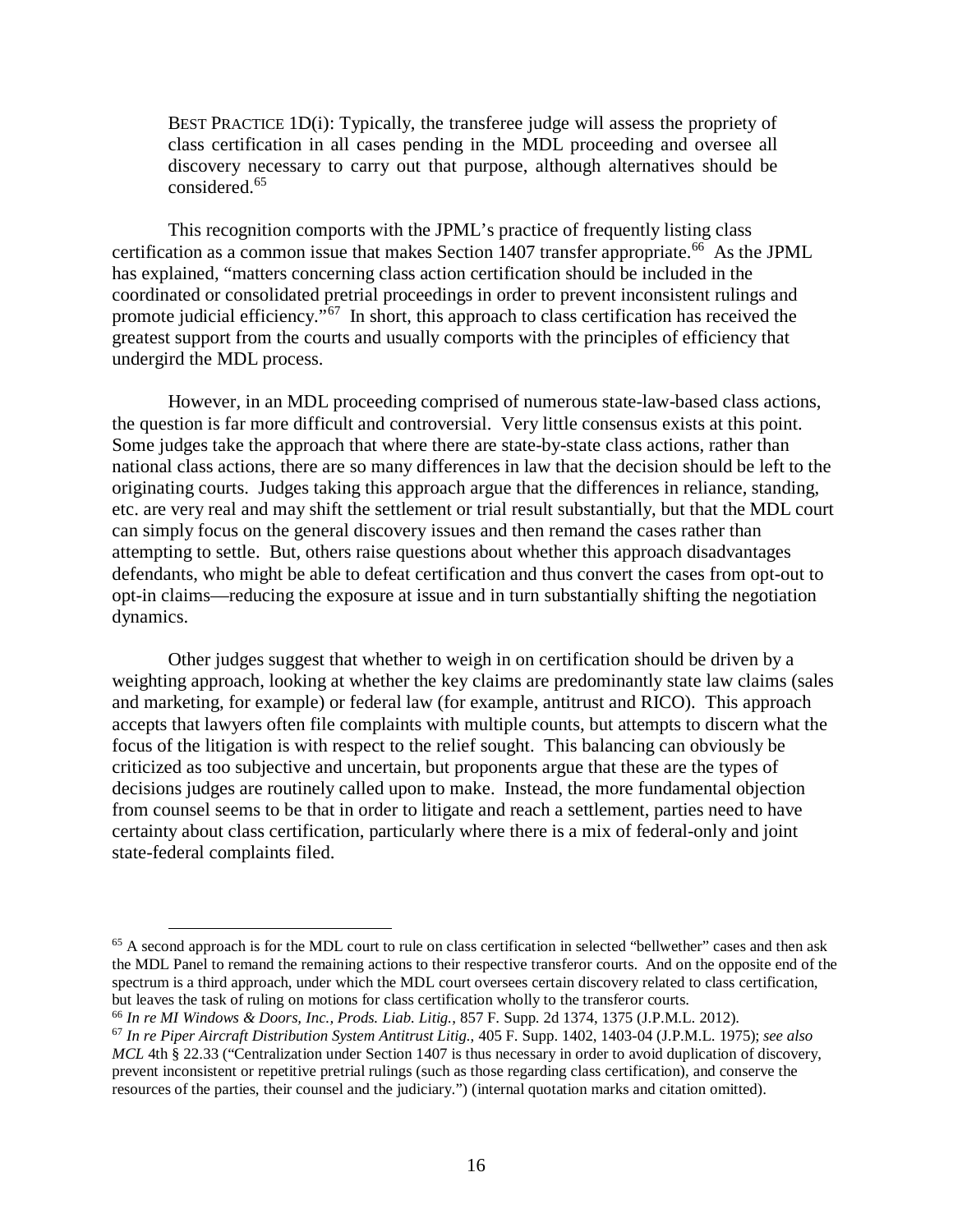BEST PRACTICE 1D(i): Typically, the transferee judge will assess the propriety of class certification in all cases pending in the MDL proceeding and oversee all discovery necessary to carry out that purpose, although alternatives should be considered.[65]

This recognition comports with the JPML's practice of frequently listing class certification as a common issue that makes Section 1407 transfer appropriate.[66] As the JPML has explained, "matters concerning class action certification should be included in the coordinated or consolidated pretrial proceedings in order to prevent inconsistent rulings and promote judicial efficiency."[67] In short, this approach to class certification has received the greatest support from the courts and usually comports with the principles of efficiency that undergird the MDL process.

However, in an MDL proceeding comprised of numerous state-law-based class actions, the question is far more difficult and controversial. Very little consensus exists at this point. Some judges take the approach that where there are state-by-state class actions, rather than national class actions, there are so many differences in law that the decision should be left to the originating courts. Judges taking this approach argue that the differences in reliance, standing, etc. are very real and may shift the settlement or trial result substantially, but that the MDL court can simply focus on the general discovery issues and then remand the cases rather than attempting to settle. But, others raise questions about whether this approach disadvantages defendants, who might be able to defeat certification and thus convert the cases from opt-out to opt-in claims—reducing the exposure at issue and in turn substantially shifting the negotiation dynamics.

Other judges suggest that whether to weigh in on certification should be driven by a weighting approach, looking at whether the key claims are predominantly state law claims (sales and marketing, for example) or federal law (for example, antitrust and RICO). This approach accepts that lawyers often file complaints with multiple counts, but attempts to discern what the focus of the litigation is with respect to the relief sought. This balancing can obviously be criticized as too subjective and uncertain, but proponents argue that these are the types of decisions judges are routinely called upon to make. Instead, the more fundamental objection from counsel seems to be that in order to litigate and reach a settlement, parties need to have certainty about class certification, particularly where there is a mix of federal-only and joint state-federal complaints filed.

---

[65] A second approach is for the MDL court to rule on class certification in selected "bellwether" cases and then ask the MDL Panel to remand the remaining actions to their respective transferor courts. And on the opposite end of the spectrum is a third approach, under which the MDL court oversees certain discovery related to class certification, but leaves the task of ruling on motions for class certification wholly to the transferor courts.

[66] *In re MI Windows & Doors, Inc., Prods. Liab. Litig.*, 857 F. Supp. 2d 1374, 1375 (J.P.M.L. 2012).

[67] *In re Piper Aircraft Distribution System Antitrust Litig.*, 405 F. Supp. 1402, 1403-04 (J.P.M.L. 1975); *see also MCL* 4th § 22.33 ("Centralization under Section 1407 is thus necessary in order to avoid duplication of discovery, prevent inconsistent or repetitive pretrial rulings (such as those regarding class certification), and conserve the resources of the parties, their counsel and the judiciary.") (internal quotation marks and citation omitted).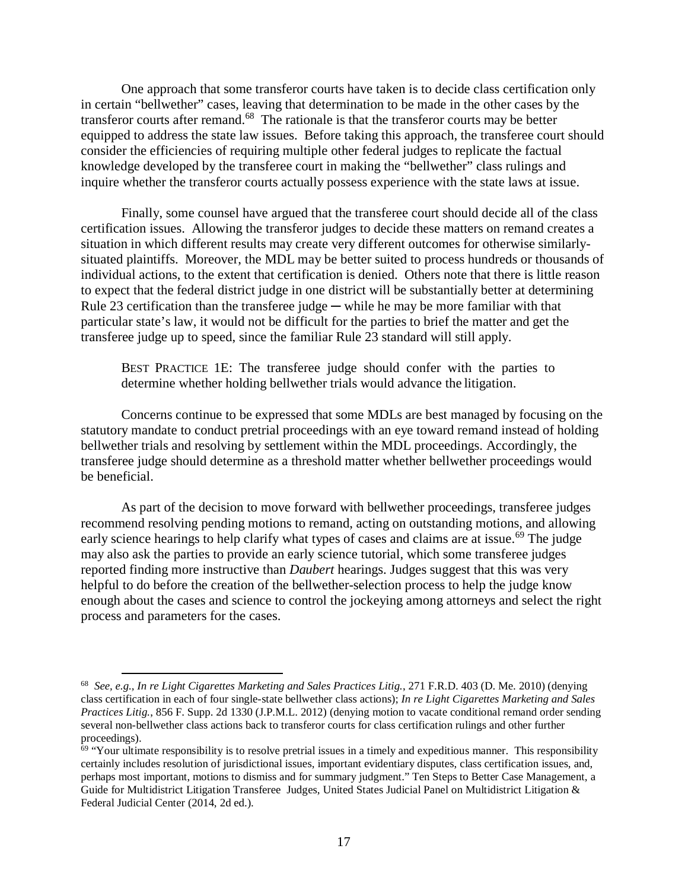One approach that some transferor courts have taken is to decide class certification only in certain "bellwether" cases, leaving that determination to be made in the other cases by the transferor courts after remand.[68] The rationale is that the transferor courts may be better equipped to address the state law issues. Before taking this approach, the transferee court should consider the efficiencies of requiring multiple other federal judges to replicate the factual knowledge developed by the transferee court in making the "bellwether" class rulings and inquire whether the transferor courts actually possess experience with the state laws at issue.

Finally, some counsel have argued that the transferee court should decide all of the class certification issues. Allowing the transferor judges to decide these matters on remand creates a situation in which different results may create very different outcomes for otherwise similarly-situated plaintiffs. Moreover, the MDL may be better suited to process hundreds or thousands of individual actions, to the extent that certification is denied. Others note that there is little reason to expect that the federal district judge in one district will be substantially better at determining Rule 23 certification than the transferee judge ─ while he may be more familiar with that particular state's law, it would not be difficult for the parties to brief the matter and get the transferee judge up to speed, since the familiar Rule 23 standard will still apply.

> BEST PRACTICE 1E: The transferee judge should confer with the parties to determine whether holding bellwether trials would advance the litigation.

Concerns continue to be expressed that some MDLs are best managed by focusing on the statutory mandate to conduct pretrial proceedings with an eye toward remand instead of holding bellwether trials and resolving by settlement within the MDL proceedings. Accordingly, the transferee judge should determine as a threshold matter whether bellwether proceedings would be beneficial.

As part of the decision to move forward with bellwether proceedings, transferee judges recommend resolving pending motions to remand, acting on outstanding motions, and allowing early science hearings to help clarify what types of cases and claims are at issue.[69] The judge may also ask the parties to provide an early science tutorial, which some transferee judges reported finding more instructive than *Daubert* hearings. Judges suggest that this was very helpful to do before the creation of the bellwether-selection process to help the judge know enough about the cases and science to control the jockeying among attorneys and select the right process and parameters for the cases.

---

[68] *See, e.g., In re Light Cigarettes Marketing and Sales Practices Litig.*, 271 F.R.D. 403 (D. Me. 2010) (denying class certification in each of four single-state bellwether class actions); *In re Light Cigarettes Marketing and Sales Practices Litig.*, 856 F. Supp. 2d 1330 (J.P.M.L. 2012) (denying motion to vacate conditional remand order sending several non-bellwether class actions back to transferor courts for class certification rulings and other further proceedings).

[69] "Your ultimate responsibility is to resolve pretrial issues in a timely and expeditious manner. This responsibility certainly includes resolution of jurisdictional issues, important evidentiary disputes, class certification issues, and, perhaps most important, motions to dismiss and for summary judgment." Ten Steps to Better Case Management, a Guide for Multidistrict Litigation Transferee Judges, United States Judicial Panel on Multidistrict Litigation & Federal Judicial Center (2014, 2d ed.).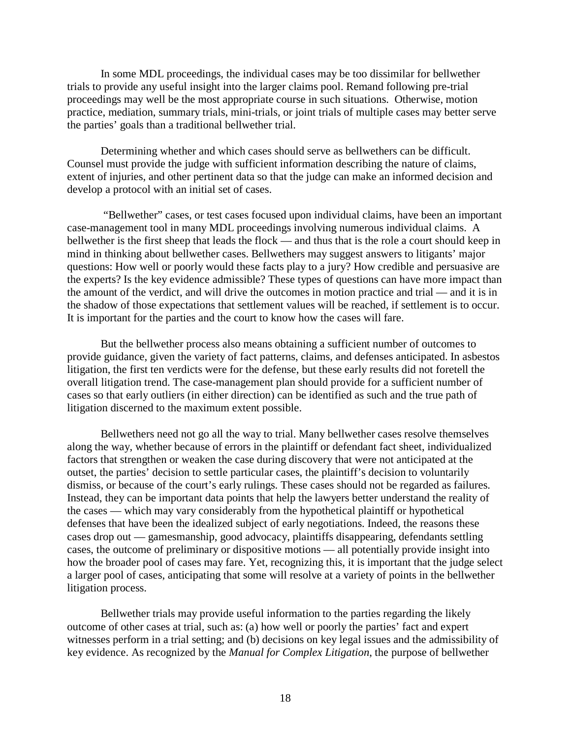In some MDL proceedings, the individual cases may be too dissimilar for bellwether trials to provide any useful insight into the larger claims pool. Remand following pre-trial proceedings may well be the most appropriate course in such situations. Otherwise, motion practice, mediation, summary trials, mini-trials, or joint trials of multiple cases may better serve the parties' goals than a traditional bellwether trial.

Determining whether and which cases should serve as bellwethers can be difficult. Counsel must provide the judge with sufficient information describing the nature of claims, extent of injuries, and other pertinent data so that the judge can make an informed decision and develop a protocol with an initial set of cases.

"Bellwether" cases, or test cases focused upon individual claims, have been an important case-management tool in many MDL proceedings involving numerous individual claims. A bellwether is the first sheep that leads the flock — and thus that is the role a court should keep in mind in thinking about bellwether cases. Bellwethers may suggest answers to litigants' major questions: How well or poorly would these facts play to a jury? How credible and persuasive are the experts? Is the key evidence admissible? These types of questions can have more impact than the amount of the verdict, and will drive the outcomes in motion practice and trial — and it is in the shadow of those expectations that settlement values will be reached, if settlement is to occur. It is important for the parties and the court to know how the cases will fare.

But the bellwether process also means obtaining a sufficient number of outcomes to provide guidance, given the variety of fact patterns, claims, and defenses anticipated. In asbestos litigation, the first ten verdicts were for the defense, but these early results did not foretell the overall litigation trend. The case-management plan should provide for a sufficient number of cases so that early outliers (in either direction) can be identified as such and the true path of litigation discerned to the maximum extent possible.

Bellwethers need not go all the way to trial. Many bellwether cases resolve themselves along the way, whether because of errors in the plaintiff or defendant fact sheet, individualized factors that strengthen or weaken the case during discovery that were not anticipated at the outset, the parties' decision to settle particular cases, the plaintiff's decision to voluntarily dismiss, or because of the court's early rulings. These cases should not be regarded as failures. Instead, they can be important data points that help the lawyers better understand the reality of the cases — which may vary considerably from the hypothetical plaintiff or hypothetical defenses that have been the idealized subject of early negotiations. Indeed, the reasons these cases drop out — gamesmanship, good advocacy, plaintiffs disappearing, defendants settling cases, the outcome of preliminary or dispositive motions — all potentially provide insight into how the broader pool of cases may fare. Yet, recognizing this, it is important that the judge select a larger pool of cases, anticipating that some will resolve at a variety of points in the bellwether litigation process.

Bellwether trials may provide useful information to the parties regarding the likely outcome of other cases at trial, such as: (a) how well or poorly the parties' fact and expert witnesses perform in a trial setting; and (b) decisions on key legal issues and the admissibility of key evidence. As recognized by the *Manual for Complex Litigation*, the purpose of bellwether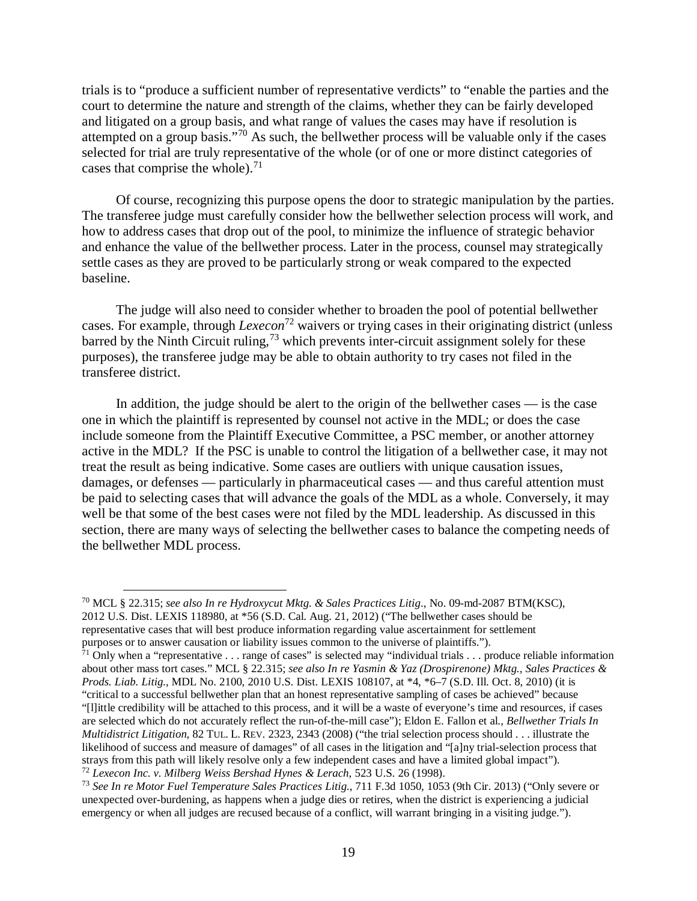trials is to "produce a sufficient number of representative verdicts" to "enable the parties and the court to determine the nature and strength of the claims, whether they can be fairly developed and litigated on a group basis, and what range of values the cases may have if resolution is attempted on a group basis."[70] As such, the bellwether process will be valuable only if the cases selected for trial are truly representative of the whole (or of one or more distinct categories of cases that comprise the whole).[71]

Of course, recognizing this purpose opens the door to strategic manipulation by the parties. The transferee judge must carefully consider how the bellwether selection process will work, and how to address cases that drop out of the pool, to minimize the influence of strategic behavior and enhance the value of the bellwether process. Later in the process, counsel may strategically settle cases as they are proved to be particularly strong or weak compared to the expected baseline.

The judge will also need to consider whether to broaden the pool of potential bellwether cases. For example, through *Lexecon*[72] waivers or trying cases in their originating district (unless barred by the Ninth Circuit ruling,[73] which prevents inter-circuit assignment solely for these purposes), the transferee judge may be able to obtain authority to try cases not filed in the transferee district.

In addition, the judge should be alert to the origin of the bellwether cases — is the case one in which the plaintiff is represented by counsel not active in the MDL; or does the case include someone from the Plaintiff Executive Committee, a PSC member, or another attorney active in the MDL? If the PSC is unable to control the litigation of a bellwether case, it may not treat the result as being indicative. Some cases are outliers with unique causation issues, damages, or defenses — particularly in pharmaceutical cases — and thus careful attention must be paid to selecting cases that will advance the goals of the MDL as a whole. Conversely, it may well be that some of the best cases were not filed by the MDL leadership. As discussed in this section, there are many ways of selecting the bellwether cases to balance the competing needs of the bellwether MDL process.

---

[70] MCL § 22.315; *see also In re Hydroxycut Mktg. & Sales Practices Litig*., No. 09-md-2087 BTM(KSC), 2012 U.S. Dist. LEXIS 118980, at *56 (S.D. Cal. Aug. 21, 2012) ("The bellwether cases should be representative cases that will best produce information regarding value ascertainment for settlement purposes or to answer causation or liability issues common to the universe of plaintiffs.").

[71] Only when a "representative . . . range of cases" is selected may "individual trials . . . produce reliable information about other mass tort cases." MCL § 22.315; *see also In re Yasmin & Yaz (Drospirenone) Mktg., Sales Practices & Prods. Liab. Litig.*, MDL No. 2100, 2010 U.S. Dist. LEXIS 108107, at *4, *6–7 (S.D. Ill. Oct. 8, 2010) (it is "critical to a successful bellwether plan that an honest representative sampling of cases be achieved" because "[l]ittle credibility will be attached to this process, and it will be a waste of everyone's time and resources, if cases are selected which do not accurately reflect the run-of-the-mill case"); Eldon E. Fallon et al., *Bellwether Trials In Multidistrict Litigation*, 82 TUL. L. REV. 2323, 2343 (2008) ("the trial selection process should . . . illustrate the likelihood of success and measure of damages" of all cases in the litigation and "[a]ny trial-selection process that strays from this path will likely resolve only a few independent cases and have a limited global impact").

[72] *Lexecon Inc. v. Milberg Weiss Bershad Hynes & Lerach*, 523 U.S. 26 (1998).

[73] *See In re Motor Fuel Temperature Sales Practices Litig.*, 711 F.3d 1050, 1053 (9th Cir. 2013) ("Only severe or unexpected over-burdening, as happens when a judge dies or retires, when the district is experiencing a judicial emergency or when all judges are recused because of a conflict, will warrant bringing in a visiting judge.").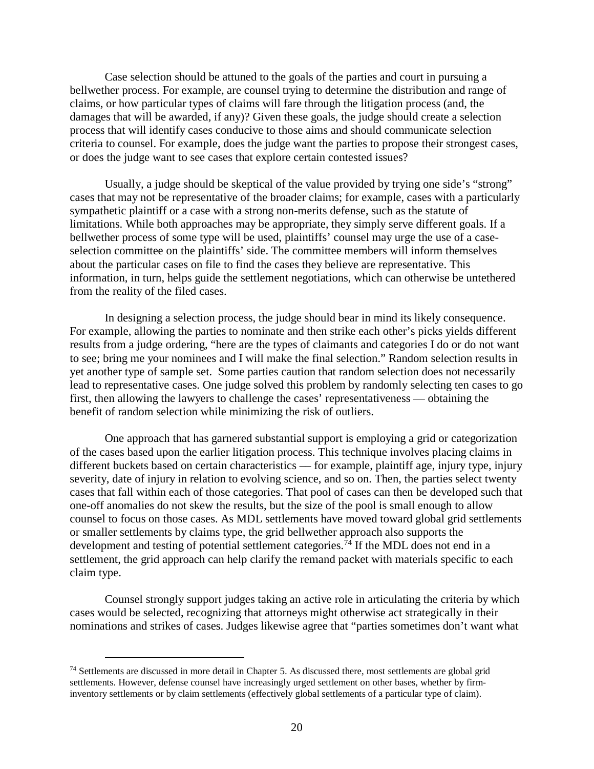Case selection should be attuned to the goals of the parties and court in pursuing a bellwether process. For example, are counsel trying to determine the distribution and range of claims, or how particular types of claims will fare through the litigation process (and, the damages that will be awarded, if any)? Given these goals, the judge should create a selection process that will identify cases conducive to those aims and should communicate selection criteria to counsel. For example, does the judge want the parties to propose their strongest cases, or does the judge want to see cases that explore certain contested issues?

Usually, a judge should be skeptical of the value provided by trying one side's "strong" cases that may not be representative of the broader claims; for example, cases with a particularly sympathetic plaintiff or a case with a strong non-merits defense, such as the statute of limitations. While both approaches may be appropriate, they simply serve different goals. If a bellwether process of some type will be used, plaintiffs' counsel may urge the use of a case-selection committee on the plaintiffs' side. The committee members will inform themselves about the particular cases on file to find the cases they believe are representative. This information, in turn, helps guide the settlement negotiations, which can otherwise be untethered from the reality of the filed cases.

In designing a selection process, the judge should bear in mind its likely consequence. For example, allowing the parties to nominate and then strike each other's picks yields different results from a judge ordering, "here are the types of claimants and categories I do or do not want to see; bring me your nominees and I will make the final selection." Random selection results in yet another type of sample set. Some parties caution that random selection does not necessarily lead to representative cases. One judge solved this problem by randomly selecting ten cases to go first, then allowing the lawyers to challenge the cases' representativeness — obtaining the benefit of random selection while minimizing the risk of outliers.

One approach that has garnered substantial support is employing a grid or categorization of the cases based upon the earlier litigation process. This technique involves placing claims in different buckets based on certain characteristics — for example, plaintiff age, injury type, injury severity, date of injury in relation to evolving science, and so on. Then, the parties select twenty cases that fall within each of those categories. That pool of cases can then be developed such that one-off anomalies do not skew the results, but the size of the pool is small enough to allow counsel to focus on those cases. As MDL settlements have moved toward global grid settlements or smaller settlements by claims type, the grid bellwether approach also supports the development and testing of potential settlement categories.[74] If the MDL does not end in a settlement, the grid approach can help clarify the remand packet with materials specific to each claim type.

Counsel strongly support judges taking an active role in articulating the criteria by which cases would be selected, recognizing that attorneys might otherwise act strategically in their nominations and strikes of cases. Judges likewise agree that "parties sometimes don't want what

[74] Settlements are discussed in more detail in Chapter 5. As discussed there, most settlements are global grid settlements. However, defense counsel have increasingly urged settlement on other bases, whether by firm-inventory settlements or by claim settlements (effectively global settlements of a particular type of claim).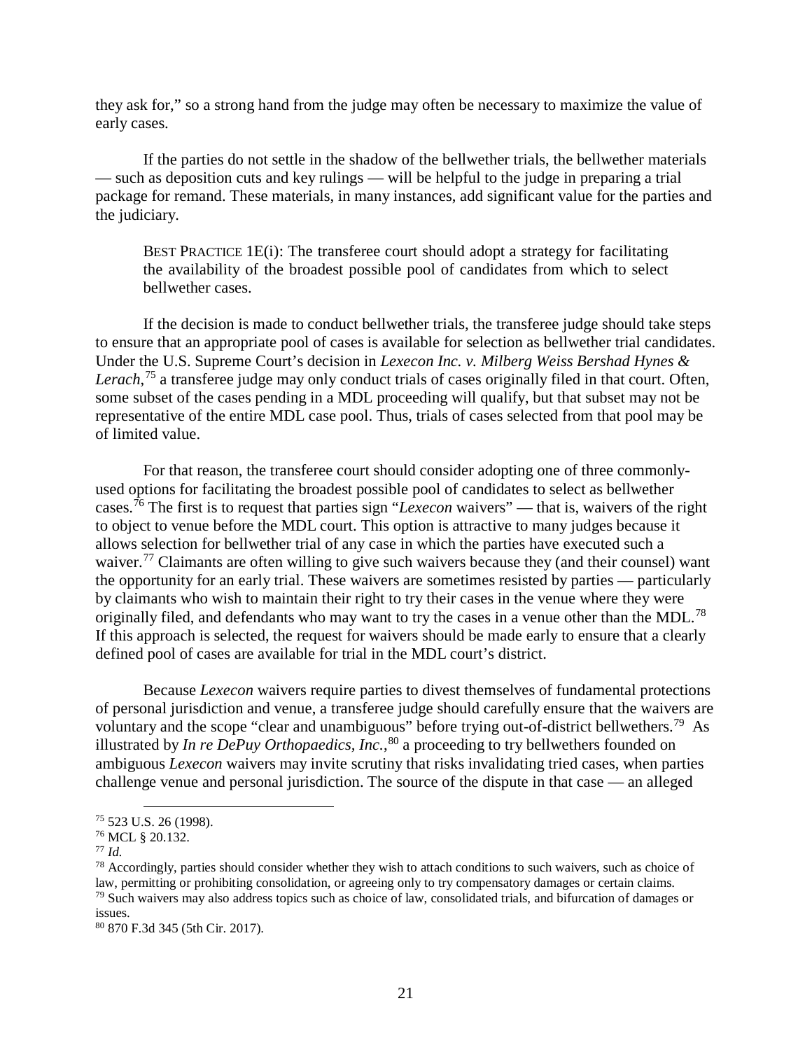they ask for," so a strong hand from the judge may often be necessary to maximize the value of early cases.

If the parties do not settle in the shadow of the bellwether trials, the bellwether materials — such as deposition cuts and key rulings — will be helpful to the judge in preparing a trial package for remand. These materials, in many instances, add significant value for the parties and the judiciary.

> BEST PRACTICE 1E(i): The transferee court should adopt a strategy for facilitating the availability of the broadest possible pool of candidates from which to select bellwether cases.

If the decision is made to conduct bellwether trials, the transferee judge should take steps to ensure that an appropriate pool of cases is available for selection as bellwether trial candidates. Under the U.S. Supreme Court's decision in *Lexecon Inc. v. Milberg Weiss Bershad Hynes & Lerach*,[75] a transferee judge may only conduct trials of cases originally filed in that court. Often, some subset of the cases pending in a MDL proceeding will qualify, but that subset may not be representative of the entire MDL case pool. Thus, trials of cases selected from that pool may be of limited value.

For that reason, the transferee court should consider adopting one of three commonly-used options for facilitating the broadest possible pool of candidates to select as bellwether cases.[76] The first is to request that parties sign "*Lexecon* waivers" — that is, waivers of the right to object to venue before the MDL court. This option is attractive to many judges because it allows selection for bellwether trial of any case in which the parties have executed such a waiver.[77] Claimants are often willing to give such waivers because they (and their counsel) want the opportunity for an early trial. These waivers are sometimes resisted by parties — particularly by claimants who wish to maintain their right to try their cases in the venue where they were originally filed, and defendants who may want to try the cases in a venue other than the MDL.[78] If this approach is selected, the request for waivers should be made early to ensure that a clearly defined pool of cases are available for trial in the MDL court's district.

Because *Lexecon* waivers require parties to divest themselves of fundamental protections of personal jurisdiction and venue, a transferee judge should carefully ensure that the waivers are voluntary and the scope "clear and unambiguous" before trying out-of-district bellwethers.[79] As illustrated by *In re DePuy Orthopaedics, Inc.*,[80] a proceeding to try bellwethers founded on ambiguous *Lexecon* waivers may invite scrutiny that risks invalidating tried cases, when parties challenge venue and personal jurisdiction. The source of the dispute in that case — an alleged

---

[75] 523 U.S. 26 (1998).

[76] MCL § 20.132.

[77] *Id.*

[78] Accordingly, parties should consider whether they wish to attach conditions to such waivers, such as choice of law, permitting or prohibiting consolidation, or agreeing only to try compensatory damages or certain claims.

[79] Such waivers may also address topics such as choice of law, consolidated trials, and bifurcation of damages or issues.

[80] 870 F.3d 345 (5th Cir. 2017).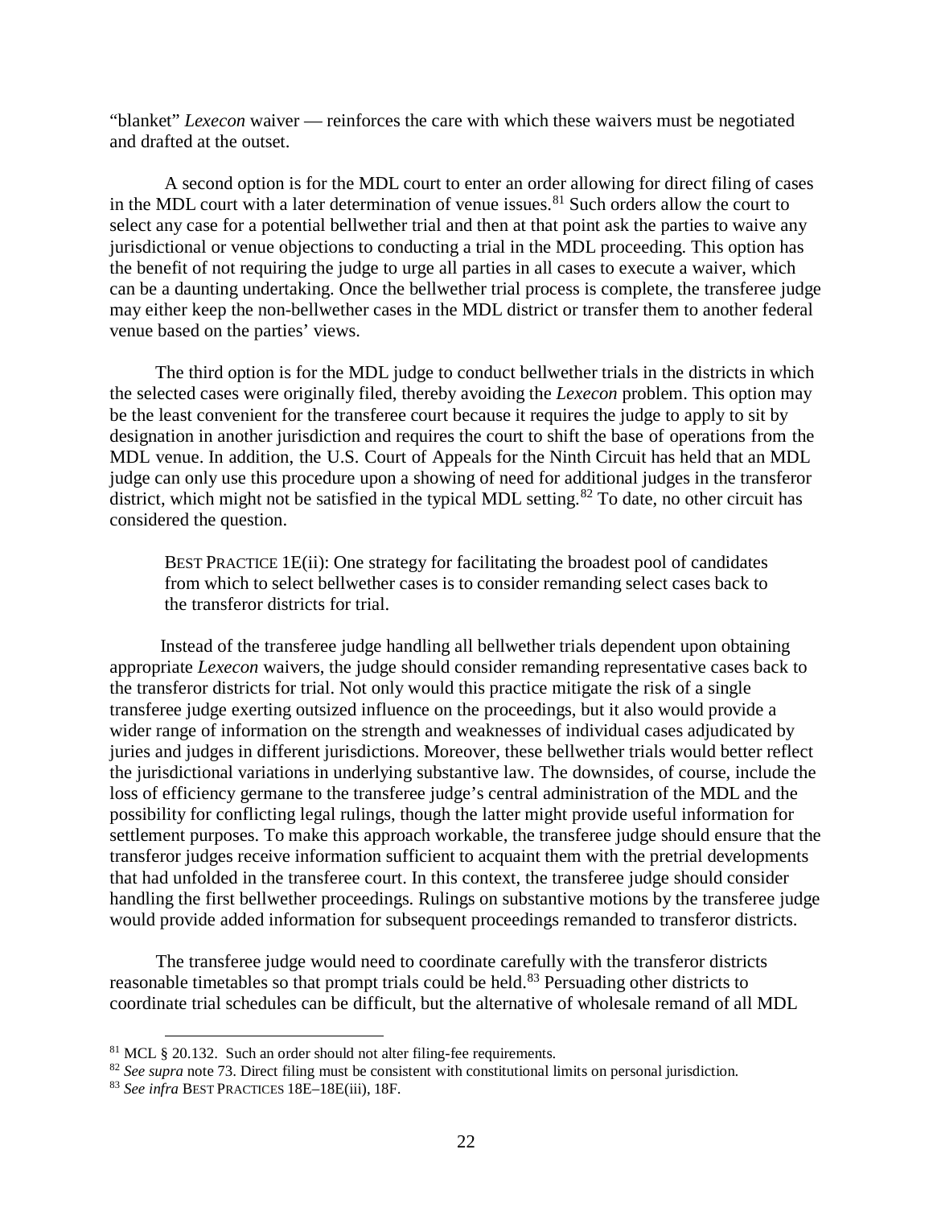"blanket" *Lexecon* waiver — reinforces the care with which these waivers must be negotiated and drafted at the outset.

A second option is for the MDL court to enter an order allowing for direct filing of cases in the MDL court with a later determination of venue issues.[81] Such orders allow the court to select any case for a potential bellwether trial and then at that point ask the parties to waive any jurisdictional or venue objections to conducting a trial in the MDL proceeding. This option has the benefit of not requiring the judge to urge all parties in all cases to execute a waiver, which can be a daunting undertaking. Once the bellwether trial process is complete, the transferee judge may either keep the non-bellwether cases in the MDL district or transfer them to another federal venue based on the parties' views.

The third option is for the MDL judge to conduct bellwether trials in the districts in which the selected cases were originally filed, thereby avoiding the *Lexecon* problem. This option may be the least convenient for the transferee court because it requires the judge to apply to sit by designation in another jurisdiction and requires the court to shift the base of operations from the MDL venue. In addition, the U.S. Court of Appeals for the Ninth Circuit has held that an MDL judge can only use this procedure upon a showing of need for additional judges in the transferor district, which might not be satisfied in the typical MDL setting.[82] To date, no other circuit has considered the question.

> BEST PRACTICE 1E(ii): One strategy for facilitating the broadest pool of candidates from which to select bellwether cases is to consider remanding select cases back to the transferor districts for trial.

Instead of the transferee judge handling all bellwether trials dependent upon obtaining appropriate *Lexecon* waivers, the judge should consider remanding representative cases back to the transferor districts for trial. Not only would this practice mitigate the risk of a single transferee judge exerting outsized influence on the proceedings, but it also would provide a wider range of information on the strength and weaknesses of individual cases adjudicated by juries and judges in different jurisdictions. Moreover, these bellwether trials would better reflect the jurisdictional variations in underlying substantive law. The downsides, of course, include the loss of efficiency germane to the transferee judge's central administration of the MDL and the possibility for conflicting legal rulings, though the latter might provide useful information for settlement purposes. To make this approach workable, the transferee judge should ensure that the transferor judges receive information sufficient to acquaint them with the pretrial developments that had unfolded in the transferee court. In this context, the transferee judge should consider handling the first bellwether proceedings. Rulings on substantive motions by the transferee judge would provide added information for subsequent proceedings remanded to transferor districts.

The transferee judge would need to coordinate carefully with the transferor districts reasonable timetables so that prompt trials could be held.[83] Persuading other districts to coordinate trial schedules can be difficult, but the alternative of wholesale remand of all MDL

---

[81] MCL § 20.132. Such an order should not alter filing-fee requirements.

[82] *See supra* note 73. Direct filing must be consistent with constitutional limits on personal jurisdiction.

[83] *See infra* BEST PRACTICES 18E–18E(iii), 18F.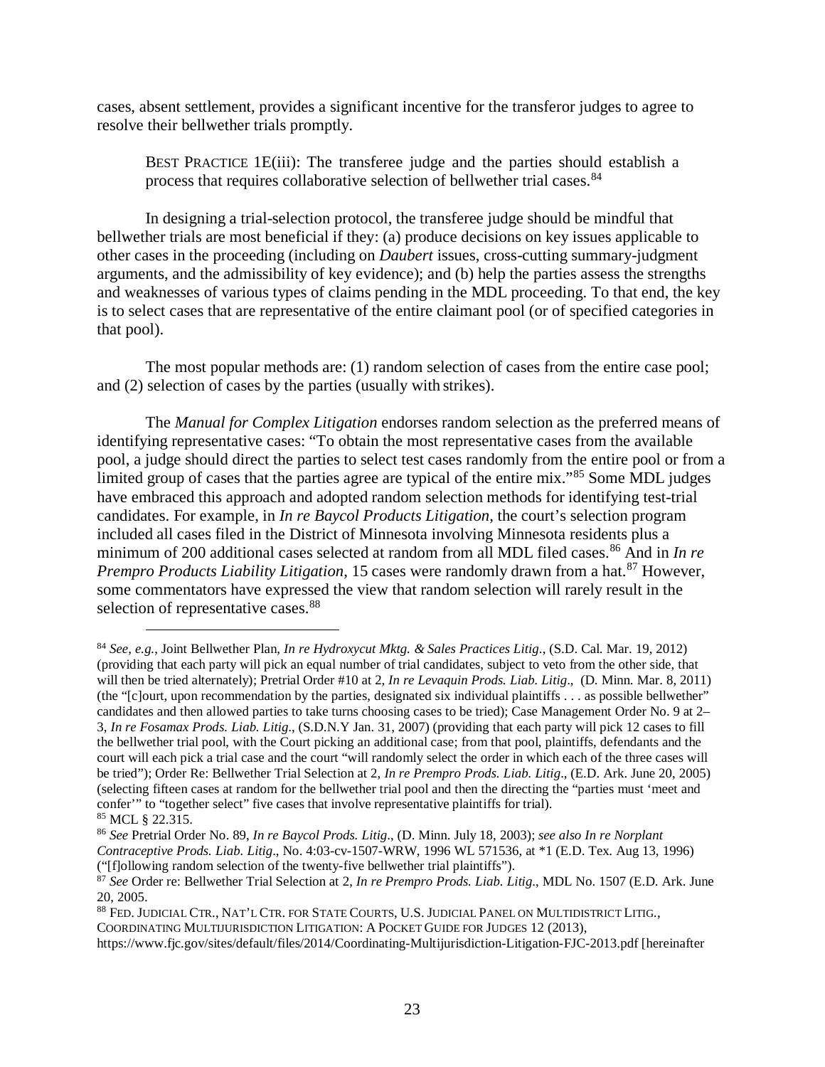cases, absent settlement, provides a significant incentive for the transferor judges to agree to resolve their bellwether trials promptly.

> BEST PRACTICE 1E(iii): The transferee judge and the parties should establish a process that requires collaborative selection of bellwether trial cases.[84]

In designing a trial-selection protocol, the transferee judge should be mindful that bellwether trials are most beneficial if they: (a) produce decisions on key issues applicable to other cases in the proceeding (including on *Daubert* issues, cross-cutting summary-judgment arguments, and the admissibility of key evidence); and (b) help the parties assess the strengths and weaknesses of various types of claims pending in the MDL proceeding. To that end, the key is to select cases that are representative of the entire claimant pool (or of specified categories in that pool).

The most popular methods are: (1) random selection of cases from the entire case pool; and (2) selection of cases by the parties (usually with strikes).

The *Manual for Complex Litigation* endorses random selection as the preferred means of identifying representative cases: "To obtain the most representative cases from the available pool, a judge should direct the parties to select test cases randomly from the entire pool or from a limited group of cases that the parties agree are typical of the entire mix."[85] Some MDL judges have embraced this approach and adopted random selection methods for identifying test-trial candidates. For example, in *In re Baycol Products Litigation*, the court's selection program included all cases filed in the District of Minnesota involving Minnesota residents plus a minimum of 200 additional cases selected at random from all MDL filed cases.[86] And in *In re Prempro Products Liability Litigation*, 15 cases were randomly drawn from a hat.[87] However, some commentators have expressed the view that random selection will rarely result in the selection of representative cases.[88]

---

[84] *See, e.g.*, Joint Bellwether Plan, *In re Hydroxycut Mktg. & Sales Practices Litig*., (S.D. Cal. Mar. 19, 2012) (providing that each party will pick an equal number of trial candidates, subject to veto from the other side, that will then be tried alternately); Pretrial Order #10 at 2, *In re Levaquin Prods. Liab. Litig*., (D. Minn. Mar. 8, 2011) (the "[c]ourt, upon recommendation by the parties, designated six individual plaintiffs . . . as possible bellwether" candidates and then allowed parties to take turns choosing cases to be tried); Case Management Order No. 9 at 2–3, *In re Fosamax Prods. Liab. Litig*., (S.D.N.Y Jan. 31, 2007) (providing that each party will pick 12 cases to fill the bellwether trial pool, with the Court picking an additional case; from that pool, plaintiffs, defendants and the court will each pick a trial case and the court "will randomly select the order in which each of the three cases will be tried"); Order Re: Bellwether Trial Selection at 2, *In re Prempro Prods. Liab. Litig*., (E.D. Ark. June 20, 2005) (selecting fifteen cases at random for the bellwether trial pool and then the directing the "parties must 'meet and confer'" to "together select" five cases that involve representative plaintiffs for trial).

[85] MCL § 22.315.

[86] *See* Pretrial Order No. 89, *In re Baycol Prods. Litig*., (D. Minn. July 18, 2003); *see also In re Norplant Contraceptive Prods. Liab. Litig*., No. 4:03-cv-1507-WRW, 1996 WL 571536, at *1 (E.D. Tex. Aug 13, 1996) ("[f]ollowing random selection of the twenty-five bellwether trial plaintiffs").

[87] *See* Order re: Bellwether Trial Selection at 2, *In re Prempro Prods. Liab. Litig*., MDL No. 1507 (E.D. Ark. June 20, 2005.

[88] FED. JUDICIAL CTR., NAT'L CTR. FOR STATE COURTS, U.S. JUDICIAL PANEL ON MULTIDISTRICT LITIG., COORDINATING MULTIJURISDICTION LITIGATION: A POCKET GUIDE FOR JUDGES 12 (2013), https://www.fjc.gov/sites/default/files/2014/Coordinating-Multijurisdiction-Litigation-FJC-2013.pdf [hereinafter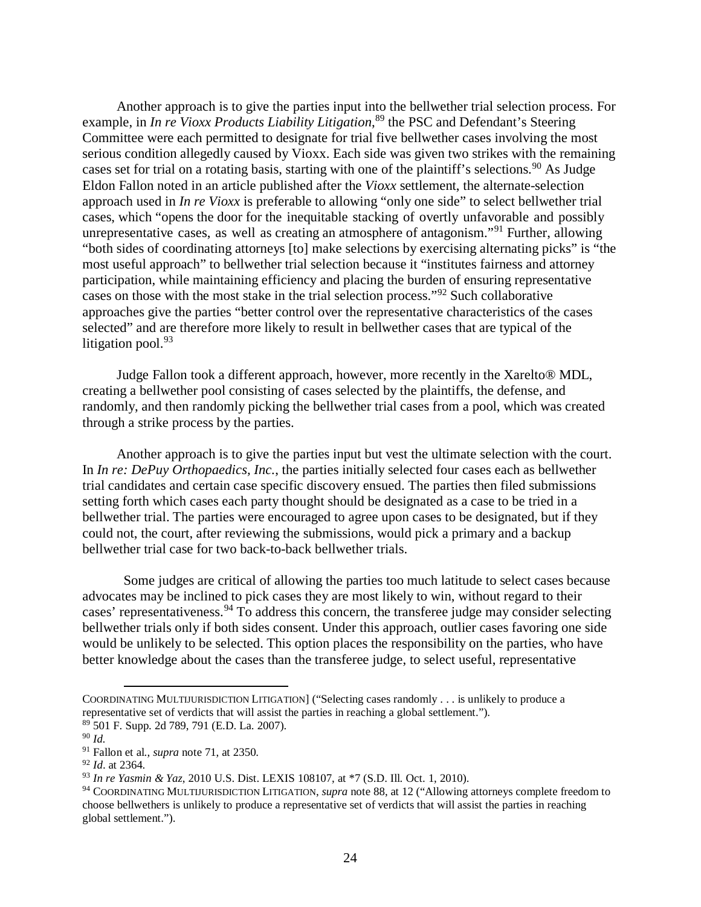Another approach is to give the parties input into the bellwether trial selection process. For example, in *In re Vioxx Products Liability Litigation*,[89] the PSC and Defendant's Steering Committee were each permitted to designate for trial five bellwether cases involving the most serious condition allegedly caused by Vioxx. Each side was given two strikes with the remaining cases set for trial on a rotating basis, starting with one of the plaintiff's selections.[90] As Judge Eldon Fallon noted in an article published after the *Vioxx* settlement, the alternate-selection approach used in *In re Vioxx* is preferable to allowing "only one side" to select bellwether trial cases, which "opens the door for the inequitable stacking of overtly unfavorable and possibly unrepresentative cases, as well as creating an atmosphere of antagonism."[91] Further, allowing "both sides of coordinating attorneys [to] make selections by exercising alternating picks" is "the most useful approach" to bellwether trial selection because it "institutes fairness and attorney participation, while maintaining efficiency and placing the burden of ensuring representative cases on those with the most stake in the trial selection process."[92] Such collaborative approaches give the parties "better control over the representative characteristics of the cases selected" and are therefore more likely to result in bellwether cases that are typical of the litigation pool.[93]

Judge Fallon took a different approach, however, more recently in the Xarelto® MDL, creating a bellwether pool consisting of cases selected by the plaintiffs, the defense, and randomly, and then randomly picking the bellwether trial cases from a pool, which was created through a strike process by the parties.

Another approach is to give the parties input but vest the ultimate selection with the court. In *In re: DePuy Orthopaedics, Inc.*, the parties initially selected four cases each as bellwether trial candidates and certain case specific discovery ensued. The parties then filed submissions setting forth which cases each party thought should be designated as a case to be tried in a bellwether trial. The parties were encouraged to agree upon cases to be designated, but if they could not, the court, after reviewing the submissions, would pick a primary and a backup bellwether trial case for two back-to-back bellwether trials.

Some judges are critical of allowing the parties too much latitude to select cases because advocates may be inclined to pick cases they are most likely to win, without regard to their cases' representativeness.[94] To address this concern, the transferee judge may consider selecting bellwether trials only if both sides consent. Under this approach, outlier cases favoring one side would be unlikely to be selected. This option places the responsibility on the parties, who have better knowledge about the cases than the transferee judge, to select useful, representative

---

COORDINATING MULTIJURISDICTION LITIGATION] ("Selecting cases randomly . . . is unlikely to produce a representative set of verdicts that will assist the parties in reaching a global settlement.").

[89] 501 F. Supp. 2d 789, 791 (E.D. La. 2007).

[90] *Id.*

[91] Fallon et al., *supra* note 71, at 2350.

[92] *Id*. at 2364.

[93] *In re Yasmin & Yaz*, 2010 U.S. Dist. LEXIS 108107, at *7 (S.D. Ill. Oct. 1, 2010).

[94] COORDINATING MULTIJURISDICTION LITIGATION, *supra* note 88, at 12 ("Allowing attorneys complete freedom to choose bellwethers is unlikely to produce a representative set of verdicts that will assist the parties in reaching global settlement.").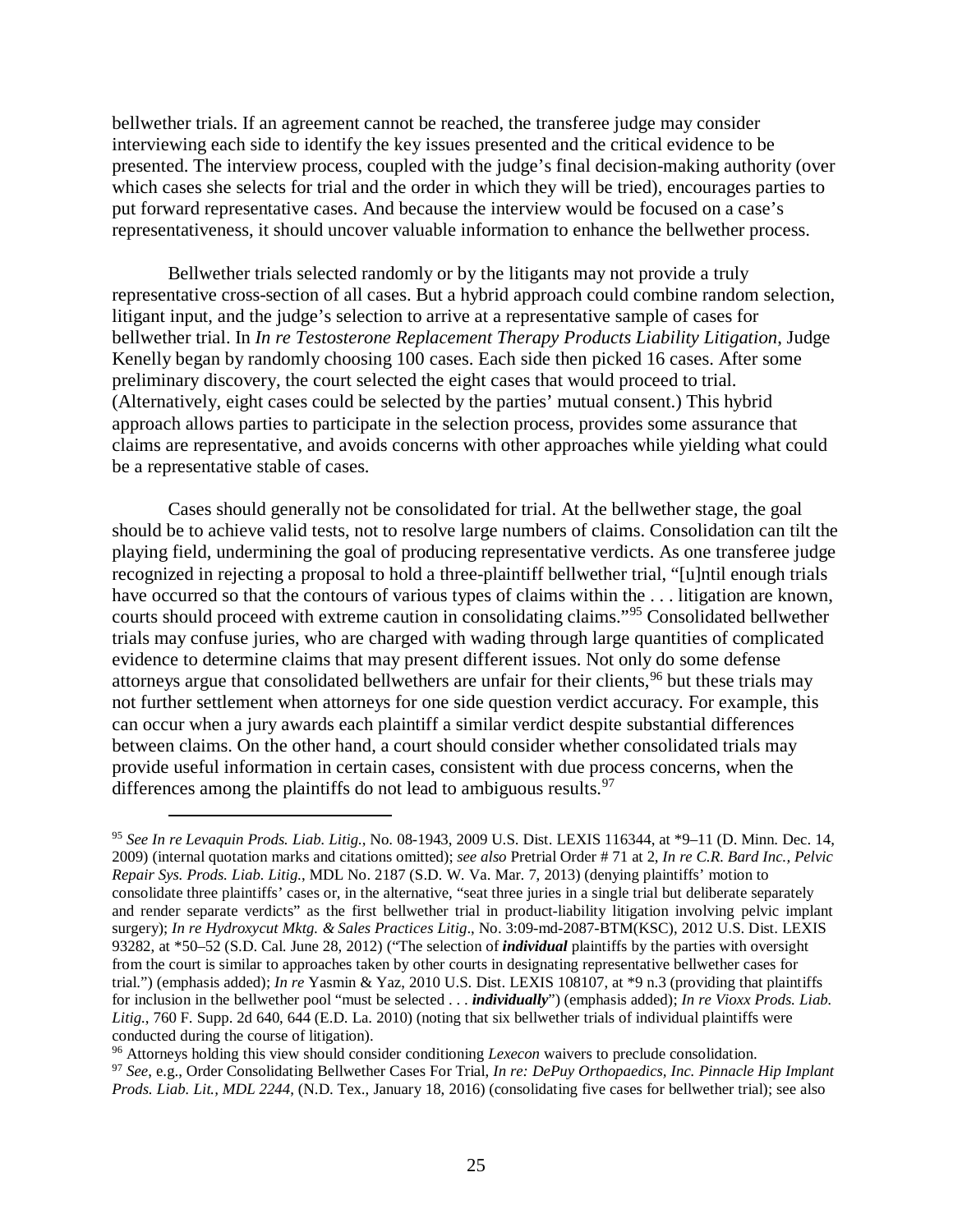bellwether trials. If an agreement cannot be reached, the transferee judge may consider interviewing each side to identify the key issues presented and the critical evidence to be presented. The interview process, coupled with the judge's final decision-making authority (over which cases she selects for trial and the order in which they will be tried), encourages parties to put forward representative cases. And because the interview would be focused on a case's representativeness, it should uncover valuable information to enhance the bellwether process.

Bellwether trials selected randomly or by the litigants may not provide a truly representative cross-section of all cases. But a hybrid approach could combine random selection, litigant input, and the judge's selection to arrive at a representative sample of cases for bellwether trial. In *In re Testosterone Replacement Therapy Products Liability Litigation*, Judge Kenelly began by randomly choosing 100 cases. Each side then picked 16 cases. After some preliminary discovery, the court selected the eight cases that would proceed to trial. (Alternatively, eight cases could be selected by the parties' mutual consent.) This hybrid approach allows parties to participate in the selection process, provides some assurance that claims are representative, and avoids concerns with other approaches while yielding what could be a representative stable of cases.

Cases should generally not be consolidated for trial. At the bellwether stage, the goal should be to achieve valid tests, not to resolve large numbers of claims. Consolidation can tilt the playing field, undermining the goal of producing representative verdicts. As one transferee judge recognized in rejecting a proposal to hold a three-plaintiff bellwether trial, "[u]ntil enough trials have occurred so that the contours of various types of claims within the . . . litigation are known, courts should proceed with extreme caution in consolidating claims."[95] Consolidated bellwether trials may confuse juries, who are charged with wading through large quantities of complicated evidence to determine claims that may present different issues. Not only do some defense attorneys argue that consolidated bellwethers are unfair for their clients,[96] but these trials may not further settlement when attorneys for one side question verdict accuracy. For example, this can occur when a jury awards each plaintiff a similar verdict despite substantial differences between claims. On the other hand, a court should consider whether consolidated trials may provide useful information in certain cases, consistent with due process concerns, when the differences among the plaintiffs do not lead to ambiguous results.[97]

---

[95] *See In re Levaquin Prods. Liab. Litig.*, No. 08-1943, 2009 U.S. Dist. LEXIS 116344, at *9–11 (D. Minn. Dec. 14, 2009) (internal quotation marks and citations omitted); *see also* Pretrial Order # 71 at 2, *In re C.R. Bard Inc., Pelvic Repair Sys. Prods. Liab. Litig.*, MDL No. 2187 (S.D. W. Va. Mar. 7, 2013) (denying plaintiffs' motion to consolidate three plaintiffs' cases or, in the alternative, "seat three juries in a single trial but deliberate separately and render separate verdicts" as the first bellwether trial in product-liability litigation involving pelvic implant surgery); *In re Hydroxycut Mktg. & Sales Practices Litig*., No. 3:09-md-2087-BTM(KSC), 2012 U.S. Dist. LEXIS 93282, at *50–52 (S.D. Cal. June 28, 2012) ("The selection of ***individual*** plaintiffs by the parties with oversight from the court is similar to approaches taken by other courts in designating representative bellwether cases for trial.") (emphasis added); *In re* Yasmin & Yaz, 2010 U.S. Dist. LEXIS 108107, at *9 n.3 (providing that plaintiffs for inclusion in the bellwether pool "must be selected . . . ***individually***") (emphasis added); *In re Vioxx Prods. Liab. Litig.*, 760 F. Supp. 2d 640, 644 (E.D. La. 2010) (noting that six bellwether trials of individual plaintiffs were conducted during the course of litigation).

[96] Attorneys holding this view should consider conditioning *Lexecon* waivers to preclude consolidation.

[97] *See*, e.g., Order Consolidating Bellwether Cases For Trial, *In re: DePuy Orthopaedics, Inc. Pinnacle Hip Implant Prods. Liab. Lit., MDL 2244*, (N.D. Tex., January 18, 2016) (consolidating five cases for bellwether trial); see also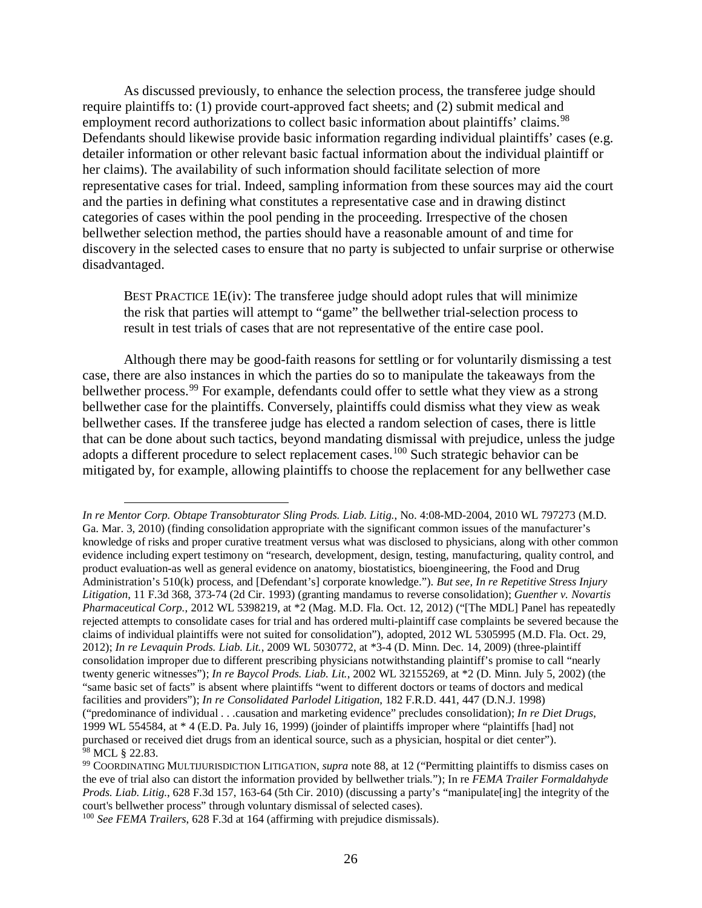As discussed previously, to enhance the selection process, the transferee judge should require plaintiffs to: (1) provide court-approved fact sheets; and (2) submit medical and employment record authorizations to collect basic information about plaintiffs' claims.[98] Defendants should likewise provide basic information regarding individual plaintiffs' cases (e.g. detailer information or other relevant basic factual information about the individual plaintiff or her claims). The availability of such information should facilitate selection of more representative cases for trial. Indeed, sampling information from these sources may aid the court and the parties in defining what constitutes a representative case and in drawing distinct categories of cases within the pool pending in the proceeding. Irrespective of the chosen bellwether selection method, the parties should have a reasonable amount of and time for discovery in the selected cases to ensure that no party is subjected to unfair surprise or otherwise disadvantaged.

> BEST PRACTICE 1E(iv): The transferee judge should adopt rules that will minimize the risk that parties will attempt to "game" the bellwether trial-selection process to result in test trials of cases that are not representative of the entire case pool.

Although there may be good-faith reasons for settling or for voluntarily dismissing a test case, there are also instances in which the parties do so to manipulate the takeaways from the bellwether process.[99] For example, defendants could offer to settle what they view as a strong bellwether case for the plaintiffs. Conversely, plaintiffs could dismiss what they view as weak bellwether cases. If the transferee judge has elected a random selection of cases, there is little that can be done about such tactics, beyond mandating dismissal with prejudice, unless the judge adopts a different procedure to select replacement cases.[100] Such strategic behavior can be mitigated by, for example, allowing plaintiffs to choose the replacement for any bellwether case

---

*In re Mentor Corp. Obtape Transobturator Sling Prods. Liab. Litig.*, No. 4:08-MD-2004, 2010 WL 797273 (M.D. Ga. Mar. 3, 2010) (finding consolidation appropriate with the significant common issues of the manufacturer's knowledge of risks and proper curative treatment versus what was disclosed to physicians, along with other common evidence including expert testimony on "research, development, design, testing, manufacturing, quality control, and product evaluation-as well as general evidence on anatomy, biostatistics, bioengineering, the Food and Drug Administration's 510(k) process, and [Defendant's] corporate knowledge."). *But see, In re Repetitive Stress Injury Litigation*, 11 F.3d 368, 373-74 (2d Cir. 1993) (granting mandamus to reverse consolidation); *Guenther v. Novartis Pharmaceutical Corp.*, 2012 WL 5398219, at *2 (Mag. M.D. Fla. Oct. 12, 2012) ("[The MDL] Panel has repeatedly rejected attempts to consolidate cases for trial and has ordered multi-plaintiff case complaints be severed because the claims of individual plaintiffs were not suited for consolidation"), adopted, 2012 WL 5305995 (M.D. Fla. Oct. 29, 2012); *In re Levaquin Prods. Liab. Lit.*, 2009 WL 5030772, at *3-4 (D. Minn. Dec. 14, 2009) (three-plaintiff consolidation improper due to different prescribing physicians notwithstanding plaintiff's promise to call "nearly twenty generic witnesses"); *In re Baycol Prods. Liab. Lit.*, 2002 WL 32155269, at *2 (D. Minn. July 5, 2002) (the "same basic set of facts" is absent where plaintiffs "went to different doctors or teams of doctors and medical facilities and providers"); *In re Consolidated Parlodel Litigation*, 182 F.R.D. 441, 447 (D.N.J. 1998) ("predominance of individual . . .causation and marketing evidence" precludes consolidation); *In re Diet Drugs*, 1999 WL 554584, at * 4 (E.D. Pa. July 16, 1999) (joinder of plaintiffs improper where "plaintiffs [had] not purchased or received diet drugs from an identical source, such as a physician, hospital or diet center").

[98] MCL § 22.83.

[99] COORDINATING MULTIJURISDICTION LITIGATION, *supra* note 88, at 12 ("Permitting plaintiffs to dismiss cases on the eve of trial also can distort the information provided by bellwether trials."); In re *FEMA Trailer Formaldahyde Prods. Liab. Litig.*, 628 F.3d 157, 163-64 (5th Cir. 2010) (discussing a party's "manipulate[ing] the integrity of the court's bellwether process" through voluntary dismissal of selected cases).

[100] *See FEMA Trailers*, 628 F.3d at 164 (affirming with prejudice dismissals).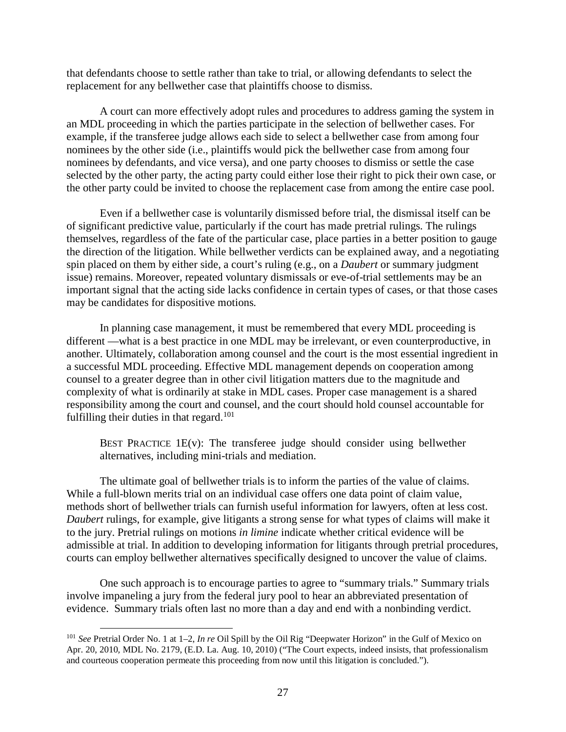that defendants choose to settle rather than take to trial, or allowing defendants to select the replacement for any bellwether case that plaintiffs choose to dismiss.

A court can more effectively adopt rules and procedures to address gaming the system in an MDL proceeding in which the parties participate in the selection of bellwether cases. For example, if the transferee judge allows each side to select a bellwether case from among four nominees by the other side (i.e., plaintiffs would pick the bellwether case from among four nominees by defendants, and vice versa), and one party chooses to dismiss or settle the case selected by the other party, the acting party could either lose their right to pick their own case, or the other party could be invited to choose the replacement case from among the entire case pool.

Even if a bellwether case is voluntarily dismissed before trial, the dismissal itself can be of significant predictive value, particularly if the court has made pretrial rulings. The rulings themselves, regardless of the fate of the particular case, place parties in a better position to gauge the direction of the litigation. While bellwether verdicts can be explained away, and a negotiating spin placed on them by either side, a court's ruling (e.g., on a *Daubert* or summary judgment issue) remains. Moreover, repeated voluntary dismissals or eve-of-trial settlements may be an important signal that the acting side lacks confidence in certain types of cases, or that those cases may be candidates for dispositive motions.

In planning case management, it must be remembered that every MDL proceeding is different —what is a best practice in one MDL may be irrelevant, or even counterproductive, in another. Ultimately, collaboration among counsel and the court is the most essential ingredient in a successful MDL proceeding. Effective MDL management depends on cooperation among counsel to a greater degree than in other civil litigation matters due to the magnitude and complexity of what is ordinarily at stake in MDL cases. Proper case management is a shared responsibility among the court and counsel, and the court should hold counsel accountable for fulfilling their duties in that regard.[101]

> BEST PRACTICE 1E(v): The transferee judge should consider using bellwether alternatives, including mini-trials and mediation.

The ultimate goal of bellwether trials is to inform the parties of the value of claims. While a full-blown merits trial on an individual case offers one data point of claim value, methods short of bellwether trials can furnish useful information for lawyers, often at less cost. *Daubert* rulings, for example, give litigants a strong sense for what types of claims will make it to the jury. Pretrial rulings on motions *in limine* indicate whether critical evidence will be admissible at trial. In addition to developing information for litigants through pretrial procedures, courts can employ bellwether alternatives specifically designed to uncover the value of claims.

One such approach is to encourage parties to agree to "summary trials." Summary trials involve impaneling a jury from the federal jury pool to hear an abbreviated presentation of evidence. Summary trials often last no more than a day and end with a nonbinding verdict.

---

[101] *See* Pretrial Order No. 1 at 1–2, *In re* Oil Spill by the Oil Rig "Deepwater Horizon" in the Gulf of Mexico on Apr. 20, 2010, MDL No. 2179, (E.D. La. Aug. 10, 2010) ("The Court expects, indeed insists, that professionalism and courteous cooperation permeate this proceeding from now until this litigation is concluded.").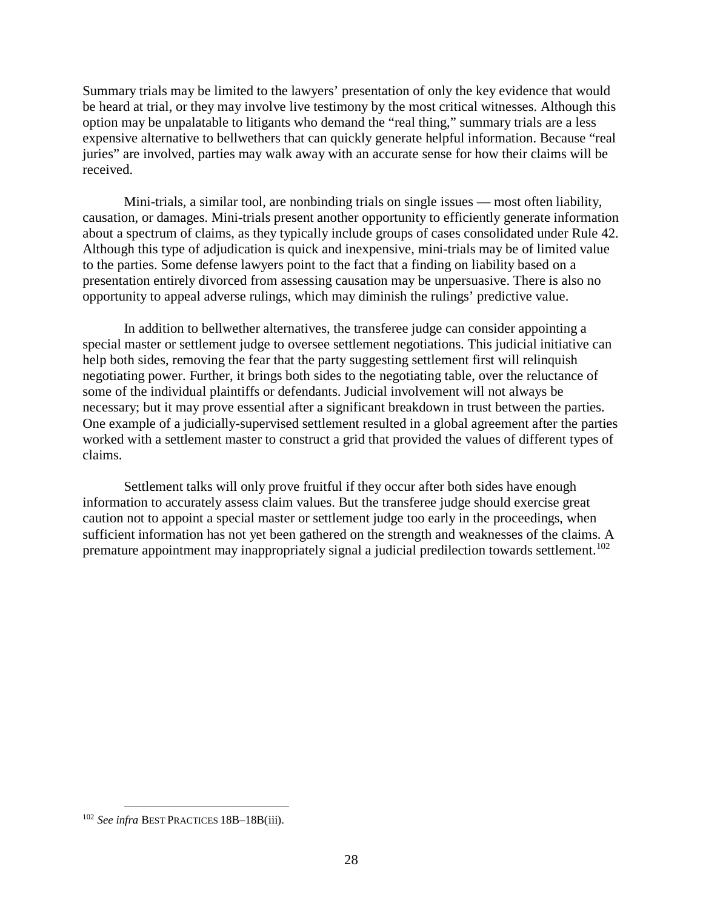Summary trials may be limited to the lawyers' presentation of only the key evidence that would be heard at trial, or they may involve live testimony by the most critical witnesses. Although this option may be unpalatable to litigants who demand the "real thing," summary trials are a less expensive alternative to bellwethers that can quickly generate helpful information. Because "real juries" are involved, parties may walk away with an accurate sense for how their claims will be received.

Mini-trials, a similar tool, are nonbinding trials on single issues — most often liability, causation, or damages. Mini-trials present another opportunity to efficiently generate information about a spectrum of claims, as they typically include groups of cases consolidated under Rule 42. Although this type of adjudication is quick and inexpensive, mini-trials may be of limited value to the parties. Some defense lawyers point to the fact that a finding on liability based on a presentation entirely divorced from assessing causation may be unpersuasive. There is also no opportunity to appeal adverse rulings, which may diminish the rulings' predictive value.

In addition to bellwether alternatives, the transferee judge can consider appointing a special master or settlement judge to oversee settlement negotiations. This judicial initiative can help both sides, removing the fear that the party suggesting settlement first will relinquish negotiating power. Further, it brings both sides to the negotiating table, over the reluctance of some of the individual plaintiffs or defendants. Judicial involvement will not always be necessary; but it may prove essential after a significant breakdown in trust between the parties. One example of a judicially-supervised settlement resulted in a global agreement after the parties worked with a settlement master to construct a grid that provided the values of different types of claims.

Settlement talks will only prove fruitful if they occur after both sides have enough information to accurately assess claim values. But the transferee judge should exercise great caution not to appoint a special master or settlement judge too early in the proceedings, when sufficient information has not yet been gathered on the strength and weaknesses of the claims. A premature appointment may inappropriately signal a judicial predilection towards settlement.[102]

[102] *See infra* BEST PRACTICES 18B–18B(iii).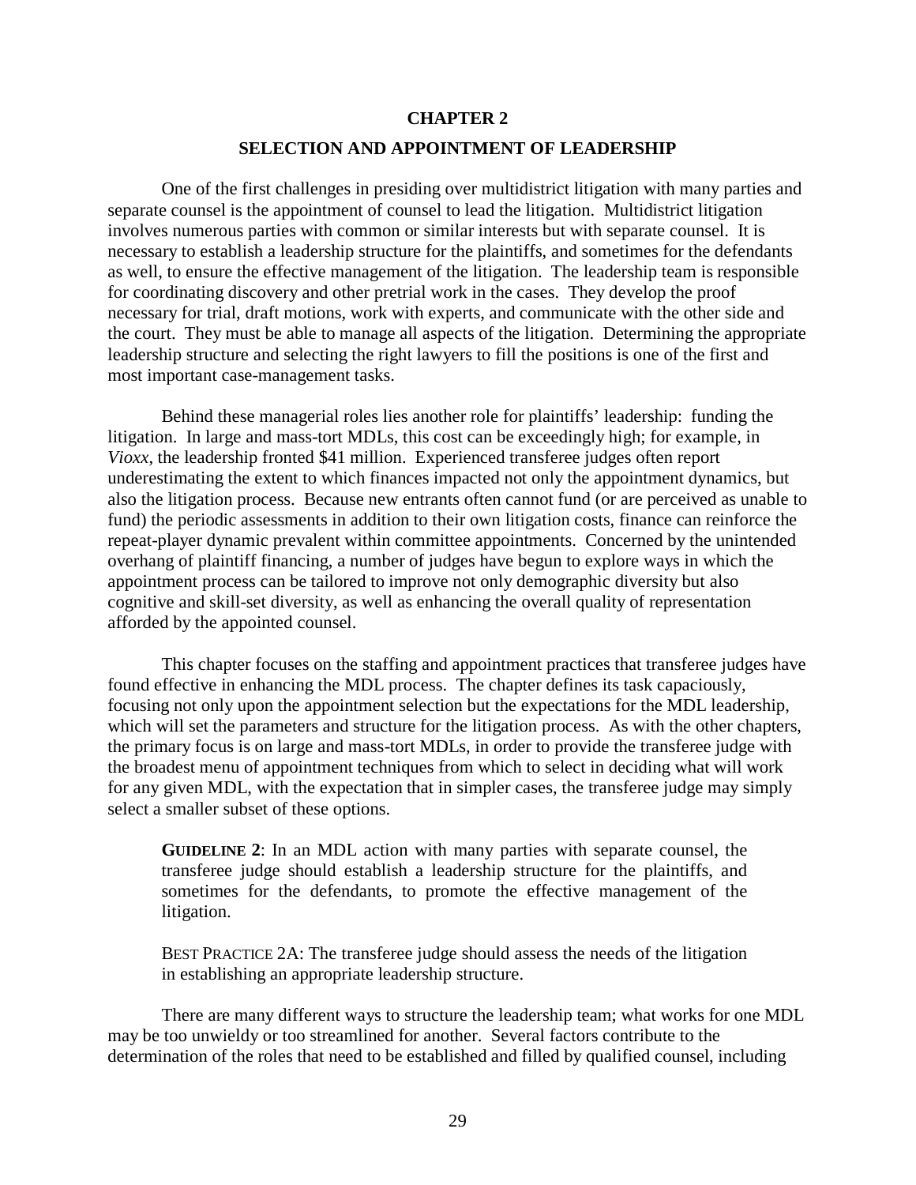# CHAPTER 2

## SELECTION AND APPOINTMENT OF LEADERSHIP

One of the first challenges in presiding over multidistrict litigation with many parties and separate counsel is the appointment of counsel to lead the litigation. Multidistrict litigation involves numerous parties with common or similar interests but with separate counsel. It is necessary to establish a leadership structure for the plaintiffs, and sometimes for the defendants as well, to ensure the effective management of the litigation. The leadership team is responsible for coordinating discovery and other pretrial work in the cases. They develop the proof necessary for trial, draft motions, work with experts, and communicate with the other side and the court. They must be able to manage all aspects of the litigation. Determining the appropriate leadership structure and selecting the right lawyers to fill the positions is one of the first and most important case-management tasks.

Behind these managerial roles lies another role for plaintiffs' leadership: funding the litigation. In large and mass-tort MDLs, this cost can be exceedingly high; for example, in *Vioxx*, the leadership fronted $41 million. Experienced transferee judges often report underestimating the extent to which finances impacted not only the appointment dynamics, but also the litigation process. Because new entrants often cannot fund (or are perceived as unable to fund) the periodic assessments in addition to their own litigation costs, finance can reinforce the repeat-player dynamic prevalent within committee appointments. Concerned by the unintended overhang of plaintiff financing, a number of judges have begun to explore ways in which the appointment process can be tailored to improve not only demographic diversity but also cognitive and skill-set diversity, as well as enhancing the overall quality of representation afforded by the appointed counsel.

This chapter focuses on the staffing and appointment practices that transferee judges have found effective in enhancing the MDL process. The chapter defines its task capaciously, focusing not only upon the appointment selection but the expectations for the MDL leadership, which will set the parameters and structure for the litigation process. As with the other chapters, the primary focus is on large and mass-tort MDLs, in order to provide the transferee judge with the broadest menu of appointment techniques from which to select in deciding what will work for any given MDL, with the expectation that in simpler cases, the transferee judge may simply select a smaller subset of these options.

> **GUIDELINE 2**: In an MDL action with many parties with separate counsel, the transferee judge should establish a leadership structure for the plaintiffs, and sometimes for the defendants, to promote the effective management of the litigation.

> BEST PRACTICE 2A: The transferee judge should assess the needs of the litigation in establishing an appropriate leadership structure.

There are many different ways to structure the leadership team; what works for one MDL may be too unwieldy or too streamlined for another. Several factors contribute to the determination of the roles that need to be established and filled by qualified counsel, including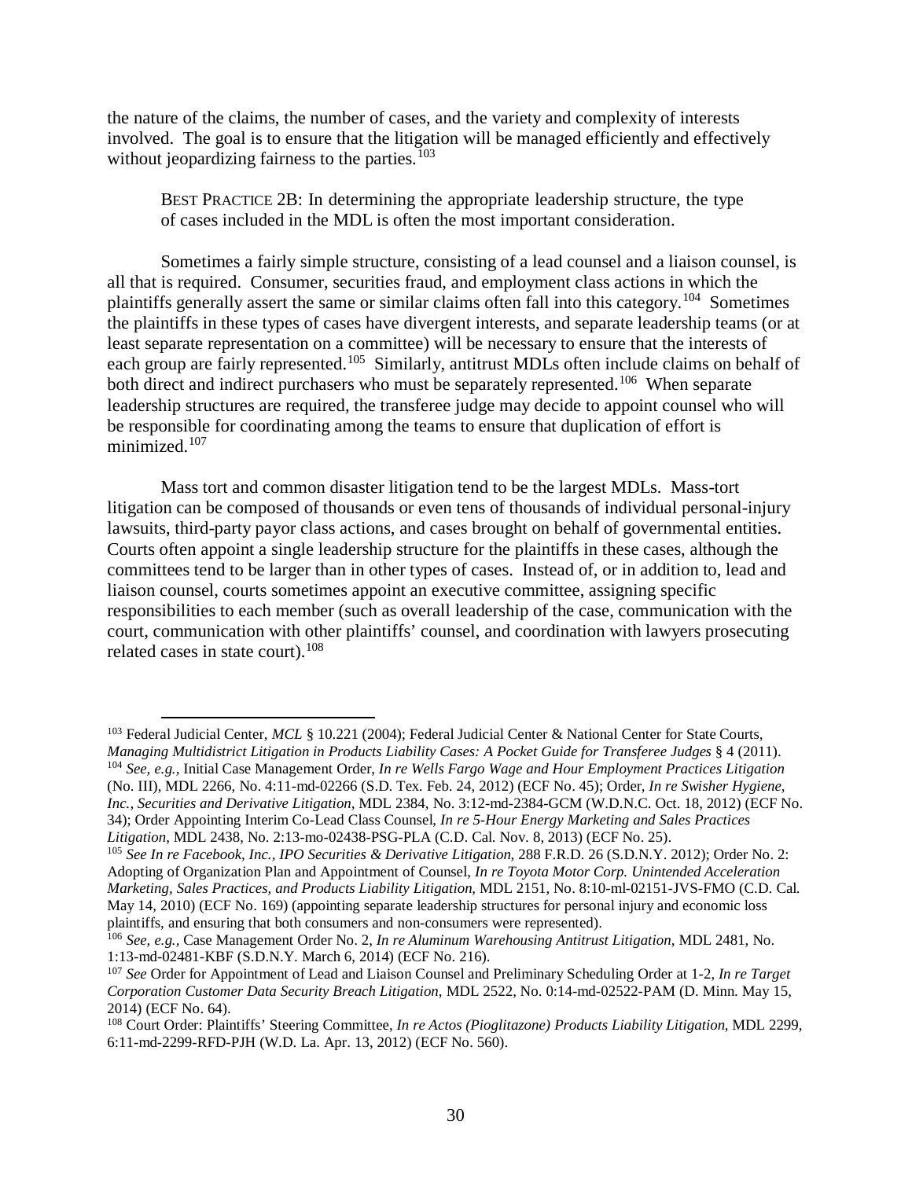the nature of the claims, the number of cases, and the variety and complexity of interests involved. The goal is to ensure that the litigation will be managed efficiently and effectively without jeopardizing fairness to the parties.[103]

> BEST PRACTICE 2B: In determining the appropriate leadership structure, the type of cases included in the MDL is often the most important consideration.

Sometimes a fairly simple structure, consisting of a lead counsel and a liaison counsel, is all that is required. Consumer, securities fraud, and employment class actions in which the plaintiffs generally assert the same or similar claims often fall into this category.[104] Sometimes the plaintiffs in these types of cases have divergent interests, and separate leadership teams (or at least separate representation on a committee) will be necessary to ensure that the interests of each group are fairly represented.[105] Similarly, antitrust MDLs often include claims on behalf of both direct and indirect purchasers who must be separately represented.[106] When separate leadership structures are required, the transferee judge may decide to appoint counsel who will be responsible for coordinating among the teams to ensure that duplication of effort is minimized.[107]

Mass tort and common disaster litigation tend to be the largest MDLs. Mass-tort litigation can be composed of thousands or even tens of thousands of individual personal-injury lawsuits, third-party payor class actions, and cases brought on behalf of governmental entities. Courts often appoint a single leadership structure for the plaintiffs in these cases, although the committees tend to be larger than in other types of cases. Instead of, or in addition to, lead and liaison counsel, courts sometimes appoint an executive committee, assigning specific responsibilities to each member (such as overall leadership of the case, communication with the court, communication with other plaintiffs' counsel, and coordination with lawyers prosecuting related cases in state court).[108]

---

[103] Federal Judicial Center, *MCL* § 10.221 (2004); Federal Judicial Center & National Center for State Courts, *Managing Multidistrict Litigation in Products Liability Cases: A Pocket Guide for Transferee Judges* § 4 (2011).

[104] *See, e.g.*, Initial Case Management Order, *In re Wells Fargo Wage and Hour Employment Practices Litigation* (No. III), MDL 2266, No. 4:11-md-02266 (S.D. Tex. Feb. 24, 2012) (ECF No. 45); Order, *In re Swisher Hygiene, Inc., Securities and Derivative Litigation*, MDL 2384, No. 3:12-md-2384-GCM (W.D.N.C. Oct. 18, 2012) (ECF No. 34); Order Appointing Interim Co-Lead Class Counsel, *In re 5-Hour Energy Marketing and Sales Practices Litigation*, MDL 2438, No. 2:13-mo-02438-PSG-PLA (C.D. Cal. Nov. 8, 2013) (ECF No. 25).

[105] *See In re Facebook, Inc., IPO Securities & Derivative Litigation*, 288 F.R.D. 26 (S.D.N.Y. 2012); Order No. 2: Adopting of Organization Plan and Appointment of Counsel, *In re Toyota Motor Corp. Unintended Acceleration Marketing, Sales Practices, and Products Liability Litigation*, MDL 2151, No. 8:10-ml-02151-JVS-FMO (C.D. Cal. May 14, 2010) (ECF No. 169) (appointing separate leadership structures for personal injury and economic loss plaintiffs, and ensuring that both consumers and non-consumers were represented).

[106] *See, e.g.*, Case Management Order No. 2, *In re Aluminum Warehousing Antitrust Litigation*, MDL 2481, No. 1:13-md-02481-KBF (S.D.N.Y. March 6, 2014) (ECF No. 216).

[107] *See* Order for Appointment of Lead and Liaison Counsel and Preliminary Scheduling Order at 1-2, *In re Target Corporation Customer Data Security Breach Litigation*, MDL 2522, No. 0:14-md-02522-PAM (D. Minn. May 15, 2014) (ECF No. 64).

[108] Court Order: Plaintiffs' Steering Committee, *In re Actos (Pioglitazone) Products Liability Litigation*, MDL 2299, 6:11-md-2299-RFD-PJH (W.D. La. Apr. 13, 2012) (ECF No. 560).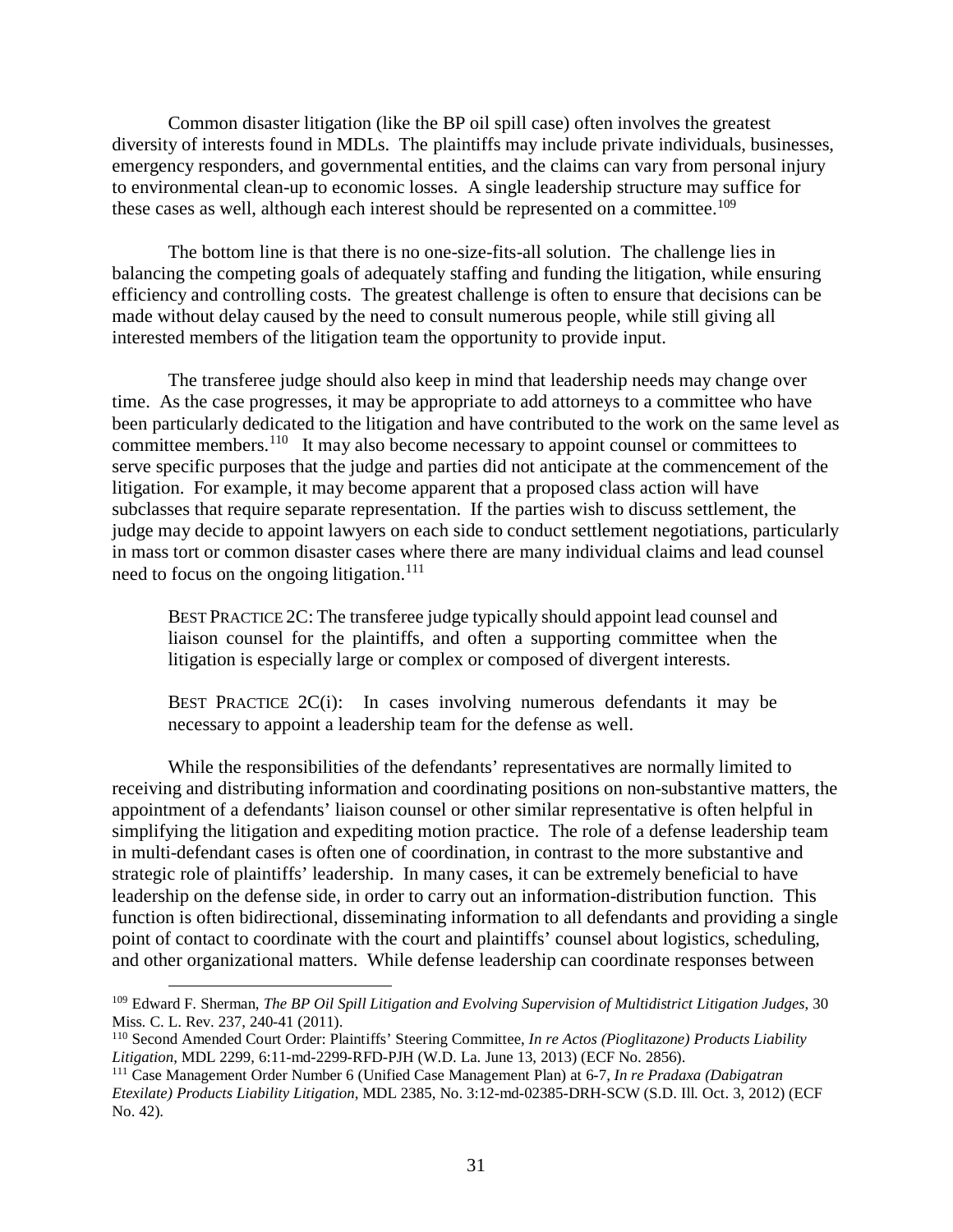Common disaster litigation (like the BP oil spill case) often involves the greatest diversity of interests found in MDLs. The plaintiffs may include private individuals, businesses, emergency responders, and governmental entities, and the claims can vary from personal injury to environmental clean-up to economic losses. A single leadership structure may suffice for these cases as well, although each interest should be represented on a committee.[109]

The bottom line is that there is no one-size-fits-all solution. The challenge lies in balancing the competing goals of adequately staffing and funding the litigation, while ensuring efficiency and controlling costs. The greatest challenge is often to ensure that decisions can be made without delay caused by the need to consult numerous people, while still giving all interested members of the litigation team the opportunity to provide input.

The transferee judge should also keep in mind that leadership needs may change over time. As the case progresses, it may be appropriate to add attorneys to a committee who have been particularly dedicated to the litigation and have contributed to the work on the same level as committee members.[110] It may also become necessary to appoint counsel or committees to serve specific purposes that the judge and parties did not anticipate at the commencement of the litigation. For example, it may become apparent that a proposed class action will have subclasses that require separate representation. If the parties wish to discuss settlement, the judge may decide to appoint lawyers on each side to conduct settlement negotiations, particularly in mass tort or common disaster cases where there are many individual claims and lead counsel need to focus on the ongoing litigation.[111]

> BEST PRACTICE 2C: The transferee judge typically should appoint lead counsel and liaison counsel for the plaintiffs, and often a supporting committee when the litigation is especially large or complex or composed of divergent interests.

> BEST PRACTICE 2C(i): In cases involving numerous defendants it may be necessary to appoint a leadership team for the defense as well.

While the responsibilities of the defendants' representatives are normally limited to receiving and distributing information and coordinating positions on non-substantive matters, the appointment of a defendants' liaison counsel or other similar representative is often helpful in simplifying the litigation and expediting motion practice. The role of a defense leadership team in multi-defendant cases is often one of coordination, in contrast to the more substantive and strategic role of plaintiffs' leadership. In many cases, it can be extremely beneficial to have leadership on the defense side, in order to carry out an information-distribution function. This function is often bidirectional, disseminating information to all defendants and providing a single point of contact to coordinate with the court and plaintiffs' counsel about logistics, scheduling, and other organizational matters. While defense leadership can coordinate responses between

---

[109] Edward F. Sherman, *The BP Oil Spill Litigation and Evolving Supervision of Multidistrict Litigation Judges*, 30 Miss. C. L. Rev. 237, 240-41 (2011).

[110] Second Amended Court Order: Plaintiffs' Steering Committee, *In re Actos (Pioglitazone) Products Liability Litigation*, MDL 2299, 6:11-md-2299-RFD-PJH (W.D. La. June 13, 2013) (ECF No. 2856).

[111] Case Management Order Number 6 (Unified Case Management Plan) at 6-7, *In re Pradaxa (Dabigatran Etexilate) Products Liability Litigation*, MDL 2385, No. 3:12-md-02385-DRH-SCW (S.D. Ill. Oct. 3, 2012) (ECF No. 42).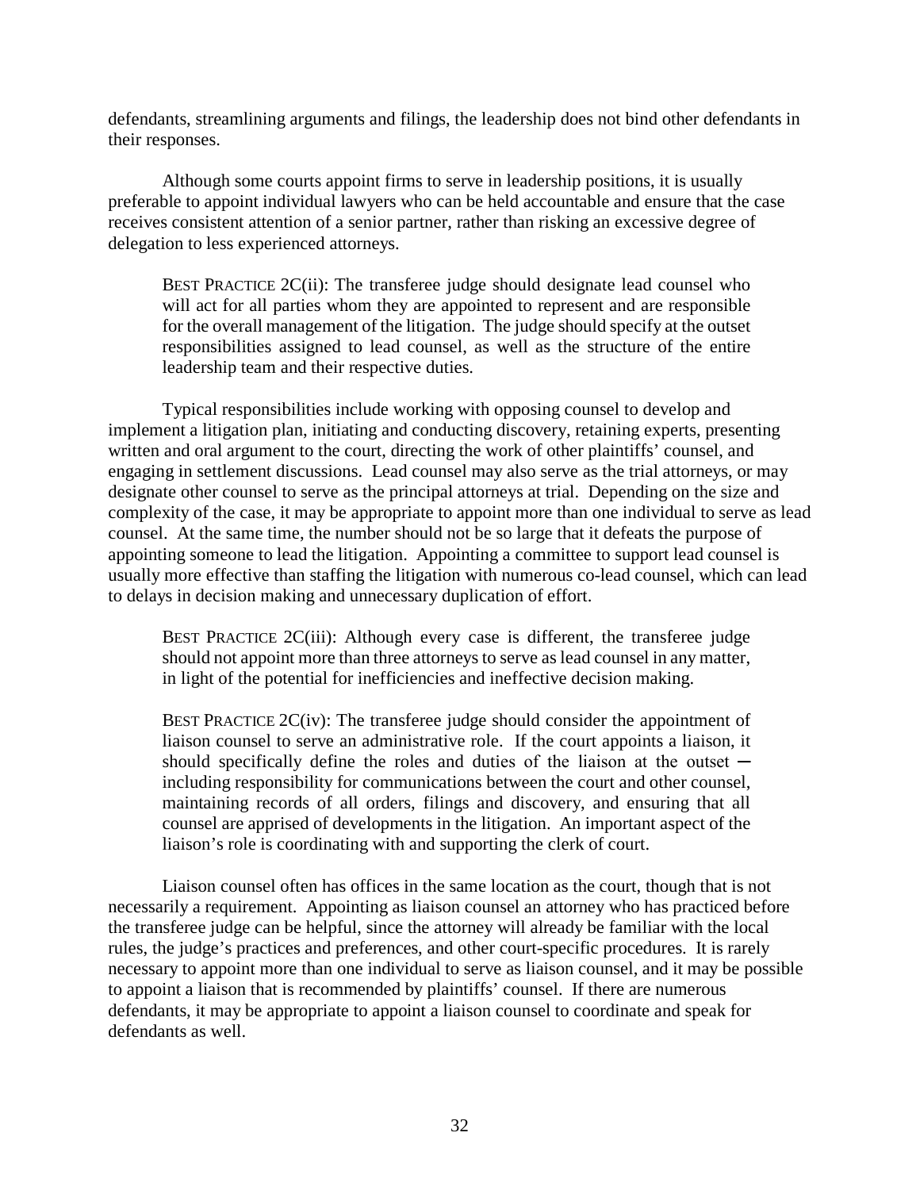defendants, streamlining arguments and filings, the leadership does not bind other defendants in their responses.

Although some courts appoint firms to serve in leadership positions, it is usually preferable to appoint individual lawyers who can be held accountable and ensure that the case receives consistent attention of a senior partner, rather than risking an excessive degree of delegation to less experienced attorneys.

> BEST PRACTICE 2C(ii): The transferee judge should designate lead counsel who will act for all parties whom they are appointed to represent and are responsible for the overall management of the litigation. The judge should specify at the outset responsibilities assigned to lead counsel, as well as the structure of the entire leadership team and their respective duties.

Typical responsibilities include working with opposing counsel to develop and implement a litigation plan, initiating and conducting discovery, retaining experts, presenting written and oral argument to the court, directing the work of other plaintiffs' counsel, and engaging in settlement discussions. Lead counsel may also serve as the trial attorneys, or may designate other counsel to serve as the principal attorneys at trial. Depending on the size and complexity of the case, it may be appropriate to appoint more than one individual to serve as lead counsel. At the same time, the number should not be so large that it defeats the purpose of appointing someone to lead the litigation. Appointing a committee to support lead counsel is usually more effective than staffing the litigation with numerous co-lead counsel, which can lead to delays in decision making and unnecessary duplication of effort.

> BEST PRACTICE 2C(iii): Although every case is different, the transferee judge should not appoint more than three attorneys to serve as lead counsel in any matter, in light of the potential for inefficiencies and ineffective decision making.

> BEST PRACTICE 2C(iv): The transferee judge should consider the appointment of liaison counsel to serve an administrative role. If the court appoints a liaison, it should specifically define the roles and duties of the liaison at the outset – including responsibility for communications between the court and other counsel, maintaining records of all orders, filings and discovery, and ensuring that all counsel are apprised of developments in the litigation. An important aspect of the liaison's role is coordinating with and supporting the clerk of court.

Liaison counsel often has offices in the same location as the court, though that is not necessarily a requirement. Appointing as liaison counsel an attorney who has practiced before the transferee judge can be helpful, since the attorney will already be familiar with the local rules, the judge's practices and preferences, and other court-specific procedures. It is rarely necessary to appoint more than one individual to serve as liaison counsel, and it may be possible to appoint a liaison that is recommended by plaintiffs' counsel. If there are numerous defendants, it may be appropriate to appoint a liaison counsel to coordinate and speak for defendants as well.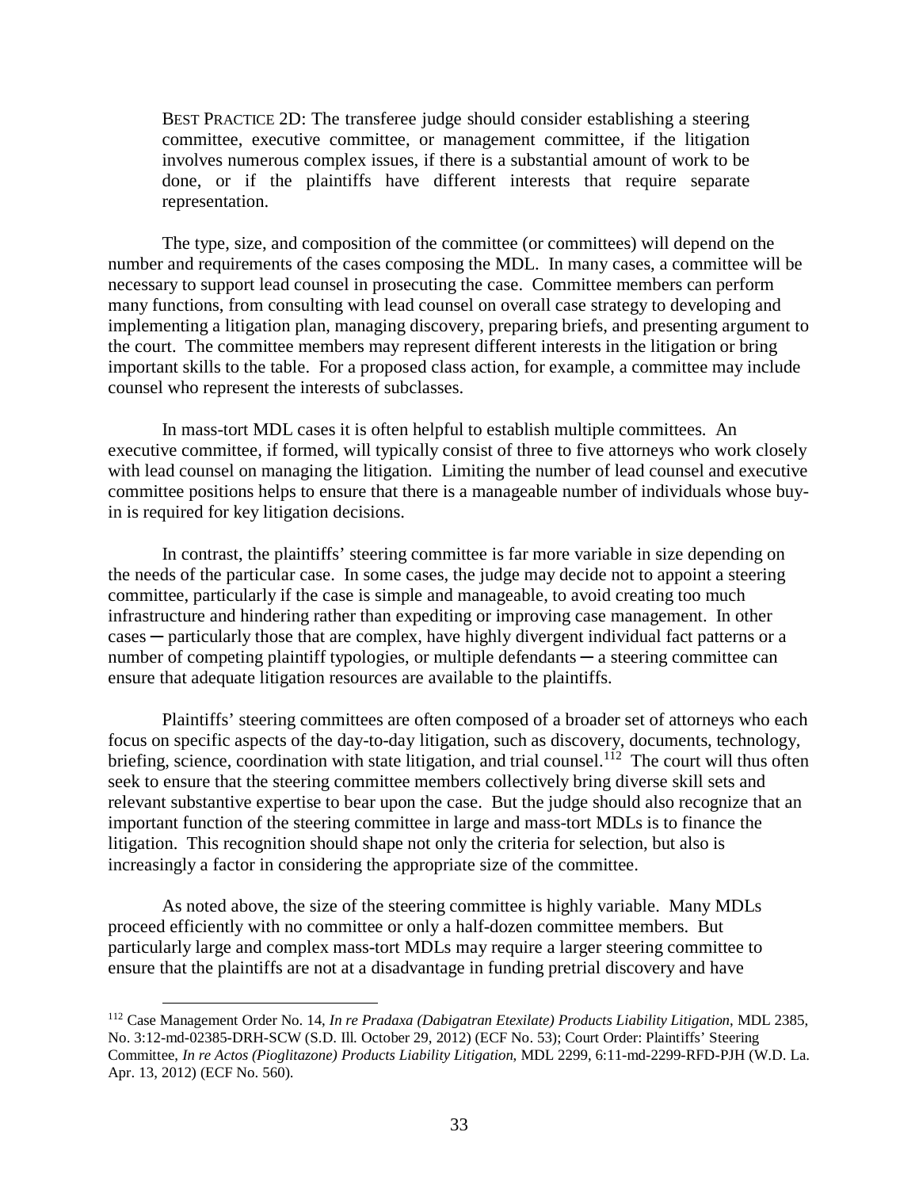BEST PRACTICE 2D: The transferee judge should consider establishing a steering committee, executive committee, or management committee, if the litigation involves numerous complex issues, if there is a substantial amount of work to be done, or if the plaintiffs have different interests that require separate representation.

The type, size, and composition of the committee (or committees) will depend on the number and requirements of the cases composing the MDL. In many cases, a committee will be necessary to support lead counsel in prosecuting the case. Committee members can perform many functions, from consulting with lead counsel on overall case strategy to developing and implementing a litigation plan, managing discovery, preparing briefs, and presenting argument to the court. The committee members may represent different interests in the litigation or bring important skills to the table. For a proposed class action, for example, a committee may include counsel who represent the interests of subclasses.

In mass-tort MDL cases it is often helpful to establish multiple committees. An executive committee, if formed, will typically consist of three to five attorneys who work closely with lead counsel on managing the litigation. Limiting the number of lead counsel and executive committee positions helps to ensure that there is a manageable number of individuals whose buy-in is required for key litigation decisions.

In contrast, the plaintiffs' steering committee is far more variable in size depending on the needs of the particular case. In some cases, the judge may decide not to appoint a steering committee, particularly if the case is simple and manageable, to avoid creating too much infrastructure and hindering rather than expediting or improving case management. In other cases ─ particularly those that are complex, have highly divergent individual fact patterns or a number of competing plaintiff typologies, or multiple defendants ─ a steering committee can ensure that adequate litigation resources are available to the plaintiffs.

Plaintiffs' steering committees are often composed of a broader set of attorneys who each focus on specific aspects of the day-to-day litigation, such as discovery, documents, technology, briefing, science, coordination with state litigation, and trial counsel.[112] The court will thus often seek to ensure that the steering committee members collectively bring diverse skill sets and relevant substantive expertise to bear upon the case. But the judge should also recognize that an important function of the steering committee in large and mass-tort MDLs is to finance the litigation. This recognition should shape not only the criteria for selection, but also is increasingly a factor in considering the appropriate size of the committee.

As noted above, the size of the steering committee is highly variable. Many MDLs proceed efficiently with no committee or only a half-dozen committee members. But particularly large and complex mass-tort MDLs may require a larger steering committee to ensure that the plaintiffs are not at a disadvantage in funding pretrial discovery and have

---

[112] Case Management Order No. 14, *In re Pradaxa (Dabigatran Etexilate) Products Liability Litigation*, MDL 2385, No. 3:12-md-02385-DRH-SCW (S.D. Ill. October 29, 2012) (ECF No. 53); Court Order: Plaintiffs' Steering Committee, *In re Actos (Pioglitazone) Products Liability Litigation*, MDL 2299, 6:11-md-2299-RFD-PJH (W.D. La. Apr. 13, 2012) (ECF No. 560).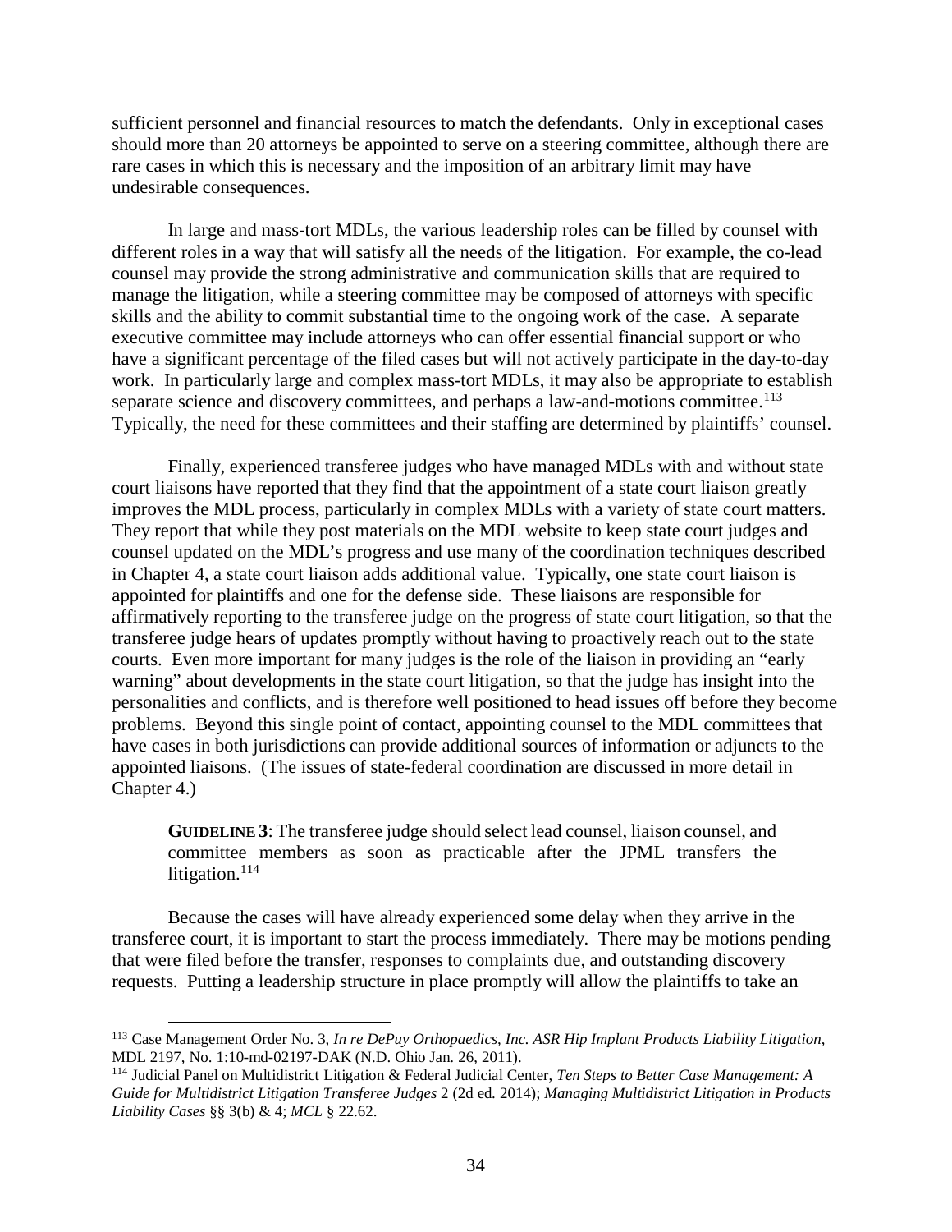sufficient personnel and financial resources to match the defendants. Only in exceptional cases should more than 20 attorneys be appointed to serve on a steering committee, although there are rare cases in which this is necessary and the imposition of an arbitrary limit may have undesirable consequences.

In large and mass-tort MDLs, the various leadership roles can be filled by counsel with different roles in a way that will satisfy all the needs of the litigation. For example, the co-lead counsel may provide the strong administrative and communication skills that are required to manage the litigation, while a steering committee may be composed of attorneys with specific skills and the ability to commit substantial time to the ongoing work of the case. A separate executive committee may include attorneys who can offer essential financial support or who have a significant percentage of the filed cases but will not actively participate in the day-to-day work. In particularly large and complex mass-tort MDLs, it may also be appropriate to establish separate science and discovery committees, and perhaps a law-and-motions committee.[113] Typically, the need for these committees and their staffing are determined by plaintiffs' counsel.

Finally, experienced transferee judges who have managed MDLs with and without state court liaisons have reported that they find that the appointment of a state court liaison greatly improves the MDL process, particularly in complex MDLs with a variety of state court matters. They report that while they post materials on the MDL website to keep state court judges and counsel updated on the MDL's progress and use many of the coordination techniques described in Chapter 4, a state court liaison adds additional value. Typically, one state court liaison is appointed for plaintiffs and one for the defense side. These liaisons are responsible for affirmatively reporting to the transferee judge on the progress of state court litigation, so that the transferee judge hears of updates promptly without having to proactively reach out to the state courts. Even more important for many judges is the role of the liaison in providing an "early warning" about developments in the state court litigation, so that the judge has insight into the personalities and conflicts, and is therefore well positioned to head issues off before they become problems. Beyond this single point of contact, appointing counsel to the MDL committees that have cases in both jurisdictions can provide additional sources of information or adjuncts to the appointed liaisons. (The issues of state-federal coordination are discussed in more detail in Chapter 4.)

> **GUIDELINE 3**: The transferee judge should select lead counsel, liaison counsel, and committee members as soon as practicable after the JPML transfers the litigation.[114]

Because the cases will have already experienced some delay when they arrive in the transferee court, it is important to start the process immediately. There may be motions pending that were filed before the transfer, responses to complaints due, and outstanding discovery requests. Putting a leadership structure in place promptly will allow the plaintiffs to take an

[113] Case Management Order No. 3, *In re DePuy Orthopaedics, Inc. ASR Hip Implant Products Liability Litigation*, MDL 2197, No. 1:10-md-02197-DAK (N.D. Ohio Jan. 26, 2011).

[114] Judicial Panel on Multidistrict Litigation & Federal Judicial Center, *Ten Steps to Better Case Management: A Guide for Multidistrict Litigation Transferee Judges* 2 (2d ed. 2014); *Managing Multidistrict Litigation in Products Liability Cases* §§ 3(b) & 4; *MCL* § 22.62.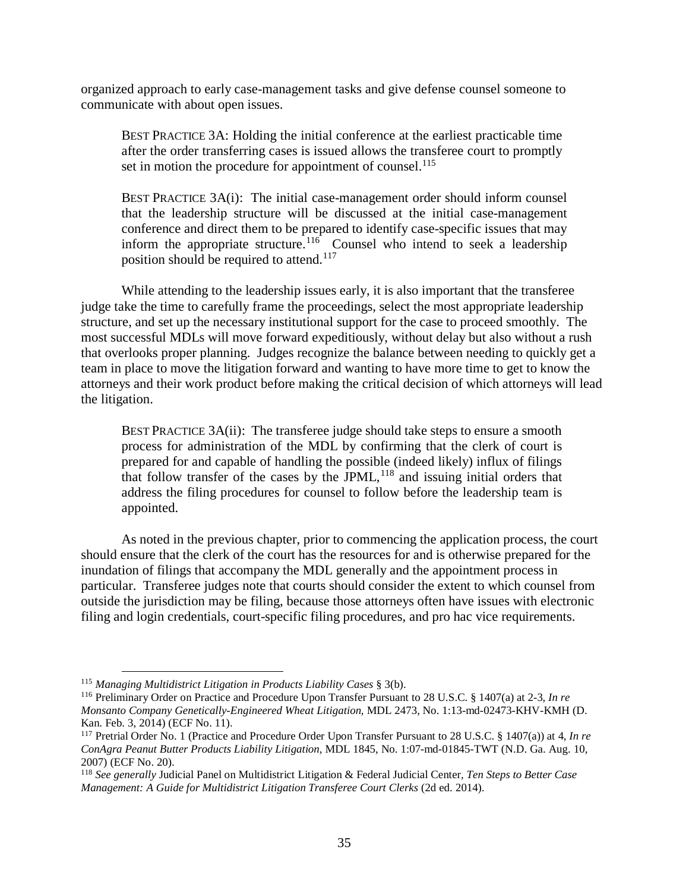organized approach to early case-management tasks and give defense counsel someone to communicate with about open issues.

> BEST PRACTICE 3A: Holding the initial conference at the earliest practicable time after the order transferring cases is issued allows the transferee court to promptly set in motion the procedure for appointment of counsel.[115]

> BEST PRACTICE 3A(i): The initial case-management order should inform counsel that the leadership structure will be discussed at the initial case-management conference and direct them to be prepared to identify case-specific issues that may inform the appropriate structure.[116] Counsel who intend to seek a leadership position should be required to attend.[117]

While attending to the leadership issues early, it is also important that the transferee judge take the time to carefully frame the proceedings, select the most appropriate leadership structure, and set up the necessary institutional support for the case to proceed smoothly. The most successful MDLs will move forward expeditiously, without delay but also without a rush that overlooks proper planning. Judges recognize the balance between needing to quickly get a team in place to move the litigation forward and wanting to have more time to get to know the attorneys and their work product before making the critical decision of which attorneys will lead the litigation.

> BEST PRACTICE 3A(ii): The transferee judge should take steps to ensure a smooth process for administration of the MDL by confirming that the clerk of court is prepared for and capable of handling the possible (indeed likely) influx of filings that follow transfer of the cases by the JPML,[118] and issuing initial orders that address the filing procedures for counsel to follow before the leadership team is appointed.

As noted in the previous chapter, prior to commencing the application process, the court should ensure that the clerk of the court has the resources for and is otherwise prepared for the inundation of filings that accompany the MDL generally and the appointment process in particular. Transferee judges note that courts should consider the extent to which counsel from outside the jurisdiction may be filing, because those attorneys often have issues with electronic filing and login credentials, court-specific filing procedures, and pro hac vice requirements.

---

[115] *Managing Multidistrict Litigation in Products Liability Cases* § 3(b).

[116] Preliminary Order on Practice and Procedure Upon Transfer Pursuant to 28 U.S.C. § 1407(a) at 2-3, *In re Monsanto Company Genetically-Engineered Wheat Litigation*, MDL 2473, No. 1:13-md-02473-KHV-KMH (D. Kan. Feb. 3, 2014) (ECF No. 11).

[117] Pretrial Order No. 1 (Practice and Procedure Order Upon Transfer Pursuant to 28 U.S.C. § 1407(a)) at 4, *In re ConAgra Peanut Butter Products Liability Litigation*, MDL 1845, No. 1:07-md-01845-TWT (N.D. Ga. Aug. 10, 2007) (ECF No. 20).

[118] *See generally* Judicial Panel on Multidistrict Litigation & Federal Judicial Center, *Ten Steps to Better Case Management: A Guide for Multidistrict Litigation Transferee Court Clerks* (2d ed. 2014).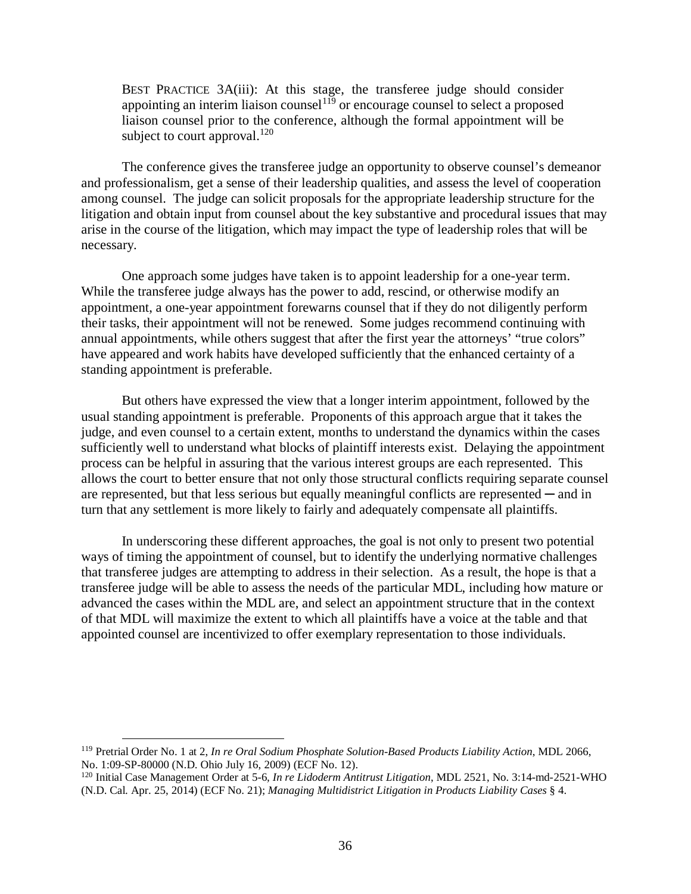BEST PRACTICE 3A(iii): At this stage, the transferee judge should consider appointing an interim liaison counsel[119] or encourage counsel to select a proposed liaison counsel prior to the conference, although the formal appointment will be subject to court approval.[120]

The conference gives the transferee judge an opportunity to observe counsel's demeanor and professionalism, get a sense of their leadership qualities, and assess the level of cooperation among counsel. The judge can solicit proposals for the appropriate leadership structure for the litigation and obtain input from counsel about the key substantive and procedural issues that may arise in the course of the litigation, which may impact the type of leadership roles that will be necessary.

One approach some judges have taken is to appoint leadership for a one-year term. While the transferee judge always has the power to add, rescind, or otherwise modify an appointment, a one-year appointment forewarns counsel that if they do not diligently perform their tasks, their appointment will not be renewed. Some judges recommend continuing with annual appointments, while others suggest that after the first year the attorneys' "true colors" have appeared and work habits have developed sufficiently that the enhanced certainty of a standing appointment is preferable.

But others have expressed the view that a longer interim appointment, followed by the usual standing appointment is preferable. Proponents of this approach argue that it takes the judge, and even counsel to a certain extent, months to understand the dynamics within the cases sufficiently well to understand what blocks of plaintiff interests exist. Delaying the appointment process can be helpful in assuring that the various interest groups are each represented. This allows the court to better ensure that not only those structural conflicts requiring separate counsel are represented, but that less serious but equally meaningful conflicts are represented ─ and in turn that any settlement is more likely to fairly and adequately compensate all plaintiffs.

In underscoring these different approaches, the goal is not only to present two potential ways of timing the appointment of counsel, but to identify the underlying normative challenges that transferee judges are attempting to address in their selection. As a result, the hope is that a transferee judge will be able to assess the needs of the particular MDL, including how mature or advanced the cases within the MDL are, and select an appointment structure that in the context of that MDL will maximize the extent to which all plaintiffs have a voice at the table and that appointed counsel are incentivized to offer exemplary representation to those individuals.

---

[119] Pretrial Order No. 1 at 2, *In re Oral Sodium Phosphate Solution-Based Products Liability Action*, MDL 2066, No. 1:09-SP-80000 (N.D. Ohio July 16, 2009) (ECF No. 12).

[120] Initial Case Management Order at 5-6, *In re Lidoderm Antitrust Litigation*, MDL 2521, No. 3:14-md-2521-WHO (N.D. Cal. Apr. 25, 2014) (ECF No. 21); *Managing Multidistrict Litigation in Products Liability Cases* § 4.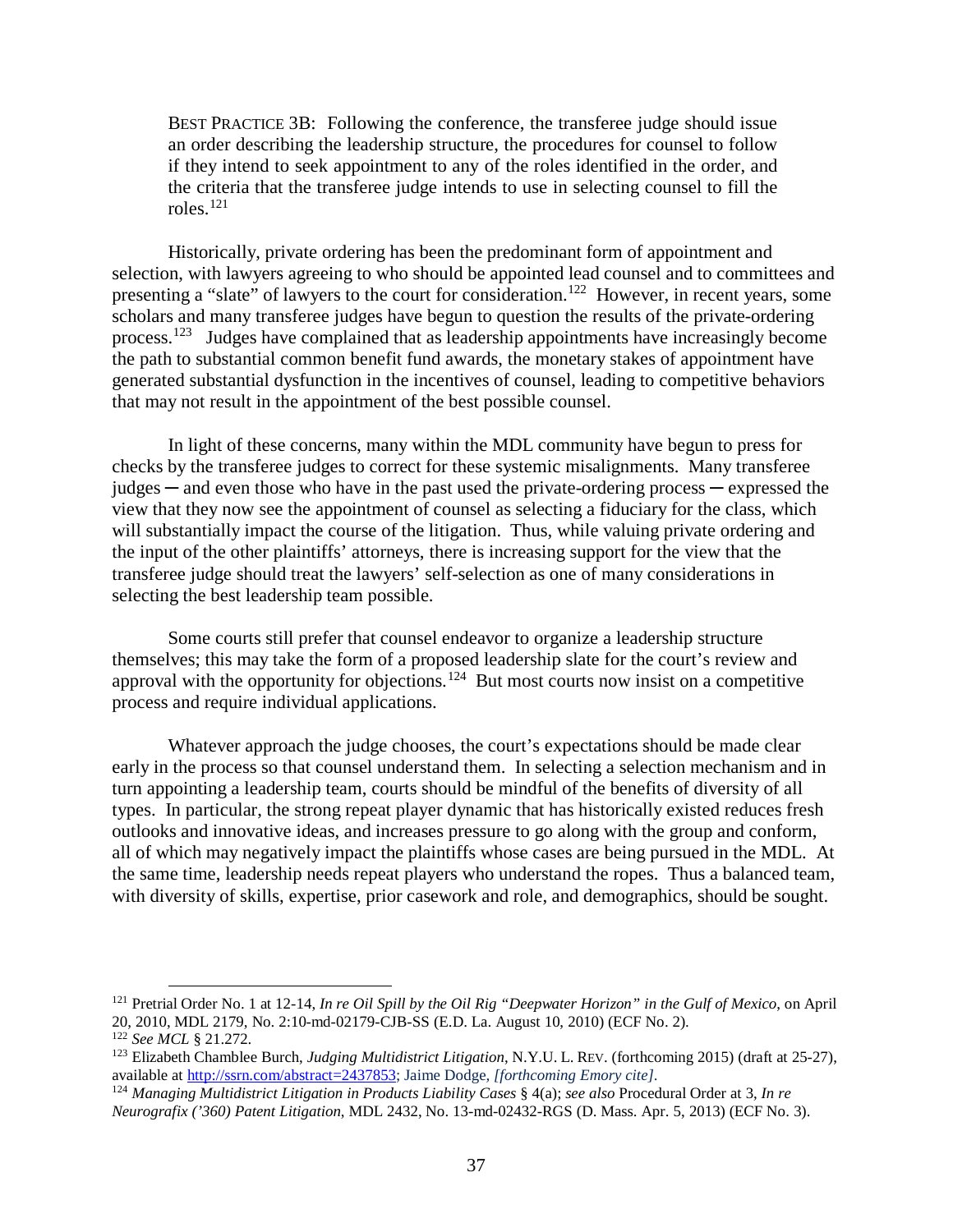BEST PRACTICE 3B: Following the conference, the transferee judge should issue an order describing the leadership structure, the procedures for counsel to follow if they intend to seek appointment to any of the roles identified in the order, and the criteria that the transferee judge intends to use in selecting counsel to fill the roles.[121]

Historically, private ordering has been the predominant form of appointment and selection, with lawyers agreeing to who should be appointed lead counsel and to committees and presenting a "slate" of lawyers to the court for consideration.[122] However, in recent years, some scholars and many transferee judges have begun to question the results of the private-ordering process.[123] Judges have complained that as leadership appointments have increasingly become the path to substantial common benefit fund awards, the monetary stakes of appointment have generated substantial dysfunction in the incentives of counsel, leading to competitive behaviors that may not result in the appointment of the best possible counsel.

In light of these concerns, many within the MDL community have begun to press for checks by the transferee judges to correct for these systemic misalignments. Many transferee judges ─ and even those who have in the past used the private-ordering process ─ expressed the view that they now see the appointment of counsel as selecting a fiduciary for the class, which will substantially impact the course of the litigation. Thus, while valuing private ordering and the input of the other plaintiffs' attorneys, there is increasing support for the view that the transferee judge should treat the lawyers' self-selection as one of many considerations in selecting the best leadership team possible.

Some courts still prefer that counsel endeavor to organize a leadership structure themselves; this may take the form of a proposed leadership slate for the court's review and approval with the opportunity for objections.[124] But most courts now insist on a competitive process and require individual applications.

Whatever approach the judge chooses, the court's expectations should be made clear early in the process so that counsel understand them. In selecting a selection mechanism and in turn appointing a leadership team, courts should be mindful of the benefits of diversity of all types. In particular, the strong repeat player dynamic that has historically existed reduces fresh outlooks and innovative ideas, and increases pressure to go along with the group and conform, all of which may negatively impact the plaintiffs whose cases are being pursued in the MDL. At the same time, leadership needs repeat players who understand the ropes. Thus a balanced team, with diversity of skills, expertise, prior casework and role, and demographics, should be sought.

---

[121] Pretrial Order No. 1 at 12-14, *In re Oil Spill by the Oil Rig "Deepwater Horizon" in the Gulf of Mexico*, on April 20, 2010, MDL 2179, No. 2:10-md-02179-CJB-SS (E.D. La. August 10, 2010) (ECF No. 2).

[122] *See MCL* § 21.272.

[123] Elizabeth Chamblee Burch, *Judging Multidistrict Litigation*, N.Y.U. L. REV. (forthcoming 2015) (draft at 25-27), available at http://ssrn.com/abstract=2437853; Jaime Dodge, *[forthcoming Emory cite]*.

[124] *Managing Multidistrict Litigation in Products Liability Cases* § 4(a); *see also* Procedural Order at 3, *In re Neurografix ('360) Patent Litigation*, MDL 2432, No. 13-md-02432-RGS (D. Mass. Apr. 5, 2013) (ECF No. 3).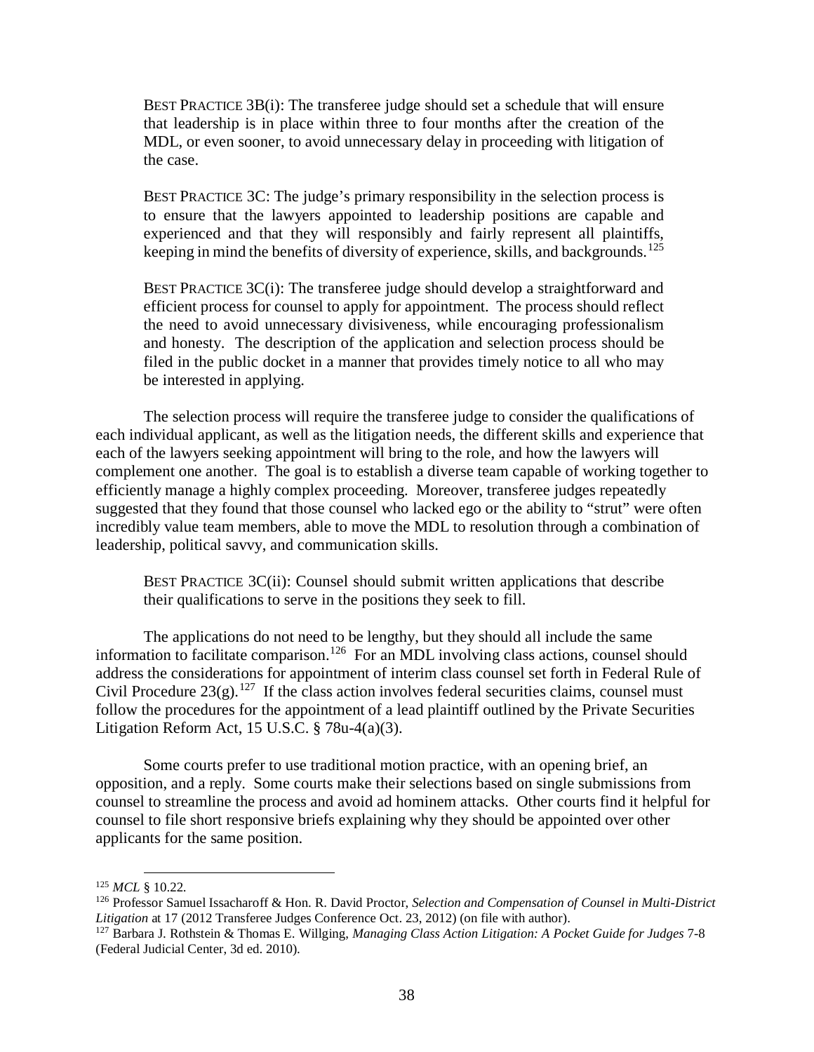BEST PRACTICE 3B(i): The transferee judge should set a schedule that will ensure that leadership is in place within three to four months after the creation of the MDL, or even sooner, to avoid unnecessary delay in proceeding with litigation of the case.

BEST PRACTICE 3C: The judge's primary responsibility in the selection process is to ensure that the lawyers appointed to leadership positions are capable and experienced and that they will responsibly and fairly represent all plaintiffs, keeping in mind the benefits of diversity of experience, skills, and backgrounds.[125]

BEST PRACTICE 3C(i): The transferee judge should develop a straightforward and efficient process for counsel to apply for appointment. The process should reflect the need to avoid unnecessary divisiveness, while encouraging professionalism and honesty. The description of the application and selection process should be filed in the public docket in a manner that provides timely notice to all who may be interested in applying.

The selection process will require the transferee judge to consider the qualifications of each individual applicant, as well as the litigation needs, the different skills and experience that each of the lawyers seeking appointment will bring to the role, and how the lawyers will complement one another. The goal is to establish a diverse team capable of working together to efficiently manage a highly complex proceeding. Moreover, transferee judges repeatedly suggested that they found that those counsel who lacked ego or the ability to "strut" were often incredibly value team members, able to move the MDL to resolution through a combination of leadership, political savvy, and communication skills.

BEST PRACTICE 3C(ii): Counsel should submit written applications that describe their qualifications to serve in the positions they seek to fill.

The applications do not need to be lengthy, but they should all include the same information to facilitate comparison.[126] For an MDL involving class actions, counsel should address the considerations for appointment of interim class counsel set forth in Federal Rule of Civil Procedure 23(g).[127] If the class action involves federal securities claims, counsel must follow the procedures for the appointment of a lead plaintiff outlined by the Private Securities Litigation Reform Act, 15 U.S.C. § 78u-4(a)(3).

Some courts prefer to use traditional motion practice, with an opening brief, an opposition, and a reply. Some courts make their selections based on single submissions from counsel to streamline the process and avoid ad hominem attacks. Other courts find it helpful for counsel to file short responsive briefs explaining why they should be appointed over other applicants for the same position.

---

[125] *MCL* § 10.22.

[126] Professor Samuel Issacharoff & Hon. R. David Proctor, *Selection and Compensation of Counsel in Multi-District Litigation* at 17 (2012 Transferee Judges Conference Oct. 23, 2012) (on file with author).

[127] Barbara J. Rothstein & Thomas E. Willging, *Managing Class Action Litigation: A Pocket Guide for Judges* 7-8 (Federal Judicial Center, 3d ed. 2010).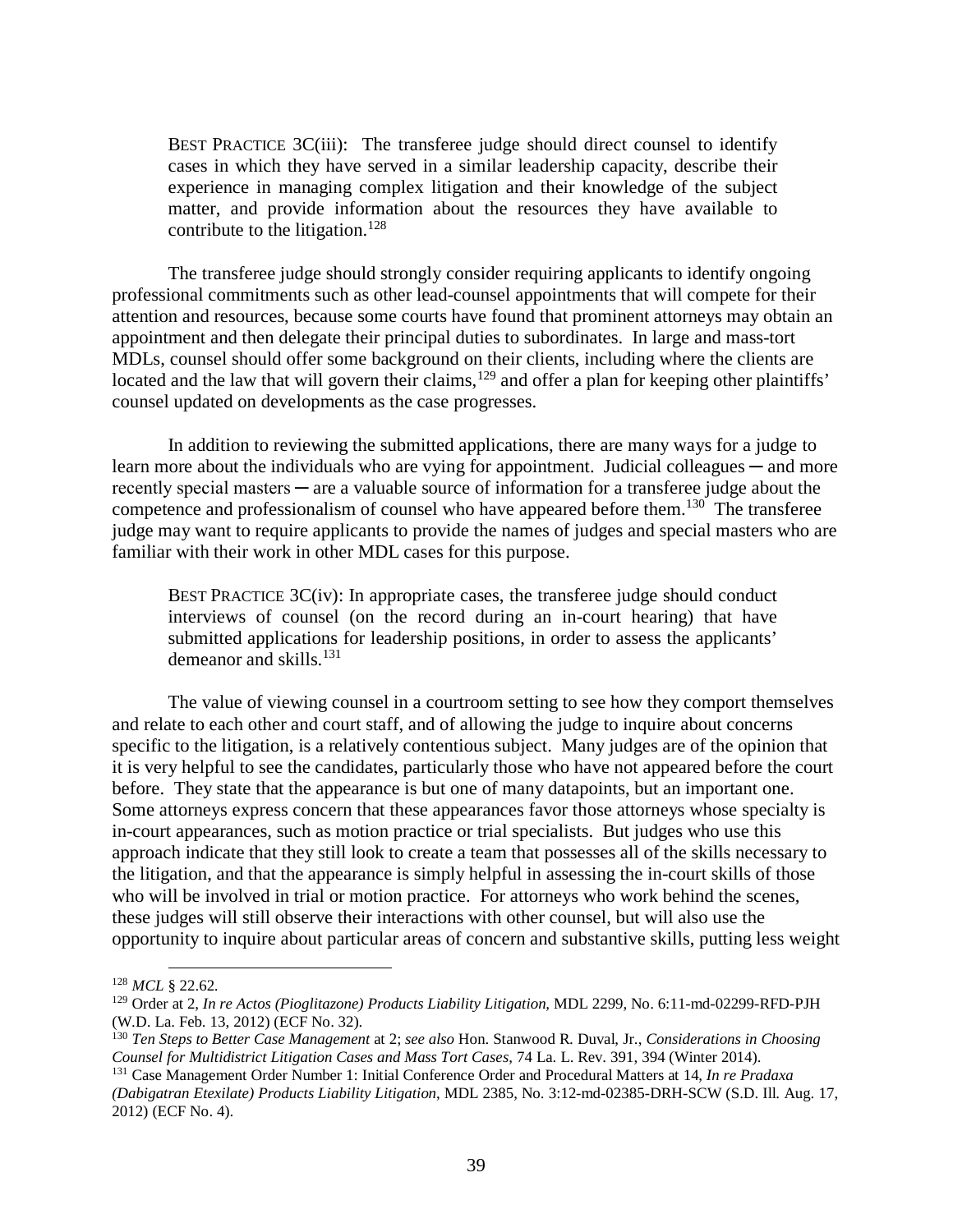> BEST PRACTICE 3C(iii): The transferee judge should direct counsel to identify cases in which they have served in a similar leadership capacity, describe their experience in managing complex litigation and their knowledge of the subject matter, and provide information about the resources they have available to contribute to the litigation.[128]

The transferee judge should strongly consider requiring applicants to identify ongoing professional commitments such as other lead-counsel appointments that will compete for their attention and resources, because some courts have found that prominent attorneys may obtain an appointment and then delegate their principal duties to subordinates. In large and mass-tort MDLs, counsel should offer some background on their clients, including where the clients are located and the law that will govern their claims,[129] and offer a plan for keeping other plaintiffs' counsel updated on developments as the case progresses.

In addition to reviewing the submitted applications, there are many ways for a judge to learn more about the individuals who are vying for appointment. Judicial colleagues ─ and more recently special masters ─ are a valuable source of information for a transferee judge about the competence and professionalism of counsel who have appeared before them.[130] The transferee judge may want to require applicants to provide the names of judges and special masters who are familiar with their work in other MDL cases for this purpose.

> BEST PRACTICE 3C(iv): In appropriate cases, the transferee judge should conduct interviews of counsel (on the record during an in-court hearing) that have submitted applications for leadership positions, in order to assess the applicants' demeanor and skills.[131]

The value of viewing counsel in a courtroom setting to see how they comport themselves and relate to each other and court staff, and of allowing the judge to inquire about concerns specific to the litigation, is a relatively contentious subject. Many judges are of the opinion that it is very helpful to see the candidates, particularly those who have not appeared before the court before. They state that the appearance is but one of many datapoints, but an important one. Some attorneys express concern that these appearances favor those attorneys whose specialty is in-court appearances, such as motion practice or trial specialists. But judges who use this approach indicate that they still look to create a team that possesses all of the skills necessary to the litigation, and that the appearance is simply helpful in assessing the in-court skills of those who will be involved in trial or motion practice. For attorneys who work behind the scenes, these judges will still observe their interactions with other counsel, but will also use the opportunity to inquire about particular areas of concern and substantive skills, putting less weight

---

[128] *MCL* § 22.62.

[129] Order at 2, *In re Actos (Pioglitazone) Products Liability Litigation*, MDL 2299, No. 6:11-md-02299-RFD-PJH (W.D. La. Feb. 13, 2012) (ECF No. 32).

[130] *Ten Steps to Better Case Management* at 2; *see also* Hon. Stanwood R. Duval, Jr., *Considerations in Choosing Counsel for Multidistrict Litigation Cases and Mass Tort Cases*, 74 La. L. Rev. 391, 394 (Winter 2014).

[131] Case Management Order Number 1: Initial Conference Order and Procedural Matters at 14, *In re Pradaxa (Dabigatran Etexilate) Products Liability Litigation*, MDL 2385, No. 3:12-md-02385-DRH-SCW (S.D. Ill. Aug. 17, 2012) (ECF No. 4).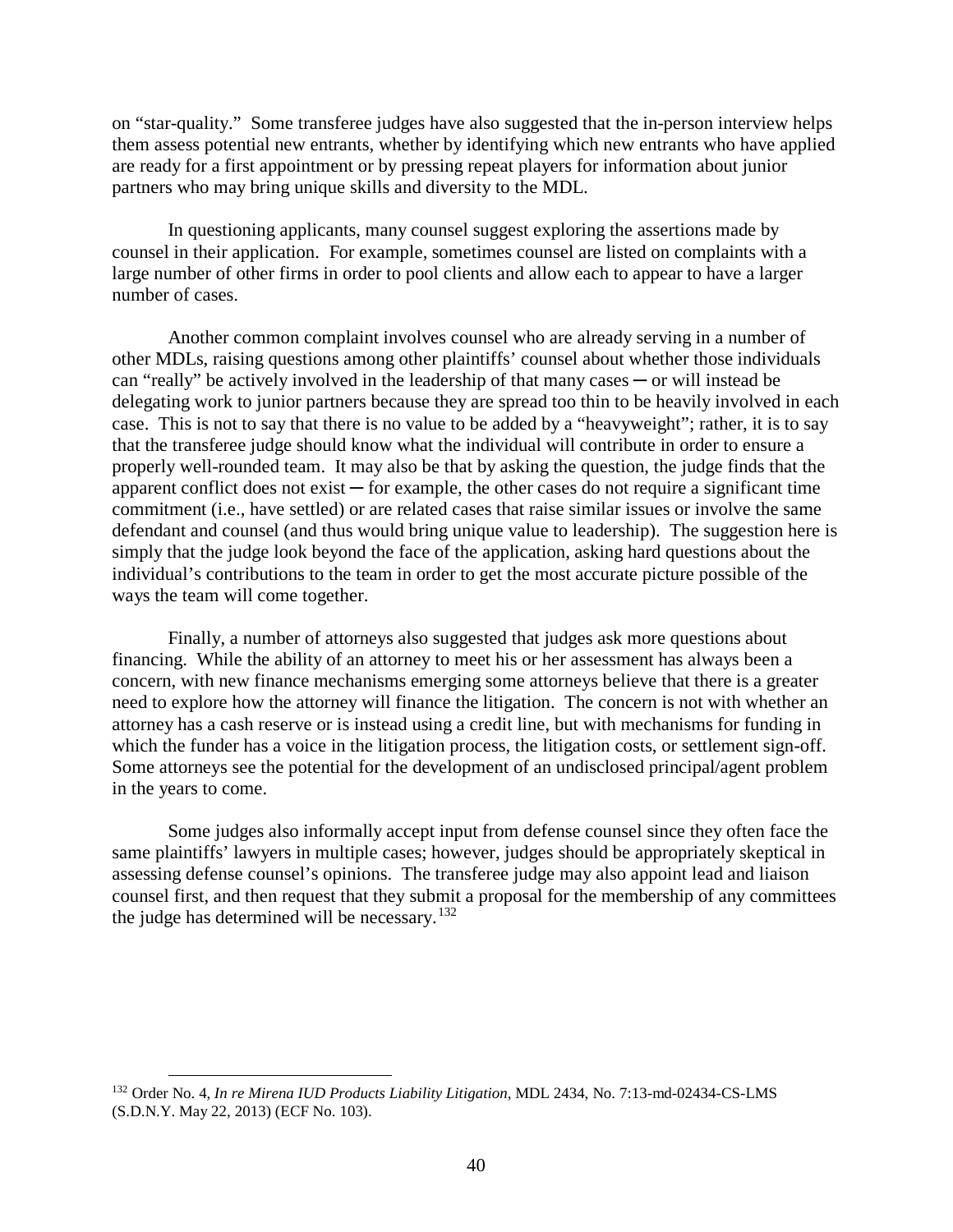on "star-quality." Some transferee judges have also suggested that the in-person interview helps them assess potential new entrants, whether by identifying which new entrants who have applied are ready for a first appointment or by pressing repeat players for information about junior partners who may bring unique skills and diversity to the MDL.

In questioning applicants, many counsel suggest exploring the assertions made by counsel in their application. For example, sometimes counsel are listed on complaints with a large number of other firms in order to pool clients and allow each to appear to have a larger number of cases.

Another common complaint involves counsel who are already serving in a number of other MDLs, raising questions among other plaintiffs' counsel about whether those individuals can "really" be actively involved in the leadership of that many cases ─ or will instead be delegating work to junior partners because they are spread too thin to be heavily involved in each case. This is not to say that there is no value to be added by a "heavyweight"; rather, it is to say that the transferee judge should know what the individual will contribute in order to ensure a properly well-rounded team. It may also be that by asking the question, the judge finds that the apparent conflict does not exist ─ for example, the other cases do not require a significant time commitment (i.e., have settled) or are related cases that raise similar issues or involve the same defendant and counsel (and thus would bring unique value to leadership). The suggestion here is simply that the judge look beyond the face of the application, asking hard questions about the individual's contributions to the team in order to get the most accurate picture possible of the ways the team will come together.

Finally, a number of attorneys also suggested that judges ask more questions about financing. While the ability of an attorney to meet his or her assessment has always been a concern, with new finance mechanisms emerging some attorneys believe that there is a greater need to explore how the attorney will finance the litigation. The concern is not with whether an attorney has a cash reserve or is instead using a credit line, but with mechanisms for funding in which the funder has a voice in the litigation process, the litigation costs, or settlement sign-off. Some attorneys see the potential for the development of an undisclosed principal/agent problem in the years to come.

Some judges also informally accept input from defense counsel since they often face the same plaintiffs' lawyers in multiple cases; however, judges should be appropriately skeptical in assessing defense counsel's opinions. The transferee judge may also appoint lead and liaison counsel first, and then request that they submit a proposal for the membership of any committees the judge has determined will be necessary.[132]

---

[132] Order No. 4, *In re Mirena IUD Products Liability Litigation*, MDL 2434, No. 7:13-md-02434-CS-LMS (S.D.N.Y. May 22, 2013) (ECF No. 103).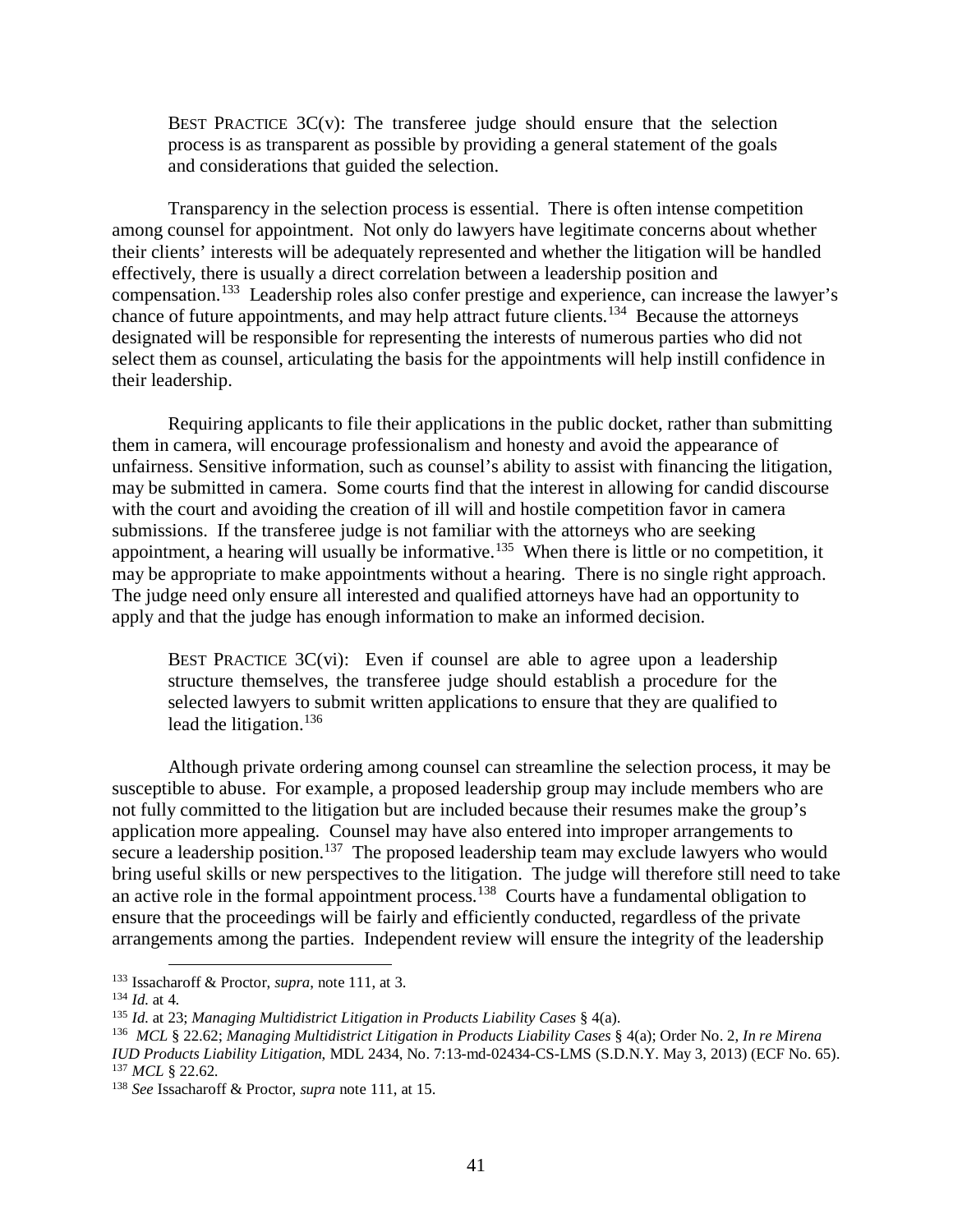BEST PRACTICE 3C(v): The transferee judge should ensure that the selection process is as transparent as possible by providing a general statement of the goals and considerations that guided the selection.

Transparency in the selection process is essential. There is often intense competition among counsel for appointment. Not only do lawyers have legitimate concerns about whether their clients' interests will be adequately represented and whether the litigation will be handled effectively, there is usually a direct correlation between a leadership position and compensation.[133] Leadership roles also confer prestige and experience, can increase the lawyer's chance of future appointments, and may help attract future clients.[134] Because the attorneys designated will be responsible for representing the interests of numerous parties who did not select them as counsel, articulating the basis for the appointments will help instill confidence in their leadership.

Requiring applicants to file their applications in the public docket, rather than submitting them in camera, will encourage professionalism and honesty and avoid the appearance of unfairness. Sensitive information, such as counsel's ability to assist with financing the litigation, may be submitted in camera. Some courts find that the interest in allowing for candid discourse with the court and avoiding the creation of ill will and hostile competition favor in camera submissions. If the transferee judge is not familiar with the attorneys who are seeking appointment, a hearing will usually be informative.[135] When there is little or no competition, it may be appropriate to make appointments without a hearing. There is no single right approach. The judge need only ensure all interested and qualified attorneys have had an opportunity to apply and that the judge has enough information to make an informed decision.

BEST PRACTICE 3C(vi): Even if counsel are able to agree upon a leadership structure themselves, the transferee judge should establish a procedure for the selected lawyers to submit written applications to ensure that they are qualified to lead the litigation.[136]

Although private ordering among counsel can streamline the selection process, it may be susceptible to abuse. For example, a proposed leadership group may include members who are not fully committed to the litigation but are included because their resumes make the group's application more appealing. Counsel may have also entered into improper arrangements to secure a leadership position.[137] The proposed leadership team may exclude lawyers who would bring useful skills or new perspectives to the litigation. The judge will therefore still need to take an active role in the formal appointment process.[138] Courts have a fundamental obligation to ensure that the proceedings will be fairly and efficiently conducted, regardless of the private arrangements among the parties. Independent review will ensure the integrity of the leadership

---

[133] Issacharoff & Proctor, *supra*, note 111, at 3.

[134] *Id.* at 4.

[135] *Id.* at 23; *Managing Multidistrict Litigation in Products Liability Cases* § 4(a).

[136] *MCL* § 22.62; *Managing Multidistrict Litigation in Products Liability Cases* § 4(a); Order No. 2, *In re Mirena IUD Products Liability Litigation*, MDL 2434, No. 7:13-md-02434-CS-LMS (S.D.N.Y. May 3, 2013) (ECF No. 65).

[137] *MCL* § 22.62.

[138] *See* Issacharoff & Proctor, *supra* note 111, at 15.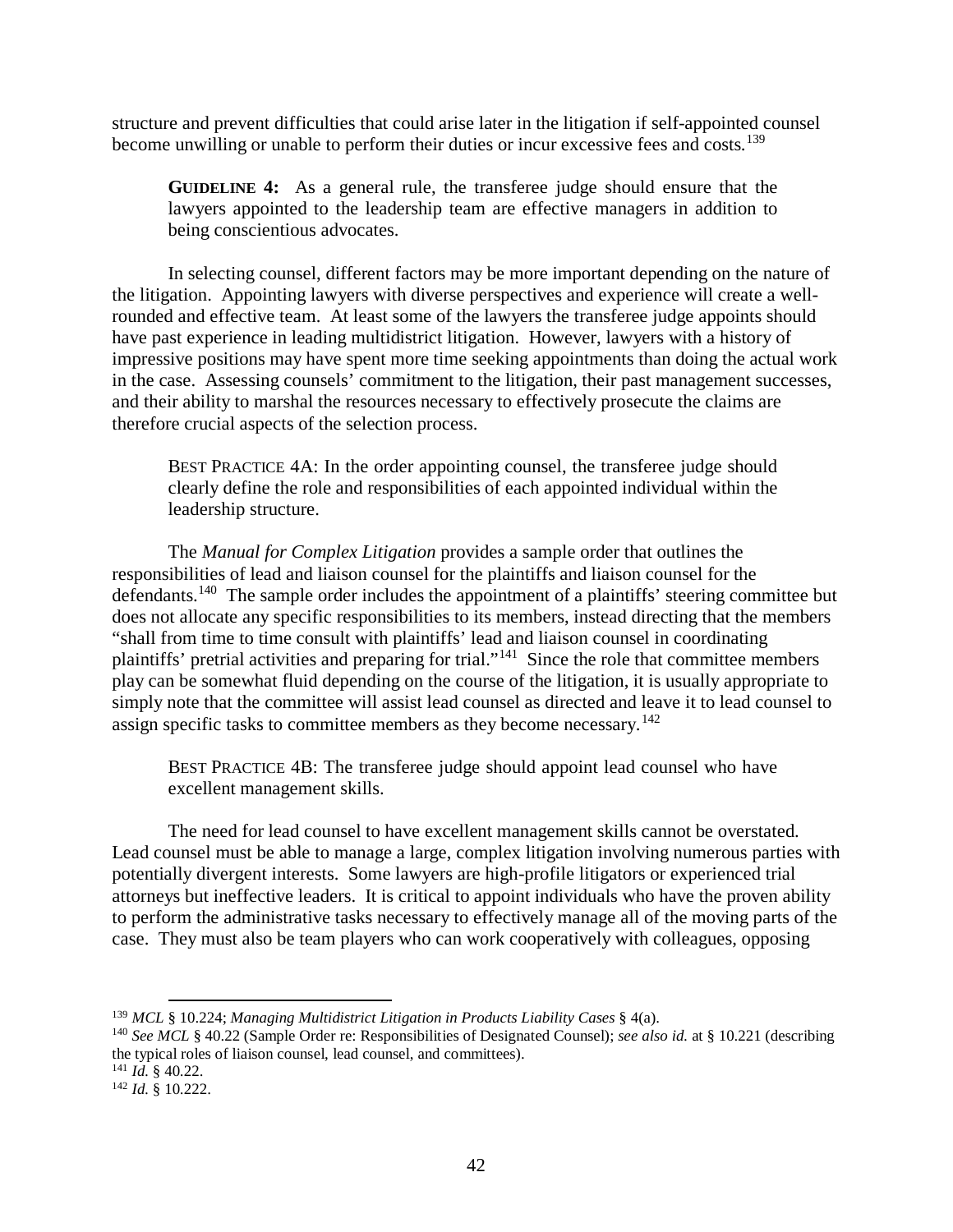structure and prevent difficulties that could arise later in the litigation if self-appointed counsel become unwilling or unable to perform their duties or incur excessive fees and costs.[139]

> **GUIDELINE 4:** As a general rule, the transferee judge should ensure that the lawyers appointed to the leadership team are effective managers in addition to being conscientious advocates.

In selecting counsel, different factors may be more important depending on the nature of the litigation. Appointing lawyers with diverse perspectives and experience will create a well-rounded and effective team. At least some of the lawyers the transferee judge appoints should have past experience in leading multidistrict litigation. However, lawyers with a history of impressive positions may have spent more time seeking appointments than doing the actual work in the case. Assessing counsels' commitment to the litigation, their past management successes, and their ability to marshal the resources necessary to effectively prosecute the claims are therefore crucial aspects of the selection process.

> BEST PRACTICE 4A: In the order appointing counsel, the transferee judge should clearly define the role and responsibilities of each appointed individual within the leadership structure.

The *Manual for Complex Litigation* provides a sample order that outlines the responsibilities of lead and liaison counsel for the plaintiffs and liaison counsel for the defendants.[140] The sample order includes the appointment of a plaintiffs' steering committee but does not allocate any specific responsibilities to its members, instead directing that the members "shall from time to time consult with plaintiffs' lead and liaison counsel in coordinating plaintiffs' pretrial activities and preparing for trial."[141] Since the role that committee members play can be somewhat fluid depending on the course of the litigation, it is usually appropriate to simply note that the committee will assist lead counsel as directed and leave it to lead counsel to assign specific tasks to committee members as they become necessary.[142]

> BEST PRACTICE 4B: The transferee judge should appoint lead counsel who have excellent management skills.

The need for lead counsel to have excellent management skills cannot be overstated. Lead counsel must be able to manage a large, complex litigation involving numerous parties with potentially divergent interests. Some lawyers are high-profile litigators or experienced trial attorneys but ineffective leaders. It is critical to appoint individuals who have the proven ability to perform the administrative tasks necessary to effectively manage all of the moving parts of the case. They must also be team players who can work cooperatively with colleagues, opposing

---

[139] *MCL* § 10.224; *Managing Multidistrict Litigation in Products Liability Cases* § 4(a).

[140] *See MCL* § 40.22 (Sample Order re: Responsibilities of Designated Counsel); *see also id.* at § 10.221 (describing the typical roles of liaison counsel, lead counsel, and committees).

[141] *Id.* § 40.22.

[142] *Id.* § 10.222.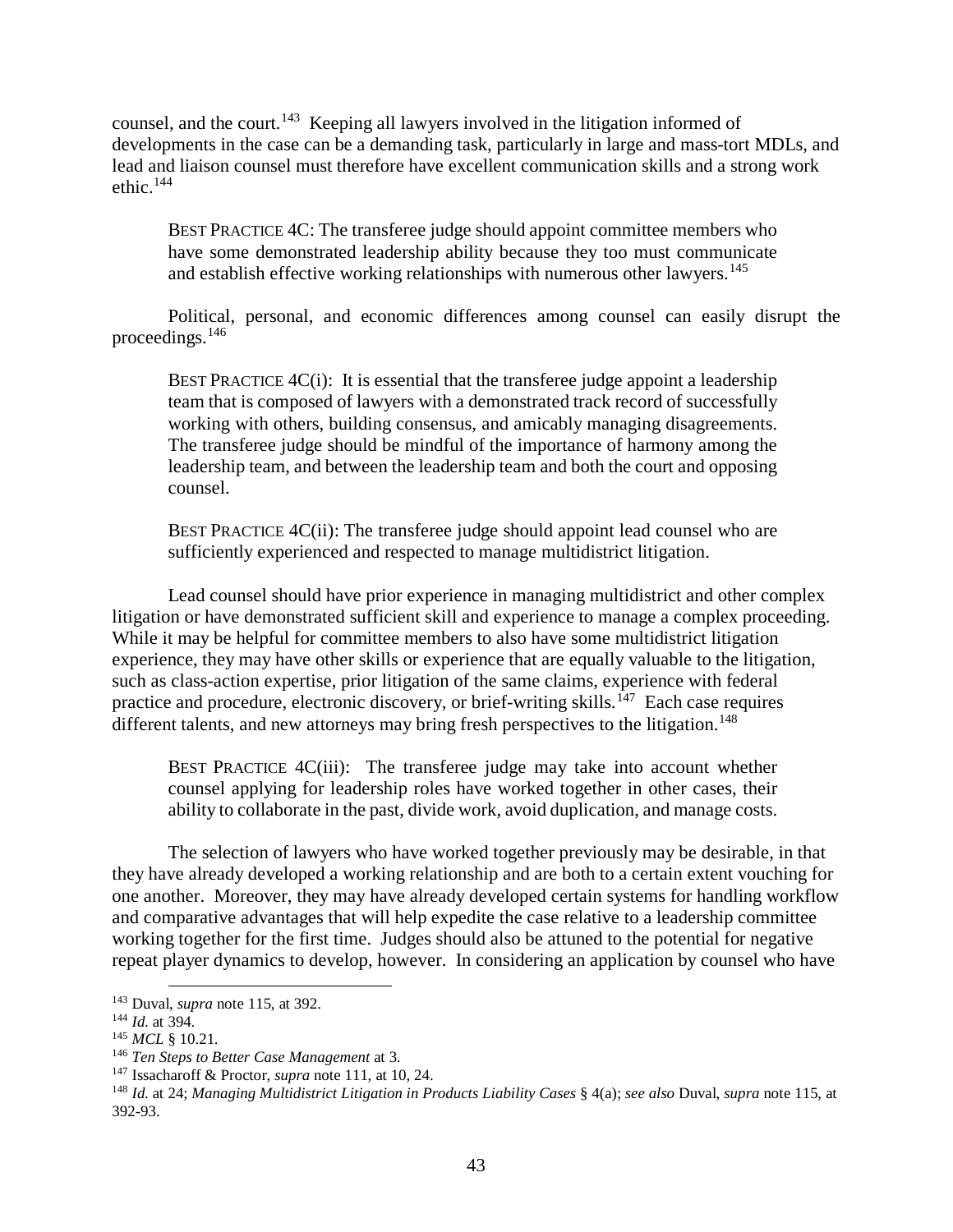counsel, and the court.[143] Keeping all lawyers involved in the litigation informed of developments in the case can be a demanding task, particularly in large and mass-tort MDLs, and lead and liaison counsel must therefore have excellent communication skills and a strong work ethic.[144]

> BEST PRACTICE 4C: The transferee judge should appoint committee members who have some demonstrated leadership ability because they too must communicate and establish effective working relationships with numerous other lawyers.[145]

Political, personal, and economic differences among counsel can easily disrupt the proceedings.[146]

> BEST PRACTICE 4C(i): It is essential that the transferee judge appoint a leadership team that is composed of lawyers with a demonstrated track record of successfully working with others, building consensus, and amicably managing disagreements. The transferee judge should be mindful of the importance of harmony among the leadership team, and between the leadership team and both the court and opposing counsel.

> BEST PRACTICE 4C(ii): The transferee judge should appoint lead counsel who are sufficiently experienced and respected to manage multidistrict litigation.

Lead counsel should have prior experience in managing multidistrict and other complex litigation or have demonstrated sufficient skill and experience to manage a complex proceeding. While it may be helpful for committee members to also have some multidistrict litigation experience, they may have other skills or experience that are equally valuable to the litigation, such as class-action expertise, prior litigation of the same claims, experience with federal practice and procedure, electronic discovery, or brief-writing skills.[147] Each case requires different talents, and new attorneys may bring fresh perspectives to the litigation.[148]

> BEST PRACTICE 4C(iii): The transferee judge may take into account whether counsel applying for leadership roles have worked together in other cases, their ability to collaborate in the past, divide work, avoid duplication, and manage costs.

The selection of lawyers who have worked together previously may be desirable, in that they have already developed a working relationship and are both to a certain extent vouching for one another. Moreover, they may have already developed certain systems for handling workflow and comparative advantages that will help expedite the case relative to a leadership committee working together for the first time. Judges should also be attuned to the potential for negative repeat player dynamics to develop, however. In considering an application by counsel who have

---

[143] Duval, *supra* note 115, at 392.
[144] *Id.* at 394.
[145] *MCL* § 10.21.
[146] *Ten Steps to Better Case Management* at 3.
[147] Issacharoff & Proctor, *supra* note 111, at 10, 24.
[148] *Id.* at 24; *Managing Multidistrict Litigation in Products Liability Cases* § 4(a); *see also* Duval, *supra* note 115, at 392-93.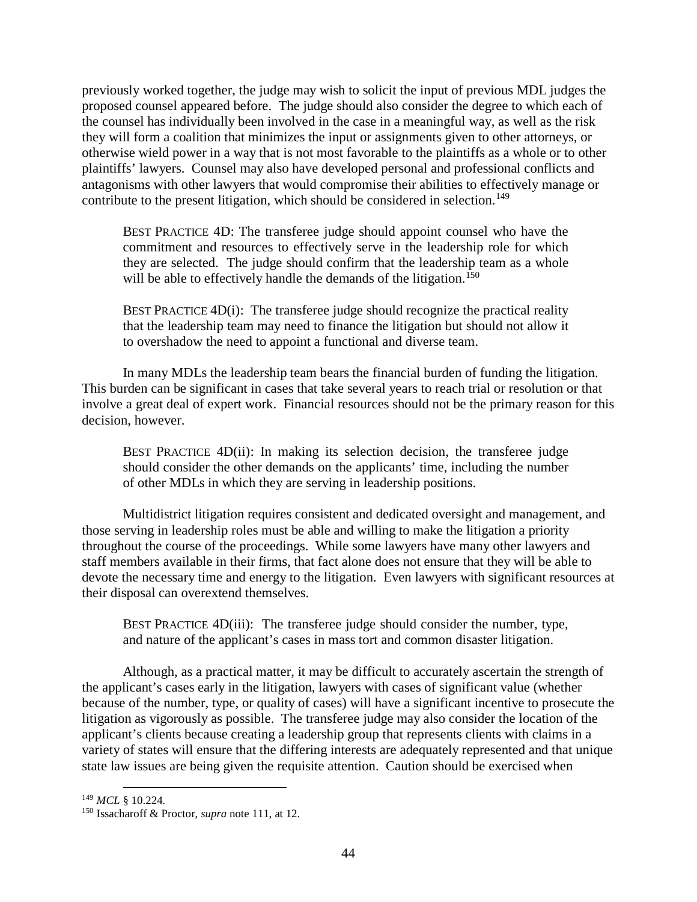previously worked together, the judge may wish to solicit the input of previous MDL judges the proposed counsel appeared before. The judge should also consider the degree to which each of the counsel has individually been involved in the case in a meaningful way, as well as the risk they will form a coalition that minimizes the input or assignments given to other attorneys, or otherwise wield power in a way that is not most favorable to the plaintiffs as a whole or to other plaintiffs' lawyers. Counsel may also have developed personal and professional conflicts and antagonisms with other lawyers that would compromise their abilities to effectively manage or contribute to the present litigation, which should be considered in selection.[149]

> BEST PRACTICE 4D: The transferee judge should appoint counsel who have the commitment and resources to effectively serve in the leadership role for which they are selected. The judge should confirm that the leadership team as a whole will be able to effectively handle the demands of the litigation.[150]

> BEST PRACTICE 4D(i): The transferee judge should recognize the practical reality that the leadership team may need to finance the litigation but should not allow it to overshadow the need to appoint a functional and diverse team.

In many MDLs the leadership team bears the financial burden of funding the litigation. This burden can be significant in cases that take several years to reach trial or resolution or that involve a great deal of expert work. Financial resources should not be the primary reason for this decision, however.

> BEST PRACTICE 4D(ii): In making its selection decision, the transferee judge should consider the other demands on the applicants' time, including the number of other MDLs in which they are serving in leadership positions.

Multidistrict litigation requires consistent and dedicated oversight and management, and those serving in leadership roles must be able and willing to make the litigation a priority throughout the course of the proceedings. While some lawyers have many other lawyers and staff members available in their firms, that fact alone does not ensure that they will be able to devote the necessary time and energy to the litigation. Even lawyers with significant resources at their disposal can overextend themselves.

> BEST PRACTICE 4D(iii): The transferee judge should consider the number, type, and nature of the applicant's cases in mass tort and common disaster litigation.

Although, as a practical matter, it may be difficult to accurately ascertain the strength of the applicant's cases early in the litigation, lawyers with cases of significant value (whether because of the number, type, or quality of cases) will have a significant incentive to prosecute the litigation as vigorously as possible. The transferee judge may also consider the location of the applicant's clients because creating a leadership group that represents clients with claims in a variety of states will ensure that the differing interests are adequately represented and that unique state law issues are being given the requisite attention. Caution should be exercised when

---

[149] *MCL* § 10.224.

[150] Issacharoff & Proctor, *supra* note 111, at 12.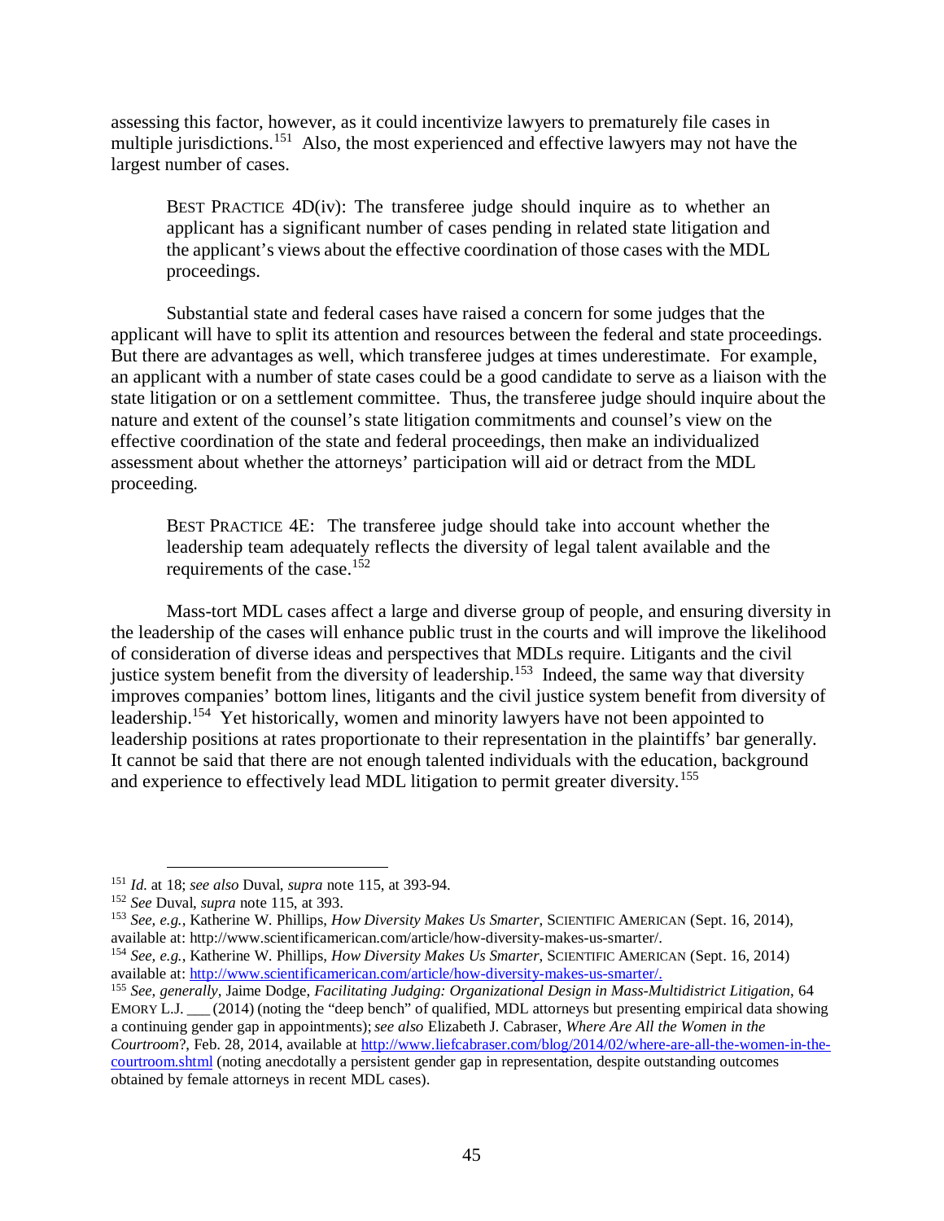assessing this factor, however, as it could incentivize lawyers to prematurely file cases in multiple jurisdictions.[151] Also, the most experienced and effective lawyers may not have the largest number of cases.

> BEST PRACTICE 4D(iv): The transferee judge should inquire as to whether an applicant has a significant number of cases pending in related state litigation and the applicant's views about the effective coordination of those cases with the MDL proceedings.

Substantial state and federal cases have raised a concern for some judges that the applicant will have to split its attention and resources between the federal and state proceedings. But there are advantages as well, which transferee judges at times underestimate. For example, an applicant with a number of state cases could be a good candidate to serve as a liaison with the state litigation or on a settlement committee. Thus, the transferee judge should inquire about the nature and extent of the counsel's state litigation commitments and counsel's view on the effective coordination of the state and federal proceedings, then make an individualized assessment about whether the attorneys' participation will aid or detract from the MDL proceeding.

> BEST PRACTICE 4E: The transferee judge should take into account whether the leadership team adequately reflects the diversity of legal talent available and the requirements of the case.[152]

Mass-tort MDL cases affect a large and diverse group of people, and ensuring diversity in the leadership of the cases will enhance public trust in the courts and will improve the likelihood of consideration of diverse ideas and perspectives that MDLs require. Litigants and the civil justice system benefit from the diversity of leadership.[153] Indeed, the same way that diversity improves companies' bottom lines, litigants and the civil justice system benefit from diversity of leadership.[154] Yet historically, women and minority lawyers have not been appointed to leadership positions at rates proportionate to their representation in the plaintiffs' bar generally. It cannot be said that there are not enough talented individuals with the education, background and experience to effectively lead MDL litigation to permit greater diversity.[155]

---

[151] *Id.* at 18; *see also* Duval, *supra* note 115, at 393-94.

[152] *See* Duval, *supra* note 115, at 393.

[153] *See, e.g.*, Katherine W. Phillips, *How Diversity Makes Us Smarter,* SCIENTIFIC AMERICAN (Sept. 16, 2014), available at: http://www.scientificamerican.com/article/how-diversity-makes-us-smarter/.

[154] *See, e.g.*, Katherine W. Phillips, *How Diversity Makes Us Smarter,* SCIENTIFIC AMERICAN (Sept. 16, 2014) available at: http://www.scientificamerican.com/article/how-diversity-makes-us-smarter/.

[155] *See, generally,* Jaime Dodge, *Facilitating Judging: Organizational Design in Mass-Multidistrict Litigation*, 64 EMORY L.J. ___ (2014) (noting the "deep bench" of qualified, MDL attorneys but presenting empirical data showing a continuing gender gap in appointments); *see also* Elizabeth J. Cabraser, *Where Are All the Women in the Courtroom*?, Feb. 28, 2014, available at http://www.liefcabraser.com/blog/2014/02/where-are-all-the-women-in-the-courtroom.shtml (noting anecdotally a persistent gender gap in representation, despite outstanding outcomes obtained by female attorneys in recent MDL cases).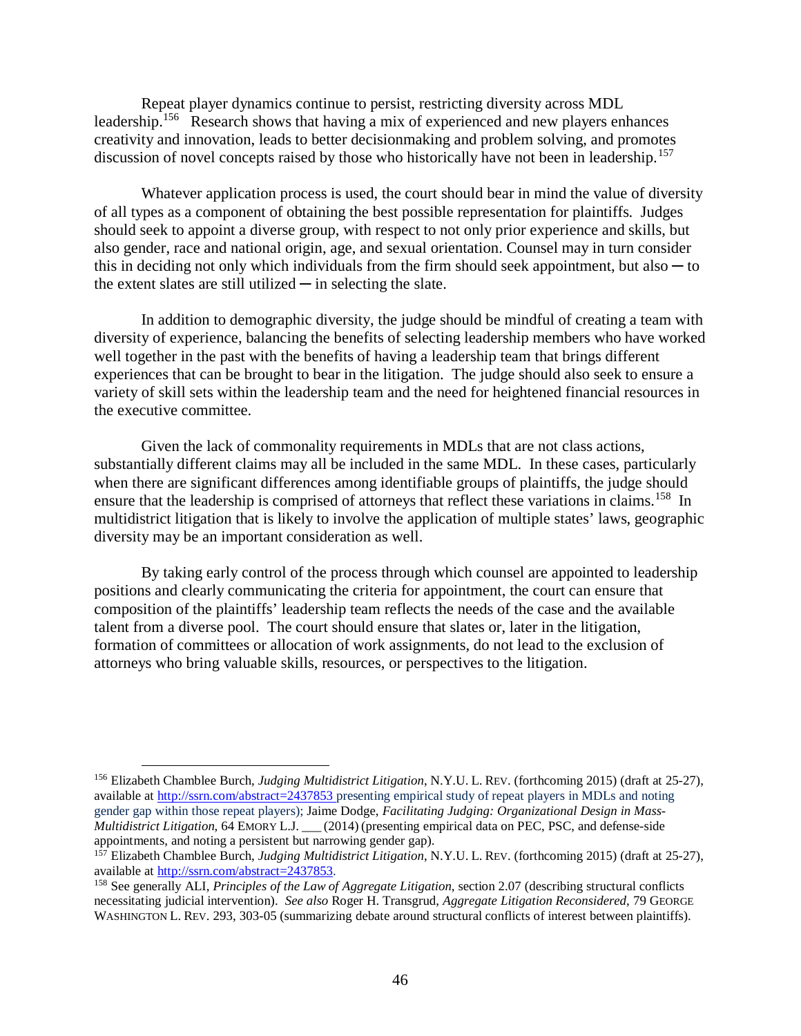Repeat player dynamics continue to persist, restricting diversity across MDL leadership.[156] Research shows that having a mix of experienced and new players enhances creativity and innovation, leads to better decisionmaking and problem solving, and promotes discussion of novel concepts raised by those who historically have not been in leadership.[157]

Whatever application process is used, the court should bear in mind the value of diversity of all types as a component of obtaining the best possible representation for plaintiffs. Judges should seek to appoint a diverse group, with respect to not only prior experience and skills, but also gender, race and national origin, age, and sexual orientation. Counsel may in turn consider this in deciding not only which individuals from the firm should seek appointment, but also ─ to the extent slates are still utilized ─ in selecting the slate.

In addition to demographic diversity, the judge should be mindful of creating a team with diversity of experience, balancing the benefits of selecting leadership members who have worked well together in the past with the benefits of having a leadership team that brings different experiences that can be brought to bear in the litigation. The judge should also seek to ensure a variety of skill sets within the leadership team and the need for heightened financial resources in the executive committee.

Given the lack of commonality requirements in MDLs that are not class actions, substantially different claims may all be included in the same MDL. In these cases, particularly when there are significant differences among identifiable groups of plaintiffs, the judge should ensure that the leadership is comprised of attorneys that reflect these variations in claims.[158] In multidistrict litigation that is likely to involve the application of multiple states' laws, geographic diversity may be an important consideration as well.

By taking early control of the process through which counsel are appointed to leadership positions and clearly communicating the criteria for appointment, the court can ensure that composition of the plaintiffs' leadership team reflects the needs of the case and the available talent from a diverse pool. The court should ensure that slates or, later in the litigation, formation of committees or allocation of work assignments, do not lead to the exclusion of attorneys who bring valuable skills, resources, or perspectives to the litigation.

---

[156] Elizabeth Chamblee Burch, *Judging Multidistrict Litigation*, N.Y.U. L. REV. (forthcoming 2015) (draft at 25-27), available at http://ssrn.com/abstract=2437853 presenting empirical study of repeat players in MDLs and noting gender gap within those repeat players); Jaime Dodge, *Facilitating Judging: Organizational Design in Mass-Multidistrict Litigation*, 64 EMORY L.J. ___ (2014) (presenting empirical data on PEC, PSC, and defense-side appointments, and noting a persistent but narrowing gender gap).

[157] Elizabeth Chamblee Burch, *Judging Multidistrict Litigation*, N.Y.U. L. REV. (forthcoming 2015) (draft at 25-27), available at http://ssrn.com/abstract=2437853.

[158] See generally ALI, *Principles of the Law of Aggregate Litigation*, section 2.07 (describing structural conflicts necessitating judicial intervention). *See also* Roger H. Transgrud, *Aggregate Litigation Reconsidered*, 79 GEORGE WASHINGTON L. REV. 293, 303-05 (summarizing debate around structural conflicts of interest between plaintiffs).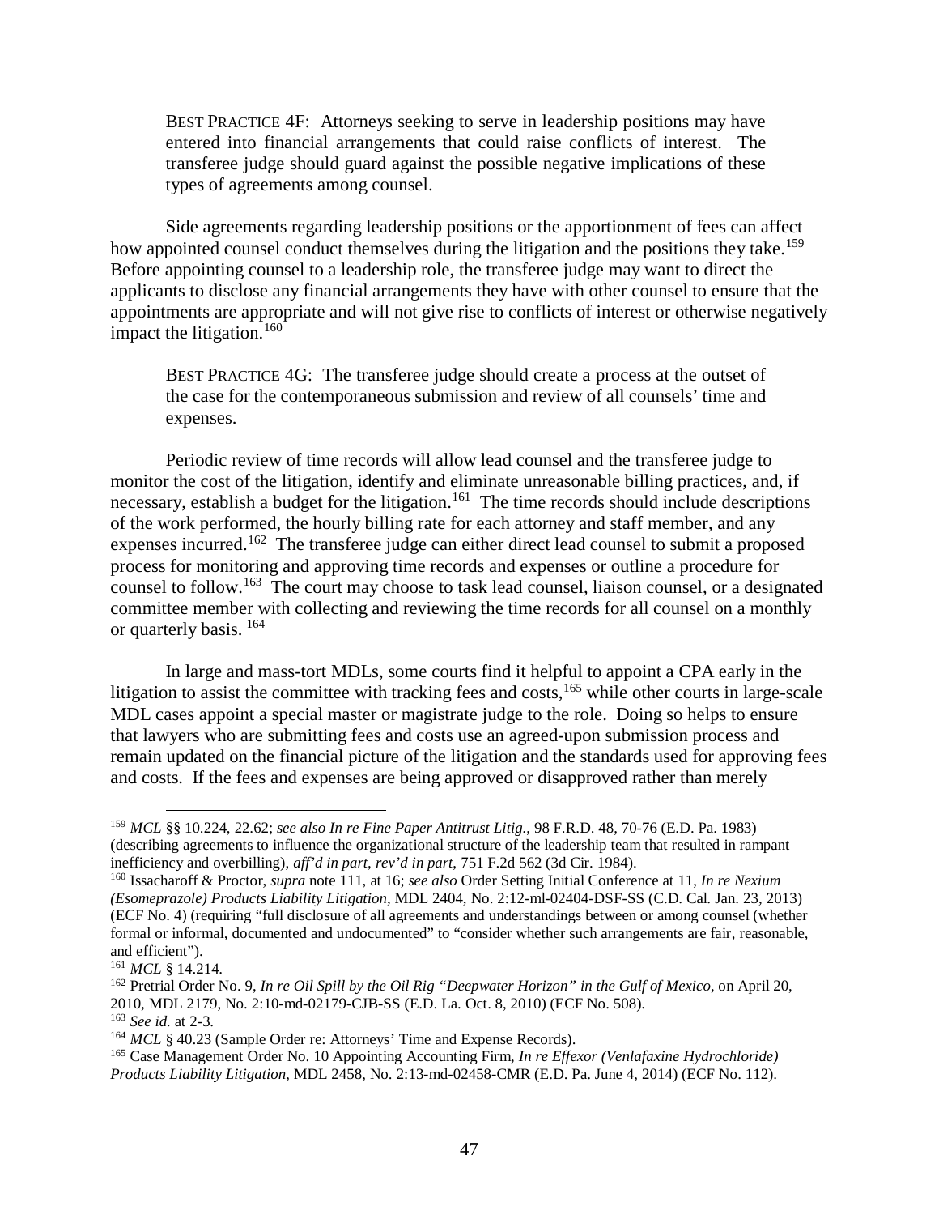BEST PRACTICE 4F: Attorneys seeking to serve in leadership positions may have entered into financial arrangements that could raise conflicts of interest. The transferee judge should guard against the possible negative implications of these types of agreements among counsel.

Side agreements regarding leadership positions or the apportionment of fees can affect how appointed counsel conduct themselves during the litigation and the positions they take.[159] Before appointing counsel to a leadership role, the transferee judge may want to direct the applicants to disclose any financial arrangements they have with other counsel to ensure that the appointments are appropriate and will not give rise to conflicts of interest or otherwise negatively impact the litigation.[160]

BEST PRACTICE 4G: The transferee judge should create a process at the outset of the case for the contemporaneous submission and review of all counsels' time and expenses.

Periodic review of time records will allow lead counsel and the transferee judge to monitor the cost of the litigation, identify and eliminate unreasonable billing practices, and, if necessary, establish a budget for the litigation.[161] The time records should include descriptions of the work performed, the hourly billing rate for each attorney and staff member, and any expenses incurred.[162] The transferee judge can either direct lead counsel to submit a proposed process for monitoring and approving time records and expenses or outline a procedure for counsel to follow.[163] The court may choose to task lead counsel, liaison counsel, or a designated committee member with collecting and reviewing the time records for all counsel on a monthly or quarterly basis.[164]

In large and mass-tort MDLs, some courts find it helpful to appoint a CPA early in the litigation to assist the committee with tracking fees and costs,[165] while other courts in large-scale MDL cases appoint a special master or magistrate judge to the role. Doing so helps to ensure that lawyers who are submitting fees and costs use an agreed-upon submission process and remain updated on the financial picture of the litigation and the standards used for approving fees and costs. If the fees and expenses are being approved or disapproved rather than merely

---

[159] *MCL* §§ 10.224, 22.62; *see also In re Fine Paper Antitrust Litig.*, 98 F.R.D. 48, 70-76 (E.D. Pa. 1983) (describing agreements to influence the organizational structure of the leadership team that resulted in rampant inefficiency and overbilling), *aff'd in part, rev'd in part*, 751 F.2d 562 (3d Cir. 1984).

[160] Issacharoff & Proctor, *supra* note 111, at 16; *see also* Order Setting Initial Conference at 11, *In re Nexium (Esomeprazole) Products Liability Litigation*, MDL 2404, No. 2:12-ml-02404-DSF-SS (C.D. Cal. Jan. 23, 2013) (ECF No. 4) (requiring "full disclosure of all agreements and understandings between or among counsel (whether formal or informal, documented and undocumented" to "consider whether such arrangements are fair, reasonable, and efficient").

[161] *MCL* § 14.214.

[162] Pretrial Order No. 9, *In re Oil Spill by the Oil Rig "Deepwater Horizon" in the Gulf of Mexico*, on April 20, 2010, MDL 2179, No. 2:10-md-02179-CJB-SS (E.D. La. Oct. 8, 2010) (ECF No. 508).

[163] *See id.* at 2-3.

[164] *MCL* § 40.23 (Sample Order re: Attorneys' Time and Expense Records).

[165] Case Management Order No. 10 Appointing Accounting Firm, *In re Effexor (Venlafaxine Hydrochloride) Products Liability Litigation*, MDL 2458, No. 2:13-md-02458-CMR (E.D. Pa. June 4, 2014) (ECF No. 112).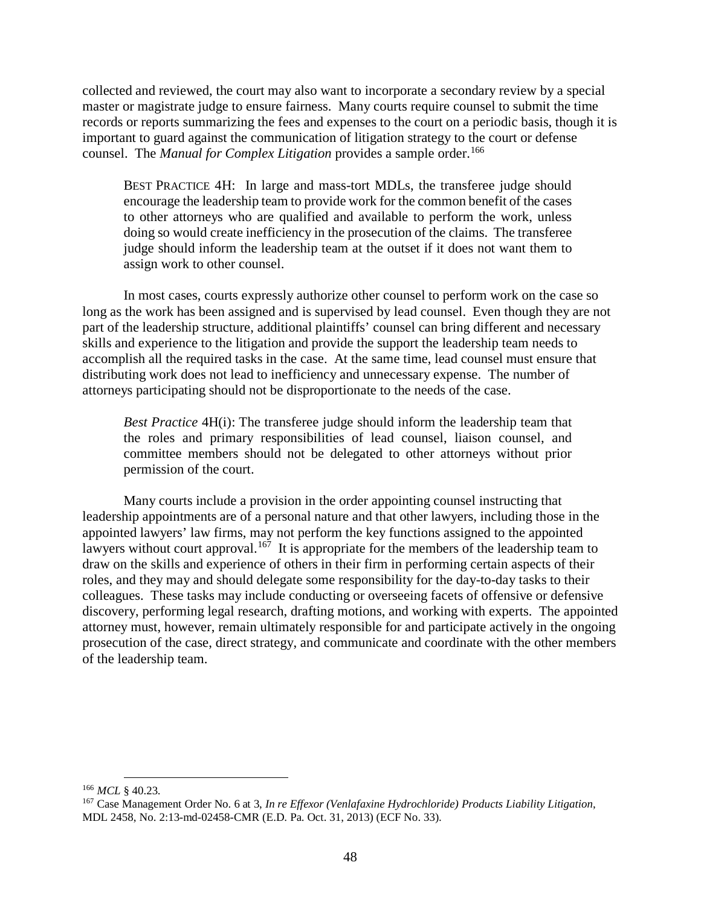collected and reviewed, the court may also want to incorporate a secondary review by a special master or magistrate judge to ensure fairness. Many courts require counsel to submit the time records or reports summarizing the fees and expenses to the court on a periodic basis, though it is important to guard against the communication of litigation strategy to the court or defense counsel. The *Manual for Complex Litigation* provides a sample order.[166]

> BEST PRACTICE 4H: In large and mass-tort MDLs, the transferee judge should encourage the leadership team to provide work for the common benefit of the cases to other attorneys who are qualified and available to perform the work, unless doing so would create inefficiency in the prosecution of the claims. The transferee judge should inform the leadership team at the outset if it does not want them to assign work to other counsel.

In most cases, courts expressly authorize other counsel to perform work on the case so long as the work has been assigned and is supervised by lead counsel. Even though they are not part of the leadership structure, additional plaintiffs' counsel can bring different and necessary skills and experience to the litigation and provide the support the leadership team needs to accomplish all the required tasks in the case. At the same time, lead counsel must ensure that distributing work does not lead to inefficiency and unnecessary expense. The number of attorneys participating should not be disproportionate to the needs of the case.

> *Best Practice* 4H(i): The transferee judge should inform the leadership team that the roles and primary responsibilities of lead counsel, liaison counsel, and committee members should not be delegated to other attorneys without prior permission of the court.

Many courts include a provision in the order appointing counsel instructing that leadership appointments are of a personal nature and that other lawyers, including those in the appointed lawyers' law firms, may not perform the key functions assigned to the appointed lawyers without court approval.[167] It is appropriate for the members of the leadership team to draw on the skills and experience of others in their firm in performing certain aspects of their roles, and they may and should delegate some responsibility for the day-to-day tasks to their colleagues. These tasks may include conducting or overseeing facets of offensive or defensive discovery, performing legal research, drafting motions, and working with experts. The appointed attorney must, however, remain ultimately responsible for and participate actively in the ongoing prosecution of the case, direct strategy, and communicate and coordinate with the other members of the leadership team.

---

[166] *MCL* § 40.23.

[167] Case Management Order No. 6 at 3, *In re Effexor (Venlafaxine Hydrochloride) Products Liability Litigation*, MDL 2458, No. 2:13-md-02458-CMR (E.D. Pa. Oct. 31, 2013) (ECF No. 33).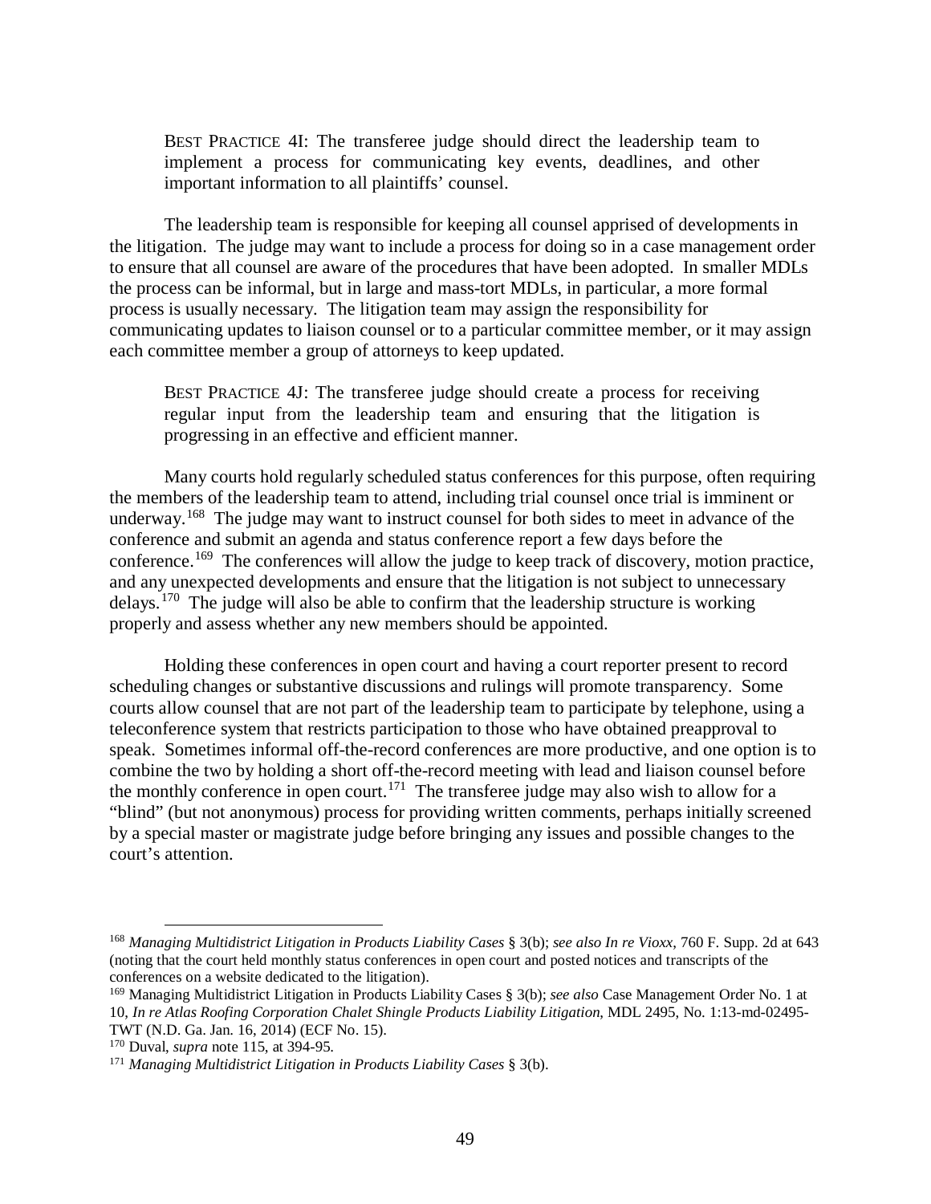> BEST PRACTICE 4I: The transferee judge should direct the leadership team to implement a process for communicating key events, deadlines, and other important information to all plaintiffs' counsel.

The leadership team is responsible for keeping all counsel apprised of developments in the litigation. The judge may want to include a process for doing so in a case management order to ensure that all counsel are aware of the procedures that have been adopted. In smaller MDLs the process can be informal, but in large and mass-tort MDLs, in particular, a more formal process is usually necessary. The litigation team may assign the responsibility for communicating updates to liaison counsel or to a particular committee member, or it may assign each committee member a group of attorneys to keep updated.

> BEST PRACTICE 4J: The transferee judge should create a process for receiving regular input from the leadership team and ensuring that the litigation is progressing in an effective and efficient manner.

Many courts hold regularly scheduled status conferences for this purpose, often requiring the members of the leadership team to attend, including trial counsel once trial is imminent or underway.[168] The judge may want to instruct counsel for both sides to meet in advance of the conference and submit an agenda and status conference report a few days before the conference.[169] The conferences will allow the judge to keep track of discovery, motion practice, and any unexpected developments and ensure that the litigation is not subject to unnecessary delays.[170] The judge will also be able to confirm that the leadership structure is working properly and assess whether any new members should be appointed.

Holding these conferences in open court and having a court reporter present to record scheduling changes or substantive discussions and rulings will promote transparency. Some courts allow counsel that are not part of the leadership team to participate by telephone, using a teleconference system that restricts participation to those who have obtained preapproval to speak. Sometimes informal off-the-record conferences are more productive, and one option is to combine the two by holding a short off-the-record meeting with lead and liaison counsel before the monthly conference in open court.[171] The transferee judge may also wish to allow for a "blind" (but not anonymous) process for providing written comments, perhaps initially screened by a special master or magistrate judge before bringing any issues and possible changes to the court's attention.

---

[168] *Managing Multidistrict Litigation in Products Liability Cases* § 3(b); *see also In re Vioxx*, 760 F. Supp. 2d at 643 (noting that the court held monthly status conferences in open court and posted notices and transcripts of the conferences on a website dedicated to the litigation).

[169] Managing Multidistrict Litigation in Products Liability Cases § 3(b); *see also* Case Management Order No. 1 at 10, *In re Atlas Roofing Corporation Chalet Shingle Products Liability Litigation*, MDL 2495, No. 1:13-md-02495-TWT (N.D. Ga. Jan. 16, 2014) (ECF No. 15).

[170] Duval, *supra* note 115, at 394-95.

[171] *Managing Multidistrict Litigation in Products Liability Cases* § 3(b).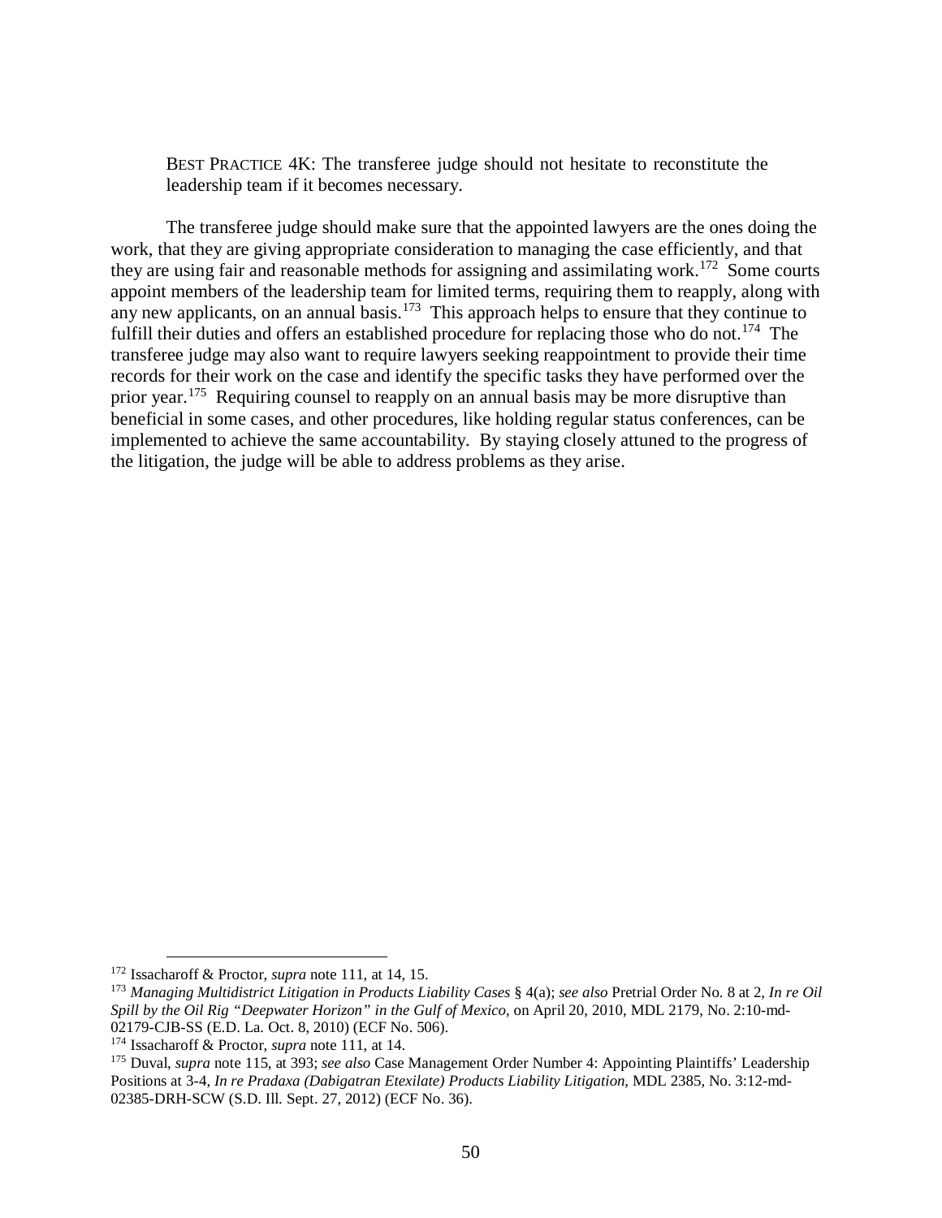BEST PRACTICE 4K: The transferee judge should not hesitate to reconstitute the leadership team if it becomes necessary.

The transferee judge should make sure that the appointed lawyers are the ones doing the work, that they are giving appropriate consideration to managing the case efficiently, and that they are using fair and reasonable methods for assigning and assimilating work.[172] Some courts appoint members of the leadership team for limited terms, requiring them to reapply, along with any new applicants, on an annual basis.[173] This approach helps to ensure that they continue to fulfill their duties and offers an established procedure for replacing those who do not.[174] The transferee judge may also want to require lawyers seeking reappointment to provide their time records for their work on the case and identify the specific tasks they have performed over the prior year.[175] Requiring counsel to reapply on an annual basis may be more disruptive than beneficial in some cases, and other procedures, like holding regular status conferences, can be implemented to achieve the same accountability. By staying closely attuned to the progress of the litigation, the judge will be able to address problems as they arise.

---

[172] Issacharoff & Proctor, *supra* note 111, at 14, 15.

[173] *Managing Multidistrict Litigation in Products Liability Cases* § 4(a); *see also* Pretrial Order No. 8 at 2, *In re Oil Spill by the Oil Rig "Deepwater Horizon" in the Gulf of Mexico*, on April 20, 2010, MDL 2179, No. 2:10-md-02179-CJB-SS (E.D. La. Oct. 8, 2010) (ECF No. 506).

[174] Issacharoff & Proctor, *supra* note 111, at 14.

[175] Duval, *supra* note 115, at 393; *see also* Case Management Order Number 4: Appointing Plaintiffs' Leadership Positions at 3-4, *In re Pradaxa (Dabigatran Etexilate) Products Liability Litigation*, MDL 2385, No. 3:12-md-02385-DRH-SCW (S.D. Ill. Sept. 27, 2012) (ECF No. 36).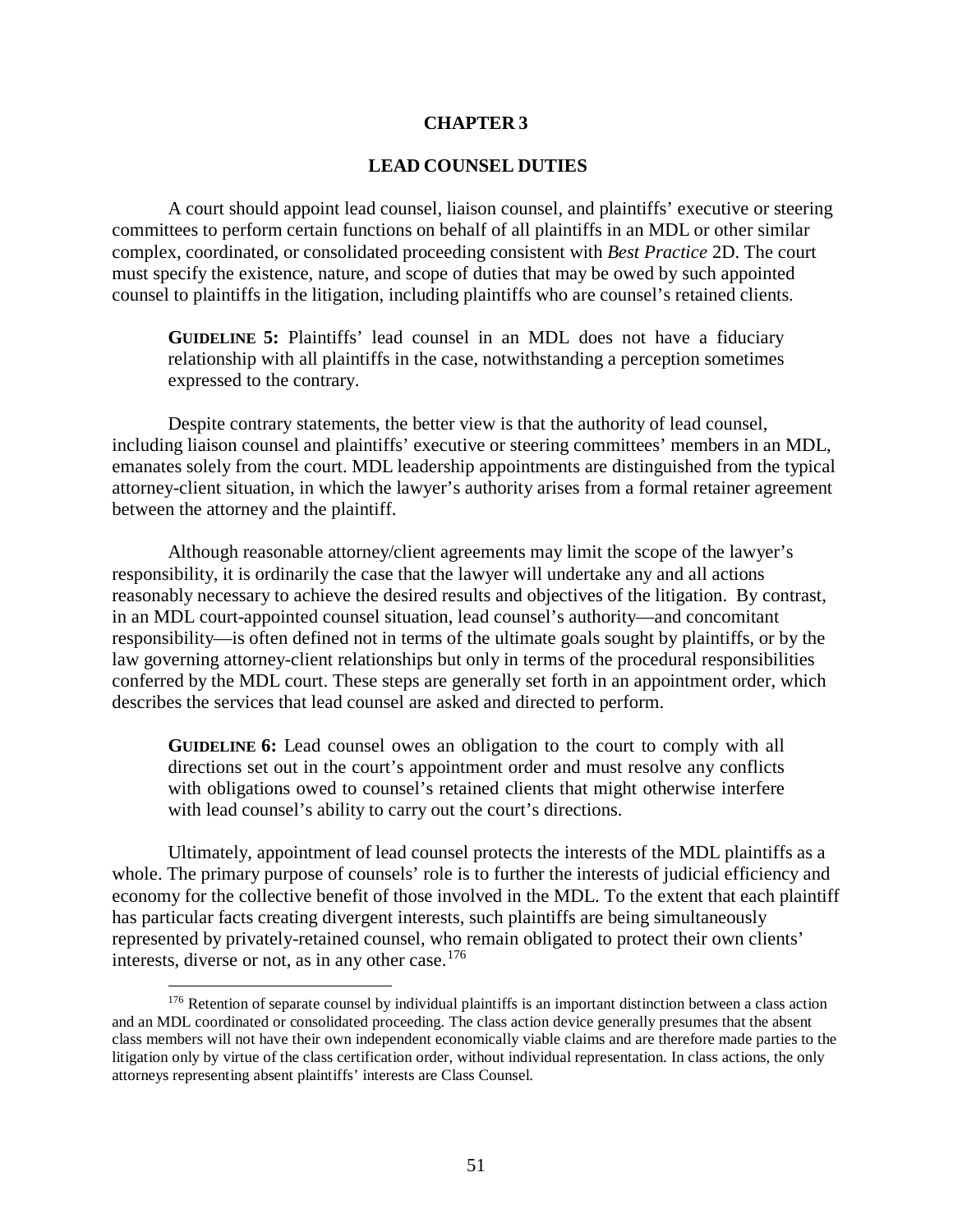# CHAPTER 3

## LEAD COUNSEL DUTIES

A court should appoint lead counsel, liaison counsel, and plaintiffs' executive or steering committees to perform certain functions on behalf of all plaintiffs in an MDL or other similar complex, coordinated, or consolidated proceeding consistent with *Best Practice* 2D. The court must specify the existence, nature, and scope of duties that may be owed by such appointed counsel to plaintiffs in the litigation, including plaintiffs who are counsel's retained clients.

> **GUIDELINE 5:** Plaintiffs' lead counsel in an MDL does not have a fiduciary relationship with all plaintiffs in the case, notwithstanding a perception sometimes expressed to the contrary.

Despite contrary statements, the better view is that the authority of lead counsel, including liaison counsel and plaintiffs' executive or steering committees' members in an MDL, emanates solely from the court. MDL leadership appointments are distinguished from the typical attorney-client situation, in which the lawyer's authority arises from a formal retainer agreement between the attorney and the plaintiff.

Although reasonable attorney/client agreements may limit the scope of the lawyer's responsibility, it is ordinarily the case that the lawyer will undertake any and all actions reasonably necessary to achieve the desired results and objectives of the litigation. By contrast, in an MDL court-appointed counsel situation, lead counsel's authority—and concomitant responsibility—is often defined not in terms of the ultimate goals sought by plaintiffs, or by the law governing attorney-client relationships but only in terms of the procedural responsibilities conferred by the MDL court. These steps are generally set forth in an appointment order, which describes the services that lead counsel are asked and directed to perform.

> **GUIDELINE 6:** Lead counsel owes an obligation to the court to comply with all directions set out in the court's appointment order and must resolve any conflicts with obligations owed to counsel's retained clients that might otherwise interfere with lead counsel's ability to carry out the court's directions.

Ultimately, appointment of lead counsel protects the interests of the MDL plaintiffs as a whole. The primary purpose of counsels' role is to further the interests of judicial efficiency and economy for the collective benefit of those involved in the MDL. To the extent that each plaintiff has particular facts creating divergent interests, such plaintiffs are being simultaneously represented by privately-retained counsel, who remain obligated to protect their own clients' interests, diverse or not, as in any other case.[176]

[176] Retention of separate counsel by individual plaintiffs is an important distinction between a class action and an MDL coordinated or consolidated proceeding. The class action device generally presumes that the absent class members will not have their own independent economically viable claims and are therefore made parties to the litigation only by virtue of the class certification order, without individual representation. In class actions, the only attorneys representing absent plaintiffs' interests are Class Counsel.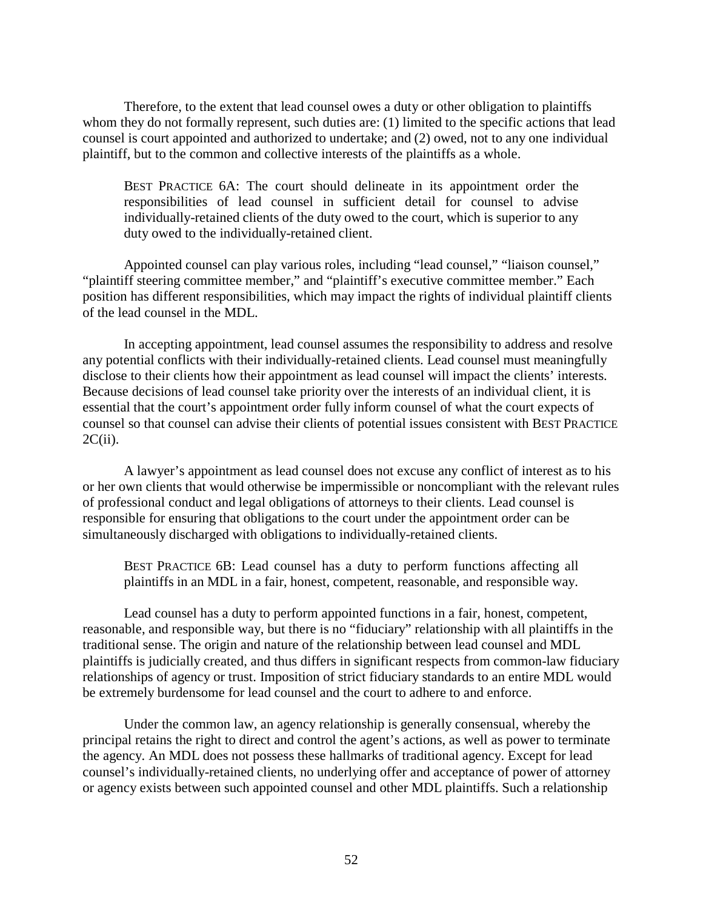Therefore, to the extent that lead counsel owes a duty or other obligation to plaintiffs whom they do not formally represent, such duties are: (1) limited to the specific actions that lead counsel is court appointed and authorized to undertake; and (2) owed, not to any one individual plaintiff, but to the common and collective interests of the plaintiffs as a whole.

> BEST PRACTICE 6A: The court should delineate in its appointment order the responsibilities of lead counsel in sufficient detail for counsel to advise individually-retained clients of the duty owed to the court, which is superior to any duty owed to the individually-retained client.

Appointed counsel can play various roles, including "lead counsel," "liaison counsel," "plaintiff steering committee member," and "plaintiff's executive committee member." Each position has different responsibilities, which may impact the rights of individual plaintiff clients of the lead counsel in the MDL.

In accepting appointment, lead counsel assumes the responsibility to address and resolve any potential conflicts with their individually-retained clients. Lead counsel must meaningfully disclose to their clients how their appointment as lead counsel will impact the clients' interests. Because decisions of lead counsel take priority over the interests of an individual client, it is essential that the court's appointment order fully inform counsel of what the court expects of counsel so that counsel can advise their clients of potential issues consistent with BEST PRACTICE 2C(ii).

A lawyer's appointment as lead counsel does not excuse any conflict of interest as to his or her own clients that would otherwise be impermissible or noncompliant with the relevant rules of professional conduct and legal obligations of attorneys to their clients. Lead counsel is responsible for ensuring that obligations to the court under the appointment order can be simultaneously discharged with obligations to individually-retained clients.

> BEST PRACTICE 6B: Lead counsel has a duty to perform functions affecting all plaintiffs in an MDL in a fair, honest, competent, reasonable, and responsible way.

Lead counsel has a duty to perform appointed functions in a fair, honest, competent, reasonable, and responsible way, but there is no "fiduciary" relationship with all plaintiffs in the traditional sense. The origin and nature of the relationship between lead counsel and MDL plaintiffs is judicially created, and thus differs in significant respects from common-law fiduciary relationships of agency or trust. Imposition of strict fiduciary standards to an entire MDL would be extremely burdensome for lead counsel and the court to adhere to and enforce.

Under the common law, an agency relationship is generally consensual, whereby the principal retains the right to direct and control the agent's actions, as well as power to terminate the agency. An MDL does not possess these hallmarks of traditional agency. Except for lead counsel's individually-retained clients, no underlying offer and acceptance of power of attorney or agency exists between such appointed counsel and other MDL plaintiffs. Such a relationship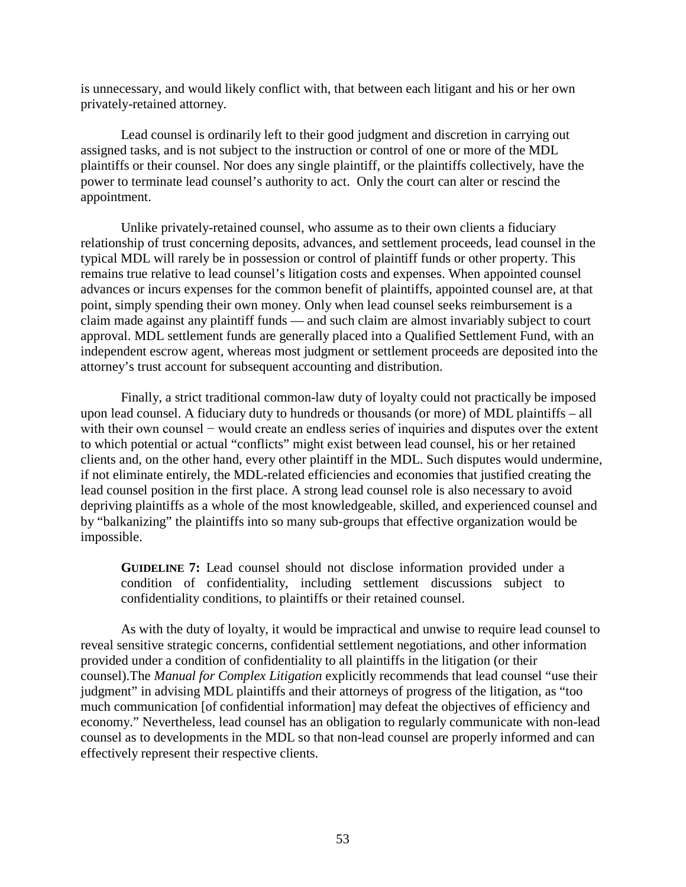is unnecessary, and would likely conflict with, that between each litigant and his or her own privately-retained attorney.

Lead counsel is ordinarily left to their good judgment and discretion in carrying out assigned tasks, and is not subject to the instruction or control of one or more of the MDL plaintiffs or their counsel. Nor does any single plaintiff, or the plaintiffs collectively, have the power to terminate lead counsel's authority to act. Only the court can alter or rescind the appointment.

Unlike privately-retained counsel, who assume as to their own clients a fiduciary relationship of trust concerning deposits, advances, and settlement proceeds, lead counsel in the typical MDL will rarely be in possession or control of plaintiff funds or other property. This remains true relative to lead counsel's litigation costs and expenses. When appointed counsel advances or incurs expenses for the common benefit of plaintiffs, appointed counsel are, at that point, simply spending their own money. Only when lead counsel seeks reimbursement is a claim made against any plaintiff funds — and such claim are almost invariably subject to court approval. MDL settlement funds are generally placed into a Qualified Settlement Fund, with an independent escrow agent, whereas most judgment or settlement proceeds are deposited into the attorney's trust account for subsequent accounting and distribution.

Finally, a strict traditional common-law duty of loyalty could not practically be imposed upon lead counsel. A fiduciary duty to hundreds or thousands (or more) of MDL plaintiffs – all with their own counsel − would create an endless series of inquiries and disputes over the extent to which potential or actual "conflicts" might exist between lead counsel, his or her retained clients and, on the other hand, every other plaintiff in the MDL. Such disputes would undermine, if not eliminate entirely, the MDL-related efficiencies and economies that justified creating the lead counsel position in the first place. A strong lead counsel role is also necessary to avoid depriving plaintiffs as a whole of the most knowledgeable, skilled, and experienced counsel and by "balkanizing" the plaintiffs into so many sub-groups that effective organization would be impossible.

> **GUIDELINE 7:** Lead counsel should not disclose information provided under a condition of confidentiality, including settlement discussions subject to confidentiality conditions, to plaintiffs or their retained counsel.

As with the duty of loyalty, it would be impractical and unwise to require lead counsel to reveal sensitive strategic concerns, confidential settlement negotiations, and other information provided under a condition of confidentiality to all plaintiffs in the litigation (or their counsel).The *Manual for Complex Litigation* explicitly recommends that lead counsel "use their judgment" in advising MDL plaintiffs and their attorneys of progress of the litigation, as "too much communication [of confidential information] may defeat the objectives of efficiency and economy." Nevertheless, lead counsel has an obligation to regularly communicate with non-lead counsel as to developments in the MDL so that non-lead counsel are properly informed and can effectively represent their respective clients.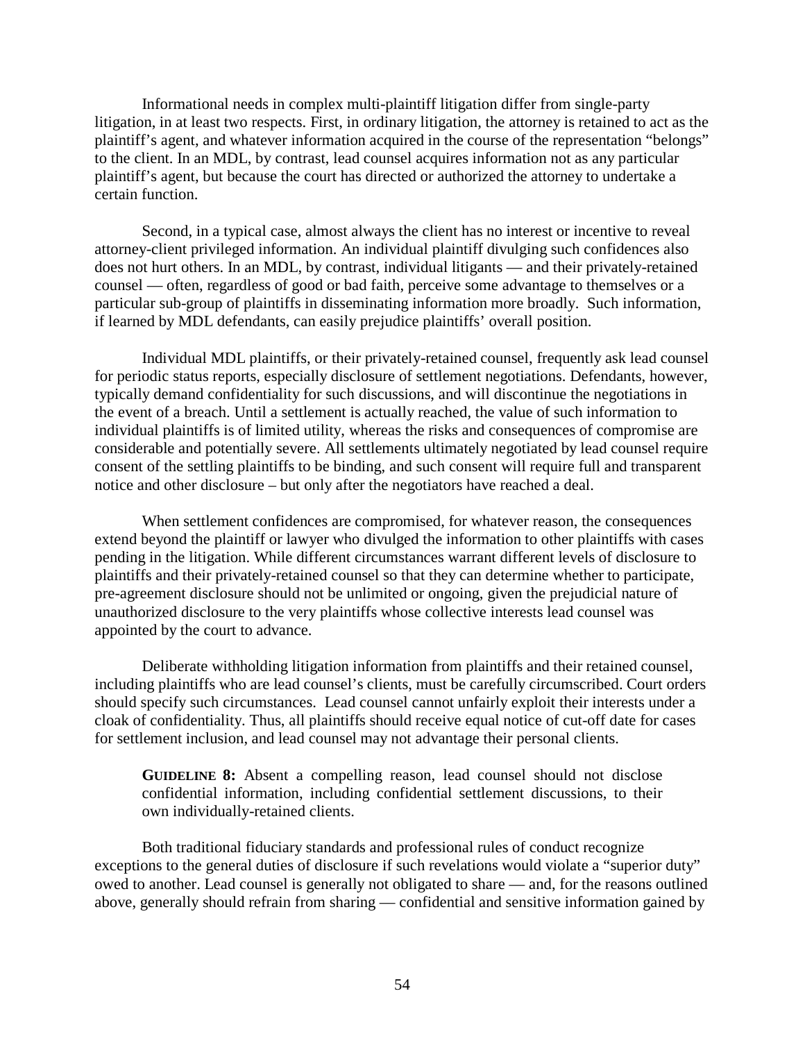Informational needs in complex multi-plaintiff litigation differ from single-party litigation, in at least two respects. First, in ordinary litigation, the attorney is retained to act as the plaintiff's agent, and whatever information acquired in the course of the representation "belongs" to the client. In an MDL, by contrast, lead counsel acquires information not as any particular plaintiff's agent, but because the court has directed or authorized the attorney to undertake a certain function.

Second, in a typical case, almost always the client has no interest or incentive to reveal attorney-client privileged information. An individual plaintiff divulging such confidences also does not hurt others. In an MDL, by contrast, individual litigants — and their privately-retained counsel — often, regardless of good or bad faith, perceive some advantage to themselves or a particular sub-group of plaintiffs in disseminating information more broadly. Such information, if learned by MDL defendants, can easily prejudice plaintiffs' overall position.

Individual MDL plaintiffs, or their privately-retained counsel, frequently ask lead counsel for periodic status reports, especially disclosure of settlement negotiations. Defendants, however, typically demand confidentiality for such discussions, and will discontinue the negotiations in the event of a breach. Until a settlement is actually reached, the value of such information to individual plaintiffs is of limited utility, whereas the risks and consequences of compromise are considerable and potentially severe. All settlements ultimately negotiated by lead counsel require consent of the settling plaintiffs to be binding, and such consent will require full and transparent notice and other disclosure – but only after the negotiators have reached a deal.

When settlement confidences are compromised, for whatever reason, the consequences extend beyond the plaintiff or lawyer who divulged the information to other plaintiffs with cases pending in the litigation. While different circumstances warrant different levels of disclosure to plaintiffs and their privately-retained counsel so that they can determine whether to participate, pre-agreement disclosure should not be unlimited or ongoing, given the prejudicial nature of unauthorized disclosure to the very plaintiffs whose collective interests lead counsel was appointed by the court to advance.

Deliberate withholding litigation information from plaintiffs and their retained counsel, including plaintiffs who are lead counsel's clients, must be carefully circumscribed. Court orders should specify such circumstances. Lead counsel cannot unfairly exploit their interests under a cloak of confidentiality. Thus, all plaintiffs should receive equal notice of cut-off date for cases for settlement inclusion, and lead counsel may not advantage their personal clients.

> **GUIDELINE 8:** Absent a compelling reason, lead counsel should not disclose confidential information, including confidential settlement discussions, to their own individually-retained clients.

Both traditional fiduciary standards and professional rules of conduct recognize exceptions to the general duties of disclosure if such revelations would violate a "superior duty" owed to another. Lead counsel is generally not obligated to share — and, for the reasons outlined above, generally should refrain from sharing — confidential and sensitive information gained by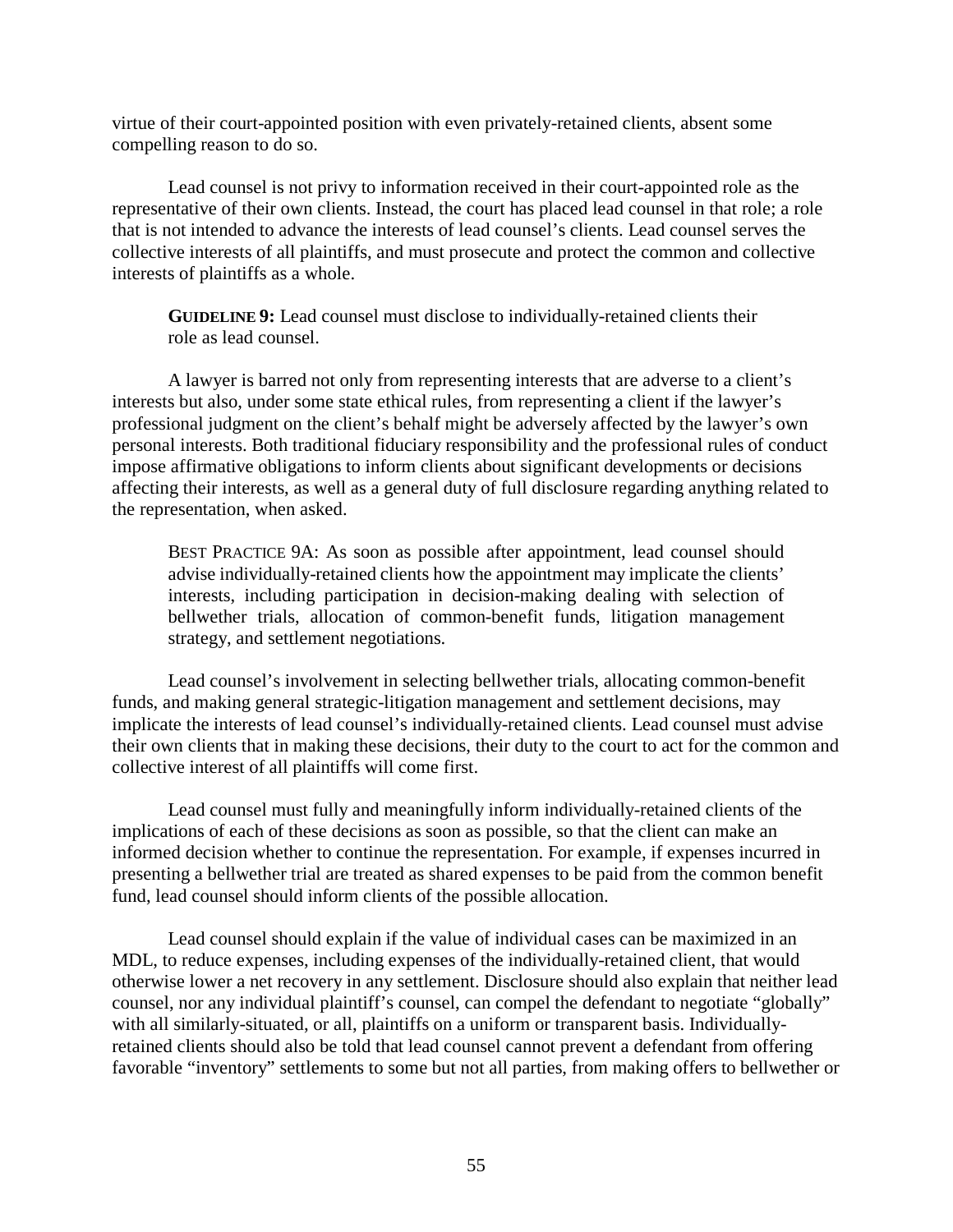virtue of their court-appointed position with even privately-retained clients, absent some compelling reason to do so.

Lead counsel is not privy to information received in their court-appointed role as the representative of their own clients. Instead, the court has placed lead counsel in that role; a role that is not intended to advance the interests of lead counsel's clients. Lead counsel serves the collective interests of all plaintiffs, and must prosecute and protect the common and collective interests of plaintiffs as a whole.

> **GUIDELINE 9:** Lead counsel must disclose to individually-retained clients their role as lead counsel.

A lawyer is barred not only from representing interests that are adverse to a client's interests but also, under some state ethical rules, from representing a client if the lawyer's professional judgment on the client's behalf might be adversely affected by the lawyer's own personal interests. Both traditional fiduciary responsibility and the professional rules of conduct impose affirmative obligations to inform clients about significant developments or decisions affecting their interests, as well as a general duty of full disclosure regarding anything related to the representation, when asked.

> BEST PRACTICE 9A: As soon as possible after appointment, lead counsel should advise individually-retained clients how the appointment may implicate the clients' interests, including participation in decision-making dealing with selection of bellwether trials, allocation of common-benefit funds, litigation management strategy, and settlement negotiations.

Lead counsel's involvement in selecting bellwether trials, allocating common-benefit funds, and making general strategic-litigation management and settlement decisions, may implicate the interests of lead counsel's individually-retained clients. Lead counsel must advise their own clients that in making these decisions, their duty to the court to act for the common and collective interest of all plaintiffs will come first.

Lead counsel must fully and meaningfully inform individually-retained clients of the implications of each of these decisions as soon as possible, so that the client can make an informed decision whether to continue the representation. For example, if expenses incurred in presenting a bellwether trial are treated as shared expenses to be paid from the common benefit fund, lead counsel should inform clients of the possible allocation.

Lead counsel should explain if the value of individual cases can be maximized in an MDL, to reduce expenses, including expenses of the individually-retained client, that would otherwise lower a net recovery in any settlement. Disclosure should also explain that neither lead counsel, nor any individual plaintiff's counsel, can compel the defendant to negotiate "globally" with all similarly-situated, or all, plaintiffs on a uniform or transparent basis. Individually-retained clients should also be told that lead counsel cannot prevent a defendant from offering favorable "inventory" settlements to some but not all parties, from making offers to bellwether or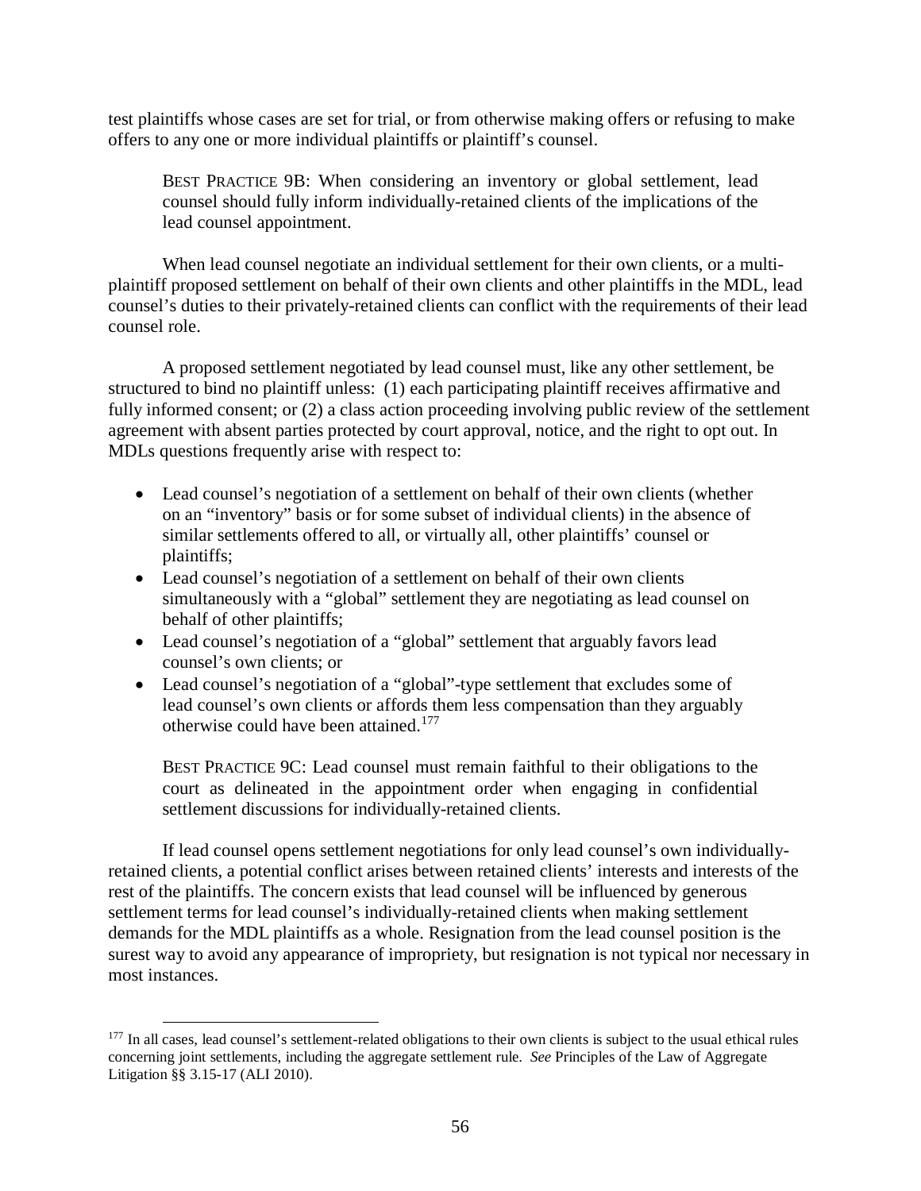test plaintiffs whose cases are set for trial, or from otherwise making offers or refusing to make offers to any one or more individual plaintiffs or plaintiff's counsel.

> BEST PRACTICE 9B: When considering an inventory or global settlement, lead counsel should fully inform individually-retained clients of the implications of the lead counsel appointment.

When lead counsel negotiate an individual settlement for their own clients, or a multi-plaintiff proposed settlement on behalf of their own clients and other plaintiffs in the MDL, lead counsel's duties to their privately-retained clients can conflict with the requirements of their lead counsel role.

A proposed settlement negotiated by lead counsel must, like any other settlement, be structured to bind no plaintiff unless: (1) each participating plaintiff receives affirmative and fully informed consent; or (2) a class action proceeding involving public review of the settlement agreement with absent parties protected by court approval, notice, and the right to opt out. In MDLs questions frequently arise with respect to:

- Lead counsel's negotiation of a settlement on behalf of their own clients (whether on an "inventory" basis or for some subset of individual clients) in the absence of similar settlements offered to all, or virtually all, other plaintiffs' counsel or plaintiffs;
- Lead counsel's negotiation of a settlement on behalf of their own clients simultaneously with a "global" settlement they are negotiating as lead counsel on behalf of other plaintiffs;
- Lead counsel's negotiation of a "global" settlement that arguably favors lead counsel's own clients; or
- Lead counsel's negotiation of a "global"-type settlement that excludes some of lead counsel's own clients or affords them less compensation than they arguably otherwise could have been attained.[177]

> BEST PRACTICE 9C: Lead counsel must remain faithful to their obligations to the court as delineated in the appointment order when engaging in confidential settlement discussions for individually-retained clients.

If lead counsel opens settlement negotiations for only lead counsel's own individually-retained clients, a potential conflict arises between retained clients' interests and interests of the rest of the plaintiffs. The concern exists that lead counsel will be influenced by generous settlement terms for lead counsel's individually-retained clients when making settlement demands for the MDL plaintiffs as a whole. Resignation from the lead counsel position is the surest way to avoid any appearance of impropriety, but resignation is not typical nor necessary in most instances.

---

[177] In all cases, lead counsel's settlement-related obligations to their own clients is subject to the usual ethical rules concerning joint settlements, including the aggregate settlement rule. *See* Principles of the Law of Aggregate Litigation §§ 3.15-17 (ALI 2010).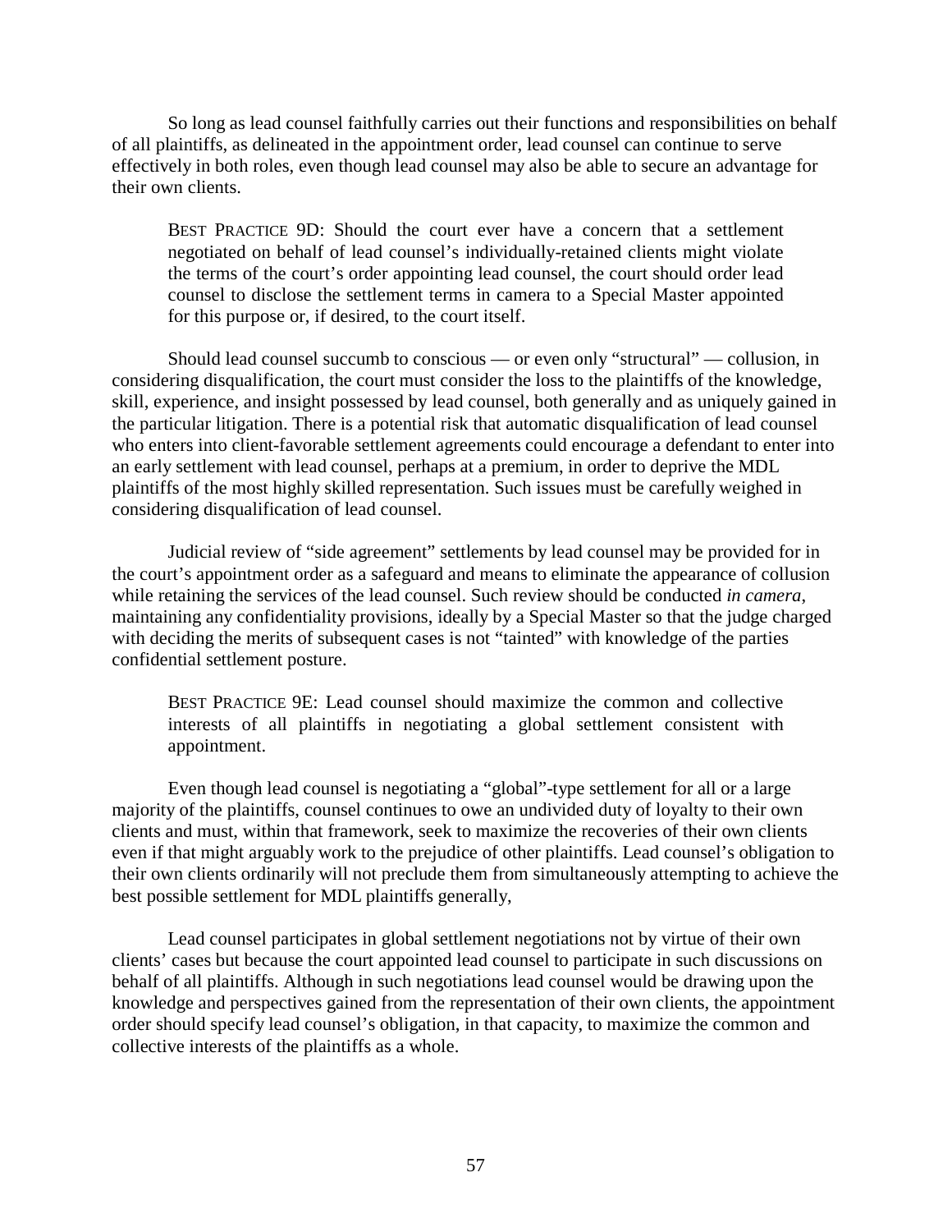So long as lead counsel faithfully carries out their functions and responsibilities on behalf of all plaintiffs, as delineated in the appointment order, lead counsel can continue to serve effectively in both roles, even though lead counsel may also be able to secure an advantage for their own clients.

> BEST PRACTICE 9D: Should the court ever have a concern that a settlement negotiated on behalf of lead counsel's individually-retained clients might violate the terms of the court's order appointing lead counsel, the court should order lead counsel to disclose the settlement terms in camera to a Special Master appointed for this purpose or, if desired, to the court itself.

Should lead counsel succumb to conscious — or even only "structural" — collusion, in considering disqualification, the court must consider the loss to the plaintiffs of the knowledge, skill, experience, and insight possessed by lead counsel, both generally and as uniquely gained in the particular litigation. There is a potential risk that automatic disqualification of lead counsel who enters into client-favorable settlement agreements could encourage a defendant to enter into an early settlement with lead counsel, perhaps at a premium, in order to deprive the MDL plaintiffs of the most highly skilled representation. Such issues must be carefully weighed in considering disqualification of lead counsel.

Judicial review of "side agreement" settlements by lead counsel may be provided for in the court's appointment order as a safeguard and means to eliminate the appearance of collusion while retaining the services of the lead counsel. Such review should be conducted *in camera*, maintaining any confidentiality provisions, ideally by a Special Master so that the judge charged with deciding the merits of subsequent cases is not "tainted" with knowledge of the parties confidential settlement posture.

> BEST PRACTICE 9E: Lead counsel should maximize the common and collective interests of all plaintiffs in negotiating a global settlement consistent with appointment.

Even though lead counsel is negotiating a "global"-type settlement for all or a large majority of the plaintiffs, counsel continues to owe an undivided duty of loyalty to their own clients and must, within that framework, seek to maximize the recoveries of their own clients even if that might arguably work to the prejudice of other plaintiffs. Lead counsel's obligation to their own clients ordinarily will not preclude them from simultaneously attempting to achieve the best possible settlement for MDL plaintiffs generally,

Lead counsel participates in global settlement negotiations not by virtue of their own clients' cases but because the court appointed lead counsel to participate in such discussions on behalf of all plaintiffs. Although in such negotiations lead counsel would be drawing upon the knowledge and perspectives gained from the representation of their own clients, the appointment order should specify lead counsel's obligation, in that capacity, to maximize the common and collective interests of the plaintiffs as a whole.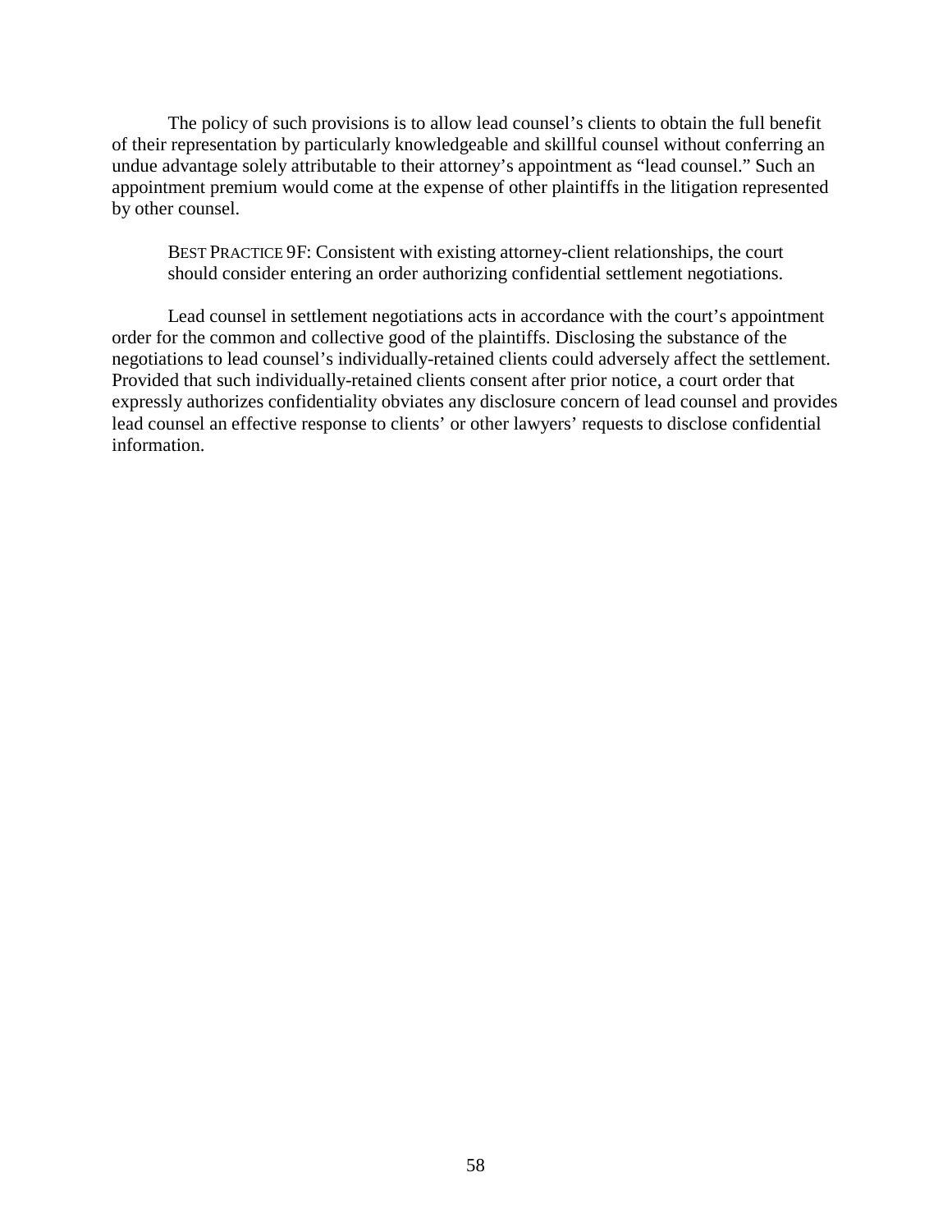The policy of such provisions is to allow lead counsel's clients to obtain the full benefit of their representation by particularly knowledgeable and skillful counsel without conferring an undue advantage solely attributable to their attorney's appointment as "lead counsel." Such an appointment premium would come at the expense of other plaintiffs in the litigation represented by other counsel.

> BEST PRACTICE 9F: Consistent with existing attorney-client relationships, the court should consider entering an order authorizing confidential settlement negotiations.

Lead counsel in settlement negotiations acts in accordance with the court's appointment order for the common and collective good of the plaintiffs. Disclosing the substance of the negotiations to lead counsel's individually-retained clients could adversely affect the settlement. Provided that such individually-retained clients consent after prior notice, a court order that expressly authorizes confidentiality obviates any disclosure concern of lead counsel and provides lead counsel an effective response to clients' or other lawyers' requests to disclose confidential information.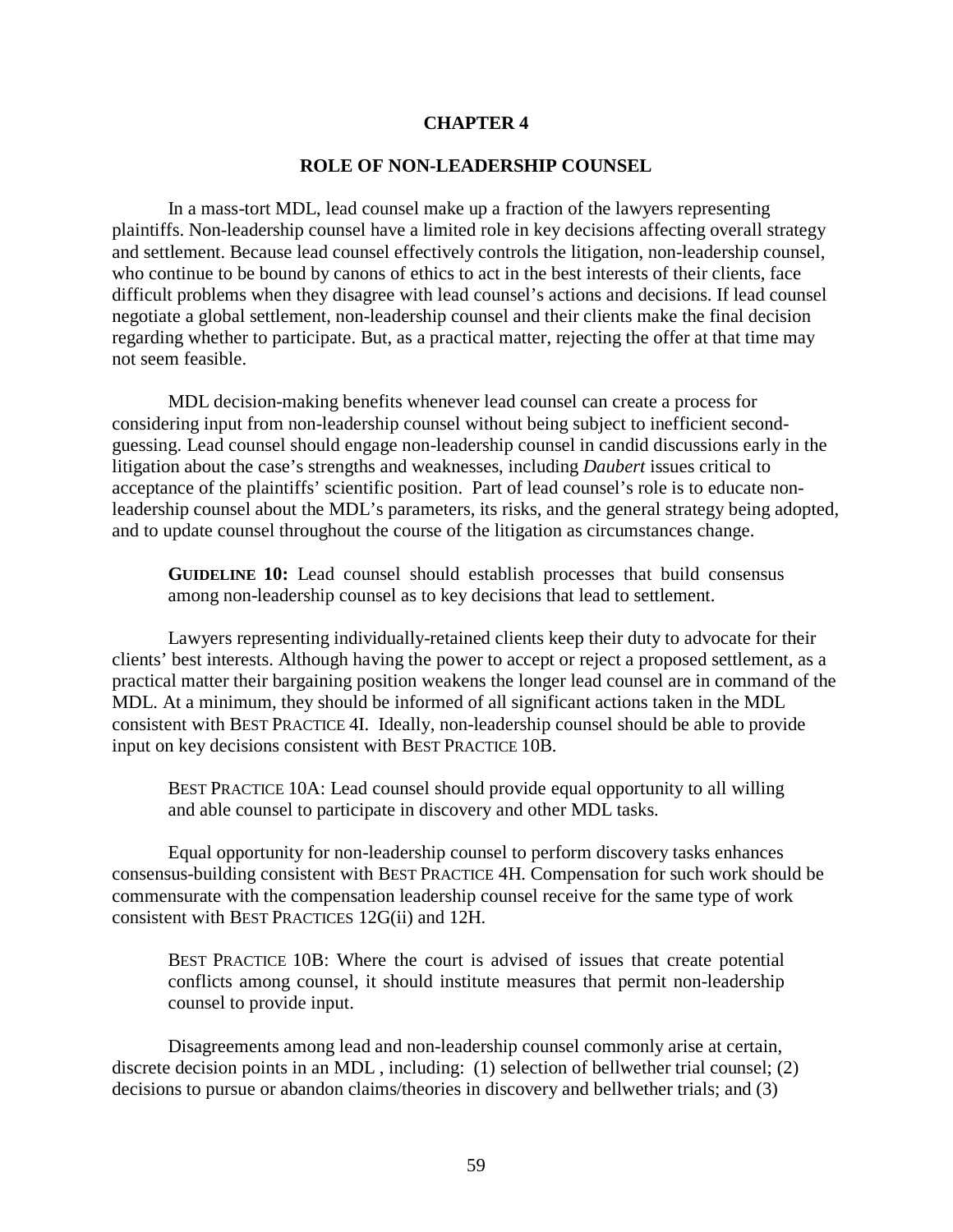# CHAPTER 4

## ROLE OF NON-LEADERSHIP COUNSEL

In a mass-tort MDL, lead counsel make up a fraction of the lawyers representing plaintiffs. Non-leadership counsel have a limited role in key decisions affecting overall strategy and settlement. Because lead counsel effectively controls the litigation, non-leadership counsel, who continue to be bound by canons of ethics to act in the best interests of their clients, face difficult problems when they disagree with lead counsel's actions and decisions. If lead counsel negotiate a global settlement, non-leadership counsel and their clients make the final decision regarding whether to participate. But, as a practical matter, rejecting the offer at that time may not seem feasible.

MDL decision-making benefits whenever lead counsel can create a process for considering input from non-leadership counsel without being subject to inefficient second-guessing. Lead counsel should engage non-leadership counsel in candid discussions early in the litigation about the case's strengths and weaknesses, including *Daubert* issues critical to acceptance of the plaintiffs' scientific position. Part of lead counsel's role is to educate non-leadership counsel about the MDL's parameters, its risks, and the general strategy being adopted, and to update counsel throughout the course of the litigation as circumstances change.

> **GUIDELINE 10:** Lead counsel should establish processes that build consensus among non-leadership counsel as to key decisions that lead to settlement.

Lawyers representing individually-retained clients keep their duty to advocate for their clients' best interests. Although having the power to accept or reject a proposed settlement, as a practical matter their bargaining position weakens the longer lead counsel are in command of the MDL. At a minimum, they should be informed of all significant actions taken in the MDL consistent with BEST PRACTICE 4I. Ideally, non-leadership counsel should be able to provide input on key decisions consistent with BEST PRACTICE 10B.

> BEST PRACTICE 10A: Lead counsel should provide equal opportunity to all willing and able counsel to participate in discovery and other MDL tasks.

Equal opportunity for non-leadership counsel to perform discovery tasks enhances consensus-building consistent with BEST PRACTICE 4H. Compensation for such work should be commensurate with the compensation leadership counsel receive for the same type of work consistent with BEST PRACTICES 12G(ii) and 12H.

> BEST PRACTICE 10B: Where the court is advised of issues that create potential conflicts among counsel, it should institute measures that permit non-leadership counsel to provide input.

Disagreements among lead and non-leadership counsel commonly arise at certain, discrete decision points in an MDL , including: (1) selection of bellwether trial counsel; (2) decisions to pursue or abandon claims/theories in discovery and bellwether trials; and (3)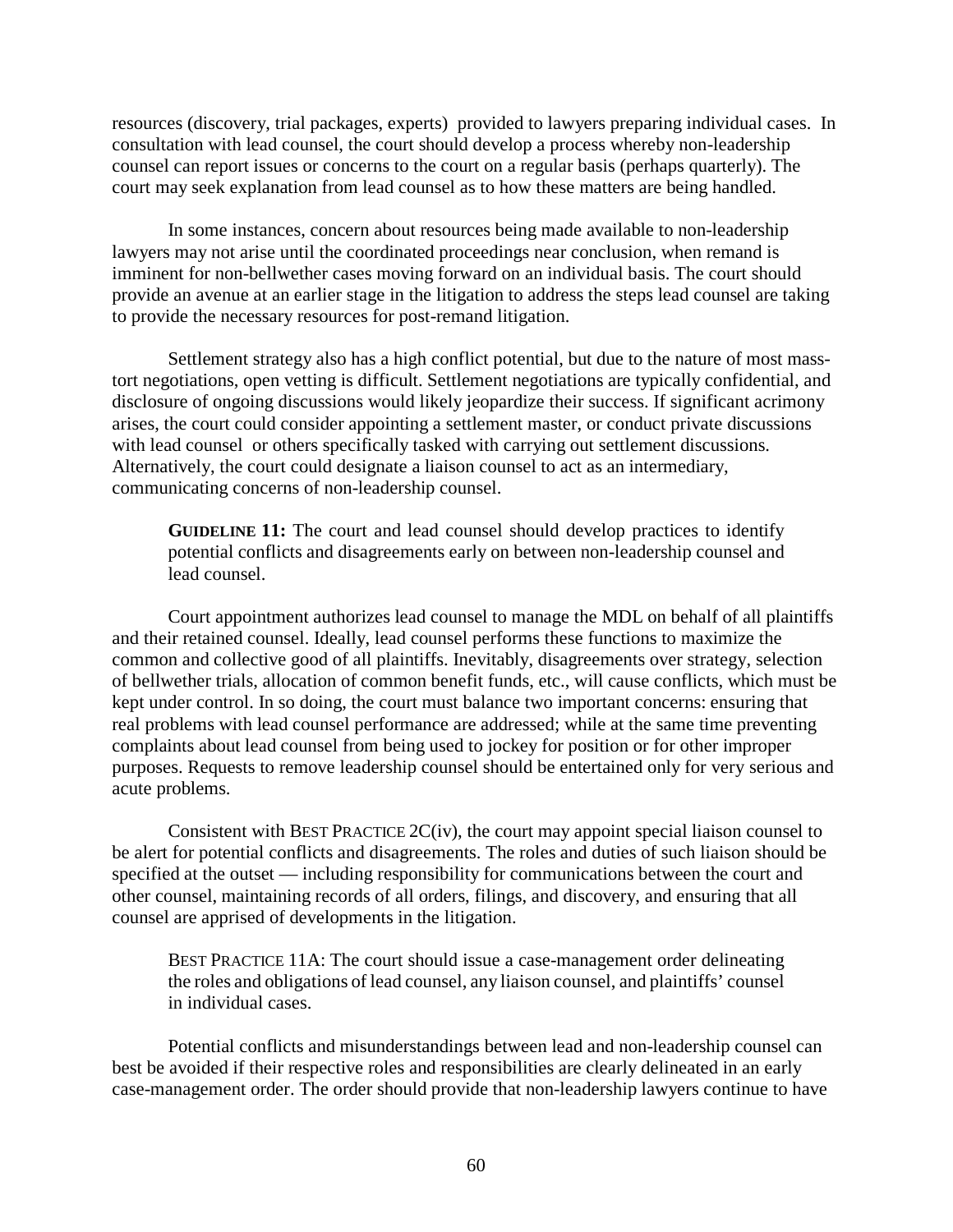resources (discovery, trial packages, experts) provided to lawyers preparing individual cases. In consultation with lead counsel, the court should develop a process whereby non-leadership counsel can report issues or concerns to the court on a regular basis (perhaps quarterly). The court may seek explanation from lead counsel as to how these matters are being handled.

In some instances, concern about resources being made available to non-leadership lawyers may not arise until the coordinated proceedings near conclusion, when remand is imminent for non-bellwether cases moving forward on an individual basis. The court should provide an avenue at an earlier stage in the litigation to address the steps lead counsel are taking to provide the necessary resources for post-remand litigation.

Settlement strategy also has a high conflict potential, but due to the nature of most mass-tort negotiations, open vetting is difficult. Settlement negotiations are typically confidential, and disclosure of ongoing discussions would likely jeopardize their success. If significant acrimony arises, the court could consider appointing a settlement master, or conduct private discussions with lead counsel or others specifically tasked with carrying out settlement discussions. Alternatively, the court could designate a liaison counsel to act as an intermediary, communicating concerns of non-leadership counsel.

> **GUIDELINE 11:** The court and lead counsel should develop practices to identify potential conflicts and disagreements early on between non-leadership counsel and lead counsel.

Court appointment authorizes lead counsel to manage the MDL on behalf of all plaintiffs and their retained counsel. Ideally, lead counsel performs these functions to maximize the common and collective good of all plaintiffs. Inevitably, disagreements over strategy, selection of bellwether trials, allocation of common benefit funds, etc., will cause conflicts, which must be kept under control. In so doing, the court must balance two important concerns: ensuring that real problems with lead counsel performance are addressed; while at the same time preventing complaints about lead counsel from being used to jockey for position or for other improper purposes. Requests to remove leadership counsel should be entertained only for very serious and acute problems.

Consistent with BEST PRACTICE 2C(iv), the court may appoint special liaison counsel to be alert for potential conflicts and disagreements. The roles and duties of such liaison should be specified at the outset — including responsibility for communications between the court and other counsel, maintaining records of all orders, filings, and discovery, and ensuring that all counsel are apprised of developments in the litigation.

> BEST PRACTICE 11A: The court should issue a case-management order delineating the roles and obligations of lead counsel, any liaison counsel, and plaintiffs' counsel in individual cases.

Potential conflicts and misunderstandings between lead and non-leadership counsel can best be avoided if their respective roles and responsibilities are clearly delineated in an early case-management order. The order should provide that non-leadership lawyers continue to have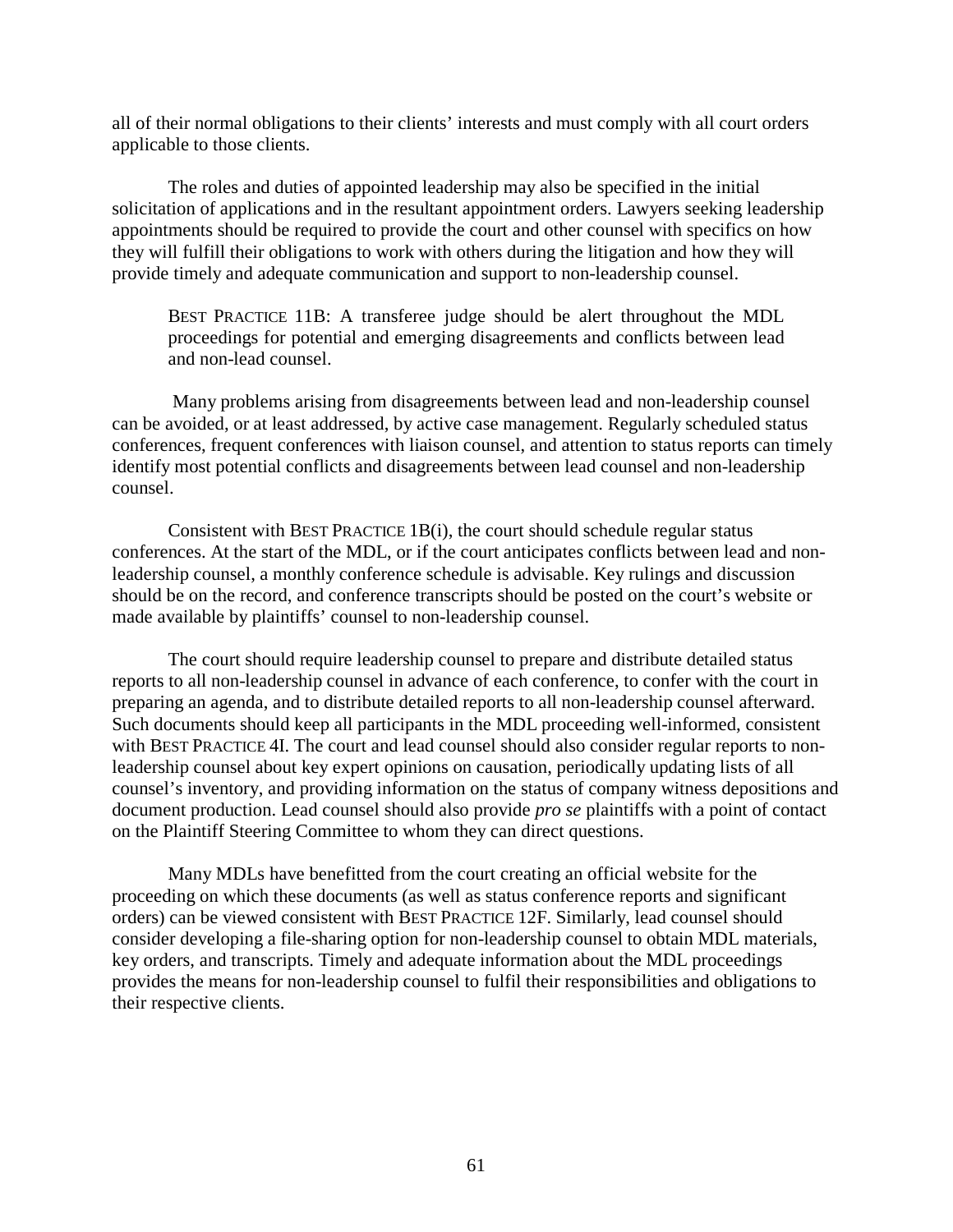all of their normal obligations to their clients' interests and must comply with all court orders applicable to those clients.

The roles and duties of appointed leadership may also be specified in the initial solicitation of applications and in the resultant appointment orders. Lawyers seeking leadership appointments should be required to provide the court and other counsel with specifics on how they will fulfill their obligations to work with others during the litigation and how they will provide timely and adequate communication and support to non-leadership counsel.

> BEST PRACTICE 11B: A transferee judge should be alert throughout the MDL proceedings for potential and emerging disagreements and conflicts between lead and non-lead counsel.

Many problems arising from disagreements between lead and non-leadership counsel can be avoided, or at least addressed, by active case management. Regularly scheduled status conferences, frequent conferences with liaison counsel, and attention to status reports can timely identify most potential conflicts and disagreements between lead counsel and non-leadership counsel.

Consistent with BEST PRACTICE 1B(i), the court should schedule regular status conferences. At the start of the MDL, or if the court anticipates conflicts between lead and non-leadership counsel, a monthly conference schedule is advisable. Key rulings and discussion should be on the record, and conference transcripts should be posted on the court's website or made available by plaintiffs' counsel to non-leadership counsel.

The court should require leadership counsel to prepare and distribute detailed status reports to all non-leadership counsel in advance of each conference, to confer with the court in preparing an agenda, and to distribute detailed reports to all non-leadership counsel afterward. Such documents should keep all participants in the MDL proceeding well-informed, consistent with BEST PRACTICE 4I. The court and lead counsel should also consider regular reports to non-leadership counsel about key expert opinions on causation, periodically updating lists of all counsel's inventory, and providing information on the status of company witness depositions and document production. Lead counsel should also provide *pro se* plaintiffs with a point of contact on the Plaintiff Steering Committee to whom they can direct questions.

Many MDLs have benefitted from the court creating an official website for the proceeding on which these documents (as well as status conference reports and significant orders) can be viewed consistent with BEST PRACTICE 12F. Similarly, lead counsel should consider developing a file-sharing option for non-leadership counsel to obtain MDL materials, key orders, and transcripts. Timely and adequate information about the MDL proceedings provides the means for non-leadership counsel to fulfil their responsibilities and obligations to their respective clients.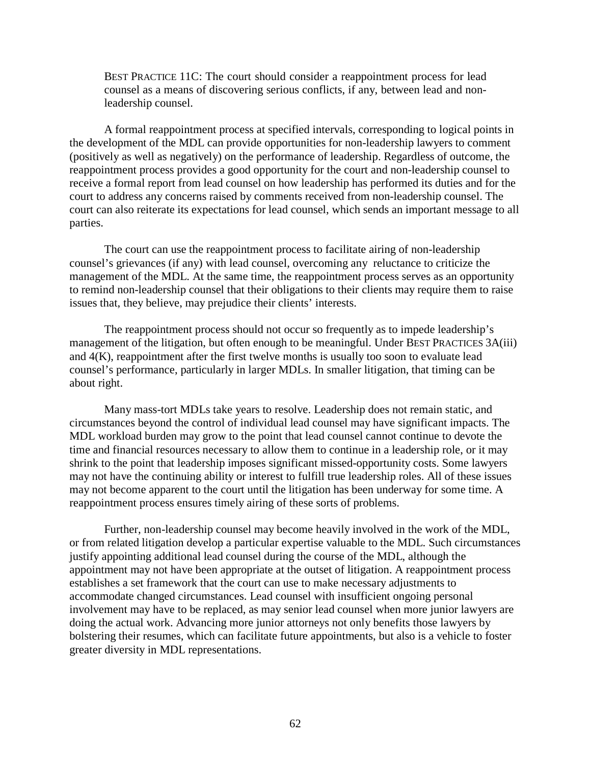BEST PRACTICE 11C: The court should consider a reappointment process for lead counsel as a means of discovering serious conflicts, if any, between lead and non-leadership counsel.

A formal reappointment process at specified intervals, corresponding to logical points in the development of the MDL can provide opportunities for non-leadership lawyers to comment (positively as well as negatively) on the performance of leadership. Regardless of outcome, the reappointment process provides a good opportunity for the court and non-leadership counsel to receive a formal report from lead counsel on how leadership has performed its duties and for the court to address any concerns raised by comments received from non-leadership counsel. The court can also reiterate its expectations for lead counsel, which sends an important message to all parties.

The court can use the reappointment process to facilitate airing of non-leadership counsel's grievances (if any) with lead counsel, overcoming any reluctance to criticize the management of the MDL. At the same time, the reappointment process serves as an opportunity to remind non-leadership counsel that their obligations to their clients may require them to raise issues that, they believe, may prejudice their clients' interests.

The reappointment process should not occur so frequently as to impede leadership's management of the litigation, but often enough to be meaningful. Under BEST PRACTICES 3A(iii) and 4(K), reappointment after the first twelve months is usually too soon to evaluate lead counsel's performance, particularly in larger MDLs. In smaller litigation, that timing can be about right.

Many mass-tort MDLs take years to resolve. Leadership does not remain static, and circumstances beyond the control of individual lead counsel may have significant impacts. The MDL workload burden may grow to the point that lead counsel cannot continue to devote the time and financial resources necessary to allow them to continue in a leadership role, or it may shrink to the point that leadership imposes significant missed-opportunity costs. Some lawyers may not have the continuing ability or interest to fulfill true leadership roles. All of these issues may not become apparent to the court until the litigation has been underway for some time. A reappointment process ensures timely airing of these sorts of problems.

Further, non-leadership counsel may become heavily involved in the work of the MDL, or from related litigation develop a particular expertise valuable to the MDL. Such circumstances justify appointing additional lead counsel during the course of the MDL, although the appointment may not have been appropriate at the outset of litigation. A reappointment process establishes a set framework that the court can use to make necessary adjustments to accommodate changed circumstances. Lead counsel with insufficient ongoing personal involvement may have to be replaced, as may senior lead counsel when more junior lawyers are doing the actual work. Advancing more junior attorneys not only benefits those lawyers by bolstering their resumes, which can facilitate future appointments, but also is a vehicle to foster greater diversity in MDL representations.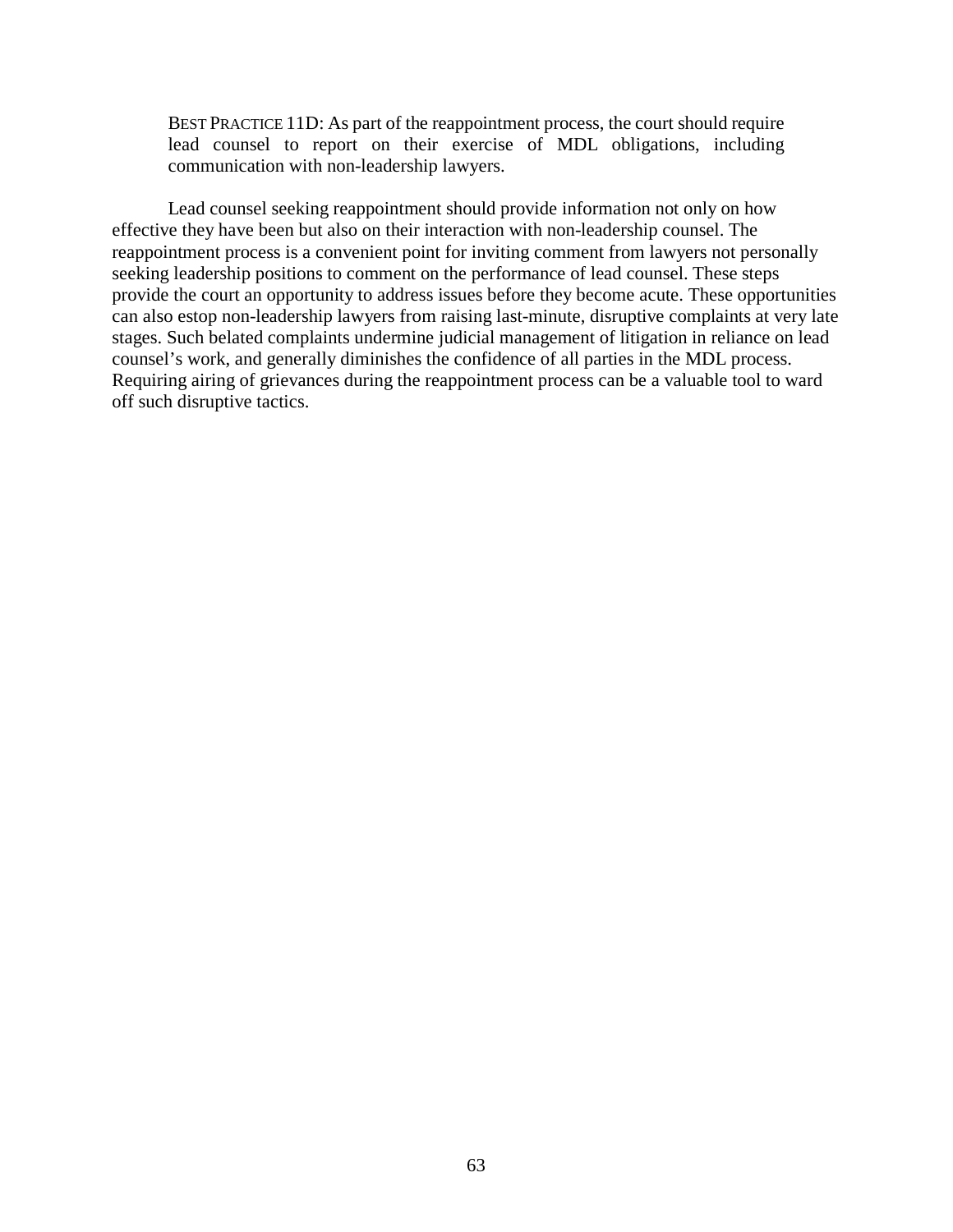BEST PRACTICE 11D: As part of the reappointment process, the court should require lead counsel to report on their exercise of MDL obligations, including communication with non-leadership lawyers.

Lead counsel seeking reappointment should provide information not only on how effective they have been but also on their interaction with non-leadership counsel. The reappointment process is a convenient point for inviting comment from lawyers not personally seeking leadership positions to comment on the performance of lead counsel. These steps provide the court an opportunity to address issues before they become acute. These opportunities can also estop non-leadership lawyers from raising last-minute, disruptive complaints at very late stages. Such belated complaints undermine judicial management of litigation in reliance on lead counsel's work, and generally diminishes the confidence of all parties in the MDL process. Requiring airing of grievances during the reappointment process can be a valuable tool to ward off such disruptive tactics.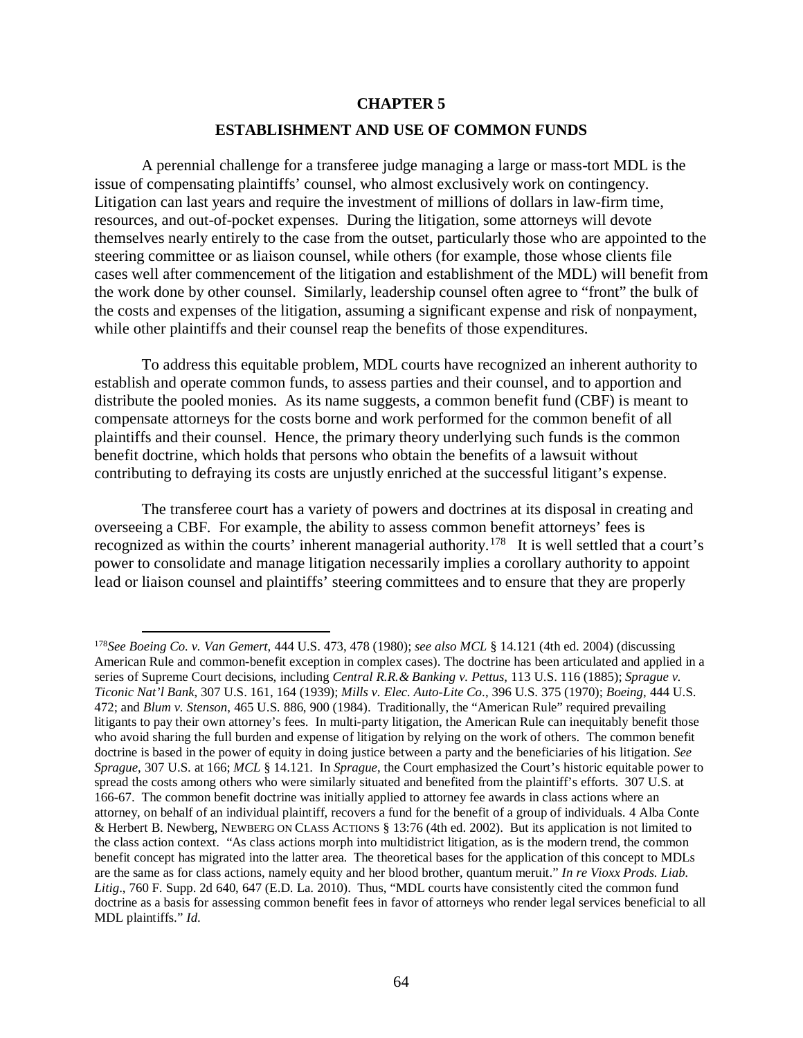# CHAPTER 5

## ESTABLISHMENT AND USE OF COMMON FUNDS

A perennial challenge for a transferee judge managing a large or mass-tort MDL is the issue of compensating plaintiffs' counsel, who almost exclusively work on contingency. Litigation can last years and require the investment of millions of dollars in law-firm time, resources, and out-of-pocket expenses. During the litigation, some attorneys will devote themselves nearly entirely to the case from the outset, particularly those who are appointed to the steering committee or as liaison counsel, while others (for example, those whose clients file cases well after commencement of the litigation and establishment of the MDL) will benefit from the work done by other counsel. Similarly, leadership counsel often agree to "front" the bulk of the costs and expenses of the litigation, assuming a significant expense and risk of nonpayment, while other plaintiffs and their counsel reap the benefits of those expenditures.

To address this equitable problem, MDL courts have recognized an inherent authority to establish and operate common funds, to assess parties and their counsel, and to apportion and distribute the pooled monies. As its name suggests, a common benefit fund (CBF) is meant to compensate attorneys for the costs borne and work performed for the common benefit of all plaintiffs and their counsel. Hence, the primary theory underlying such funds is the common benefit doctrine, which holds that persons who obtain the benefits of a lawsuit without contributing to defraying its costs are unjustly enriched at the successful litigant's expense.

The transferee court has a variety of powers and doctrines at its disposal in creating and overseeing a CBF. For example, the ability to assess common benefit attorneys' fees is recognized as within the courts' inherent managerial authority.[178] It is well settled that a court's power to consolidate and manage litigation necessarily implies a corollary authority to appoint lead or liaison counsel and plaintiffs' steering committees and to ensure that they are properly

---

[178] *See Boeing Co. v. Van Gemert*, 444 U.S. 473, 478 (1980); *see also MCL* § 14.121 (4th ed. 2004) (discussing American Rule and common-benefit exception in complex cases). The doctrine has been articulated and applied in a series of Supreme Court decisions, including *Central R.R.& Banking v. Pettus*, 113 U.S. 116 (1885); *Sprague v. Ticonic Nat'l Bank*, 307 U.S. 161, 164 (1939); *Mills v. Elec. Auto-Lite Co*., 396 U.S. 375 (1970); *Boeing*, 444 U.S. 472; and *Blum v. Stenson*, 465 U.S. 886, 900 (1984). Traditionally, the "American Rule" required prevailing litigants to pay their own attorney's fees. In multi-party litigation, the American Rule can inequitably benefit those who avoid sharing the full burden and expense of litigation by relying on the work of others. The common benefit doctrine is based in the power of equity in doing justice between a party and the beneficiaries of his litigation. *See Sprague*, 307 U.S. at 166; *MCL* § 14.121. In *Sprague*, the Court emphasized the Court's historic equitable power to spread the costs among others who were similarly situated and benefited from the plaintiff's efforts. 307 U.S. at 166-67. The common benefit doctrine was initially applied to attorney fee awards in class actions where an attorney, on behalf of an individual plaintiff, recovers a fund for the benefit of a group of individuals. 4 Alba Conte & Herbert B. Newberg, NEWBERG ON CLASS ACTIONS § 13:76 (4th ed. 2002). But its application is not limited to the class action context. "As class actions morph into multidistrict litigation, as is the modern trend, the common benefit concept has migrated into the latter area. The theoretical bases for the application of this concept to MDLs are the same as for class actions, namely equity and her blood brother, quantum meruit." *In re Vioxx Prods. Liab. Litig*., 760 F. Supp. 2d 640, 647 (E.D. La. 2010). Thus, "MDL courts have consistently cited the common fund doctrine as a basis for assessing common benefit fees in favor of attorneys who render legal services beneficial to all MDL plaintiffs." *Id.*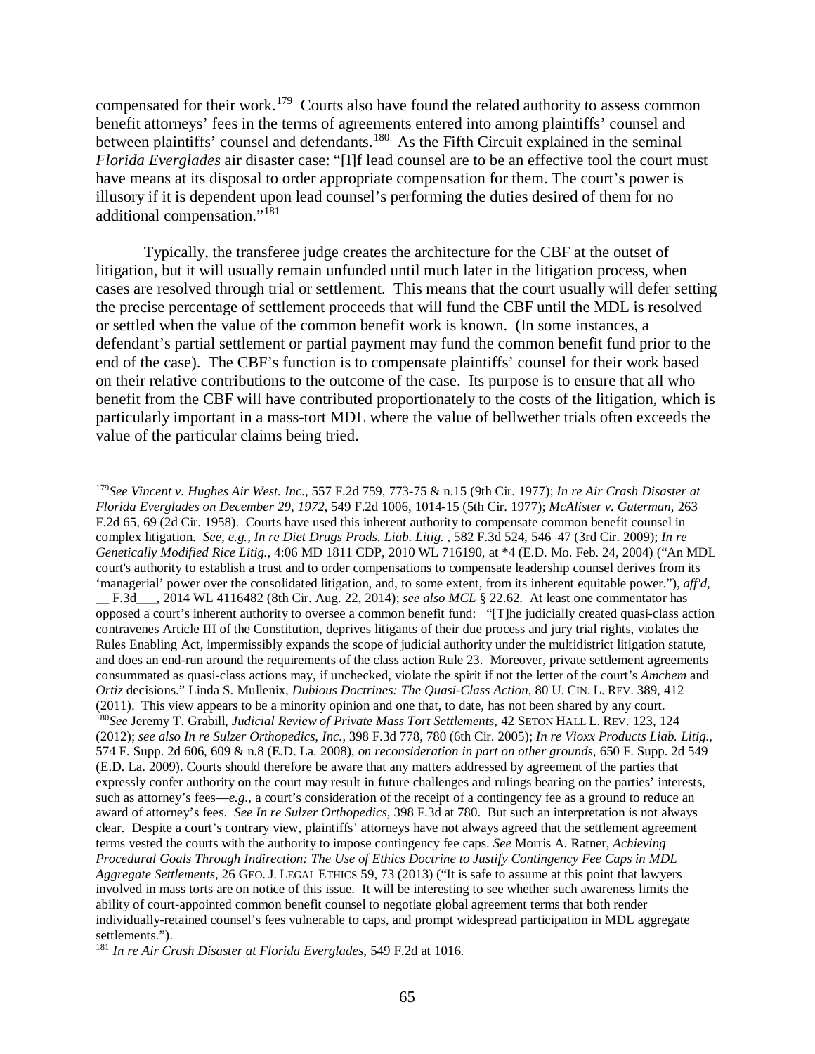compensated for their work.[179] Courts also have found the related authority to assess common benefit attorneys' fees in the terms of agreements entered into among plaintiffs' counsel and between plaintiffs' counsel and defendants.[180] As the Fifth Circuit explained in the seminal *Florida Everglades* air disaster case: "[I]f lead counsel are to be an effective tool the court must have means at its disposal to order appropriate compensation for them. The court's power is illusory if it is dependent upon lead counsel's performing the duties desired of them for no additional compensation."[181]

Typically, the transferee judge creates the architecture for the CBF at the outset of litigation, but it will usually remain unfunded until much later in the litigation process, when cases are resolved through trial or settlement. This means that the court usually will defer setting the precise percentage of settlement proceeds that will fund the CBF until the MDL is resolved or settled when the value of the common benefit work is known. (In some instances, a defendant's partial settlement or partial payment may fund the common benefit fund prior to the end of the case). The CBF's function is to compensate plaintiffs' counsel for their work based on their relative contributions to the outcome of the case. Its purpose is to ensure that all who benefit from the CBF will have contributed proportionately to the costs of the litigation, which is particularly important in a mass-tort MDL where the value of bellwether trials often exceeds the value of the particular claims being tried.

---

[179]*See Vincent v. Hughes Air West. Inc.*, 557 F.2d 759, 773-75 & n.15 (9th Cir. 1977); *In re Air Crash Disaster at Florida Everglades on December 29, 1972*, 549 F.2d 1006, 1014-15 (5th Cir. 1977); *McAlister v. Guterman*, 263 F.2d 65, 69 (2d Cir. 1958). Courts have used this inherent authority to compensate common benefit counsel in complex litigation. *See, e.g.*, *In re Diet Drugs Prods. Liab. Litig.* , 582 F.3d 524, 546–47 (3rd Cir. 2009); *In re Genetically Modified Rice Litig.*, 4:06 MD 1811 CDP, 2010 WL 716190, at *4 (E.D. Mo. Feb. 24, 2004) ("An MDL court's authority to establish a trust and to order compensations to compensate leadership counsel derives from its 'managerial' power over the consolidated litigation, and, to some extent, from its inherent equitable power."), *aff'd*, __ F.3d___, 2014 WL 4116482 (8th Cir. Aug. 22, 2014); *see also MCL* § 22.62. At least one commentator has opposed a court's inherent authority to oversee a common benefit fund: "[T]he judicially created quasi-class action contravenes Article III of the Constitution, deprives litigants of their due process and jury trial rights, violates the Rules Enabling Act, impermissibly expands the scope of judicial authority under the multidistrict litigation statute, and does an end-run around the requirements of the class action Rule 23. Moreover, private settlement agreements consummated as quasi-class actions may, if unchecked, violate the spirit if not the letter of the court's *Amchem* and *Ortiz* decisions." Linda S. Mullenix, *Dubious Doctrines: The Quasi-Class Action*, 80 U. CIN. L. REV. 389, 412 (2011). This view appears to be a minority opinion and one that, to date, has not been shared by any court.

[180]*See* Jeremy T. Grabill, *Judicial Review of Private Mass Tort Settlements*, 42 SETON HALL L. REV. 123, 124 (2012); *see also In re Sulzer Orthopedics, Inc.*, 398 F.3d 778, 780 (6th Cir. 2005); *In re Vioxx Products Liab. Litig.*, 574 F. Supp. 2d 606, 609 & n.8 (E.D. La. 2008), *on reconsideration in part on other grounds*, 650 F. Supp. 2d 549 (E.D. La. 2009). Courts should therefore be aware that any matters addressed by agreement of the parties that expressly confer authority on the court may result in future challenges and rulings bearing on the parties' interests, such as attorney's fees—*e.g.*, a court's consideration of the receipt of a contingency fee as a ground to reduce an award of attorney's fees. *See In re Sulzer Orthopedics*, 398 F.3d at 780. But such an interpretation is not always clear. Despite a court's contrary view, plaintiffs' attorneys have not always agreed that the settlement agreement terms vested the courts with the authority to impose contingency fee caps. *See* Morris A. Ratner, *Achieving Procedural Goals Through Indirection: The Use of Ethics Doctrine to Justify Contingency Fee Caps in MDL Aggregate Settlements*, 26 GEO. J. LEGAL ETHICS 59, 73 (2013) ("It is safe to assume at this point that lawyers involved in mass torts are on notice of this issue. It will be interesting to see whether such awareness limits the ability of court-appointed common benefit counsel to negotiate global agreement terms that both render individually-retained counsel's fees vulnerable to caps, and prompt widespread participation in MDL aggregate settlements.").

[181] *In re Air Crash Disaster at Florida Everglades*, 549 F.2d at 1016.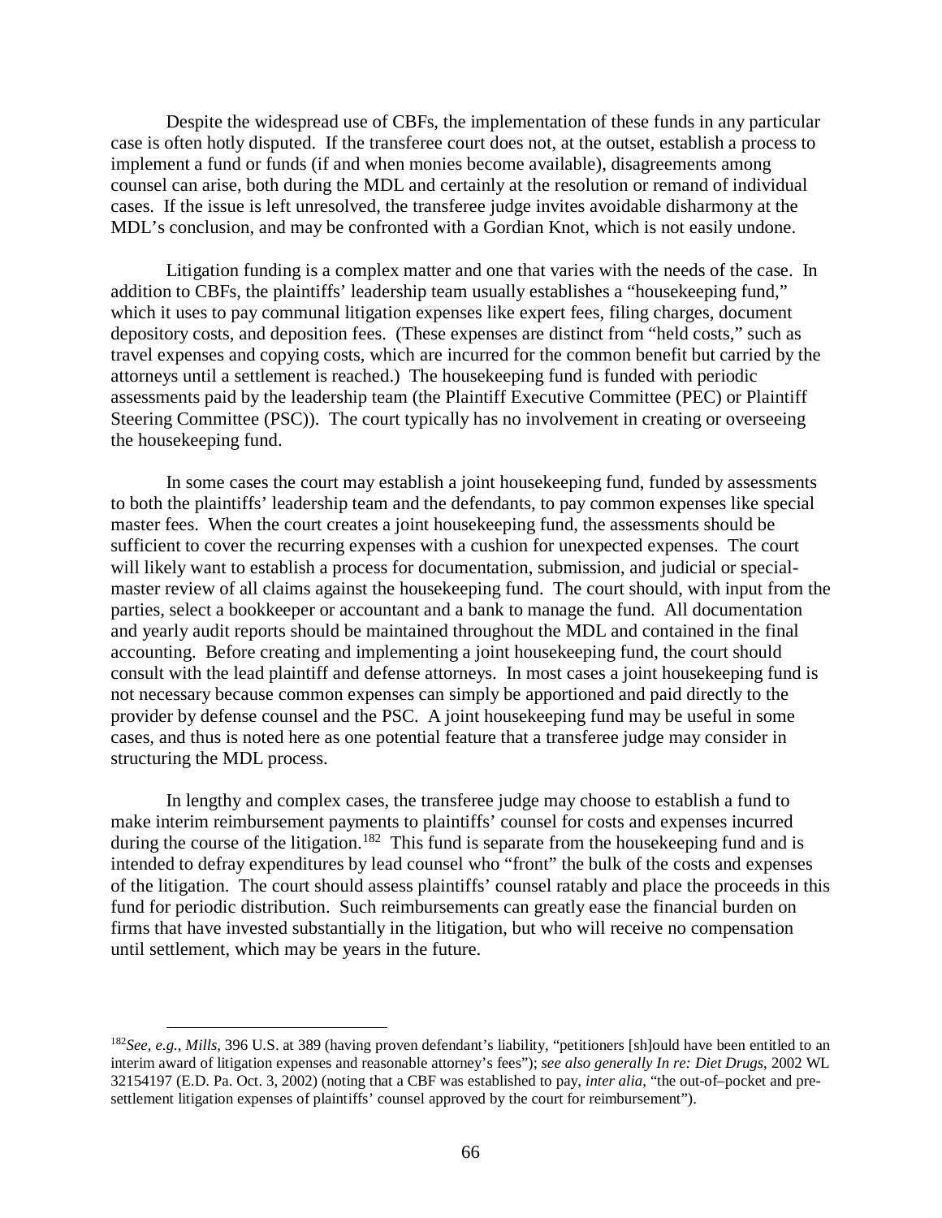Despite the widespread use of CBFs, the implementation of these funds in any particular case is often hotly disputed. If the transferee court does not, at the outset, establish a process to implement a fund or funds (if and when monies become available), disagreements among counsel can arise, both during the MDL and certainly at the resolution or remand of individual cases. If the issue is left unresolved, the transferee judge invites avoidable disharmony at the MDL's conclusion, and may be confronted with a Gordian Knot, which is not easily undone.

Litigation funding is a complex matter and one that varies with the needs of the case. In addition to CBFs, the plaintiffs' leadership team usually establishes a "housekeeping fund," which it uses to pay communal litigation expenses like expert fees, filing charges, document depository costs, and deposition fees. (These expenses are distinct from "held costs," such as travel expenses and copying costs, which are incurred for the common benefit but carried by the attorneys until a settlement is reached.) The housekeeping fund is funded with periodic assessments paid by the leadership team (the Plaintiff Executive Committee (PEC) or Plaintiff Steering Committee (PSC)). The court typically has no involvement in creating or overseeing the housekeeping fund.

In some cases the court may establish a joint housekeeping fund, funded by assessments to both the plaintiffs' leadership team and the defendants, to pay common expenses like special master fees. When the court creates a joint housekeeping fund, the assessments should be sufficient to cover the recurring expenses with a cushion for unexpected expenses. The court will likely want to establish a process for documentation, submission, and judicial or special-master review of all claims against the housekeeping fund. The court should, with input from the parties, select a bookkeeper or accountant and a bank to manage the fund. All documentation and yearly audit reports should be maintained throughout the MDL and contained in the final accounting. Before creating and implementing a joint housekeeping fund, the court should consult with the lead plaintiff and defense attorneys. In most cases a joint housekeeping fund is not necessary because common expenses can simply be apportioned and paid directly to the provider by defense counsel and the PSC. A joint housekeeping fund may be useful in some cases, and thus is noted here as one potential feature that a transferee judge may consider in structuring the MDL process.

In lengthy and complex cases, the transferee judge may choose to establish a fund to make interim reimbursement payments to plaintiffs' counsel for costs and expenses incurred during the course of the litigation.[182] This fund is separate from the housekeeping fund and is intended to defray expenditures by lead counsel who "front" the bulk of the costs and expenses of the litigation. The court should assess plaintiffs' counsel ratably and place the proceeds in this fund for periodic distribution. Such reimbursements can greatly ease the financial burden on firms that have invested substantially in the litigation, but who will receive no compensation until settlement, which may be years in the future.

---

[182] *See, e.g.*, *Mills*, 396 U.S. at 389 (having proven defendant's liability, "petitioners [sh]ould have been entitled to an interim award of litigation expenses and reasonable attorney's fees"); *see also generally In re: Diet Drugs*, 2002 WL 32154197 (E.D. Pa. Oct. 3, 2002) (noting that a CBF was established to pay, *inter alia*, "the out-of–pocket and pre-settlement litigation expenses of plaintiffs' counsel approved by the court for reimbursement").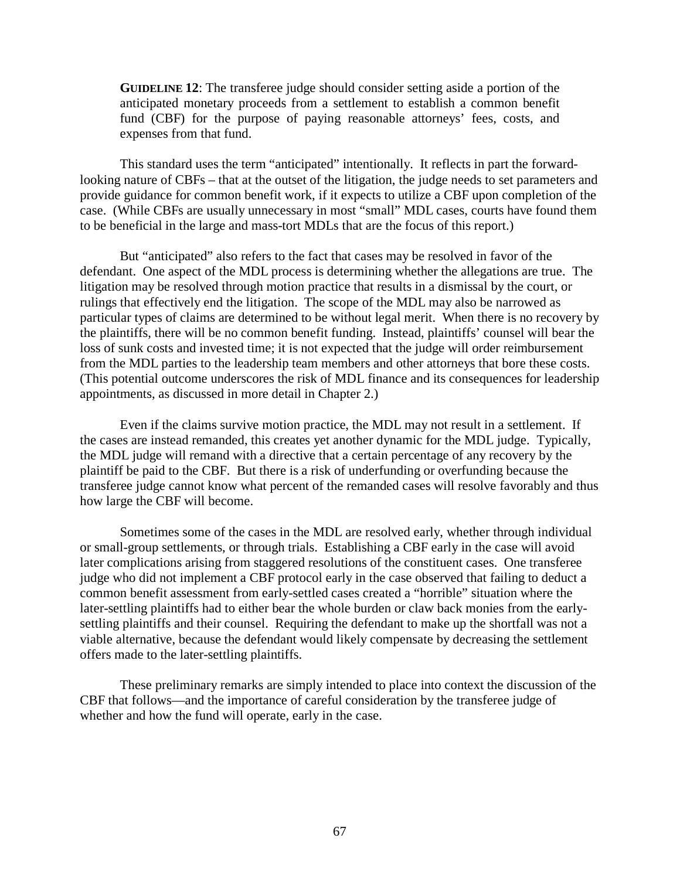**GUIDELINE 12**: The transferee judge should consider setting aside a portion of the anticipated monetary proceeds from a settlement to establish a common benefit fund (CBF) for the purpose of paying reasonable attorneys' fees, costs, and expenses from that fund.

This standard uses the term "anticipated" intentionally. It reflects in part the forward-looking nature of CBFs – that at the outset of the litigation, the judge needs to set parameters and provide guidance for common benefit work, if it expects to utilize a CBF upon completion of the case. (While CBFs are usually unnecessary in most "small" MDL cases, courts have found them to be beneficial in the large and mass-tort MDLs that are the focus of this report.)

But "anticipated" also refers to the fact that cases may be resolved in favor of the defendant. One aspect of the MDL process is determining whether the allegations are true. The litigation may be resolved through motion practice that results in a dismissal by the court, or rulings that effectively end the litigation. The scope of the MDL may also be narrowed as particular types of claims are determined to be without legal merit. When there is no recovery by the plaintiffs, there will be no common benefit funding. Instead, plaintiffs' counsel will bear the loss of sunk costs and invested time; it is not expected that the judge will order reimbursement from the MDL parties to the leadership team members and other attorneys that bore these costs. (This potential outcome underscores the risk of MDL finance and its consequences for leadership appointments, as discussed in more detail in Chapter 2.)

Even if the claims survive motion practice, the MDL may not result in a settlement. If the cases are instead remanded, this creates yet another dynamic for the MDL judge. Typically, the MDL judge will remand with a directive that a certain percentage of any recovery by the plaintiff be paid to the CBF. But there is a risk of underfunding or overfunding because the transferee judge cannot know what percent of the remanded cases will resolve favorably and thus how large the CBF will become.

Sometimes some of the cases in the MDL are resolved early, whether through individual or small-group settlements, or through trials. Establishing a CBF early in the case will avoid later complications arising from staggered resolutions of the constituent cases. One transferee judge who did not implement a CBF protocol early in the case observed that failing to deduct a common benefit assessment from early-settled cases created a "horrible" situation where the later-settling plaintiffs had to either bear the whole burden or claw back monies from the early-settling plaintiffs and their counsel. Requiring the defendant to make up the shortfall was not a viable alternative, because the defendant would likely compensate by decreasing the settlement offers made to the later-settling plaintiffs.

These preliminary remarks are simply intended to place into context the discussion of the CBF that follows—and the importance of careful consideration by the transferee judge of whether and how the fund will operate, early in the case.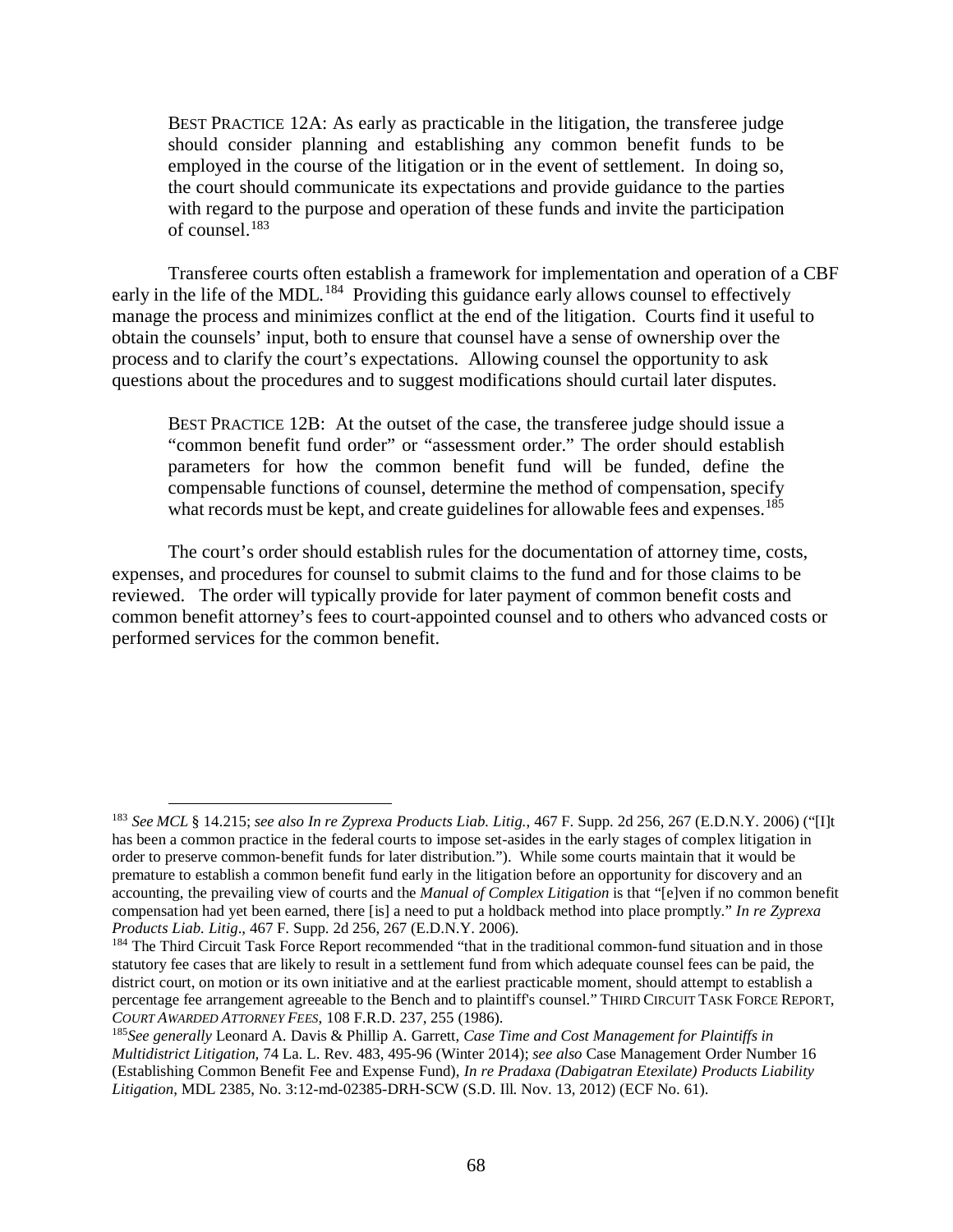> BEST PRACTICE 12A: As early as practicable in the litigation, the transferee judge should consider planning and establishing any common benefit funds to be employed in the course of the litigation or in the event of settlement. In doing so, the court should communicate its expectations and provide guidance to the parties with regard to the purpose and operation of these funds and invite the participation of counsel.[183]

Transferee courts often establish a framework for implementation and operation of a CBF early in the life of the MDL.[184] Providing this guidance early allows counsel to effectively manage the process and minimizes conflict at the end of the litigation. Courts find it useful to obtain the counsels' input, both to ensure that counsel have a sense of ownership over the process and to clarify the court's expectations. Allowing counsel the opportunity to ask questions about the procedures and to suggest modifications should curtail later disputes.

> BEST PRACTICE 12B: At the outset of the case, the transferee judge should issue a "common benefit fund order" or "assessment order." The order should establish parameters for how the common benefit fund will be funded, define the compensable functions of counsel, determine the method of compensation, specify what records must be kept, and create guidelines for allowable fees and expenses.[185]

The court's order should establish rules for the documentation of attorney time, costs, expenses, and procedures for counsel to submit claims to the fund and for those claims to be reviewed. The order will typically provide for later payment of common benefit costs and common benefit attorney's fees to court-appointed counsel and to others who advanced costs or performed services for the common benefit.

---

[183] *See MCL* § 14.215; *see also In re Zyprexa Products Liab. Litig.*, 467 F. Supp. 2d 256, 267 (E.D.N.Y. 2006) ("[I]t has been a common practice in the federal courts to impose set-asides in the early stages of complex litigation in order to preserve common-benefit funds for later distribution."). While some courts maintain that it would be premature to establish a common benefit fund early in the litigation before an opportunity for discovery and an accounting, the prevailing view of courts and the *Manual of Complex Litigation* is that "[e]ven if no common benefit compensation had yet been earned, there [is] a need to put a holdback method into place promptly." *In re Zyprexa Products Liab. Litig*., 467 F. Supp. 2d 256, 267 (E.D.N.Y. 2006).

[184] The Third Circuit Task Force Report recommended "that in the traditional common-fund situation and in those statutory fee cases that are likely to result in a settlement fund from which adequate counsel fees can be paid, the district court, on motion or its own initiative and at the earliest practicable moment, should attempt to establish a percentage fee arrangement agreeable to the Bench and to plaintiff's counsel." THIRD CIRCUIT TASK FORCE REPORT, *COURT AWARDED ATTORNEY FEES*, 108 F.R.D. 237, 255 (1986).

[185] *See generally* Leonard A. Davis & Phillip A. Garrett, *Case Time and Cost Management for Plaintiffs in Multidistrict Litigation*, 74 La. L. Rev. 483, 495-96 (Winter 2014); *see also* Case Management Order Number 16 (Establishing Common Benefit Fee and Expense Fund), *In re Pradaxa (Dabigatran Etexilate) Products Liability Litigation*, MDL 2385, No. 3:12-md-02385-DRH-SCW (S.D. Ill. Nov. 13, 2012) (ECF No. 61).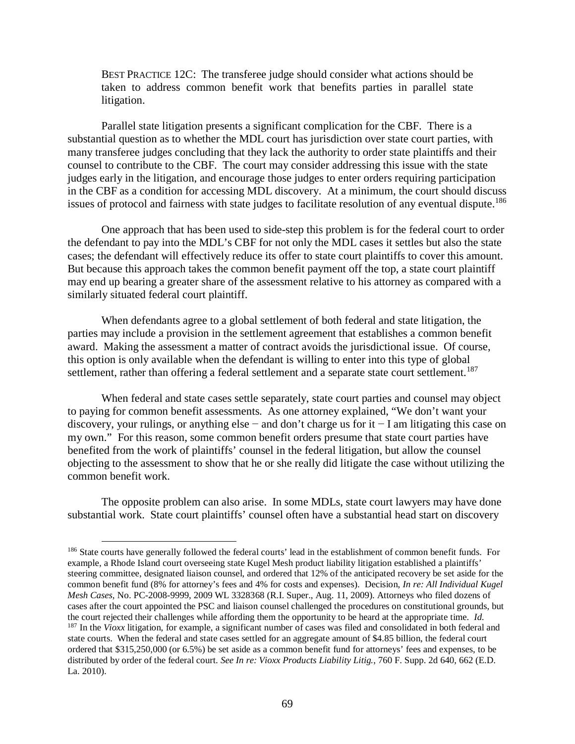BEST PRACTICE 12C: The transferee judge should consider what actions should be taken to address common benefit work that benefits parties in parallel state litigation.

Parallel state litigation presents a significant complication for the CBF. There is a substantial question as to whether the MDL court has jurisdiction over state court parties, with many transferee judges concluding that they lack the authority to order state plaintiffs and their counsel to contribute to the CBF. The court may consider addressing this issue with the state judges early in the litigation, and encourage those judges to enter orders requiring participation in the CBF as a condition for accessing MDL discovery. At a minimum, the court should discuss issues of protocol and fairness with state judges to facilitate resolution of any eventual dispute.[186]

One approach that has been used to side-step this problem is for the federal court to order the defendant to pay into the MDL's CBF for not only the MDL cases it settles but also the state cases; the defendant will effectively reduce its offer to state court plaintiffs to cover this amount. But because this approach takes the common benefit payment off the top, a state court plaintiff may end up bearing a greater share of the assessment relative to his attorney as compared with a similarly situated federal court plaintiff.

When defendants agree to a global settlement of both federal and state litigation, the parties may include a provision in the settlement agreement that establishes a common benefit award. Making the assessment a matter of contract avoids the jurisdictional issue. Of course, this option is only available when the defendant is willing to enter into this type of global settlement, rather than offering a federal settlement and a separate state court settlement.[187]

When federal and state cases settle separately, state court parties and counsel may object to paying for common benefit assessments. As one attorney explained, "We don't want your discovery, your rulings, or anything else − and don't charge us for it − I am litigating this case on my own." For this reason, some common benefit orders presume that state court parties have benefited from the work of plaintiffs' counsel in the federal litigation, but allow the counsel objecting to the assessment to show that he or she really did litigate the case without utilizing the common benefit work.

The opposite problem can also arise. In some MDLs, state court lawyers may have done substantial work. State court plaintiffs' counsel often have a substantial head start on discovery

---

[186] State courts have generally followed the federal courts' lead in the establishment of common benefit funds. For example, a Rhode Island court overseeing state Kugel Mesh product liability litigation established a plaintiffs' steering committee, designated liaison counsel, and ordered that 12% of the anticipated recovery be set aside for the common benefit fund (8% for attorney's fees and 4% for costs and expenses). Decision, *In re: All Individual Kugel Mesh Cases*, No. PC-2008-9999, 2009 WL 3328368 (R.I. Super., Aug. 11, 2009). Attorneys who filed dozens of cases after the court appointed the PSC and liaison counsel challenged the procedures on constitutional grounds, but the court rejected their challenges while affording them the opportunity to be heard at the appropriate time. *Id.*

[187] In the *Vioxx* litigation, for example, a significant number of cases was filed and consolidated in both federal and state courts. When the federal and state cases settled for an aggregate amount of $4.85 billion, the federal court ordered that $315,250,000 (or 6.5%) be set aside as a common benefit fund for attorneys' fees and expenses, to be distributed by order of the federal court. *See In re: Vioxx Products Liability Litig.*, 760 F. Supp. 2d 640, 662 (E.D. La. 2010).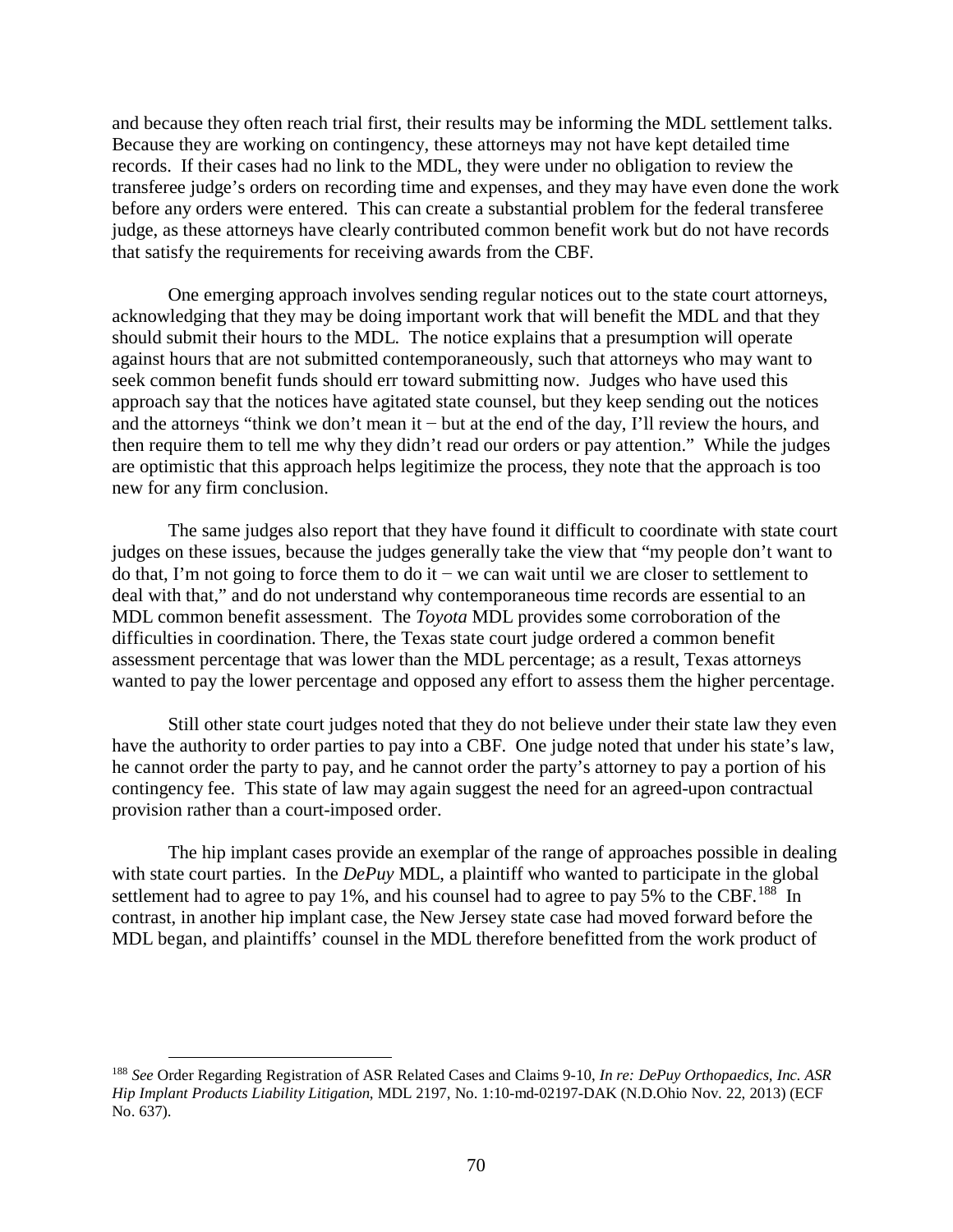and because they often reach trial first, their results may be informing the MDL settlement talks. Because they are working on contingency, these attorneys may not have kept detailed time records. If their cases had no link to the MDL, they were under no obligation to review the transferee judge's orders on recording time and expenses, and they may have even done the work before any orders were entered. This can create a substantial problem for the federal transferee judge, as these attorneys have clearly contributed common benefit work but do not have records that satisfy the requirements for receiving awards from the CBF.

One emerging approach involves sending regular notices out to the state court attorneys, acknowledging that they may be doing important work that will benefit the MDL and that they should submit their hours to the MDL. The notice explains that a presumption will operate against hours that are not submitted contemporaneously, such that attorneys who may want to seek common benefit funds should err toward submitting now. Judges who have used this approach say that the notices have agitated state counsel, but they keep sending out the notices and the attorneys "think we don't mean it − but at the end of the day, I'll review the hours, and then require them to tell me why they didn't read our orders or pay attention." While the judges are optimistic that this approach helps legitimize the process, they note that the approach is too new for any firm conclusion.

The same judges also report that they have found it difficult to coordinate with state court judges on these issues, because the judges generally take the view that "my people don't want to do that, I'm not going to force them to do it − we can wait until we are closer to settlement to deal with that," and do not understand why contemporaneous time records are essential to an MDL common benefit assessment. The *Toyota* MDL provides some corroboration of the difficulties in coordination. There, the Texas state court judge ordered a common benefit assessment percentage that was lower than the MDL percentage; as a result, Texas attorneys wanted to pay the lower percentage and opposed any effort to assess them the higher percentage.

Still other state court judges noted that they do not believe under their state law they even have the authority to order parties to pay into a CBF. One judge noted that under his state's law, he cannot order the party to pay, and he cannot order the party's attorney to pay a portion of his contingency fee. This state of law may again suggest the need for an agreed-upon contractual provision rather than a court-imposed order.

The hip implant cases provide an exemplar of the range of approaches possible in dealing with state court parties. In the *DePuy* MDL, a plaintiff who wanted to participate in the global settlement had to agree to pay 1%, and his counsel had to agree to pay 5% to the CBF.[188] In contrast, in another hip implant case, the New Jersey state case had moved forward before the MDL began, and plaintiffs' counsel in the MDL therefore benefitted from the work product of

[188] *See* Order Regarding Registration of ASR Related Cases and Claims 9-10, *In re: DePuy Orthopaedics, Inc. ASR Hip Implant Products Liability Litigation*, MDL 2197, No. 1:10-md-02197-DAK (N.D.Ohio Nov. 22, 2013) (ECF No. 637).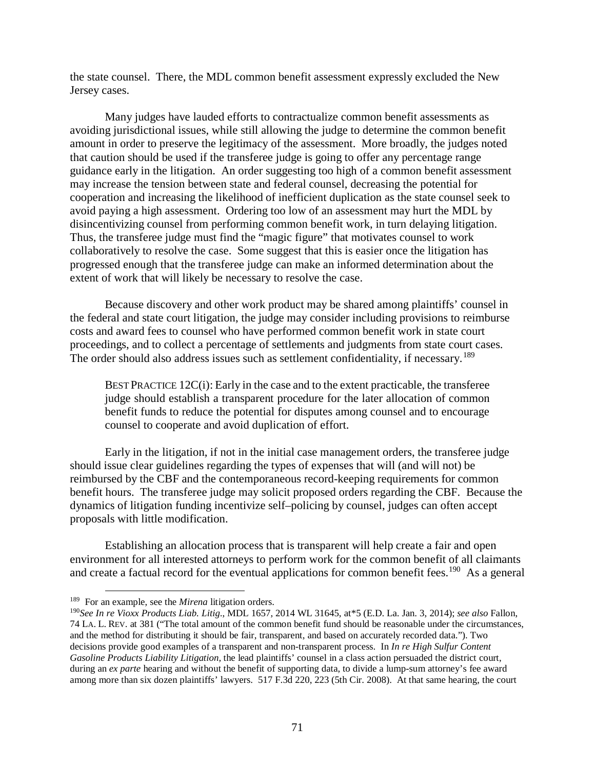the state counsel. There, the MDL common benefit assessment expressly excluded the New Jersey cases.

Many judges have lauded efforts to contractualize common benefit assessments as avoiding jurisdictional issues, while still allowing the judge to determine the common benefit amount in order to preserve the legitimacy of the assessment. More broadly, the judges noted that caution should be used if the transferee judge is going to offer any percentage range guidance early in the litigation. An order suggesting too high of a common benefit assessment may increase the tension between state and federal counsel, decreasing the potential for cooperation and increasing the likelihood of inefficient duplication as the state counsel seek to avoid paying a high assessment. Ordering too low of an assessment may hurt the MDL by disincentivizing counsel from performing common benefit work, in turn delaying litigation. Thus, the transferee judge must find the "magic figure" that motivates counsel to work collaboratively to resolve the case. Some suggest that this is easier once the litigation has progressed enough that the transferee judge can make an informed determination about the extent of work that will likely be necessary to resolve the case.

Because discovery and other work product may be shared among plaintiffs' counsel in the federal and state court litigation, the judge may consider including provisions to reimburse costs and award fees to counsel who have performed common benefit work in state court proceedings, and to collect a percentage of settlements and judgments from state court cases. The order should also address issues such as settlement confidentiality, if necessary.[189]

> BEST PRACTICE 12C(i): Early in the case and to the extent practicable, the transferee judge should establish a transparent procedure for the later allocation of common benefit funds to reduce the potential for disputes among counsel and to encourage counsel to cooperate and avoid duplication of effort.

Early in the litigation, if not in the initial case management orders, the transferee judge should issue clear guidelines regarding the types of expenses that will (and will not) be reimbursed by the CBF and the contemporaneous record-keeping requirements for common benefit hours. The transferee judge may solicit proposed orders regarding the CBF. Because the dynamics of litigation funding incentivize self–policing by counsel, judges can often accept proposals with little modification.

Establishing an allocation process that is transparent will help create a fair and open environment for all interested attorneys to perform work for the common benefit of all claimants and create a factual record for the eventual applications for common benefit fees.[190] As a general

---

[189] For an example, see the *Mirena* litigation orders.

[190] *See In re Vioxx Products Liab. Litig.*, MDL 1657, 2014 WL 31645, at*5 (E.D. La. Jan. 3, 2014); *see also* Fallon, 74 LA. L. REV. at 381 ("The total amount of the common benefit fund should be reasonable under the circumstances, and the method for distributing it should be fair, transparent, and based on accurately recorded data."). Two decisions provide good examples of a transparent and non-transparent process. In *In re High Sulfur Content Gasoline Products Liability Litigation,* the lead plaintiffs' counsel in a class action persuaded the district court, during an *ex parte* hearing and without the benefit of supporting data, to divide a lump-sum attorney's fee award among more than six dozen plaintiffs' lawyers. 517 F.3d 220, 223 (5th Cir. 2008). At that same hearing, the court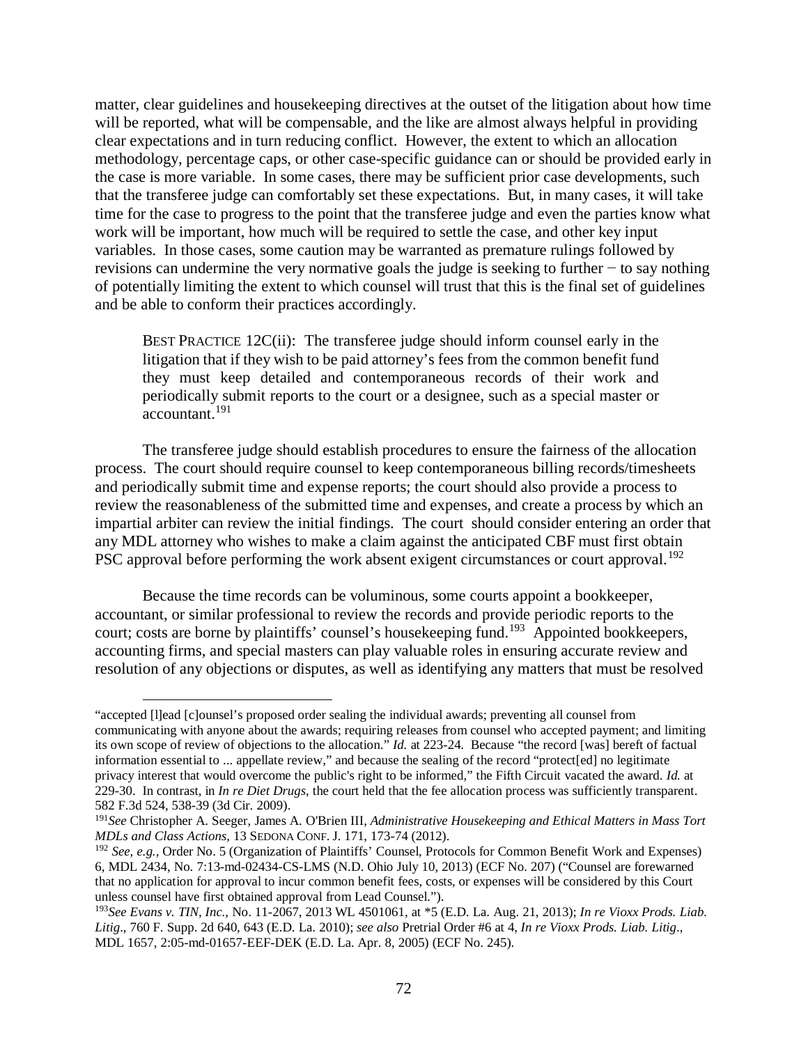matter, clear guidelines and housekeeping directives at the outset of the litigation about how time will be reported, what will be compensable, and the like are almost always helpful in providing clear expectations and in turn reducing conflict. However, the extent to which an allocation methodology, percentage caps, or other case-specific guidance can or should be provided early in the case is more variable. In some cases, there may be sufficient prior case developments, such that the transferee judge can comfortably set these expectations. But, in many cases, it will take time for the case to progress to the point that the transferee judge and even the parties know what work will be important, how much will be required to settle the case, and other key input variables. In those cases, some caution may be warranted as premature rulings followed by revisions can undermine the very normative goals the judge is seeking to further − to say nothing of potentially limiting the extent to which counsel will trust that this is the final set of guidelines and be able to conform their practices accordingly.

> BEST PRACTICE 12C(ii): The transferee judge should inform counsel early in the litigation that if they wish to be paid attorney's fees from the common benefit fund they must keep detailed and contemporaneous records of their work and periodically submit reports to the court or a designee, such as a special master or accountant.[191]

The transferee judge should establish procedures to ensure the fairness of the allocation process. The court should require counsel to keep contemporaneous billing records/timesheets and periodically submit time and expense reports; the court should also provide a process to review the reasonableness of the submitted time and expenses, and create a process by which an impartial arbiter can review the initial findings. The court should consider entering an order that any MDL attorney who wishes to make a claim against the anticipated CBF must first obtain PSC approval before performing the work absent exigent circumstances or court approval.[192]

Because the time records can be voluminous, some courts appoint a bookkeeper, accountant, or similar professional to review the records and provide periodic reports to the court; costs are borne by plaintiffs' counsel's housekeeping fund.[193] Appointed bookkeepers, accounting firms, and special masters can play valuable roles in ensuring accurate review and resolution of any objections or disputes, as well as identifying any matters that must be resolved

---

"accepted [l]ead [c]ounsel's proposed order sealing the individual awards; preventing all counsel from communicating with anyone about the awards; requiring releases from counsel who accepted payment; and limiting its own scope of review of objections to the allocation." *Id.* at 223-24. Because "the record [was] bereft of factual information essential to ... appellate review," and because the sealing of the record "protect[ed] no legitimate privacy interest that would overcome the public's right to be informed," the Fifth Circuit vacated the award. *Id.* at 229-30. In contrast, in *In re Diet Drugs*, the court held that the fee allocation process was sufficiently transparent. 582 F.3d 524, 538-39 (3d Cir. 2009).

[191] *See* Christopher A. Seeger, James A. O'Brien III, *Administrative Housekeeping and Ethical Matters in Mass Tort MDLs and Class Actions*, 13 SEDONA CONF. J. 171, 173-74 (2012).

[192] *See, e.g.*, Order No. 5 (Organization of Plaintiffs' Counsel, Protocols for Common Benefit Work and Expenses) 6, MDL 2434, No. 7:13-md-02434-CS-LMS (N.D. Ohio July 10, 2013) (ECF No. 207) ("Counsel are forewarned that no application for approval to incur common benefit fees, costs, or expenses will be considered by this Court unless counsel have first obtained approval from Lead Counsel.").

[193] *See Evans v. TIN, Inc.*, No. 11-2067, 2013 WL 4501061, at *5 (E.D. La. Aug. 21, 2013); *In re Vioxx Prods. Liab. Litig*., 760 F. Supp. 2d 640, 643 (E.D. La. 2010); *see also* Pretrial Order #6 at 4, *In re Vioxx Prods. Liab. Litig*., MDL 1657, 2:05-md-01657-EEF-DEK (E.D. La. Apr. 8, 2005) (ECF No. 245).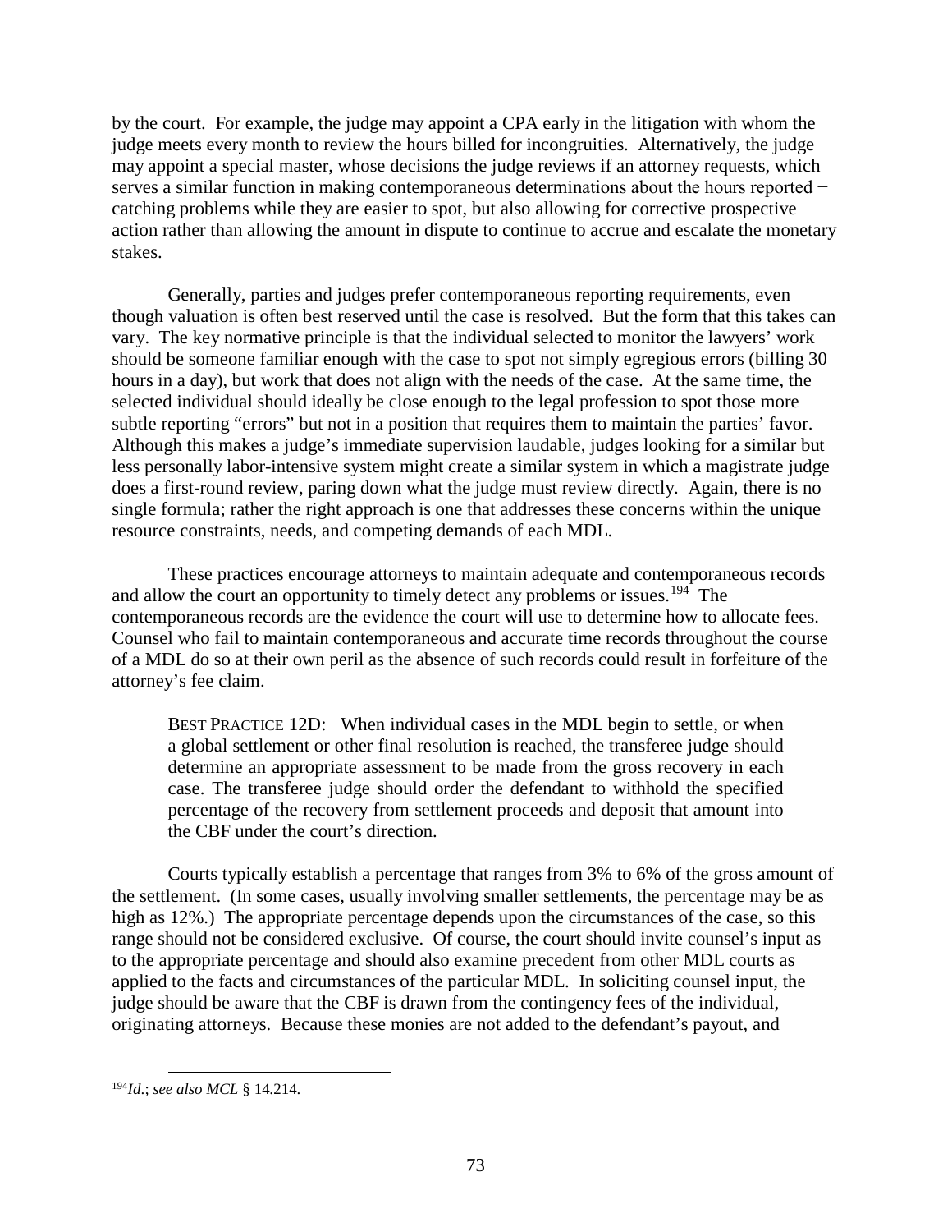by the court. For example, the judge may appoint a CPA early in the litigation with whom the judge meets every month to review the hours billed for incongruities. Alternatively, the judge may appoint a special master, whose decisions the judge reviews if an attorney requests, which serves a similar function in making contemporaneous determinations about the hours reported − catching problems while they are easier to spot, but also allowing for corrective prospective action rather than allowing the amount in dispute to continue to accrue and escalate the monetary stakes.

Generally, parties and judges prefer contemporaneous reporting requirements, even though valuation is often best reserved until the case is resolved. But the form that this takes can vary. The key normative principle is that the individual selected to monitor the lawyers' work should be someone familiar enough with the case to spot not simply egregious errors (billing 30 hours in a day), but work that does not align with the needs of the case. At the same time, the selected individual should ideally be close enough to the legal profession to spot those more subtle reporting "errors" but not in a position that requires them to maintain the parties' favor. Although this makes a judge's immediate supervision laudable, judges looking for a similar but less personally labor-intensive system might create a similar system in which a magistrate judge does a first-round review, paring down what the judge must review directly. Again, there is no single formula; rather the right approach is one that addresses these concerns within the unique resource constraints, needs, and competing demands of each MDL.

These practices encourage attorneys to maintain adequate and contemporaneous records and allow the court an opportunity to timely detect any problems or issues.[194] The contemporaneous records are the evidence the court will use to determine how to allocate fees. Counsel who fail to maintain contemporaneous and accurate time records throughout the course of a MDL do so at their own peril as the absence of such records could result in forfeiture of the attorney's fee claim.

> BEST PRACTICE 12D: When individual cases in the MDL begin to settle, or when a global settlement or other final resolution is reached, the transferee judge should determine an appropriate assessment to be made from the gross recovery in each case. The transferee judge should order the defendant to withhold the specified percentage of the recovery from settlement proceeds and deposit that amount into the CBF under the court's direction.

Courts typically establish a percentage that ranges from 3% to 6% of the gross amount of the settlement. (In some cases, usually involving smaller settlements, the percentage may be as high as 12%.) The appropriate percentage depends upon the circumstances of the case, so this range should not be considered exclusive. Of course, the court should invite counsel's input as to the appropriate percentage and should also examine precedent from other MDL courts as applied to the facts and circumstances of the particular MDL. In soliciting counsel input, the judge should be aware that the CBF is drawn from the contingency fees of the individual, originating attorneys. Because these monies are not added to the defendant's payout, and

---

[194] *Id.*; *see also MCL* § 14.214.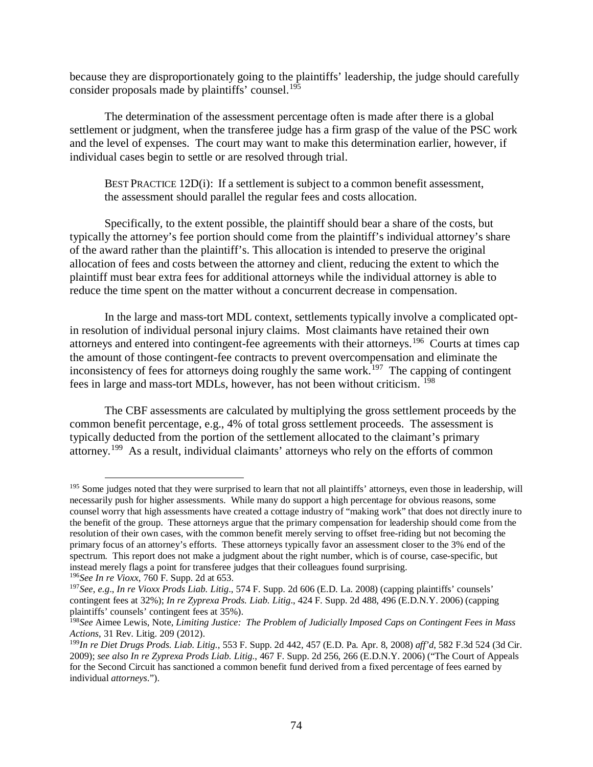because they are disproportionately going to the plaintiffs' leadership, the judge should carefully consider proposals made by plaintiffs' counsel.[195]

The determination of the assessment percentage often is made after there is a global settlement or judgment, when the transferee judge has a firm grasp of the value of the PSC work and the level of expenses. The court may want to make this determination earlier, however, if individual cases begin to settle or are resolved through trial.

> BEST PRACTICE 12D(i): If a settlement is subject to a common benefit assessment, the assessment should parallel the regular fees and costs allocation.

Specifically, to the extent possible, the plaintiff should bear a share of the costs, but typically the attorney's fee portion should come from the plaintiff's individual attorney's share of the award rather than the plaintiff's. This allocation is intended to preserve the original allocation of fees and costs between the attorney and client, reducing the extent to which the plaintiff must bear extra fees for additional attorneys while the individual attorney is able to reduce the time spent on the matter without a concurrent decrease in compensation.

In the large and mass-tort MDL context, settlements typically involve a complicated opt-in resolution of individual personal injury claims. Most claimants have retained their own attorneys and entered into contingent-fee agreements with their attorneys.[196] Courts at times cap the amount of those contingent-fee contracts to prevent overcompensation and eliminate the inconsistency of fees for attorneys doing roughly the same work.[197] The capping of contingent fees in large and mass-tort MDLs, however, has not been without criticism.[198]

The CBF assessments are calculated by multiplying the gross settlement proceeds by the common benefit percentage, e.g., 4% of total gross settlement proceeds. The assessment is typically deducted from the portion of the settlement allocated to the claimant's primary attorney.[199] As a result, individual claimants' attorneys who rely on the efforts of common

---

[195] Some judges noted that they were surprised to learn that not all plaintiffs' attorneys, even those in leadership, will necessarily push for higher assessments. While many do support a high percentage for obvious reasons, some counsel worry that high assessments have created a cottage industry of "making work" that does not directly inure to the benefit of the group. These attorneys argue that the primary compensation for leadership should come from the resolution of their own cases, with the common benefit merely serving to offset free-riding but not becoming the primary focus of an attorney's efforts. These attorneys typically favor an assessment closer to the 3% end of the spectrum. This report does not make a judgment about the right number, which is of course, case-specific, but instead merely flags a point for transferee judges that their colleagues found surprising.

[196] *See In re Vioxx*, 760 F. Supp. 2d at 653.

[197] *See, e.g.*, *In re Vioxx Prods Liab. Litig*., 574 F. Supp. 2d 606 (E.D. La. 2008) (capping plaintiffs' counsels' contingent fees at 32%); *In re Zyprexa Prods. Liab. Litig*., 424 F. Supp. 2d 488, 496 (E.D.N.Y. 2006) (capping plaintiffs' counsels' contingent fees at 35%).

[198] *See* Aimee Lewis, Note, *Limiting Justice: The Problem of Judicially Imposed Caps on Contingent Fees in Mass Actions*, 31 Rev. Litig. 209 (2012).

[199] *In re Diet Drugs Prods. Liab. Litig.*, 553 F. Supp. 2d 442, 457 (E.D. Pa. Apr. 8, 2008) *aff'd*, 582 F.3d 524 (3d Cir. 2009); *see also In re Zyprexa Prods Liab. Litig.*, 467 F. Supp. 2d 256, 266 (E.D.N.Y. 2006) ("The Court of Appeals for the Second Circuit has sanctioned a common benefit fund derived from a fixed percentage of fees earned by individual *attorneys*.").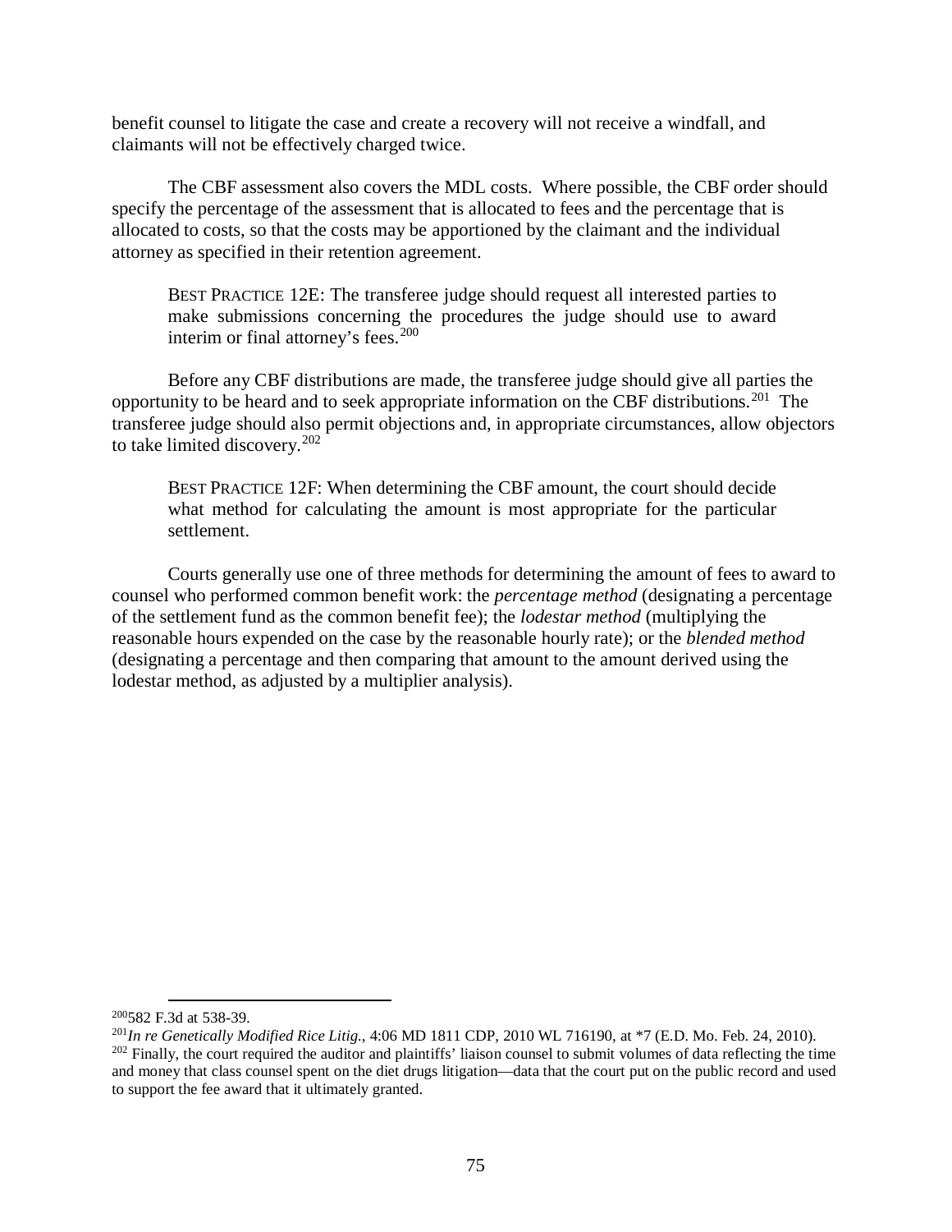benefit counsel to litigate the case and create a recovery will not receive a windfall, and claimants will not be effectively charged twice.

The CBF assessment also covers the MDL costs. Where possible, the CBF order should specify the percentage of the assessment that is allocated to fees and the percentage that is allocated to costs, so that the costs may be apportioned by the claimant and the individual attorney as specified in their retention agreement.

> BEST PRACTICE 12E: The transferee judge should request all interested parties to make submissions concerning the procedures the judge should use to award interim or final attorney's fees.[200]

Before any CBF distributions are made, the transferee judge should give all parties the opportunity to be heard and to seek appropriate information on the CBF distributions.[201] The transferee judge should also permit objections and, in appropriate circumstances, allow objectors to take limited discovery.[202]

> BEST PRACTICE 12F: When determining the CBF amount, the court should decide what method for calculating the amount is most appropriate for the particular settlement.

Courts generally use one of three methods for determining the amount of fees to award to counsel who performed common benefit work: the *percentage method* (designating a percentage of the settlement fund as the common benefit fee); the *lodestar method* (multiplying the reasonable hours expended on the case by the reasonable hourly rate); or the *blended method* (designating a percentage and then comparing that amount to the amount derived using the lodestar method, as adjusted by a multiplier analysis).

---

[200] 582 F.3d at 538-39.

[201] *In re Genetically Modified Rice Litig.*, 4:06 MD 1811 CDP, 2010 WL 716190, at *7 (E.D. Mo. Feb. 24, 2010).

[202] Finally, the court required the auditor and plaintiffs' liaison counsel to submit volumes of data reflecting the time and money that class counsel spent on the diet drugs litigation—data that the court put on the public record and used to support the fee award that it ultimately granted.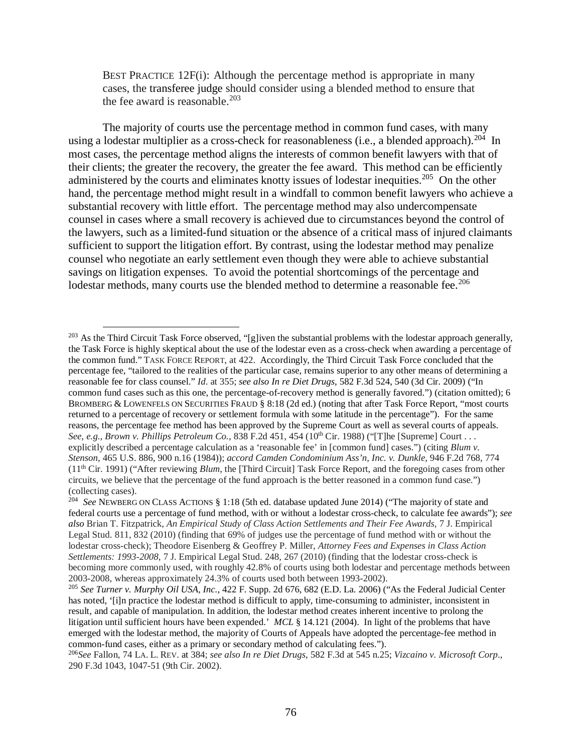BEST PRACTICE 12F(i): Although the percentage method is appropriate in many cases, the transferee judge should consider using a blended method to ensure that the fee award is reasonable.[203]

The majority of courts use the percentage method in common fund cases, with many using a lodestar multiplier as a cross-check for reasonableness (i.e., a blended approach).[204] In most cases, the percentage method aligns the interests of common benefit lawyers with that of their clients; the greater the recovery, the greater the fee award. This method can be efficiently administered by the courts and eliminates knotty issues of lodestar inequities.[205] On the other hand, the percentage method might result in a windfall to common benefit lawyers who achieve a substantial recovery with little effort. The percentage method may also undercompensate counsel in cases where a small recovery is achieved due to circumstances beyond the control of the lawyers, such as a limited-fund situation or the absence of a critical mass of injured claimants sufficient to support the litigation effort. By contrast, using the lodestar method may penalize counsel who negotiate an early settlement even though they were able to achieve substantial savings on litigation expenses. To avoid the potential shortcomings of the percentage and lodestar methods, many courts use the blended method to determine a reasonable fee.[206]

---

[203] As the Third Circuit Task Force observed, "[g]iven the substantial problems with the lodestar approach generally, the Task Force is highly skeptical about the use of the lodestar even as a cross-check when awarding a percentage of the common fund." TASK FORCE REPORT, at 422. Accordingly, the Third Circuit Task Force concluded that the percentage fee, "tailored to the realities of the particular case, remains superior to any other means of determining a reasonable fee for class counsel." *Id*. at 355; *see also In re Diet Drugs*, 582 F.3d 524, 540 (3d Cir. 2009) ("In common fund cases such as this one, the percentage-of-recovery method is generally favored.") (citation omitted); 6 BROMBERG & LOWENFELS ON SECURITIES FRAUD § 8:18 (2d ed.) (noting that after Task Force Report, "most courts returned to a percentage of recovery or settlement formula with some latitude in the percentage"). For the same reasons, the percentage fee method has been approved by the Supreme Court as well as several courts of appeals. *See, e.g., Brown v. Phillips Petroleum Co.*, 838 F.2d 451, 454 (10th Cir. 1988) ("[T]he [Supreme] Court . . . explicitly described a percentage calculation as a 'reasonable fee' in [common fund] cases.") (citing *Blum v. Stenson*, 465 U.S. 886, 900 n.16 (1984)); *accord Camden Condominium Ass'n, Inc. v. Dunkle*, 946 F.2d 768, 774 (11th Cir. 1991) ("After reviewing *Blum*, the [Third Circuit] Task Force Report, and the foregoing cases from other circuits, we believe that the percentage of the fund approach is the better reasoned in a common fund case.") (collecting cases).

[204] *See* NEWBERG ON CLASS ACTIONS § 1:18 (5th ed. database updated June 2014) ("The majority of state and federal courts use a percentage of fund method, with or without a lodestar cross-check, to calculate fee awards"); *see also* Brian T. Fitzpatrick, *An Empirical Study of Class Action Settlements and Their Fee Awards*, 7 J. Empirical Legal Stud. 811, 832 (2010) (finding that 69% of judges use the percentage of fund method with or without the lodestar cross-check); Theodore Eisenberg & Geoffrey P. Miller, *Attorney Fees and Expenses in Class Action Settlements: 1993-2008*, 7 J. Empirical Legal Stud. 248, 267 (2010) (finding that the lodestar cross-check is becoming more commonly used, with roughly 42.8% of courts using both lodestar and percentage methods between 2003-2008, whereas approximately 24.3% of courts used both between 1993-2002).

[205] *See Turner v. Murphy Oil USA, Inc.*, 422 F. Supp. 2d 676, 682 (E.D. La. 2006) ("As the Federal Judicial Center has noted, '[i]n practice the lodestar method is difficult to apply, time-consuming to administer, inconsistent in result, and capable of manipulation. In addition, the lodestar method creates inherent incentive to prolong the litigation until sufficient hours have been expended.' *MCL* § 14.121 (2004). In light of the problems that have emerged with the lodestar method, the majority of Courts of Appeals have adopted the percentage-fee method in common-fund cases, either as a primary or secondary method of calculating fees.").

[206] *See* Fallon, 74 LA. L. REV. at 384; *see also In re Diet Drugs*, 582 F.3d at 545 n.25; *Vizcaino v. Microsoft Corp*., 290 F.3d 1043, 1047-51 (9th Cir. 2002).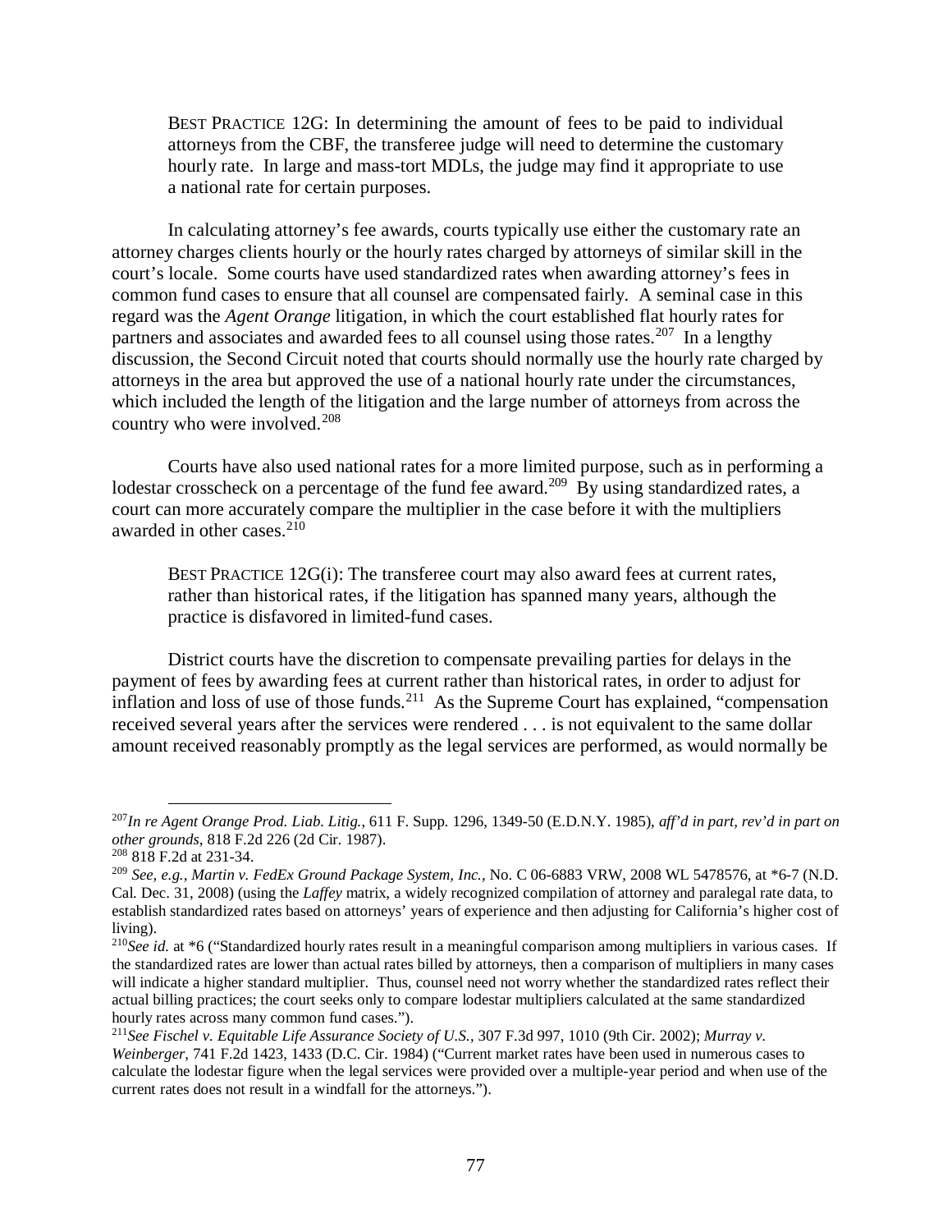BEST PRACTICE 12G: In determining the amount of fees to be paid to individual attorneys from the CBF, the transferee judge will need to determine the customary hourly rate. In large and mass-tort MDLs, the judge may find it appropriate to use a national rate for certain purposes.

In calculating attorney's fee awards, courts typically use either the customary rate an attorney charges clients hourly or the hourly rates charged by attorneys of similar skill in the court's locale. Some courts have used standardized rates when awarding attorney's fees in common fund cases to ensure that all counsel are compensated fairly. A seminal case in this regard was the *Agent Orange* litigation, in which the court established flat hourly rates for partners and associates and awarded fees to all counsel using those rates.[207] In a lengthy discussion, the Second Circuit noted that courts should normally use the hourly rate charged by attorneys in the area but approved the use of a national hourly rate under the circumstances, which included the length of the litigation and the large number of attorneys from across the country who were involved.[208]

Courts have also used national rates for a more limited purpose, such as in performing a lodestar crosscheck on a percentage of the fund fee award.[209] By using standardized rates, a court can more accurately compare the multiplier in the case before it with the multipliers awarded in other cases.[210]

BEST PRACTICE 12G(i): The transferee court may also award fees at current rates, rather than historical rates, if the litigation has spanned many years, although the practice is disfavored in limited-fund cases.

District courts have the discretion to compensate prevailing parties for delays in the payment of fees by awarding fees at current rather than historical rates, in order to adjust for inflation and loss of use of those funds.[211] As the Supreme Court has explained, "compensation received several years after the services were rendered . . . is not equivalent to the same dollar amount received reasonably promptly as the legal services are performed, as would normally be

---

[207] *In re Agent Orange Prod. Liab. Litig.*, 611 F. Supp. 1296, 1349-50 (E.D.N.Y. 1985), *aff'd in part, rev'd in part on other grounds*, 818 F.2d 226 (2d Cir. 1987).

[208] 818 F.2d at 231-34.

[209] *See, e.g., Martin v. FedEx Ground Package System, Inc.*, No. C 06-6883 VRW, 2008 WL 5478576, at *6-7 (N.D. Cal. Dec. 31, 2008) (using the *Laffey* matrix, a widely recognized compilation of attorney and paralegal rate data, to establish standardized rates based on attorneys' years of experience and then adjusting for California's higher cost of living).

[210] *See id.* at *6 ("Standardized hourly rates result in a meaningful comparison among multipliers in various cases. If the standardized rates are lower than actual rates billed by attorneys, then a comparison of multipliers in many cases will indicate a higher standard multiplier. Thus, counsel need not worry whether the standardized rates reflect their actual billing practices; the court seeks only to compare lodestar multipliers calculated at the same standardized hourly rates across many common fund cases.").

[211] *See Fischel v. Equitable Life Assurance Society of U.S.*, 307 F.3d 997, 1010 (9th Cir. 2002); *Murray v. Weinberger*, 741 F.2d 1423, 1433 (D.C. Cir. 1984) ("Current market rates have been used in numerous cases to calculate the lodestar figure when the legal services were provided over a multiple-year period and when use of the current rates does not result in a windfall for the attorneys.").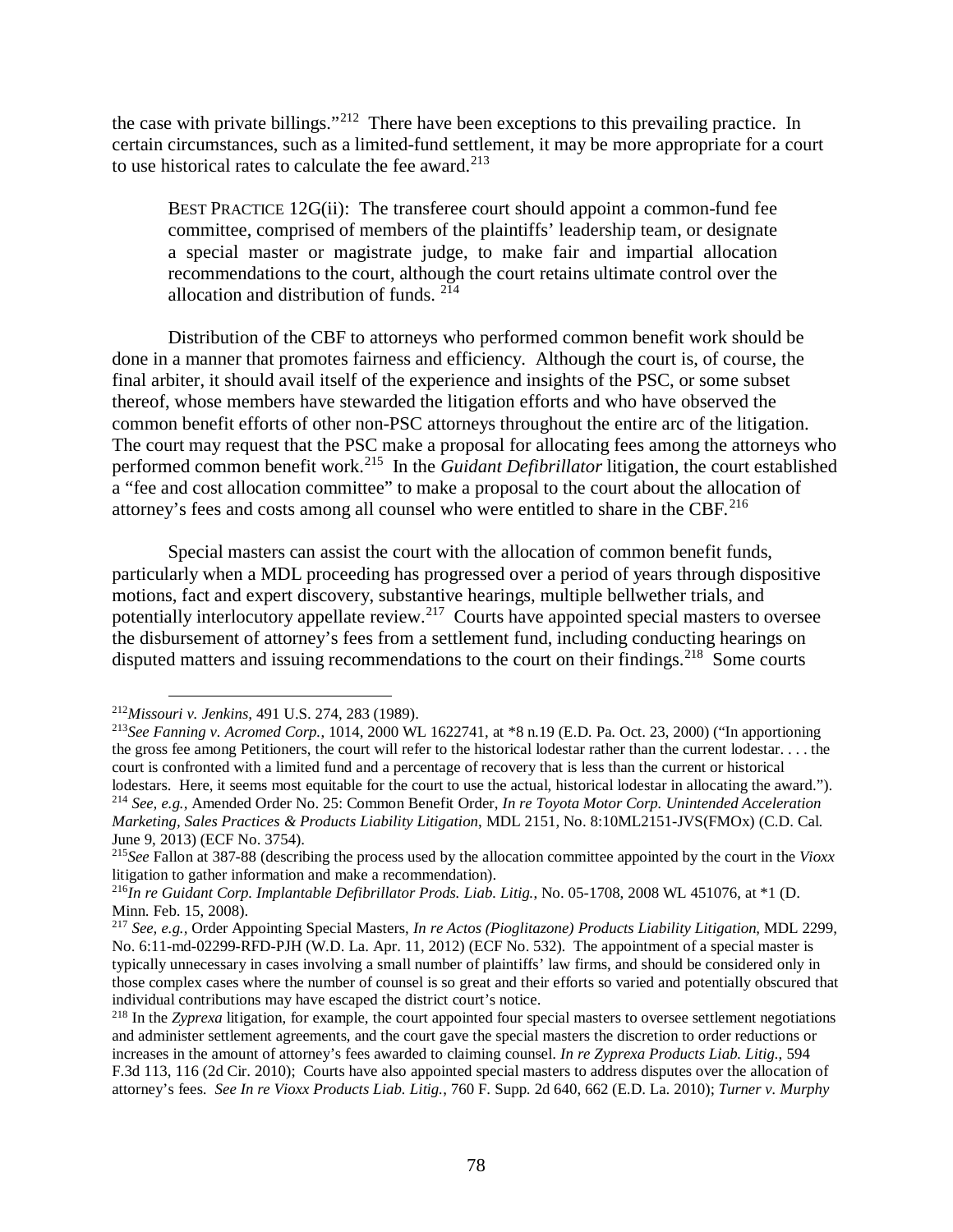the case with private billings."[212] There have been exceptions to this prevailing practice. In certain circumstances, such as a limited-fund settlement, it may be more appropriate for a court to use historical rates to calculate the fee award.[213]

> BEST PRACTICE 12G(ii): The transferee court should appoint a common-fund fee committee, comprised of members of the plaintiffs' leadership team, or designate a special master or magistrate judge, to make fair and impartial allocation recommendations to the court, although the court retains ultimate control over the allocation and distribution of funds. [214]

Distribution of the CBF to attorneys who performed common benefit work should be done in a manner that promotes fairness and efficiency. Although the court is, of course, the final arbiter, it should avail itself of the experience and insights of the PSC, or some subset thereof, whose members have stewarded the litigation efforts and who have observed the common benefit efforts of other non-PSC attorneys throughout the entire arc of the litigation. The court may request that the PSC make a proposal for allocating fees among the attorneys who performed common benefit work.[215] In the *Guidant Defibrillator* litigation, the court established a "fee and cost allocation committee" to make a proposal to the court about the allocation of attorney's fees and costs among all counsel who were entitled to share in the CBF.[216]

Special masters can assist the court with the allocation of common benefit funds, particularly when a MDL proceeding has progressed over a period of years through dispositive motions, fact and expert discovery, substantive hearings, multiple bellwether trials, and potentially interlocutory appellate review.[217] Courts have appointed special masters to oversee the disbursement of attorney's fees from a settlement fund, including conducting hearings on disputed matters and issuing recommendations to the court on their findings.[218] Some courts

---

[212] *Missouri v. Jenkins*, 491 U.S. 274, 283 (1989).

[213] *See Fanning v. Acromed Corp.*, 1014, 2000 WL 1622741, at *8 n.19 (E.D. Pa. Oct. 23, 2000) ("In apportioning the gross fee among Petitioners, the court will refer to the historical lodestar rather than the current lodestar. . . . the court is confronted with a limited fund and a percentage of recovery that is less than the current or historical lodestars. Here, it seems most equitable for the court to use the actual, historical lodestar in allocating the award.").

[214] *See, e.g.*, Amended Order No. 25: Common Benefit Order, *In re Toyota Motor Corp. Unintended Acceleration Marketing, Sales Practices & Products Liability Litigation*, MDL 2151, No. 8:10ML2151-JVS(FMOx) (C.D. Cal. June 9, 2013) (ECF No. 3754).

[215] *See* Fallon at 387-88 (describing the process used by the allocation committee appointed by the court in the *Vioxx* litigation to gather information and make a recommendation).

[216] *In re Guidant Corp. Implantable Defibrillator Prods. Liab. Litig.*, No. 05-1708, 2008 WL 451076, at *1 (D. Minn. Feb. 15, 2008).

[217] *See, e.g.*, Order Appointing Special Masters, *In re Actos (Pioglitazone) Products Liability Litigation*, MDL 2299, No. 6:11-md-02299-RFD-PJH (W.D. La. Apr. 11, 2012) (ECF No. 532). The appointment of a special master is typically unnecessary in cases involving a small number of plaintiffs' law firms, and should be considered only in those complex cases where the number of counsel is so great and their efforts so varied and potentially obscured that individual contributions may have escaped the district court's notice.

[218] In the *Zyprexa* litigation, for example, the court appointed four special masters to oversee settlement negotiations and administer settlement agreements, and the court gave the special masters the discretion to order reductions or increases in the amount of attorney's fees awarded to claiming counsel. *In re Zyprexa Products Liab. Litig.*, 594 F.3d 113, 116 (2d Cir. 2010); Courts have also appointed special masters to address disputes over the allocation of attorney's fees. *See In re Vioxx Products Liab. Litig.*, 760 F. Supp. 2d 640, 662 (E.D. La. 2010); *Turner v. Murphy*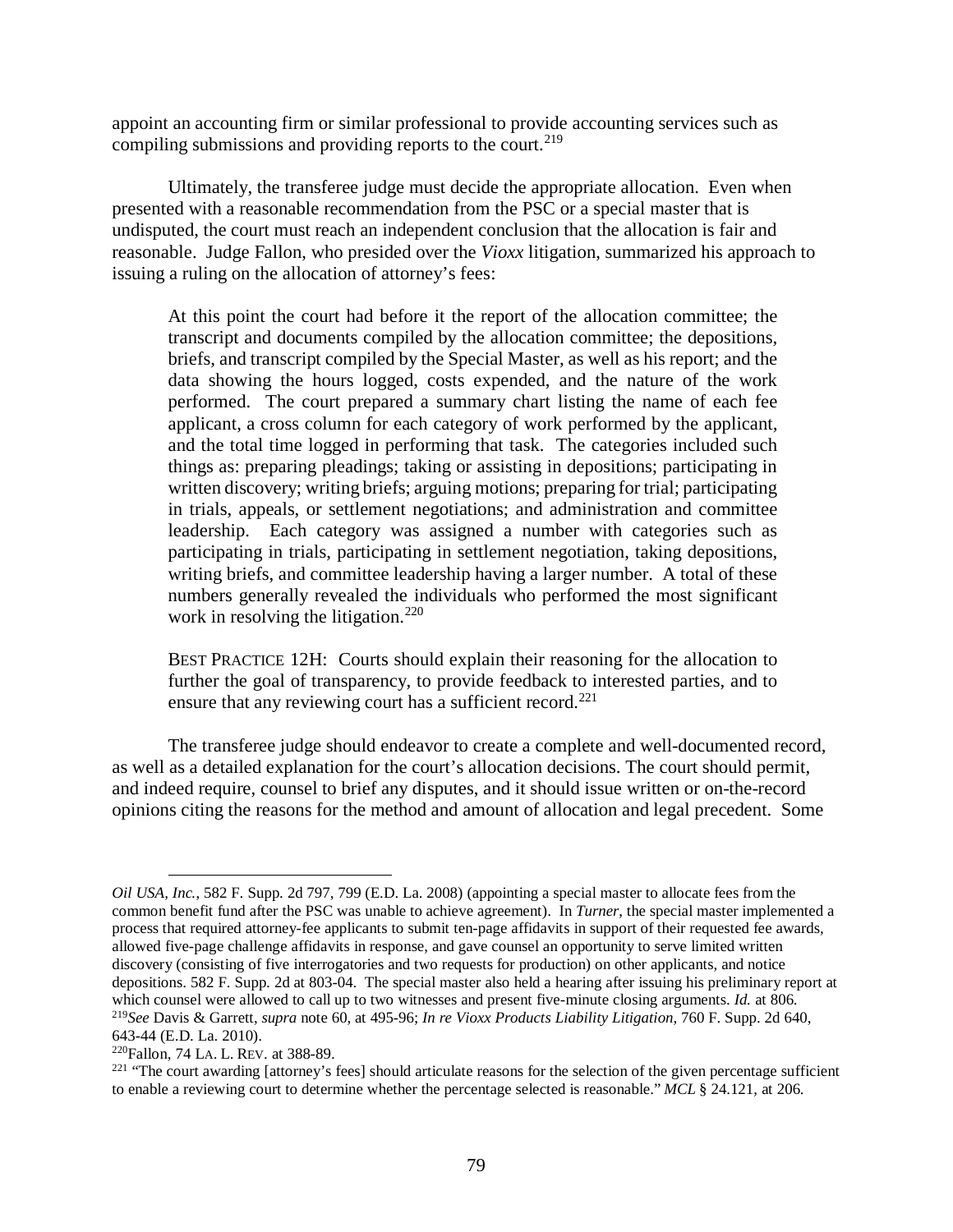appoint an accounting firm or similar professional to provide accounting services such as compiling submissions and providing reports to the court.[219]

Ultimately, the transferee judge must decide the appropriate allocation. Even when presented with a reasonable recommendation from the PSC or a special master that is undisputed, the court must reach an independent conclusion that the allocation is fair and reasonable. Judge Fallon, who presided over the *Vioxx* litigation, summarized his approach to issuing a ruling on the allocation of attorney's fees:

> At this point the court had before it the report of the allocation committee; the transcript and documents compiled by the allocation committee; the depositions, briefs, and transcript compiled by the Special Master, as well as his report; and the data showing the hours logged, costs expended, and the nature of the work performed. The court prepared a summary chart listing the name of each fee applicant, a cross column for each category of work performed by the applicant, and the total time logged in performing that task. The categories included such things as: preparing pleadings; taking or assisting in depositions; participating in written discovery; writing briefs; arguing motions; preparing for trial; participating in trials, appeals, or settlement negotiations; and administration and committee leadership. Each category was assigned a number with categories such as participating in trials, participating in settlement negotiation, taking depositions, writing briefs, and committee leadership having a larger number. A total of these numbers generally revealed the individuals who performed the most significant work in resolving the litigation.[220]

> BEST PRACTICE 12H: Courts should explain their reasoning for the allocation to further the goal of transparency, to provide feedback to interested parties, and to ensure that any reviewing court has a sufficient record.[221]

The transferee judge should endeavor to create a complete and well-documented record, as well as a detailed explanation for the court's allocation decisions. The court should permit, and indeed require, counsel to brief any disputes, and it should issue written or on-the-record opinions citing the reasons for the method and amount of allocation and legal precedent. Some

---

*Oil USA, Inc.*, 582 F. Supp. 2d 797, 799 (E.D. La. 2008) (appointing a special master to allocate fees from the common benefit fund after the PSC was unable to achieve agreement). In *Turner*, the special master implemented a process that required attorney-fee applicants to submit ten-page affidavits in support of their requested fee awards, allowed five-page challenge affidavits in response, and gave counsel an opportunity to serve limited written discovery (consisting of five interrogatories and two requests for production) on other applicants, and notice depositions. 582 F. Supp. 2d at 803-04. The special master also held a hearing after issuing his preliminary report at which counsel were allowed to call up to two witnesses and present five-minute closing arguments. *Id.* at 806.

[219] *See* Davis & Garrett, *supra* note 60, at 495-96; *In re Vioxx Products Liability Litigation*, 760 F. Supp. 2d 640, 643-44 (E.D. La. 2010).

[220] Fallon, 74 LA. L. REV. at 388-89.

[221] "The court awarding [attorney's fees] should articulate reasons for the selection of the given percentage sufficient to enable a reviewing court to determine whether the percentage selected is reasonable." *MCL* § 24.121, at 206.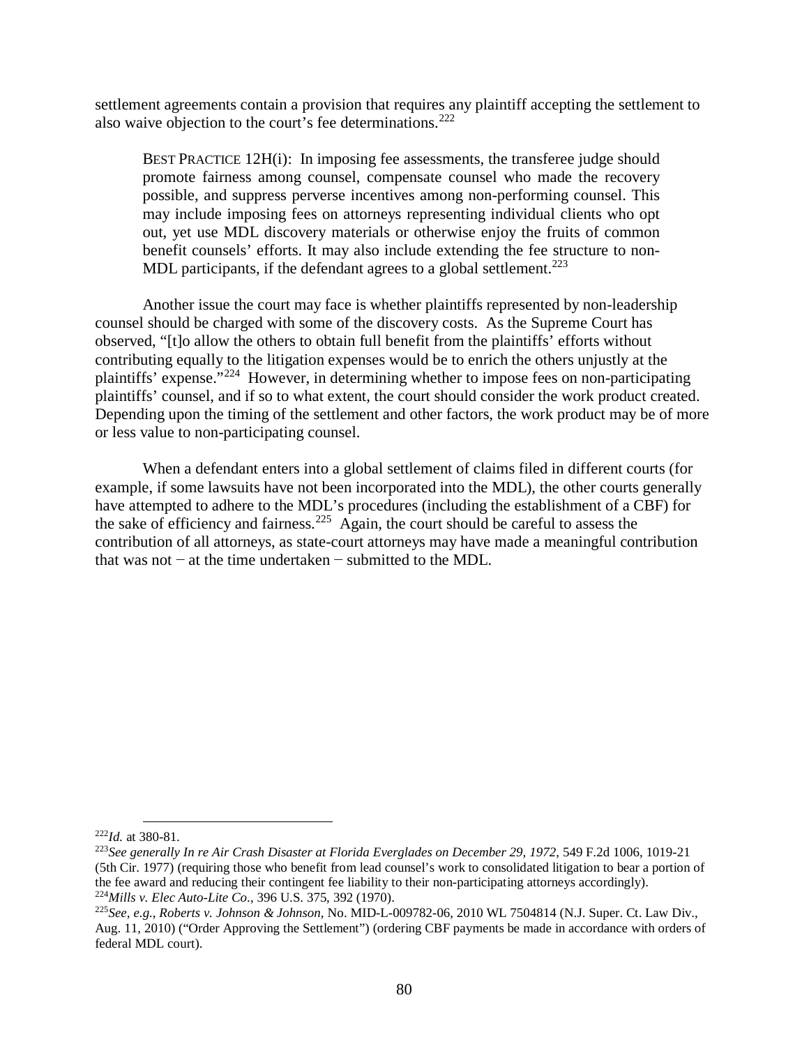settlement agreements contain a provision that requires any plaintiff accepting the settlement to also waive objection to the court's fee determinations.[222]

> BEST PRACTICE 12H(i): In imposing fee assessments, the transferee judge should promote fairness among counsel, compensate counsel who made the recovery possible, and suppress perverse incentives among non-performing counsel. This may include imposing fees on attorneys representing individual clients who opt out, yet use MDL discovery materials or otherwise enjoy the fruits of common benefit counsels' efforts. It may also include extending the fee structure to non-MDL participants, if the defendant agrees to a global settlement.[223]

Another issue the court may face is whether plaintiffs represented by non-leadership counsel should be charged with some of the discovery costs. As the Supreme Court has observed, "[t]o allow the others to obtain full benefit from the plaintiffs' efforts without contributing equally to the litigation expenses would be to enrich the others unjustly at the plaintiffs' expense."[224] However, in determining whether to impose fees on non-participating plaintiffs' counsel, and if so to what extent, the court should consider the work product created. Depending upon the timing of the settlement and other factors, the work product may be of more or less value to non-participating counsel.

When a defendant enters into a global settlement of claims filed in different courts (for example, if some lawsuits have not been incorporated into the MDL), the other courts generally have attempted to adhere to the MDL's procedures (including the establishment of a CBF) for the sake of efficiency and fairness.[225] Again, the court should be careful to assess the contribution of all attorneys, as state-court attorneys may have made a meaningful contribution that was not − at the time undertaken − submitted to the MDL.

---

[222] *Id.* at 380-81.

[223] *See generally In re Air Crash Disaster at Florida Everglades on December 29, 1972*, 549 F.2d 1006, 1019-21 (5th Cir. 1977) (requiring those who benefit from lead counsel's work to consolidated litigation to bear a portion of the fee award and reducing their contingent fee liability to their non-participating attorneys accordingly).

[224] *Mills v. Elec Auto-Lite Co.*, 396 U.S. 375, 392 (1970).

[225] *See, e.g.*, *Roberts v. Johnson & Johnson*, No. MID-L-009782-06, 2010 WL 7504814 (N.J. Super. Ct. Law Div., Aug. 11, 2010) ("Order Approving the Settlement") (ordering CBF payments be made in accordance with orders of federal MDL court).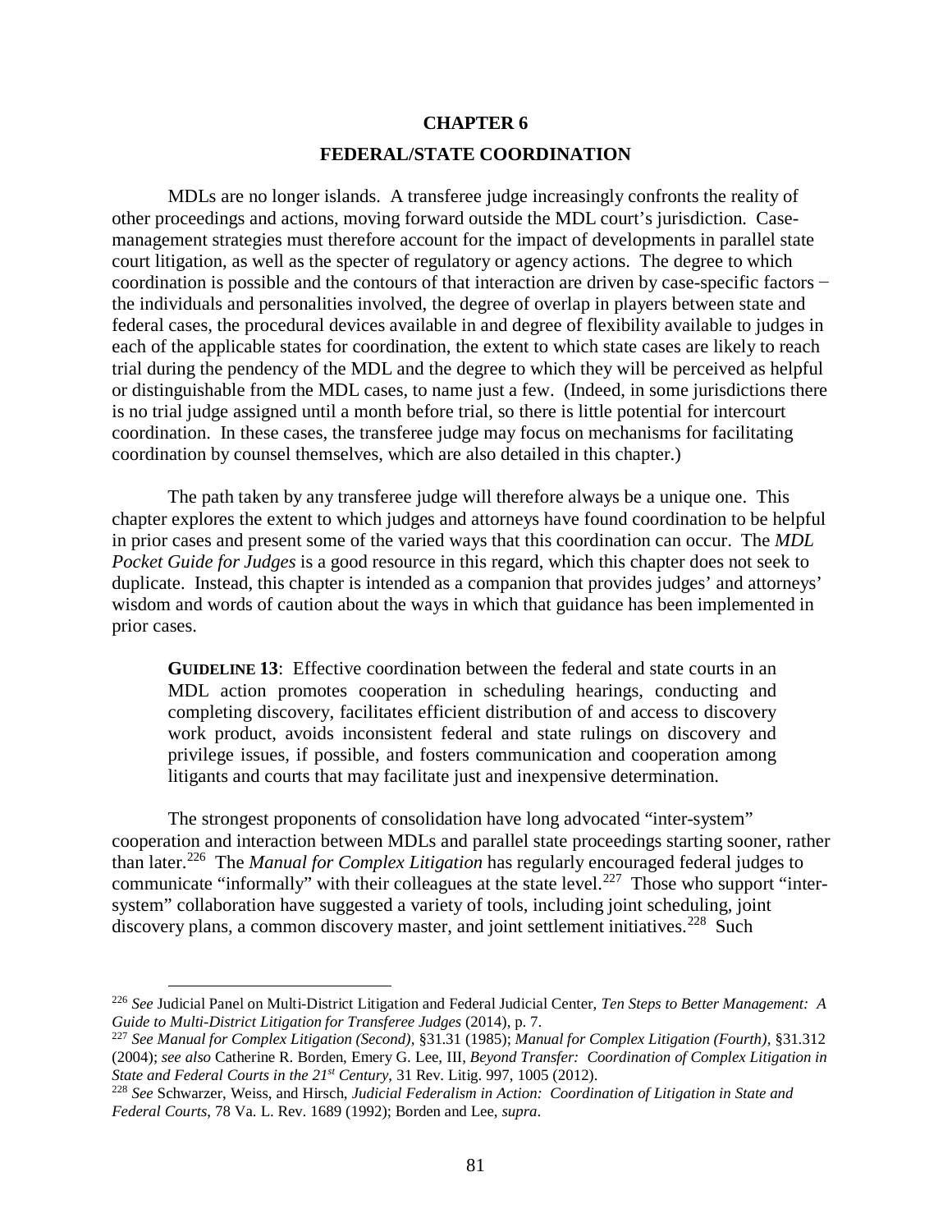# CHAPTER 6

# FEDERAL/STATE COORDINATION

MDLs are no longer islands. A transferee judge increasingly confronts the reality of other proceedings and actions, moving forward outside the MDL court's jurisdiction. Case-management strategies must therefore account for the impact of developments in parallel state court litigation, as well as the specter of regulatory or agency actions. The degree to which coordination is possible and the contours of that interaction are driven by case-specific factors − the individuals and personalities involved, the degree of overlap in players between state and federal cases, the procedural devices available in and degree of flexibility available to judges in each of the applicable states for coordination, the extent to which state cases are likely to reach trial during the pendency of the MDL and the degree to which they will be perceived as helpful or distinguishable from the MDL cases, to name just a few. (Indeed, in some jurisdictions there is no trial judge assigned until a month before trial, so there is little potential for intercourt coordination. In these cases, the transferee judge may focus on mechanisms for facilitating coordination by counsel themselves, which are also detailed in this chapter.)

The path taken by any transferee judge will therefore always be a unique one. This chapter explores the extent to which judges and attorneys have found coordination to be helpful in prior cases and present some of the varied ways that this coordination can occur. The *MDL Pocket Guide for Judges* is a good resource in this regard, which this chapter does not seek to duplicate. Instead, this chapter is intended as a companion that provides judges' and attorneys' wisdom and words of caution about the ways in which that guidance has been implemented in prior cases.

> **GUIDELINE 13**: Effective coordination between the federal and state courts in an MDL action promotes cooperation in scheduling hearings, conducting and completing discovery, facilitates efficient distribution of and access to discovery work product, avoids inconsistent federal and state rulings on discovery and privilege issues, if possible, and fosters communication and cooperation among litigants and courts that may facilitate just and inexpensive determination.

The strongest proponents of consolidation have long advocated "inter-system" cooperation and interaction between MDLs and parallel state proceedings starting sooner, rather than later.[226] The *Manual for Complex Litigation* has regularly encouraged federal judges to communicate "informally" with their colleagues at the state level.[227] Those who support "inter-system" collaboration have suggested a variety of tools, including joint scheduling, joint discovery plans, a common discovery master, and joint settlement initiatives.[228] Such

---

[226] *See* Judicial Panel on Multi-District Litigation and Federal Judicial Center, *Ten Steps to Better Management: A Guide to Multi-District Litigation for Transferee Judges* (2014), p. 7.

[227] *See Manual for Complex Litigation (Second)*, §31.31 (1985); *Manual for Complex Litigation (Fourth)*, §31.312 (2004); *see also* Catherine R. Borden, Emery G. Lee, III, *Beyond Transfer: Coordination of Complex Litigation in State and Federal Courts in the 21st Century*, 31 Rev. Litig. 997, 1005 (2012).

[228] *See* Schwarzer, Weiss, and Hirsch, *Judicial Federalism in Action: Coordination of Litigation in State and Federal Courts*, 78 Va. L. Rev. 1689 (1992); Borden and Lee, *supra*.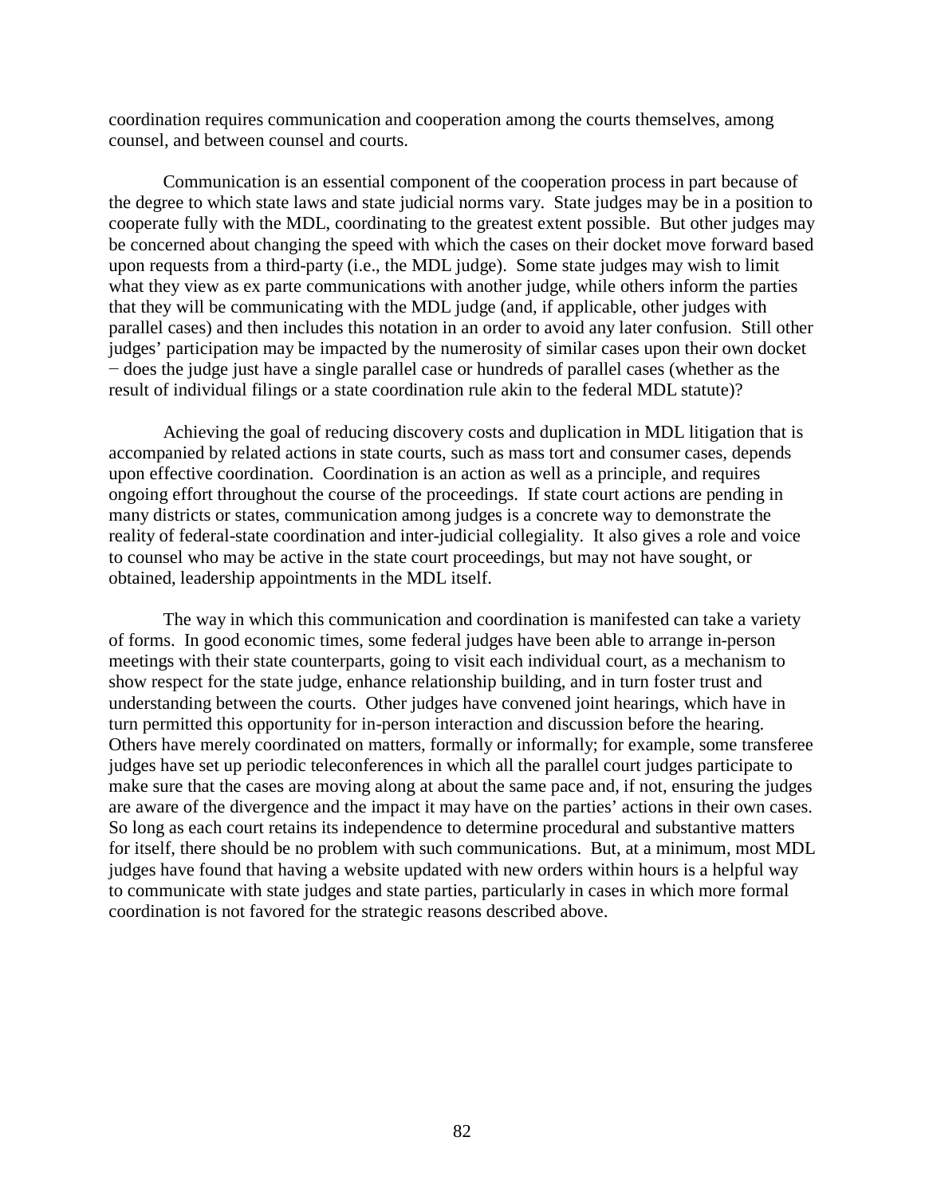coordination requires communication and cooperation among the courts themselves, among counsel, and between counsel and courts.

Communication is an essential component of the cooperation process in part because of the degree to which state laws and state judicial norms vary. State judges may be in a position to cooperate fully with the MDL, coordinating to the greatest extent possible. But other judges may be concerned about changing the speed with which the cases on their docket move forward based upon requests from a third-party (i.e., the MDL judge). Some state judges may wish to limit what they view as ex parte communications with another judge, while others inform the parties that they will be communicating with the MDL judge (and, if applicable, other judges with parallel cases) and then includes this notation in an order to avoid any later confusion. Still other judges' participation may be impacted by the numerosity of similar cases upon their own docket − does the judge just have a single parallel case or hundreds of parallel cases (whether as the result of individual filings or a state coordination rule akin to the federal MDL statute)?

Achieving the goal of reducing discovery costs and duplication in MDL litigation that is accompanied by related actions in state courts, such as mass tort and consumer cases, depends upon effective coordination. Coordination is an action as well as a principle, and requires ongoing effort throughout the course of the proceedings. If state court actions are pending in many districts or states, communication among judges is a concrete way to demonstrate the reality of federal-state coordination and inter-judicial collegiality. It also gives a role and voice to counsel who may be active in the state court proceedings, but may not have sought, or obtained, leadership appointments in the MDL itself.

The way in which this communication and coordination is manifested can take a variety of forms. In good economic times, some federal judges have been able to arrange in-person meetings with their state counterparts, going to visit each individual court, as a mechanism to show respect for the state judge, enhance relationship building, and in turn foster trust and understanding between the courts. Other judges have convened joint hearings, which have in turn permitted this opportunity for in-person interaction and discussion before the hearing. Others have merely coordinated on matters, formally or informally; for example, some transferee judges have set up periodic teleconferences in which all the parallel court judges participate to make sure that the cases are moving along at about the same pace and, if not, ensuring the judges are aware of the divergence and the impact it may have on the parties' actions in their own cases. So long as each court retains its independence to determine procedural and substantive matters for itself, there should be no problem with such communications. But, at a minimum, most MDL judges have found that having a website updated with new orders within hours is a helpful way to communicate with state judges and state parties, particularly in cases in which more formal coordination is not favored for the strategic reasons described above.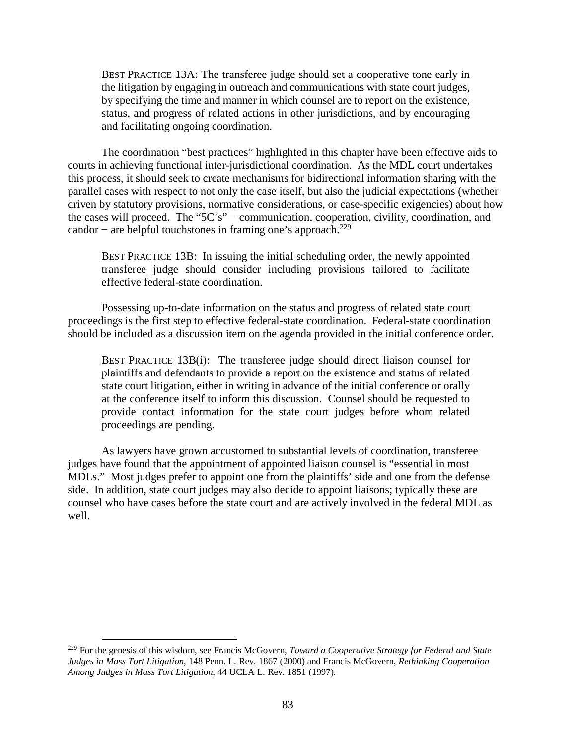> BEST PRACTICE 13A: The transferee judge should set a cooperative tone early in the litigation by engaging in outreach and communications with state court judges, by specifying the time and manner in which counsel are to report on the existence, status, and progress of related actions in other jurisdictions, and by encouraging and facilitating ongoing coordination.

The coordination "best practices" highlighted in this chapter have been effective aids to courts in achieving functional inter-jurisdictional coordination. As the MDL court undertakes this process, it should seek to create mechanisms for bidirectional information sharing with the parallel cases with respect to not only the case itself, but also the judicial expectations (whether driven by statutory provisions, normative considerations, or case-specific exigencies) about how the cases will proceed. The "5C's" − communication, cooperation, civility, coordination, and candor − are helpful touchstones in framing one's approach.[229]

> BEST PRACTICE 13B: In issuing the initial scheduling order, the newly appointed transferee judge should consider including provisions tailored to facilitate effective federal-state coordination.

Possessing up-to-date information on the status and progress of related state court proceedings is the first step to effective federal-state coordination. Federal-state coordination should be included as a discussion item on the agenda provided in the initial conference order.

> BEST PRACTICE 13B(i): The transferee judge should direct liaison counsel for plaintiffs and defendants to provide a report on the existence and status of related state court litigation, either in writing in advance of the initial conference or orally at the conference itself to inform this discussion. Counsel should be requested to provide contact information for the state court judges before whom related proceedings are pending.

As lawyers have grown accustomed to substantial levels of coordination, transferee judges have found that the appointment of appointed liaison counsel is "essential in most MDLs." Most judges prefer to appoint one from the plaintiffs' side and one from the defense side. In addition, state court judges may also decide to appoint liaisons; typically these are counsel who have cases before the state court and are actively involved in the federal MDL as well.

---

[229] For the genesis of this wisdom, see Francis McGovern, *Toward a Cooperative Strategy for Federal and State Judges in Mass Tort Litigation*, 148 Penn. L. Rev. 1867 (2000) and Francis McGovern, *Rethinking Cooperation Among Judges in Mass Tort Litigation*, 44 UCLA L. Rev. 1851 (1997).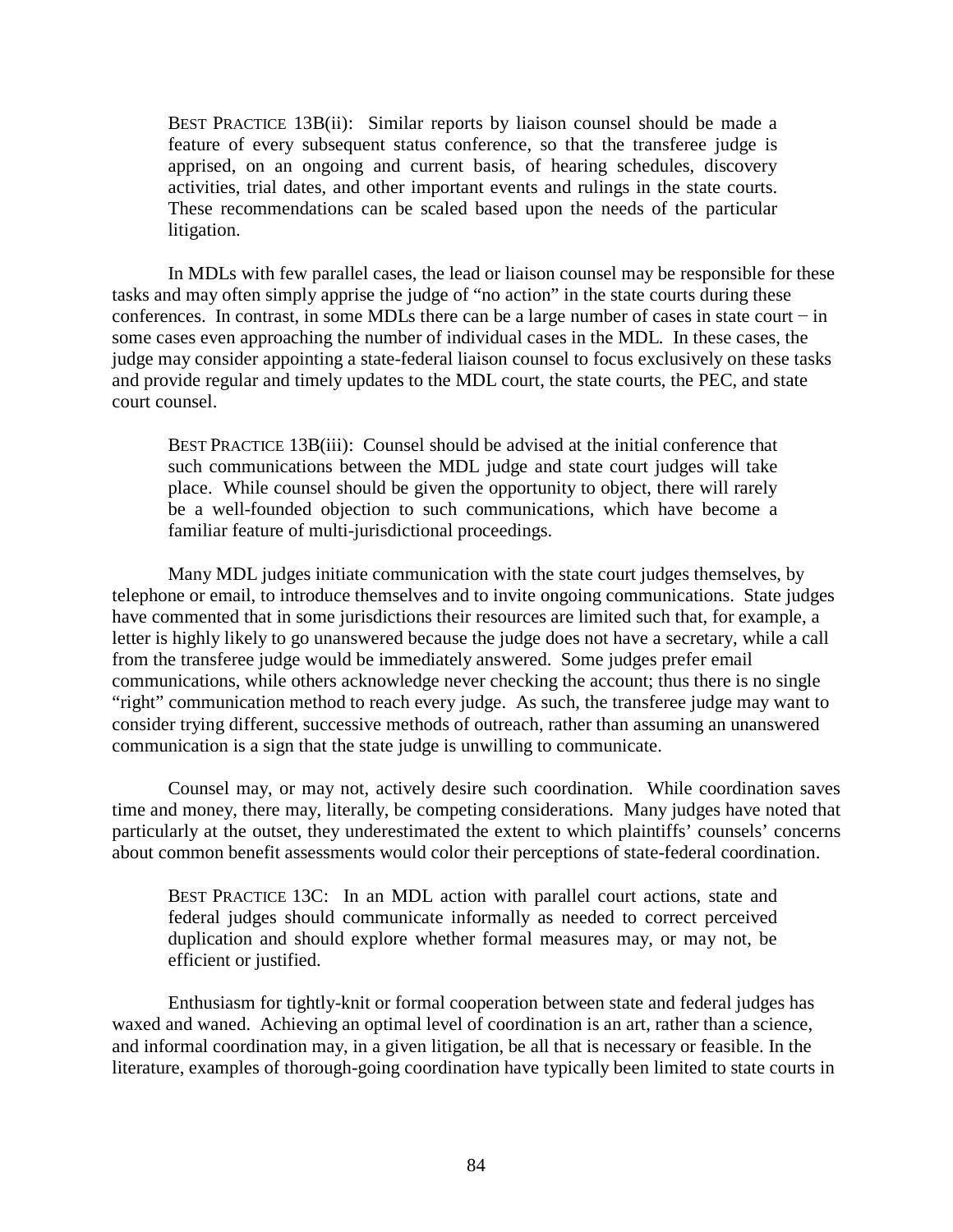> BEST PRACTICE 13B(ii): Similar reports by liaison counsel should be made a feature of every subsequent status conference, so that the transferee judge is apprised, on an ongoing and current basis, of hearing schedules, discovery activities, trial dates, and other important events and rulings in the state courts. These recommendations can be scaled based upon the needs of the particular litigation.

In MDLs with few parallel cases, the lead or liaison counsel may be responsible for these tasks and may often simply apprise the judge of "no action" in the state courts during these conferences. In contrast, in some MDLs there can be a large number of cases in state court − in some cases even approaching the number of individual cases in the MDL. In these cases, the judge may consider appointing a state-federal liaison counsel to focus exclusively on these tasks and provide regular and timely updates to the MDL court, the state courts, the PEC, and state court counsel.

> BEST PRACTICE 13B(iii): Counsel should be advised at the initial conference that such communications between the MDL judge and state court judges will take place. While counsel should be given the opportunity to object, there will rarely be a well-founded objection to such communications, which have become a familiar feature of multi-jurisdictional proceedings.

Many MDL judges initiate communication with the state court judges themselves, by telephone or email, to introduce themselves and to invite ongoing communications. State judges have commented that in some jurisdictions their resources are limited such that, for example, a letter is highly likely to go unanswered because the judge does not have a secretary, while a call from the transferee judge would be immediately answered. Some judges prefer email communications, while others acknowledge never checking the account; thus there is no single "right" communication method to reach every judge. As such, the transferee judge may want to consider trying different, successive methods of outreach, rather than assuming an unanswered communication is a sign that the state judge is unwilling to communicate.

Counsel may, or may not, actively desire such coordination. While coordination saves time and money, there may, literally, be competing considerations. Many judges have noted that particularly at the outset, they underestimated the extent to which plaintiffs' counsels' concerns about common benefit assessments would color their perceptions of state-federal coordination.

> BEST PRACTICE 13C: In an MDL action with parallel court actions, state and federal judges should communicate informally as needed to correct perceived duplication and should explore whether formal measures may, or may not, be efficient or justified.

Enthusiasm for tightly-knit or formal cooperation between state and federal judges has waxed and waned. Achieving an optimal level of coordination is an art, rather than a science, and informal coordination may, in a given litigation, be all that is necessary or feasible. In the literature, examples of thorough-going coordination have typically been limited to state courts in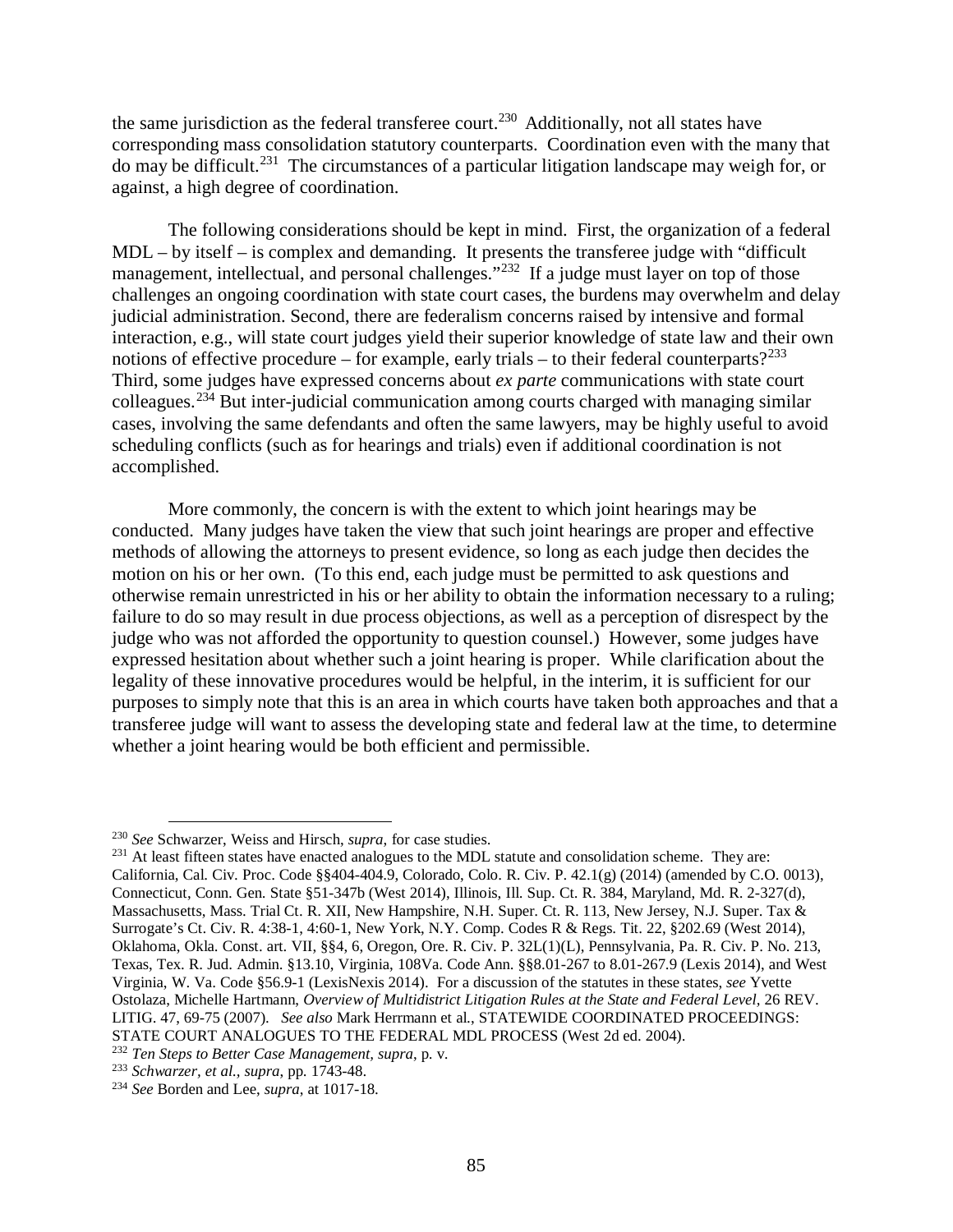the same jurisdiction as the federal transferee court.[230] Additionally, not all states have corresponding mass consolidation statutory counterparts. Coordination even with the many that do may be difficult.[231] The circumstances of a particular litigation landscape may weigh for, or against, a high degree of coordination.

The following considerations should be kept in mind. First, the organization of a federal MDL – by itself – is complex and demanding. It presents the transferee judge with "difficult management, intellectual, and personal challenges."[232] If a judge must layer on top of those challenges an ongoing coordination with state court cases, the burdens may overwhelm and delay judicial administration. Second, there are federalism concerns raised by intensive and formal interaction, e.g., will state court judges yield their superior knowledge of state law and their own notions of effective procedure – for example, early trials – to their federal counterparts?[233] Third, some judges have expressed concerns about *ex parte* communications with state court colleagues.[234] But inter-judicial communication among courts charged with managing similar cases, involving the same defendants and often the same lawyers, may be highly useful to avoid scheduling conflicts (such as for hearings and trials) even if additional coordination is not accomplished.

More commonly, the concern is with the extent to which joint hearings may be conducted. Many judges have taken the view that such joint hearings are proper and effective methods of allowing the attorneys to present evidence, so long as each judge then decides the motion on his or her own. (To this end, each judge must be permitted to ask questions and otherwise remain unrestricted in his or her ability to obtain the information necessary to a ruling; failure to do so may result in due process objections, as well as a perception of disrespect by the judge who was not afforded the opportunity to question counsel.) However, some judges have expressed hesitation about whether such a joint hearing is proper. While clarification about the legality of these innovative procedures would be helpful, in the interim, it is sufficient for our purposes to simply note that this is an area in which courts have taken both approaches and that a transferee judge will want to assess the developing state and federal law at the time, to determine whether a joint hearing would be both efficient and permissible.

---

[230] *See* Schwarzer, Weiss and Hirsch, *supra*, for case studies.

[231] At least fifteen states have enacted analogues to the MDL statute and consolidation scheme. They are: California, Cal. Civ. Proc. Code §§404-404.9, Colorado, Colo. R. Civ. P. 42.1(g) (2014) (amended by C.O. 0013), Connecticut, Conn. Gen. State §51-347b (West 2014), Illinois, Ill. Sup. Ct. R. 384, Maryland, Md. R. 2-327(d), Massachusetts, Mass. Trial Ct. R. XII, New Hampshire, N.H. Super. Ct. R. 113, New Jersey, N.J. Super. Tax & Surrogate's Ct. Civ. R. 4:38-1, 4:60-1, New York, N.Y. Comp. Codes R & Regs. Tit. 22, §202.69 (West 2014), Oklahoma, Okla. Const. art. VII, §§4, 6, Oregon, Ore. R. Civ. P. 32L(1)(L), Pennsylvania, Pa. R. Civ. P. No. 213, Texas, Tex. R. Jud. Admin. §13.10, Virginia, 108Va. Code Ann. §§8.01-267 to 8.01-267.9 (Lexis 2014), and West Virginia, W. Va. Code §56.9-1 (LexisNexis 2014). For a discussion of the statutes in these states, *see* Yvette Ostolaza, Michelle Hartmann, *Overview of Multidistrict Litigation Rules at the State and Federal Level*, 26 REV. LITIG. 47, 69-75 (2007). *See also* Mark Herrmann et al., STATEWIDE COORDINATED PROCEEDINGS: STATE COURT ANALOGUES TO THE FEDERAL MDL PROCESS (West 2d ed. 2004).

[232] *Ten Steps to Better Case Management*, *supra*, p. v.

[233] *Schwarzer, et al., supra*, pp. 1743-48.

[234] *See* Borden and Lee, *supra*, at 1017-18.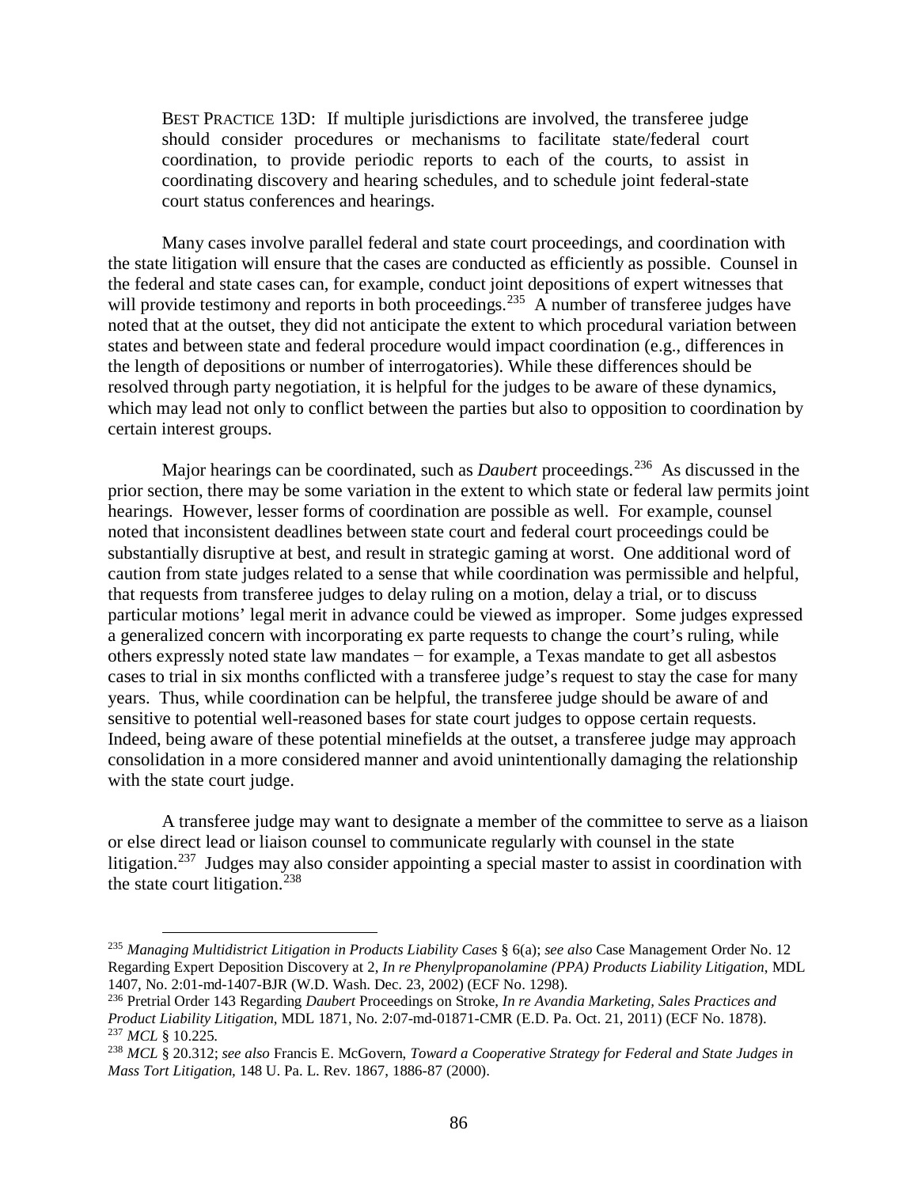BEST PRACTICE 13D: If multiple jurisdictions are involved, the transferee judge should consider procedures or mechanisms to facilitate state/federal court coordination, to provide periodic reports to each of the courts, to assist in coordinating discovery and hearing schedules, and to schedule joint federal-state court status conferences and hearings.

Many cases involve parallel federal and state court proceedings, and coordination with the state litigation will ensure that the cases are conducted as efficiently as possible. Counsel in the federal and state cases can, for example, conduct joint depositions of expert witnesses that will provide testimony and reports in both proceedings.[235] A number of transferee judges have noted that at the outset, they did not anticipate the extent to which procedural variation between states and between state and federal procedure would impact coordination (e.g., differences in the length of depositions or number of interrogatories). While these differences should be resolved through party negotiation, it is helpful for the judges to be aware of these dynamics, which may lead not only to conflict between the parties but also to opposition to coordination by certain interest groups.

Major hearings can be coordinated, such as *Daubert* proceedings.[236] As discussed in the prior section, there may be some variation in the extent to which state or federal law permits joint hearings. However, lesser forms of coordination are possible as well. For example, counsel noted that inconsistent deadlines between state court and federal court proceedings could be substantially disruptive at best, and result in strategic gaming at worst. One additional word of caution from state judges related to a sense that while coordination was permissible and helpful, that requests from transferee judges to delay ruling on a motion, delay a trial, or to discuss particular motions' legal merit in advance could be viewed as improper. Some judges expressed a generalized concern with incorporating ex parte requests to change the court's ruling, while others expressly noted state law mandates − for example, a Texas mandate to get all asbestos cases to trial in six months conflicted with a transferee judge's request to stay the case for many years. Thus, while coordination can be helpful, the transferee judge should be aware of and sensitive to potential well-reasoned bases for state court judges to oppose certain requests. Indeed, being aware of these potential minefields at the outset, a transferee judge may approach consolidation in a more considered manner and avoid unintentionally damaging the relationship with the state court judge.

A transferee judge may want to designate a member of the committee to serve as a liaison or else direct lead or liaison counsel to communicate regularly with counsel in the state litigation.[237] Judges may also consider appointing a special master to assist in coordination with the state court litigation.[238]

---

[235] *Managing Multidistrict Litigation in Products Liability Cases* § 6(a); *see also* Case Management Order No. 12 Regarding Expert Deposition Discovery at 2, *In re Phenylpropanolamine (PPA) Products Liability Litigation*, MDL 1407, No. 2:01-md-1407-BJR (W.D. Wash. Dec. 23, 2002) (ECF No. 1298).

[236] Pretrial Order 143 Regarding *Daubert* Proceedings on Stroke, *In re Avandia Marketing, Sales Practices and Product Liability Litigation*, MDL 1871, No. 2:07-md-01871-CMR (E.D. Pa. Oct. 21, 2011) (ECF No. 1878).

[237] *MCL* § 10.225.

[238] *MCL* § 20.312; *see also* Francis E. McGovern, *Toward a Cooperative Strategy for Federal and State Judges in Mass Tort Litigation*, 148 U. Pa. L. Rev. 1867, 1886-87 (2000).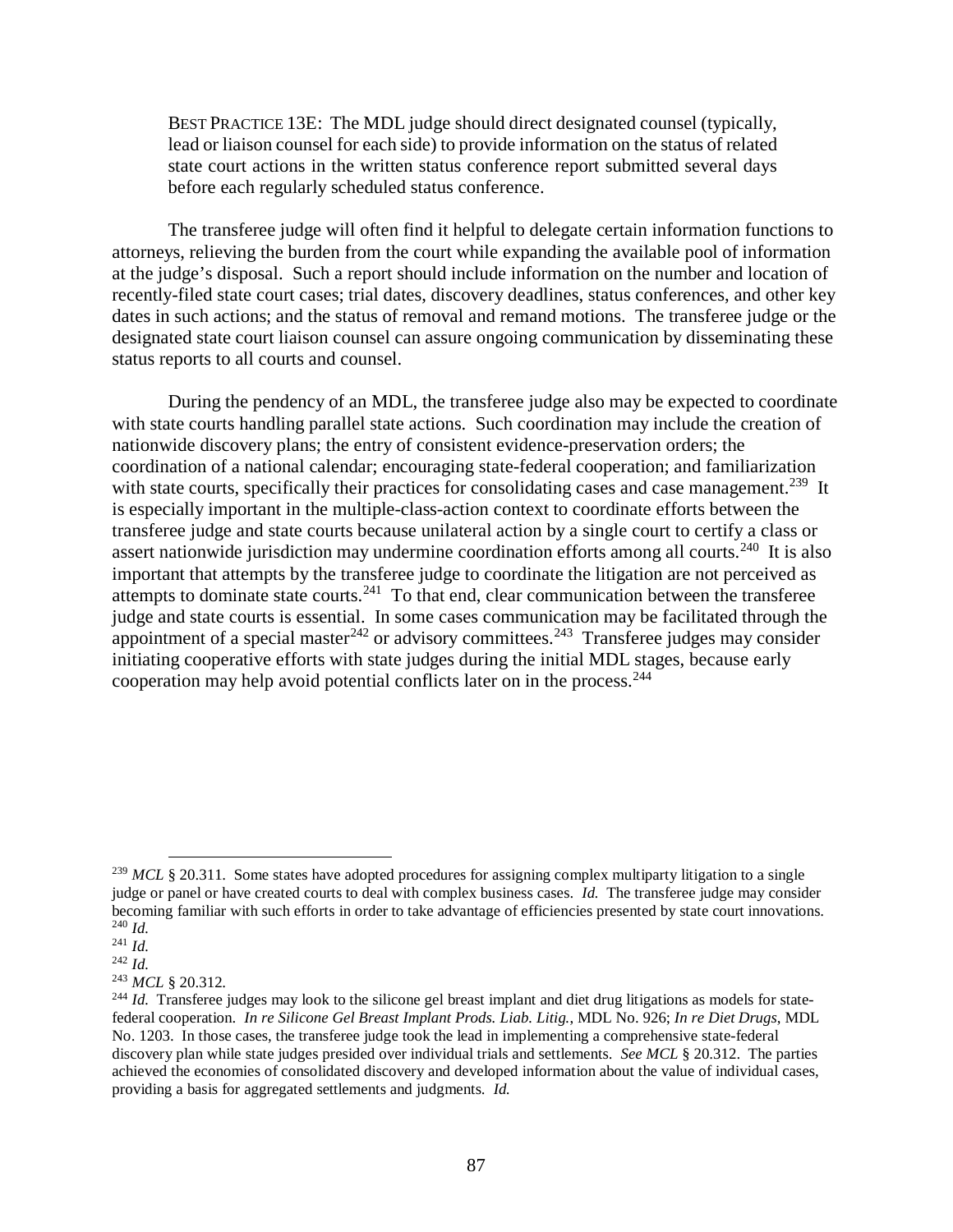> BEST PRACTICE 13E: The MDL judge should direct designated counsel (typically, lead or liaison counsel for each side) to provide information on the status of related state court actions in the written status conference report submitted several days before each regularly scheduled status conference.

The transferee judge will often find it helpful to delegate certain information functions to attorneys, relieving the burden from the court while expanding the available pool of information at the judge's disposal. Such a report should include information on the number and location of recently-filed state court cases; trial dates, discovery deadlines, status conferences, and other key dates in such actions; and the status of removal and remand motions. The transferee judge or the designated state court liaison counsel can assure ongoing communication by disseminating these status reports to all courts and counsel.

During the pendency of an MDL, the transferee judge also may be expected to coordinate with state courts handling parallel state actions. Such coordination may include the creation of nationwide discovery plans; the entry of consistent evidence-preservation orders; the coordination of a national calendar; encouraging state-federal cooperation; and familiarization with state courts, specifically their practices for consolidating cases and case management.[239] It is especially important in the multiple-class-action context to coordinate efforts between the transferee judge and state courts because unilateral action by a single court to certify a class or assert nationwide jurisdiction may undermine coordination efforts among all courts.[240] It is also important that attempts by the transferee judge to coordinate the litigation are not perceived as attempts to dominate state courts.[241] To that end, clear communication between the transferee judge and state courts is essential. In some cases communication may be facilitated through the appointment of a special master[242] or advisory committees.[243] Transferee judges may consider initiating cooperative efforts with state judges during the initial MDL stages, because early cooperation may help avoid potential conflicts later on in the process.[244]

---

[239] *MCL* § 20.311. Some states have adopted procedures for assigning complex multiparty litigation to a single judge or panel or have created courts to deal with complex business cases. *Id.* The transferee judge may consider becoming familiar with such efforts in order to take advantage of efficiencies presented by state court innovations.

[240] *Id.*

[241] *Id.*

[242] *Id.*

[243] *MCL* § 20.312.

[244] *Id.* Transferee judges may look to the silicone gel breast implant and diet drug litigations as models for state-federal cooperation. *In re Silicone Gel Breast Implant Prods. Liab. Litig.*, MDL No. 926; *In re Diet Drugs*, MDL No. 1203. In those cases, the transferee judge took the lead in implementing a comprehensive state-federal discovery plan while state judges presided over individual trials and settlements. *See MCL* § 20.312. The parties achieved the economies of consolidated discovery and developed information about the value of individual cases, providing a basis for aggregated settlements and judgments. *Id.*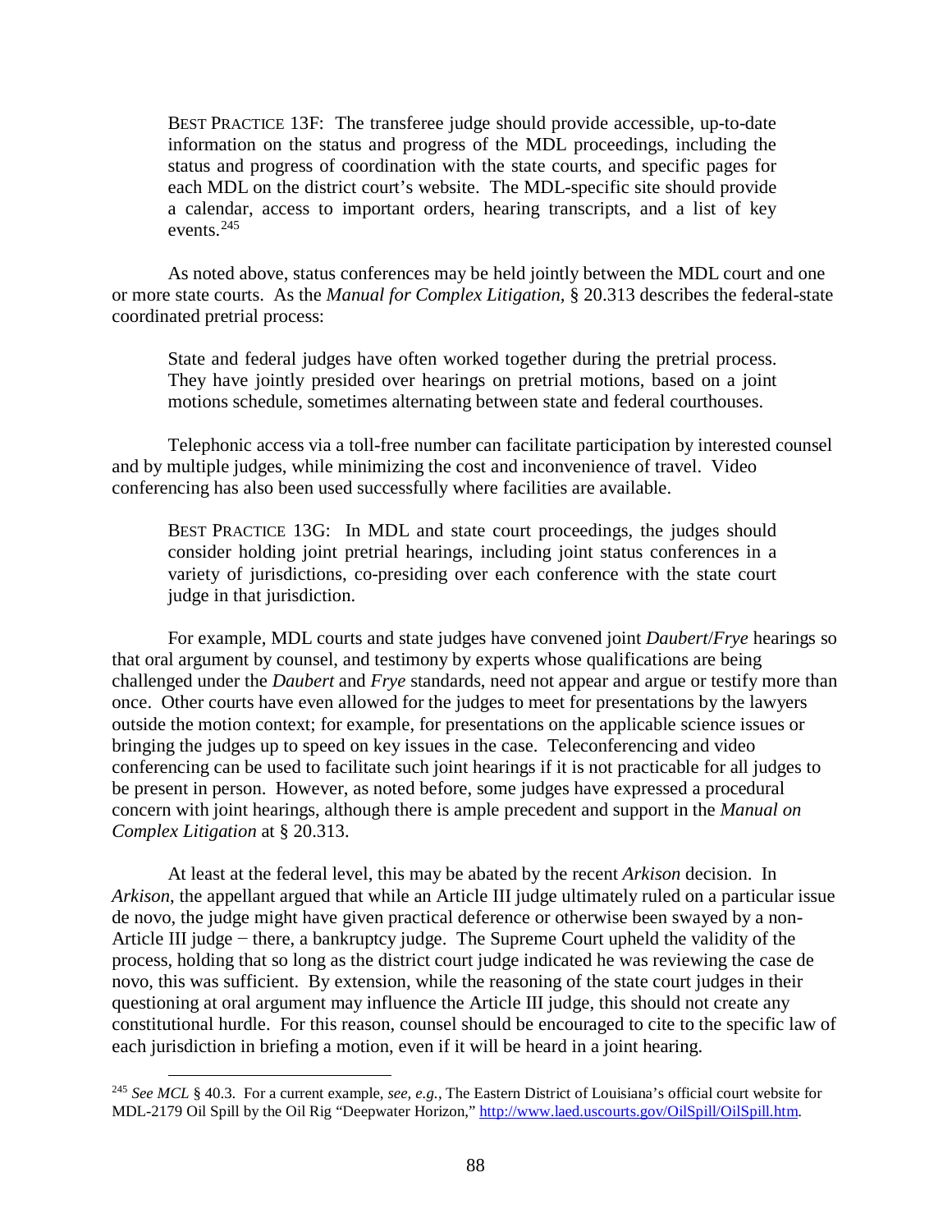BEST PRACTICE 13F: The transferee judge should provide accessible, up-to-date information on the status and progress of the MDL proceedings, including the status and progress of coordination with the state courts, and specific pages for each MDL on the district court's website. The MDL-specific site should provide a calendar, access to important orders, hearing transcripts, and a list of key events.[245]

As noted above, status conferences may be held jointly between the MDL court and one or more state courts. As the *Manual for Complex Litigation,* § 20.313 describes the federal-state coordinated pretrial process:

> State and federal judges have often worked together during the pretrial process. They have jointly presided over hearings on pretrial motions, based on a joint motions schedule, sometimes alternating between state and federal courthouses.

Telephonic access via a toll-free number can facilitate participation by interested counsel and by multiple judges, while minimizing the cost and inconvenience of travel. Video conferencing has also been used successfully where facilities are available.

BEST PRACTICE 13G: In MDL and state court proceedings, the judges should consider holding joint pretrial hearings, including joint status conferences in a variety of jurisdictions, co-presiding over each conference with the state court judge in that jurisdiction.

For example, MDL courts and state judges have convened joint *Daubert*/*Frye* hearings so that oral argument by counsel, and testimony by experts whose qualifications are being challenged under the *Daubert* and *Frye* standards, need not appear and argue or testify more than once. Other courts have even allowed for the judges to meet for presentations by the lawyers outside the motion context; for example, for presentations on the applicable science issues or bringing the judges up to speed on key issues in the case. Teleconferencing and video conferencing can be used to facilitate such joint hearings if it is not practicable for all judges to be present in person. However, as noted before, some judges have expressed a procedural concern with joint hearings, although there is ample precedent and support in the *Manual on Complex Litigation* at § 20.313.

At least at the federal level, this may be abated by the recent *Arkison* decision. In *Arkison*, the appellant argued that while an Article III judge ultimately ruled on a particular issue de novo, the judge might have given practical deference or otherwise been swayed by a non-Article III judge − there, a bankruptcy judge. The Supreme Court upheld the validity of the process, holding that so long as the district court judge indicated he was reviewing the case de novo, this was sufficient. By extension, while the reasoning of the state court judges in their questioning at oral argument may influence the Article III judge, this should not create any constitutional hurdle. For this reason, counsel should be encouraged to cite to the specific law of each jurisdiction in briefing a motion, even if it will be heard in a joint hearing.

---

[245] *See MCL* § 40.3. For a current example, *see, e.g.*, The Eastern District of Louisiana's official court website for MDL-2179 Oil Spill by the Oil Rig "Deepwater Horizon," http://www.laed.uscourts.gov/OilSpill/OilSpill.htm.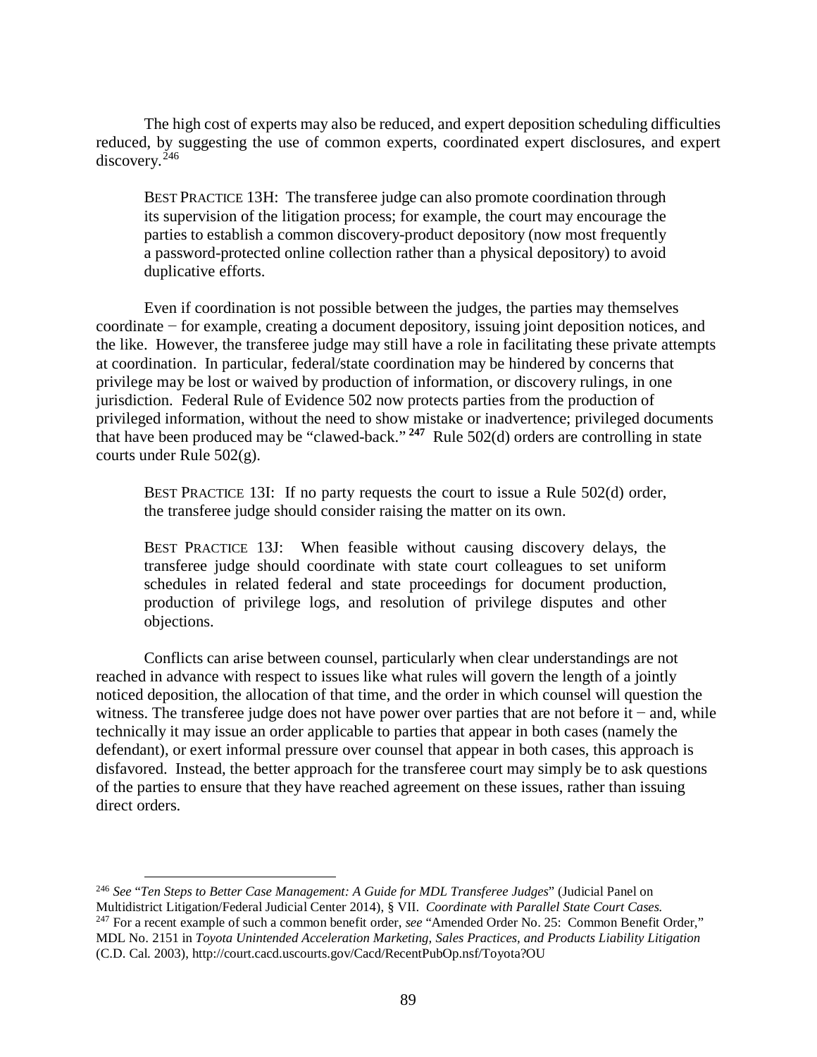The high cost of experts may also be reduced, and expert deposition scheduling difficulties reduced, by suggesting the use of common experts, coordinated expert disclosures, and expert discovery.[246]

> BEST PRACTICE 13H: The transferee judge can also promote coordination through its supervision of the litigation process; for example, the court may encourage the parties to establish a common discovery-product depository (now most frequently a password-protected online collection rather than a physical depository) to avoid duplicative efforts.

Even if coordination is not possible between the judges, the parties may themselves coordinate − for example, creating a document depository, issuing joint deposition notices, and the like. However, the transferee judge may still have a role in facilitating these private attempts at coordination. In particular, federal/state coordination may be hindered by concerns that privilege may be lost or waived by production of information, or discovery rulings, in one jurisdiction. Federal Rule of Evidence 502 now protects parties from the production of privileged information, without the need to show mistake or inadvertence; privileged documents that have been produced may be "clawed-back."[247] Rule 502(d) orders are controlling in state courts under Rule 502(g).

> BEST PRACTICE 13I: If no party requests the court to issue a Rule 502(d) order, the transferee judge should consider raising the matter on its own.

> BEST PRACTICE 13J: When feasible without causing discovery delays, the transferee judge should coordinate with state court colleagues to set uniform schedules in related federal and state proceedings for document production, production of privilege logs, and resolution of privilege disputes and other objections.

Conflicts can arise between counsel, particularly when clear understandings are not reached in advance with respect to issues like what rules will govern the length of a jointly noticed deposition, the allocation of that time, and the order in which counsel will question the witness. The transferee judge does not have power over parties that are not before it − and, while technically it may issue an order applicable to parties that appear in both cases (namely the defendant), or exert informal pressure over counsel that appear in both cases, this approach is disfavored. Instead, the better approach for the transferee court may simply be to ask questions of the parties to ensure that they have reached agreement on these issues, rather than issuing direct orders.

---

[246] *See* "*Ten Steps to Better Case Management: A Guide for MDL Transferee Judges*" (Judicial Panel on Multidistrict Litigation/Federal Judicial Center 2014), § VII. *Coordinate with Parallel State Court Cases.*

[247] For a recent example of such a common benefit order, *see* "Amended Order No. 25: Common Benefit Order," MDL No. 2151 in *Toyota Unintended Acceleration Marketing, Sales Practices, and Products Liability Litigation* (C.D. Cal. 2003), http://court.cacd.uscourts.gov/Cacd/RecentPubOp.nsf/Toyota?OU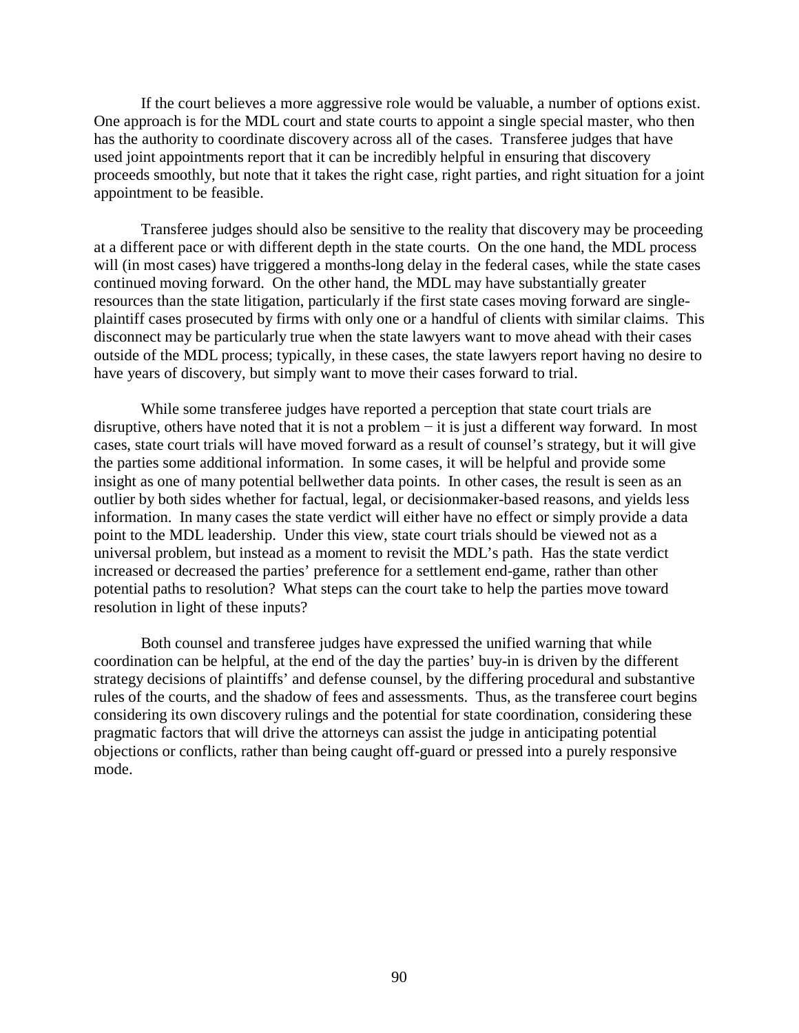If the court believes a more aggressive role would be valuable, a number of options exist. One approach is for the MDL court and state courts to appoint a single special master, who then has the authority to coordinate discovery across all of the cases. Transferee judges that have used joint appointments report that it can be incredibly helpful in ensuring that discovery proceeds smoothly, but note that it takes the right case, right parties, and right situation for a joint appointment to be feasible.

Transferee judges should also be sensitive to the reality that discovery may be proceeding at a different pace or with different depth in the state courts. On the one hand, the MDL process will (in most cases) have triggered a months-long delay in the federal cases, while the state cases continued moving forward. On the other hand, the MDL may have substantially greater resources than the state litigation, particularly if the first state cases moving forward are single-plaintiff cases prosecuted by firms with only one or a handful of clients with similar claims. This disconnect may be particularly true when the state lawyers want to move ahead with their cases outside of the MDL process; typically, in these cases, the state lawyers report having no desire to have years of discovery, but simply want to move their cases forward to trial.

While some transferee judges have reported a perception that state court trials are disruptive, others have noted that it is not a problem − it is just a different way forward. In most cases, state court trials will have moved forward as a result of counsel's strategy, but it will give the parties some additional information. In some cases, it will be helpful and provide some insight as one of many potential bellwether data points. In other cases, the result is seen as an outlier by both sides whether for factual, legal, or decisionmaker-based reasons, and yields less information. In many cases the state verdict will either have no effect or simply provide a data point to the MDL leadership. Under this view, state court trials should be viewed not as a universal problem, but instead as a moment to revisit the MDL's path. Has the state verdict increased or decreased the parties' preference for a settlement end-game, rather than other potential paths to resolution? What steps can the court take to help the parties move toward resolution in light of these inputs?

Both counsel and transferee judges have expressed the unified warning that while coordination can be helpful, at the end of the day the parties' buy-in is driven by the different strategy decisions of plaintiffs' and defense counsel, by the differing procedural and substantive rules of the courts, and the shadow of fees and assessments. Thus, as the transferee court begins considering its own discovery rulings and the potential for state coordination, considering these pragmatic factors that will drive the attorneys can assist the judge in anticipating potential objections or conflicts, rather than being caught off-guard or pressed into a purely responsive mode.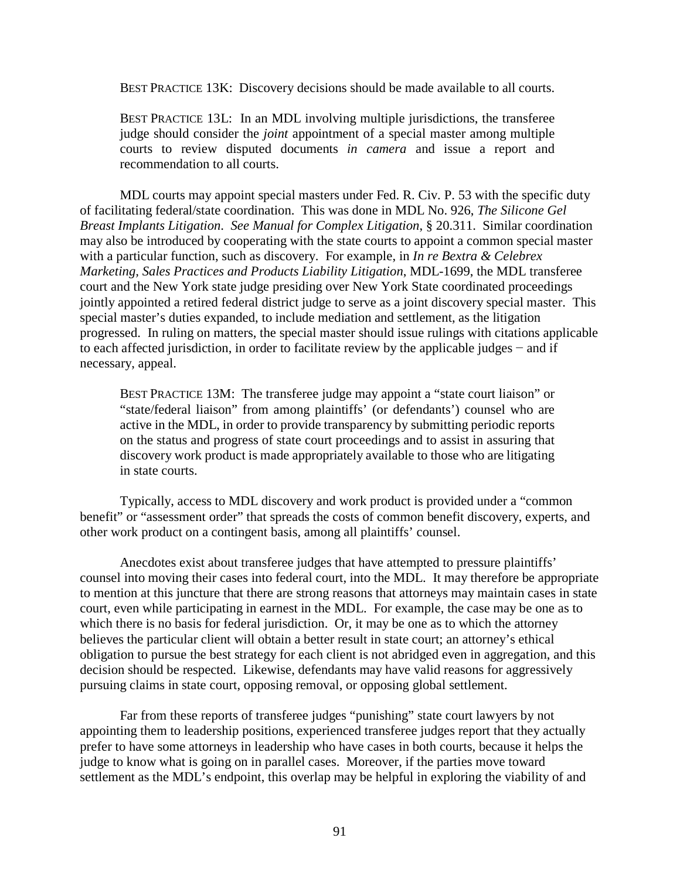> BEST PRACTICE 13K: Discovery decisions should be made available to all courts.

> BEST PRACTICE 13L: In an MDL involving multiple jurisdictions, the transferee judge should consider the *joint* appointment of a special master among multiple courts to review disputed documents *in camera* and issue a report and recommendation to all courts.

MDL courts may appoint special masters under Fed. R. Civ. P. 53 with the specific duty of facilitating federal/state coordination. This was done in MDL No. 926, *The Silicone Gel Breast Implants Litigation*. *See Manual for Complex Litigation*, § 20.311. Similar coordination may also be introduced by cooperating with the state courts to appoint a common special master with a particular function, such as discovery. For example, in *In re Bextra & Celebrex Marketing, Sales Practices and Products Liability Litigation*, MDL-1699, the MDL transferee court and the New York state judge presiding over New York State coordinated proceedings jointly appointed a retired federal district judge to serve as a joint discovery special master. This special master's duties expanded, to include mediation and settlement, as the litigation progressed. In ruling on matters, the special master should issue rulings with citations applicable to each affected jurisdiction, in order to facilitate review by the applicable judges − and if necessary, appeal.

> BEST PRACTICE 13M: The transferee judge may appoint a "state court liaison" or "state/federal liaison" from among plaintiffs' (or defendants') counsel who are active in the MDL, in order to provide transparency by submitting periodic reports on the status and progress of state court proceedings and to assist in assuring that discovery work product is made appropriately available to those who are litigating in state courts.

Typically, access to MDL discovery and work product is provided under a "common benefit" or "assessment order" that spreads the costs of common benefit discovery, experts, and other work product on a contingent basis, among all plaintiffs' counsel.

Anecdotes exist about transferee judges that have attempted to pressure plaintiffs' counsel into moving their cases into federal court, into the MDL. It may therefore be appropriate to mention at this juncture that there are strong reasons that attorneys may maintain cases in state court, even while participating in earnest in the MDL. For example, the case may be one as to which there is no basis for federal jurisdiction. Or, it may be one as to which the attorney believes the particular client will obtain a better result in state court; an attorney's ethical obligation to pursue the best strategy for each client is not abridged even in aggregation, and this decision should be respected. Likewise, defendants may have valid reasons for aggressively pursuing claims in state court, opposing removal, or opposing global settlement.

Far from these reports of transferee judges "punishing" state court lawyers by not appointing them to leadership positions, experienced transferee judges report that they actually prefer to have some attorneys in leadership who have cases in both courts, because it helps the judge to know what is going on in parallel cases. Moreover, if the parties move toward settlement as the MDL's endpoint, this overlap may be helpful in exploring the viability of and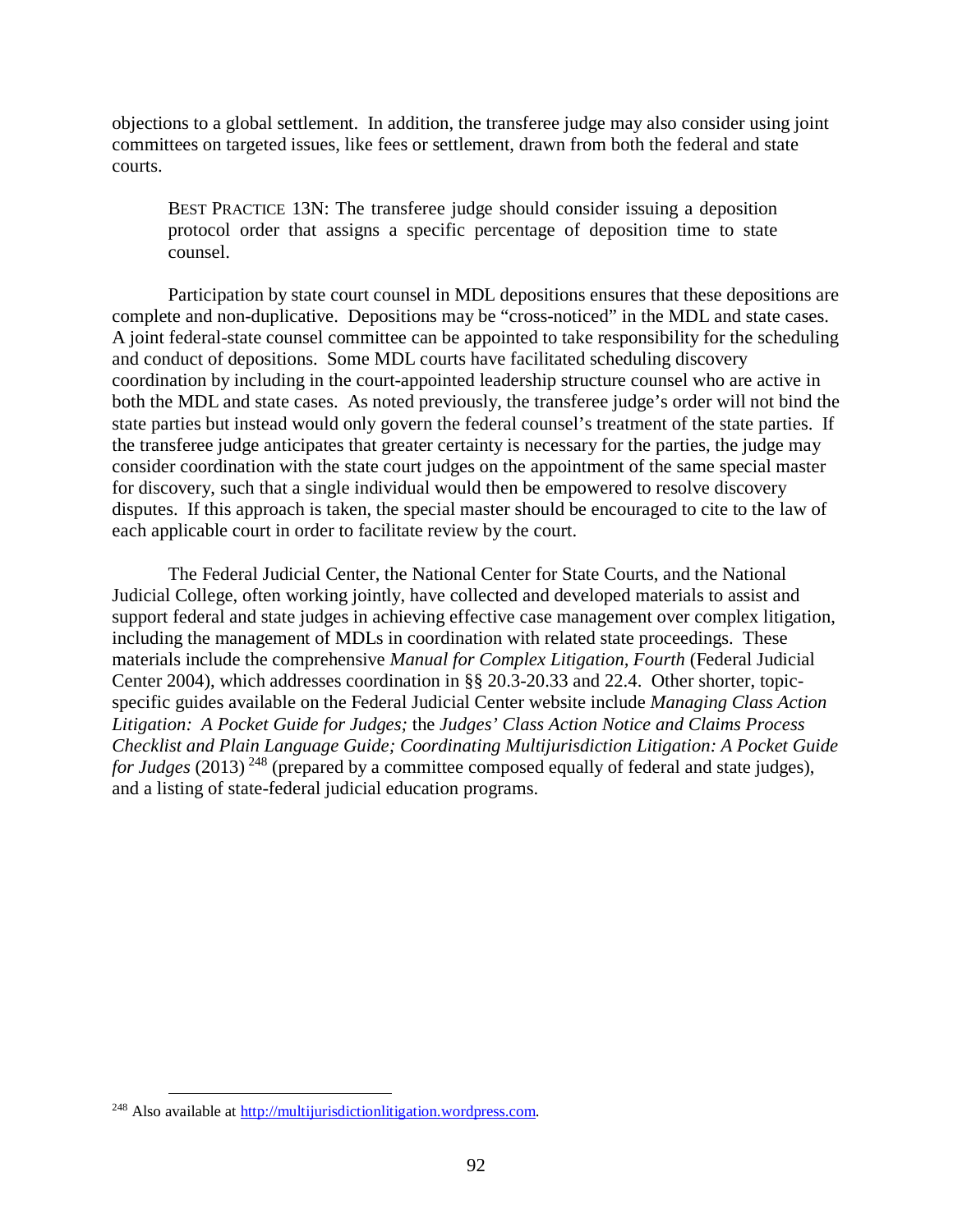objections to a global settlement. In addition, the transferee judge may also consider using joint committees on targeted issues, like fees or settlement, drawn from both the federal and state courts.

> BEST PRACTICE 13N: The transferee judge should consider issuing a deposition protocol order that assigns a specific percentage of deposition time to state counsel.

Participation by state court counsel in MDL depositions ensures that these depositions are complete and non-duplicative. Depositions may be "cross-noticed" in the MDL and state cases. A joint federal-state counsel committee can be appointed to take responsibility for the scheduling and conduct of depositions. Some MDL courts have facilitated scheduling discovery coordination by including in the court-appointed leadership structure counsel who are active in both the MDL and state cases. As noted previously, the transferee judge's order will not bind the state parties but instead would only govern the federal counsel's treatment of the state parties. If the transferee judge anticipates that greater certainty is necessary for the parties, the judge may consider coordination with the state court judges on the appointment of the same special master for discovery, such that a single individual would then be empowered to resolve discovery disputes. If this approach is taken, the special master should be encouraged to cite to the law of each applicable court in order to facilitate review by the court.

The Federal Judicial Center, the National Center for State Courts, and the National Judicial College, often working jointly, have collected and developed materials to assist and support federal and state judges in achieving effective case management over complex litigation, including the management of MDLs in coordination with related state proceedings. These materials include the comprehensive *Manual for Complex Litigation, Fourth* (Federal Judicial Center 2004), which addresses coordination in §§ 20.3-20.33 and 22.4. Other shorter, topic-specific guides available on the Federal Judicial Center website include *Managing Class Action Litigation: A Pocket Guide for Judges;* the *Judges' Class Action Notice and Claims Process Checklist and Plain Language Guide; Coordinating Multijurisdiction Litigation: A Pocket Guide for Judges* (2013) [248] (prepared by a committee composed equally of federal and state judges), and a listing of state-federal judicial education programs.

---

[248] Also available at http://multijurisdictionlitigation.wordpress.com.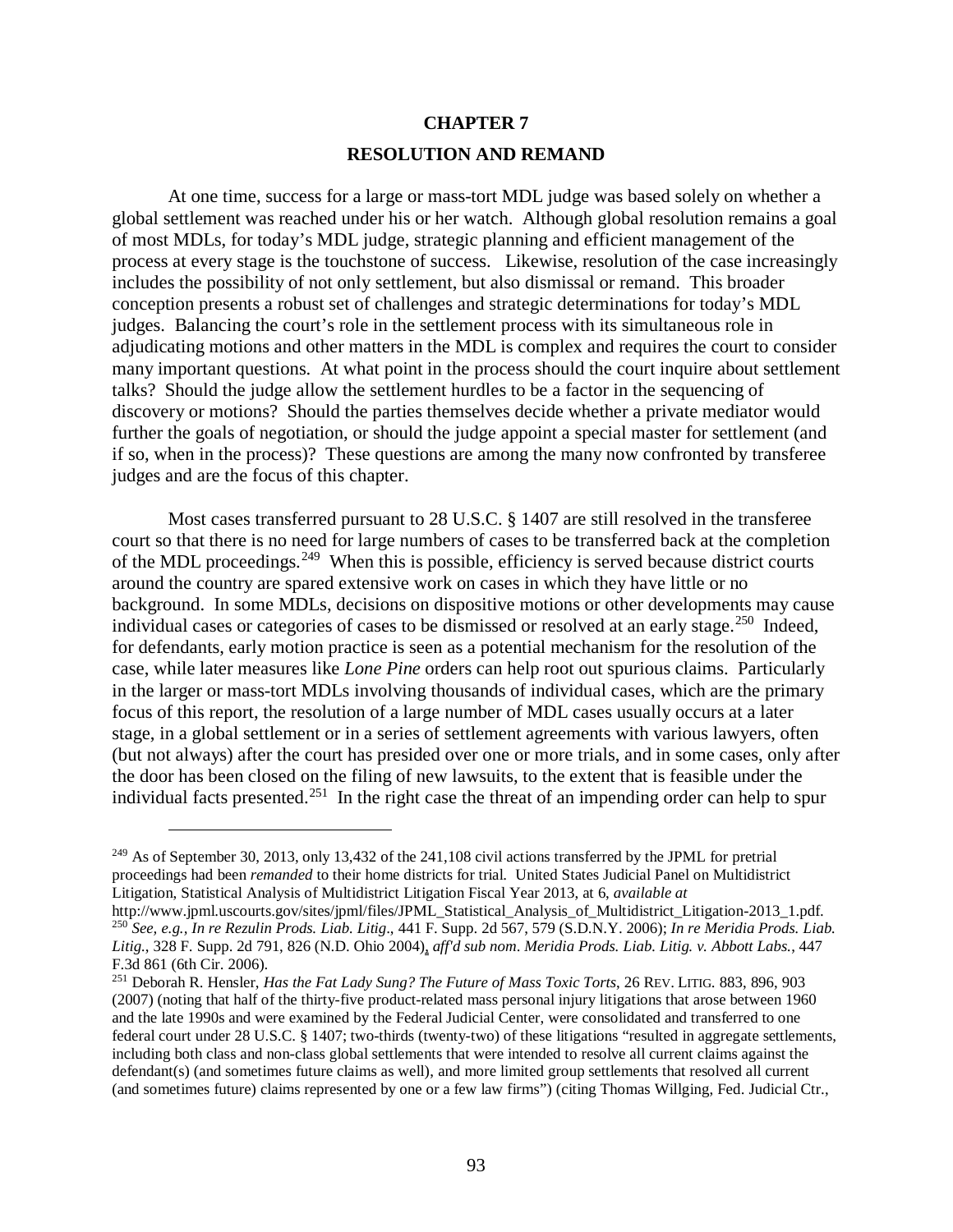# CHAPTER 7

## RESOLUTION AND REMAND

At one time, success for a large or mass-tort MDL judge was based solely on whether a global settlement was reached under his or her watch. Although global resolution remains a goal of most MDLs, for today's MDL judge, strategic planning and efficient management of the process at every stage is the touchstone of success. Likewise, resolution of the case increasingly includes the possibility of not only settlement, but also dismissal or remand. This broader conception presents a robust set of challenges and strategic determinations for today's MDL judges. Balancing the court's role in the settlement process with its simultaneous role in adjudicating motions and other matters in the MDL is complex and requires the court to consider many important questions. At what point in the process should the court inquire about settlement talks? Should the judge allow the settlement hurdles to be a factor in the sequencing of discovery or motions? Should the parties themselves decide whether a private mediator would further the goals of negotiation, or should the judge appoint a special master for settlement (and if so, when in the process)? These questions are among the many now confronted by transferee judges and are the focus of this chapter.

Most cases transferred pursuant to 28 U.S.C. § 1407 are still resolved in the transferee court so that there is no need for large numbers of cases to be transferred back at the completion of the MDL proceedings.[249] When this is possible, efficiency is served because district courts around the country are spared extensive work on cases in which they have little or no background. In some MDLs, decisions on dispositive motions or other developments may cause individual cases or categories of cases to be dismissed or resolved at an early stage.[250] Indeed, for defendants, early motion practice is seen as a potential mechanism for the resolution of the case, while later measures like *Lone Pine* orders can help root out spurious claims. Particularly in the larger or mass-tort MDLs involving thousands of individual cases, which are the primary focus of this report, the resolution of a large number of MDL cases usually occurs at a later stage, in a global settlement or in a series of settlement agreements with various lawyers, often (but not always) after the court has presided over one or more trials, and in some cases, only after the door has been closed on the filing of new lawsuits, to the extent that is feasible under the individual facts presented.[251] In the right case the threat of an impending order can help to spur

---

[249] As of September 30, 2013, only 13,432 of the 241,108 civil actions transferred by the JPML for pretrial proceedings had been *remanded* to their home districts for trial. United States Judicial Panel on Multidistrict Litigation, Statistical Analysis of Multidistrict Litigation Fiscal Year 2013, at 6, *available at* http://www.jpml.uscourts.gov/sites/jpml/files/JPML_Statistical_Analysis_of_Multidistrict_Litigation-2013_1.pdf.

[250] *See, e.g.*, *In re Rezulin Prods. Liab. Litig*., 441 F. Supp. 2d 567, 579 (S.D.N.Y. 2006); *In re Meridia Prods. Liab. Litig.*, 328 F. Supp. 2d 791, 826 (N.D. Ohio 2004), *aff'd sub nom. Meridia Prods. Liab. Litig. v. Abbott Labs.*, 447 F.3d 861 (6th Cir. 2006).

[251] Deborah R. Hensler, *Has the Fat Lady Sung? The Future of Mass Toxic Torts*, 26 REV. LITIG. 883, 896, 903 (2007) (noting that half of the thirty-five product-related mass personal injury litigations that arose between 1960 and the late 1990s and were examined by the Federal Judicial Center, were consolidated and transferred to one federal court under 28 U.S.C. § 1407; two-thirds (twenty-two) of these litigations "resulted in aggregate settlements, including both class and non-class global settlements that were intended to resolve all current claims against the defendant(s) (and sometimes future claims as well), and more limited group settlements that resolved all current (and sometimes future) claims represented by one or a few law firms") (citing Thomas Willging, Fed. Judicial Ctr.,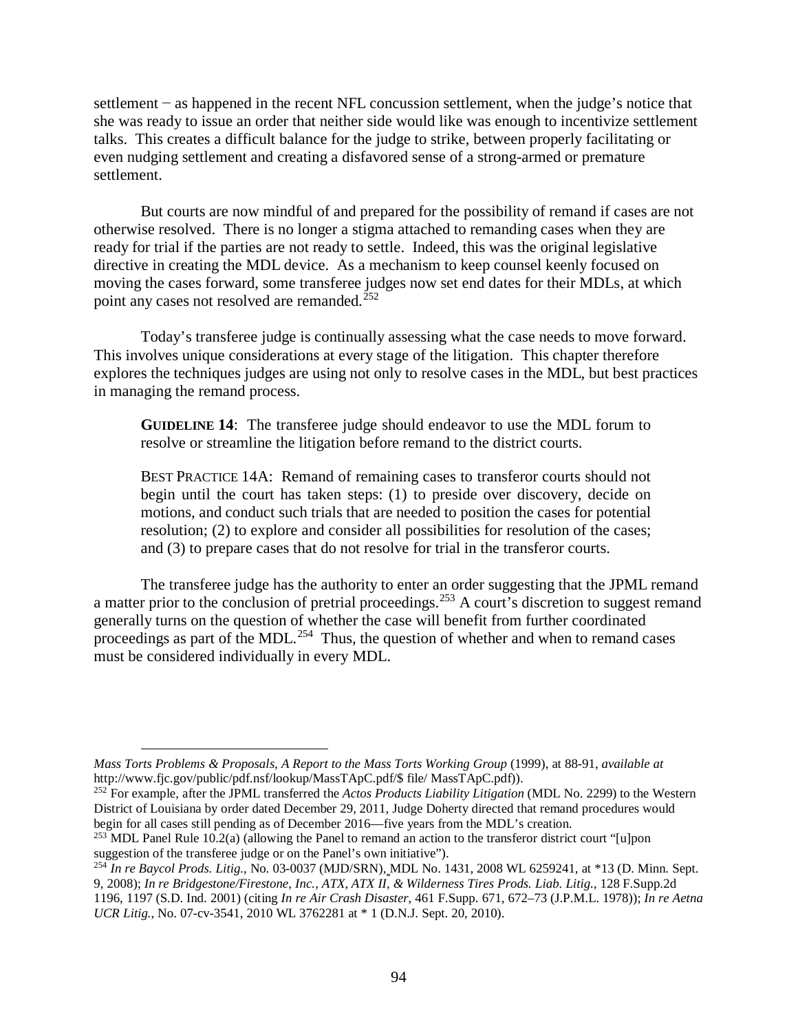settlement − as happened in the recent NFL concussion settlement, when the judge's notice that she was ready to issue an order that neither side would like was enough to incentivize settlement talks. This creates a difficult balance for the judge to strike, between properly facilitating or even nudging settlement and creating a disfavored sense of a strong-armed or premature settlement.

But courts are now mindful of and prepared for the possibility of remand if cases are not otherwise resolved. There is no longer a stigma attached to remanding cases when they are ready for trial if the parties are not ready to settle. Indeed, this was the original legislative directive in creating the MDL device. As a mechanism to keep counsel keenly focused on moving the cases forward, some transferee judges now set end dates for their MDLs, at which point any cases not resolved are remanded.[252]

Today's transferee judge is continually assessing what the case needs to move forward. This involves unique considerations at every stage of the litigation. This chapter therefore explores the techniques judges are using not only to resolve cases in the MDL, but best practices in managing the remand process.

> **GUIDELINE 14**: The transferee judge should endeavor to use the MDL forum to resolve or streamline the litigation before remand to the district courts.
>
> BEST PRACTICE 14A: Remand of remaining cases to transferor courts should not begin until the court has taken steps: (1) to preside over discovery, decide on motions, and conduct such trials that are needed to position the cases for potential resolution; (2) to explore and consider all possibilities for resolution of the cases; and (3) to prepare cases that do not resolve for trial in the transferor courts.

The transferee judge has the authority to enter an order suggesting that the JPML remand a matter prior to the conclusion of pretrial proceedings.[253] A court's discretion to suggest remand generally turns on the question of whether the case will benefit from further coordinated proceedings as part of the MDL.[254] Thus, the question of whether and when to remand cases must be considered individually in every MDL.

---

*Mass Torts Problems & Proposals, A Report to the Mass Torts Working Group* (1999), at 88-91, *available at* http://www.fjc.gov/public/pdf.nsf/lookup/MassTApC.pdf/$ file/ MassTApC.pdf)).

[252] For example, after the JPML transferred the *Actos Products Liability Litigation* (MDL No. 2299) to the Western District of Louisiana by order dated December 29, 2011, Judge Doherty directed that remand procedures would begin for all cases still pending as of December 2016—five years from the MDL's creation.

[253] MDL Panel Rule 10.2(a) (allowing the Panel to remand an action to the transferor district court "[u]pon suggestion of the transferee judge or on the Panel's own initiative").

[254] *In re Baycol Prods. Litig.*, No. 03-0037 (MJD/SRN), MDL No. 1431, 2008 WL 6259241, at *13 (D. Minn. Sept. 9, 2008); *In re Bridgestone/Firestone, Inc., ATX, ATX II, & Wilderness Tires Prods. Liab. Litig.*, 128 F.Supp.2d 1196, 1197 (S.D. Ind. 2001) (citing *In re Air Crash Disaster*, 461 F.Supp. 671, 672–73 (J.P.M.L. 1978)); *In re Aetna UCR Litig.*, No. 07-cv-3541, 2010 WL 3762281 at * 1 (D.N.J. Sept. 20, 2010).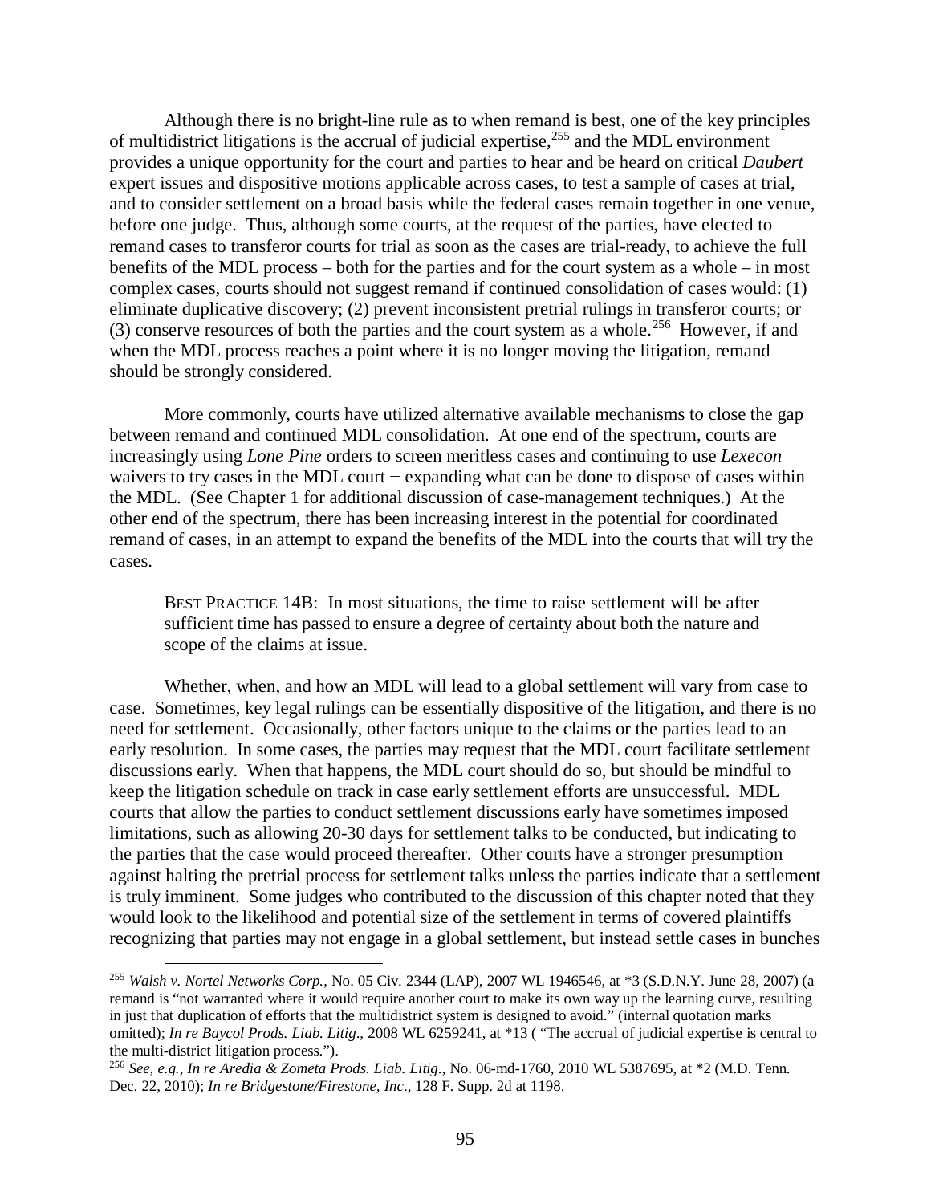Although there is no bright-line rule as to when remand is best, one of the key principles of multidistrict litigations is the accrual of judicial expertise,[255] and the MDL environment provides a unique opportunity for the court and parties to hear and be heard on critical *Daubert* expert issues and dispositive motions applicable across cases, to test a sample of cases at trial, and to consider settlement on a broad basis while the federal cases remain together in one venue, before one judge. Thus, although some courts, at the request of the parties, have elected to remand cases to transferor courts for trial as soon as the cases are trial-ready, to achieve the full benefits of the MDL process – both for the parties and for the court system as a whole – in most complex cases, courts should not suggest remand if continued consolidation of cases would: (1) eliminate duplicative discovery; (2) prevent inconsistent pretrial rulings in transferor courts; or (3) conserve resources of both the parties and the court system as a whole.[256] However, if and when the MDL process reaches a point where it is no longer moving the litigation, remand should be strongly considered.

More commonly, courts have utilized alternative available mechanisms to close the gap between remand and continued MDL consolidation. At one end of the spectrum, courts are increasingly using *Lone Pine* orders to screen meritless cases and continuing to use *Lexecon* waivers to try cases in the MDL court − expanding what can be done to dispose of cases within the MDL. (See Chapter 1 for additional discussion of case-management techniques.) At the other end of the spectrum, there has been increasing interest in the potential for coordinated remand of cases, in an attempt to expand the benefits of the MDL into the courts that will try the cases.

> BEST PRACTICE 14B: In most situations, the time to raise settlement will be after sufficient time has passed to ensure a degree of certainty about both the nature and scope of the claims at issue.

Whether, when, and how an MDL will lead to a global settlement will vary from case to case. Sometimes, key legal rulings can be essentially dispositive of the litigation, and there is no need for settlement. Occasionally, other factors unique to the claims or the parties lead to an early resolution. In some cases, the parties may request that the MDL court facilitate settlement discussions early. When that happens, the MDL court should do so, but should be mindful to keep the litigation schedule on track in case early settlement efforts are unsuccessful. MDL courts that allow the parties to conduct settlement discussions early have sometimes imposed limitations, such as allowing 20-30 days for settlement talks to be conducted, but indicating to the parties that the case would proceed thereafter. Other courts have a stronger presumption against halting the pretrial process for settlement talks unless the parties indicate that a settlement is truly imminent. Some judges who contributed to the discussion of this chapter noted that they would look to the likelihood and potential size of the settlement in terms of covered plaintiffs − recognizing that parties may not engage in a global settlement, but instead settle cases in bunches

---

[255] *Walsh v. Nortel Networks Corp.*, No. 05 Civ. 2344 (LAP), 2007 WL 1946546, at \*3 (S.D.N.Y. June 28, 2007) (a remand is "not warranted where it would require another court to make its own way up the learning curve, resulting in just that duplication of efforts that the multidistrict system is designed to avoid." (internal quotation marks omitted); *In re Baycol Prods. Liab. Litig*., 2008 WL 6259241, at \*13 ( "The accrual of judicial expertise is central to the multi-district litigation process.").

[256] *See, e.g., In re Aredia & Zometa Prods. Liab. Litig*., No. 06-md-1760, 2010 WL 5387695, at \*2 (M.D. Tenn. Dec. 22, 2010); *In re Bridgestone/Firestone, Inc*., 128 F. Supp. 2d at 1198.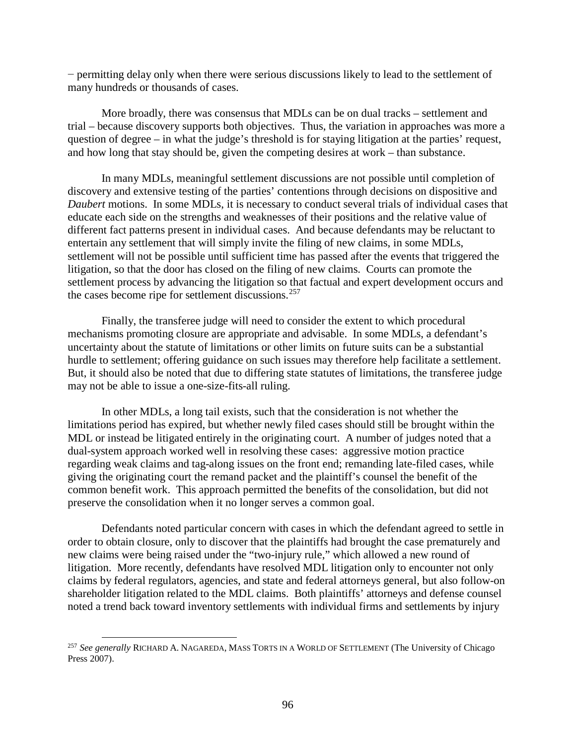− permitting delay only when there were serious discussions likely to lead to the settlement of many hundreds or thousands of cases.

More broadly, there was consensus that MDLs can be on dual tracks – settlement and trial – because discovery supports both objectives. Thus, the variation in approaches was more a question of degree – in what the judge's threshold is for staying litigation at the parties' request, and how long that stay should be, given the competing desires at work – than substance.

In many MDLs, meaningful settlement discussions are not possible until completion of discovery and extensive testing of the parties' contentions through decisions on dispositive and *Daubert* motions. In some MDLs, it is necessary to conduct several trials of individual cases that educate each side on the strengths and weaknesses of their positions and the relative value of different fact patterns present in individual cases. And because defendants may be reluctant to entertain any settlement that will simply invite the filing of new claims, in some MDLs, settlement will not be possible until sufficient time has passed after the events that triggered the litigation, so that the door has closed on the filing of new claims. Courts can promote the settlement process by advancing the litigation so that factual and expert development occurs and the cases become ripe for settlement discussions.[257]

Finally, the transferee judge will need to consider the extent to which procedural mechanisms promoting closure are appropriate and advisable. In some MDLs, a defendant's uncertainty about the statute of limitations or other limits on future suits can be a substantial hurdle to settlement; offering guidance on such issues may therefore help facilitate a settlement. But, it should also be noted that due to differing state statutes of limitations, the transferee judge may not be able to issue a one-size-fits-all ruling.

In other MDLs, a long tail exists, such that the consideration is not whether the limitations period has expired, but whether newly filed cases should still be brought within the MDL or instead be litigated entirely in the originating court. A number of judges noted that a dual-system approach worked well in resolving these cases: aggressive motion practice regarding weak claims and tag-along issues on the front end; remanding late-filed cases, while giving the originating court the remand packet and the plaintiff's counsel the benefit of the common benefit work. This approach permitted the benefits of the consolidation, but did not preserve the consolidation when it no longer serves a common goal.

Defendants noted particular concern with cases in which the defendant agreed to settle in order to obtain closure, only to discover that the plaintiffs had brought the case prematurely and new claims were being raised under the "two-injury rule," which allowed a new round of litigation. More recently, defendants have resolved MDL litigation only to encounter not only claims by federal regulators, agencies, and state and federal attorneys general, but also follow-on shareholder litigation related to the MDL claims. Both plaintiffs' attorneys and defense counsel noted a trend back toward inventory settlements with individual firms and settlements by injury

---

[257] *See generally* RICHARD A. NAGAREDA, MASS TORTS IN A WORLD OF SETTLEMENT (The University of Chicago Press 2007).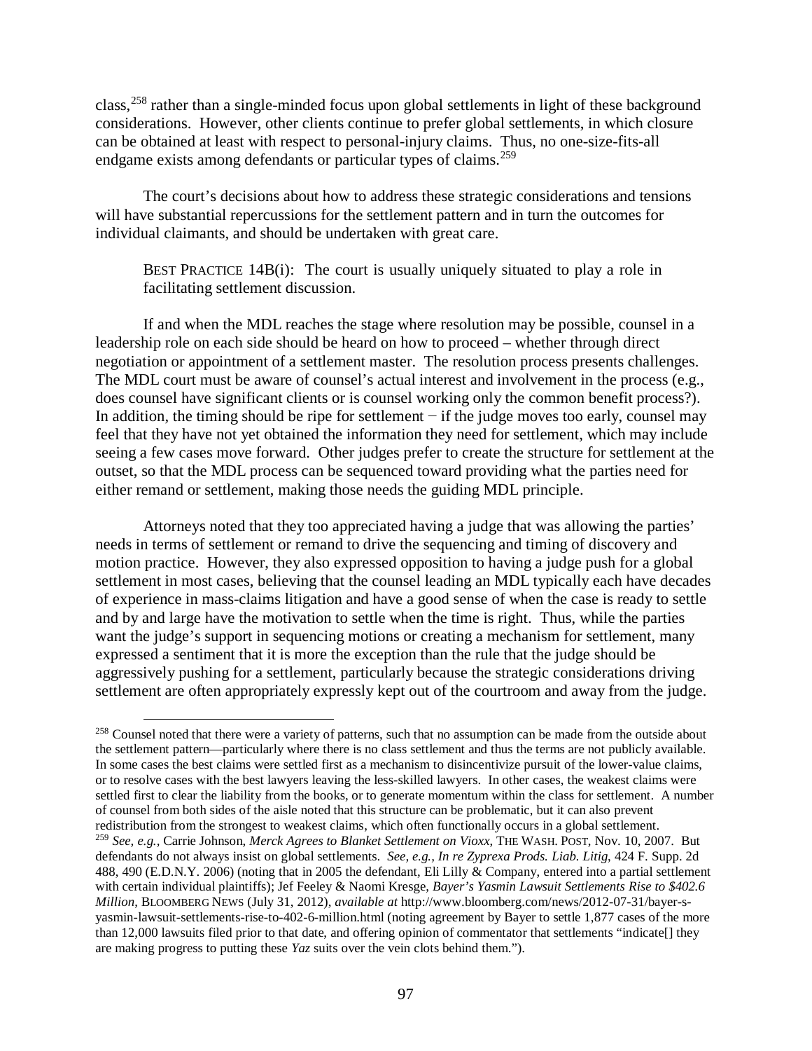class,[258] rather than a single-minded focus upon global settlements in light of these background considerations. However, other clients continue to prefer global settlements, in which closure can be obtained at least with respect to personal-injury claims. Thus, no one-size-fits-all endgame exists among defendants or particular types of claims.[259]

The court's decisions about how to address these strategic considerations and tensions will have substantial repercussions for the settlement pattern and in turn the outcomes for individual claimants, and should be undertaken with great care.

> BEST PRACTICE 14B(i): The court is usually uniquely situated to play a role in facilitating settlement discussion.

If and when the MDL reaches the stage where resolution may be possible, counsel in a leadership role on each side should be heard on how to proceed – whether through direct negotiation or appointment of a settlement master. The resolution process presents challenges. The MDL court must be aware of counsel's actual interest and involvement in the process (e.g., does counsel have significant clients or is counsel working only the common benefit process?). In addition, the timing should be ripe for settlement − if the judge moves too early, counsel may feel that they have not yet obtained the information they need for settlement, which may include seeing a few cases move forward. Other judges prefer to create the structure for settlement at the outset, so that the MDL process can be sequenced toward providing what the parties need for either remand or settlement, making those needs the guiding MDL principle.

Attorneys noted that they too appreciated having a judge that was allowing the parties' needs in terms of settlement or remand to drive the sequencing and timing of discovery and motion practice. However, they also expressed opposition to having a judge push for a global settlement in most cases, believing that the counsel leading an MDL typically each have decades of experience in mass-claims litigation and have a good sense of when the case is ready to settle and by and large have the motivation to settle when the time is right. Thus, while the parties want the judge's support in sequencing motions or creating a mechanism for settlement, many expressed a sentiment that it is more the exception than the rule that the judge should be aggressively pushing for a settlement, particularly because the strategic considerations driving settlement are often appropriately expressly kept out of the courtroom and away from the judge.

---

[258] Counsel noted that there were a variety of patterns, such that no assumption can be made from the outside about the settlement pattern—particularly where there is no class settlement and thus the terms are not publicly available. In some cases the best claims were settled first as a mechanism to disincentivize pursuit of the lower-value claims, or to resolve cases with the best lawyers leaving the less-skilled lawyers. In other cases, the weakest claims were settled first to clear the liability from the books, or to generate momentum within the class for settlement. A number of counsel from both sides of the aisle noted that this structure can be problematic, but it can also prevent redistribution from the strongest to weakest claims, which often functionally occurs in a global settlement.

[259] *See, e.g.,* Carrie Johnson, *Merck Agrees to Blanket Settlement on Vioxx*, THE WASH. POST, Nov. 10, 2007. But defendants do not always insist on global settlements. *See, e.g., In re Zyprexa Prods. Liab. Litig*, 424 F. Supp. 2d 488, 490 (E.D.N.Y. 2006) (noting that in 2005 the defendant, Eli Lilly & Company, entered into a partial settlement with certain individual plaintiffs); Jef Feeley & Naomi Kresge, *Bayer's Yasmin Lawsuit Settlements Rise to $402.6 Million*, BLOOMBERG NEWS (July 31, 2012), *available at* http://www.bloomberg.com/news/2012-07-31/bayer-s-yasmin-lawsuit-settlements-rise-to-402-6-million.html (noting agreement by Bayer to settle 1,877 cases of the more than 12,000 lawsuits filed prior to that date, and offering opinion of commentator that settlements "indicate[] they are making progress to putting these *Yaz* suits over the vein clots behind them.").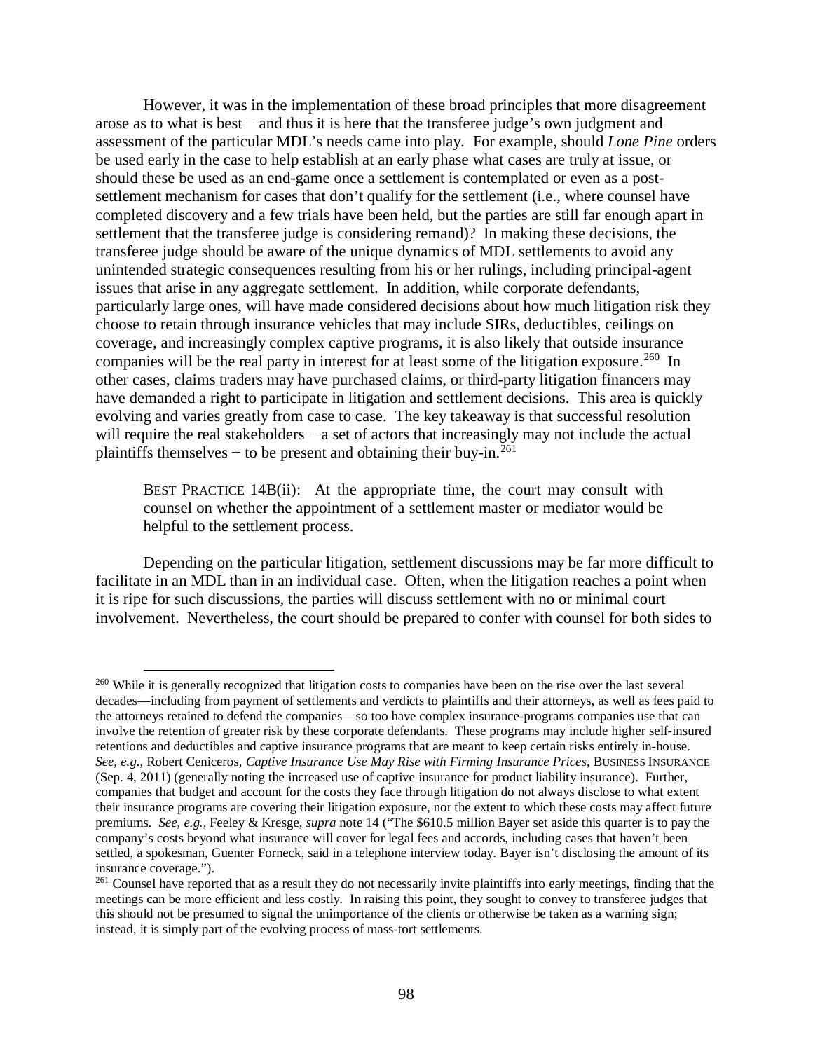However, it was in the implementation of these broad principles that more disagreement arose as to what is best − and thus it is here that the transferee judge's own judgment and assessment of the particular MDL's needs came into play. For example, should *Lone Pine* orders be used early in the case to help establish at an early phase what cases are truly at issue, or should these be used as an end-game once a settlement is contemplated or even as a post-settlement mechanism for cases that don't qualify for the settlement (i.e., where counsel have completed discovery and a few trials have been held, but the parties are still far enough apart in settlement that the transferee judge is considering remand)? In making these decisions, the transferee judge should be aware of the unique dynamics of MDL settlements to avoid any unintended strategic consequences resulting from his or her rulings, including principal-agent issues that arise in any aggregate settlement. In addition, while corporate defendants, particularly large ones, will have made considered decisions about how much litigation risk they choose to retain through insurance vehicles that may include SIRs, deductibles, ceilings on coverage, and increasingly complex captive programs, it is also likely that outside insurance companies will be the real party in interest for at least some of the litigation exposure.[260] In other cases, claims traders may have purchased claims, or third-party litigation financers may have demanded a right to participate in litigation and settlement decisions. This area is quickly evolving and varies greatly from case to case. The key takeaway is that successful resolution will require the real stakeholders − a set of actors that increasingly may not include the actual plaintiffs themselves − to be present and obtaining their buy-in.[261]

> BEST PRACTICE 14B(ii): At the appropriate time, the court may consult with counsel on whether the appointment of a settlement master or mediator would be helpful to the settlement process.

Depending on the particular litigation, settlement discussions may be far more difficult to facilitate in an MDL than in an individual case. Often, when the litigation reaches a point when it is ripe for such discussions, the parties will discuss settlement with no or minimal court involvement. Nevertheless, the court should be prepared to confer with counsel for both sides to

---

[260] While it is generally recognized that litigation costs to companies have been on the rise over the last several decades—including from payment of settlements and verdicts to plaintiffs and their attorneys, as well as fees paid to the attorneys retained to defend the companies—so too have complex insurance-programs companies use that can involve the retention of greater risk by these corporate defendants. These programs may include higher self-insured retentions and deductibles and captive insurance programs that are meant to keep certain risks entirely in-house. *See, e.g.*, Robert Ceniceros, *Captive Insurance Use May Rise with Firming Insurance Prices*, BUSINESS INSURANCE (Sep. 4, 2011) (generally noting the increased use of captive insurance for product liability insurance). Further, companies that budget and account for the costs they face through litigation do not always disclose to what extent their insurance programs are covering their litigation exposure, nor the extent to which these costs may affect future premiums. *See, e.g.*, Feeley & Kresge, *supra* note 14 ("The $610.5 million Bayer set aside this quarter is to pay the company's costs beyond what insurance will cover for legal fees and accords, including cases that haven't been settled, a spokesman, Guenter Forneck, said in a telephone interview today. Bayer isn't disclosing the amount of its insurance coverage.").

[261] Counsel have reported that as a result they do not necessarily invite plaintiffs into early meetings, finding that the meetings can be more efficient and less costly. In raising this point, they sought to convey to transferee judges that this should not be presumed to signal the unimportance of the clients or otherwise be taken as a warning sign; instead, it is simply part of the evolving process of mass-tort settlements.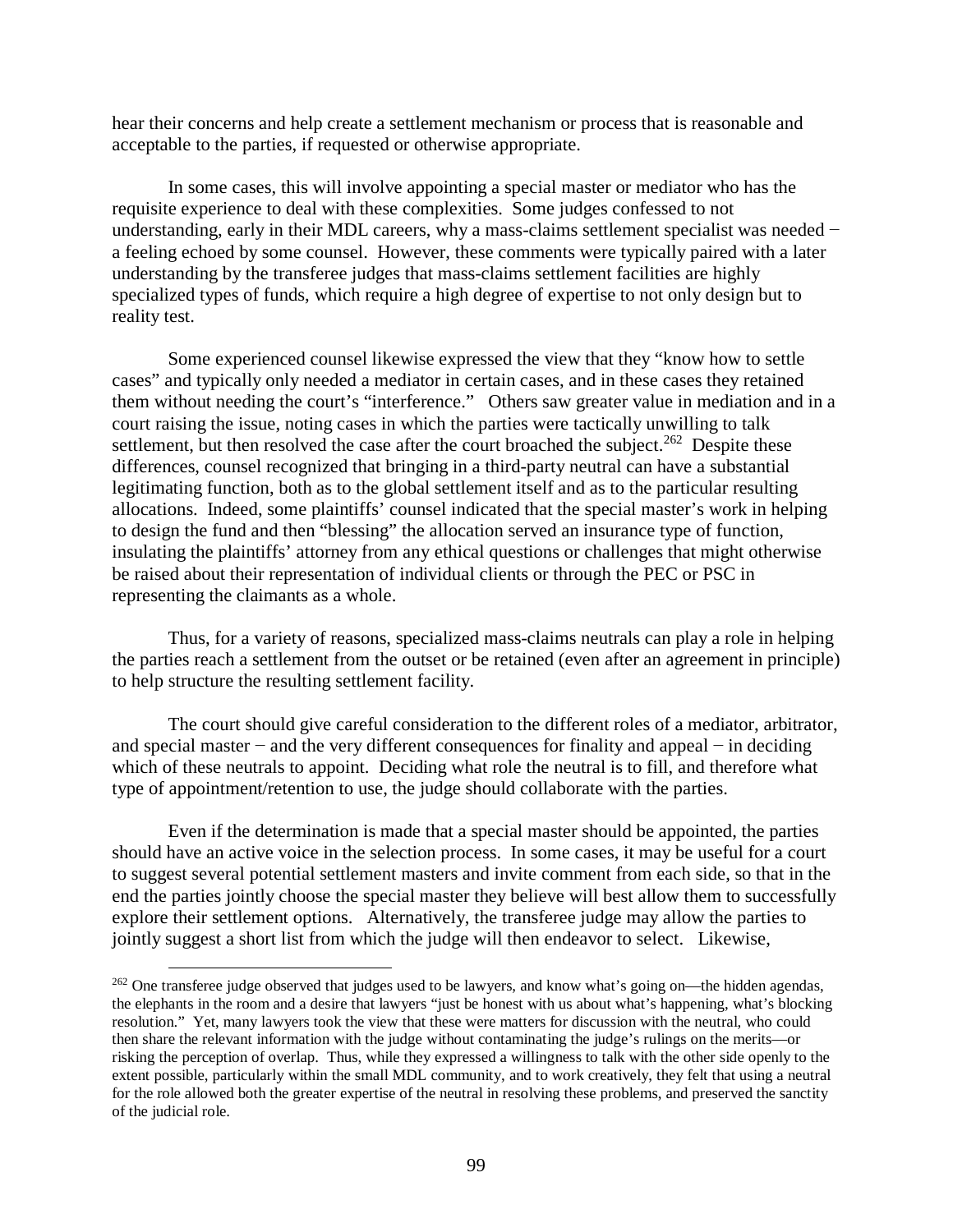hear their concerns and help create a settlement mechanism or process that is reasonable and acceptable to the parties, if requested or otherwise appropriate.

In some cases, this will involve appointing a special master or mediator who has the requisite experience to deal with these complexities. Some judges confessed to not understanding, early in their MDL careers, why a mass-claims settlement specialist was needed − a feeling echoed by some counsel. However, these comments were typically paired with a later understanding by the transferee judges that mass-claims settlement facilities are highly specialized types of funds, which require a high degree of expertise to not only design but to reality test.

Some experienced counsel likewise expressed the view that they "know how to settle cases" and typically only needed a mediator in certain cases, and in these cases they retained them without needing the court's "interference." Others saw greater value in mediation and in a court raising the issue, noting cases in which the parties were tactically unwilling to talk settlement, but then resolved the case after the court broached the subject.[262] Despite these differences, counsel recognized that bringing in a third-party neutral can have a substantial legitimating function, both as to the global settlement itself and as to the particular resulting allocations. Indeed, some plaintiffs' counsel indicated that the special master's work in helping to design the fund and then "blessing" the allocation served an insurance type of function, insulating the plaintiffs' attorney from any ethical questions or challenges that might otherwise be raised about their representation of individual clients or through the PEC or PSC in representing the claimants as a whole.

Thus, for a variety of reasons, specialized mass-claims neutrals can play a role in helping the parties reach a settlement from the outset or be retained (even after an agreement in principle) to help structure the resulting settlement facility.

The court should give careful consideration to the different roles of a mediator, arbitrator, and special master − and the very different consequences for finality and appeal − in deciding which of these neutrals to appoint. Deciding what role the neutral is to fill, and therefore what type of appointment/retention to use, the judge should collaborate with the parties.

Even if the determination is made that a special master should be appointed, the parties should have an active voice in the selection process. In some cases, it may be useful for a court to suggest several potential settlement masters and invite comment from each side, so that in the end the parties jointly choose the special master they believe will best allow them to successfully explore their settlement options. Alternatively, the transferee judge may allow the parties to jointly suggest a short list from which the judge will then endeavor to select. Likewise,

---

[262] One transferee judge observed that judges used to be lawyers, and know what's going on—the hidden agendas, the elephants in the room and a desire that lawyers "just be honest with us about what's happening, what's blocking resolution." Yet, many lawyers took the view that these were matters for discussion with the neutral, who could then share the relevant information with the judge without contaminating the judge's rulings on the merits—or risking the perception of overlap. Thus, while they expressed a willingness to talk with the other side openly to the extent possible, particularly within the small MDL community, and to work creatively, they felt that using a neutral for the role allowed both the greater expertise of the neutral in resolving these problems, and preserved the sanctity of the judicial role.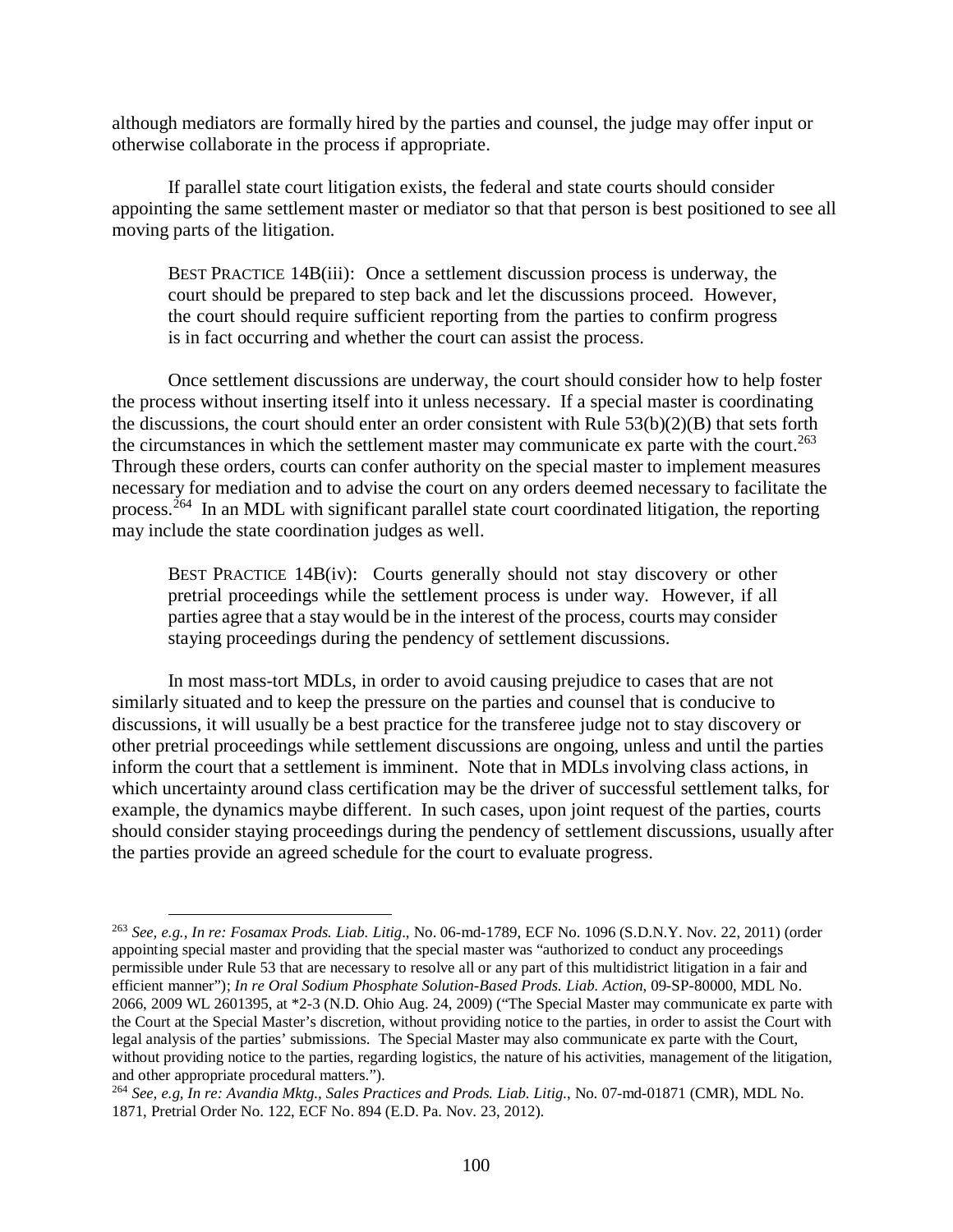although mediators are formally hired by the parties and counsel, the judge may offer input or otherwise collaborate in the process if appropriate.

If parallel state court litigation exists, the federal and state courts should consider appointing the same settlement master or mediator so that that person is best positioned to see all moving parts of the litigation.

> BEST PRACTICE 14B(iii): Once a settlement discussion process is underway, the court should be prepared to step back and let the discussions proceed. However, the court should require sufficient reporting from the parties to confirm progress is in fact occurring and whether the court can assist the process.

Once settlement discussions are underway, the court should consider how to help foster the process without inserting itself into it unless necessary. If a special master is coordinating the discussions, the court should enter an order consistent with Rule 53(b)(2)(B) that sets forth the circumstances in which the settlement master may communicate ex parte with the court.[263] Through these orders, courts can confer authority on the special master to implement measures necessary for mediation and to advise the court on any orders deemed necessary to facilitate the process.[264] In an MDL with significant parallel state court coordinated litigation, the reporting may include the state coordination judges as well.

> BEST PRACTICE 14B(iv): Courts generally should not stay discovery or other pretrial proceedings while the settlement process is under way. However, if all parties agree that a stay would be in the interest of the process, courts may consider staying proceedings during the pendency of settlement discussions.

In most mass-tort MDLs, in order to avoid causing prejudice to cases that are not similarly situated and to keep the pressure on the parties and counsel that is conducive to discussions, it will usually be a best practice for the transferee judge not to stay discovery or other pretrial proceedings while settlement discussions are ongoing, unless and until the parties inform the court that a settlement is imminent. Note that in MDLs involving class actions, in which uncertainty around class certification may be the driver of successful settlement talks, for example, the dynamics maybe different. In such cases, upon joint request of the parties, courts should consider staying proceedings during the pendency of settlement discussions, usually after the parties provide an agreed schedule for the court to evaluate progress.

---

[263] *See, e.g., In re: Fosamax Prods. Liab. Litig*., No. 06-md-1789, ECF No. 1096 (S.D.N.Y. Nov. 22, 2011) (order appointing special master and providing that the special master was "authorized to conduct any proceedings permissible under Rule 53 that are necessary to resolve all or any part of this multidistrict litigation in a fair and efficient manner"); *In re Oral Sodium Phosphate Solution-Based Prods. Liab. Action*, 09-SP-80000, MDL No. 2066, 2009 WL 2601395, at *2-3 (N.D. Ohio Aug. 24, 2009) ("The Special Master may communicate ex parte with the Court at the Special Master's discretion, without providing notice to the parties, in order to assist the Court with legal analysis of the parties' submissions. The Special Master may also communicate ex parte with the Court, without providing notice to the parties, regarding logistics, the nature of his activities, management of the litigation, and other appropriate procedural matters.").

[264] *See, e.g, In re: Avandia Mktg., Sales Practices and Prods. Liab. Litig.*, No. 07-md-01871 (CMR), MDL No. 1871, Pretrial Order No. 122, ECF No. 894 (E.D. Pa. Nov. 23, 2012).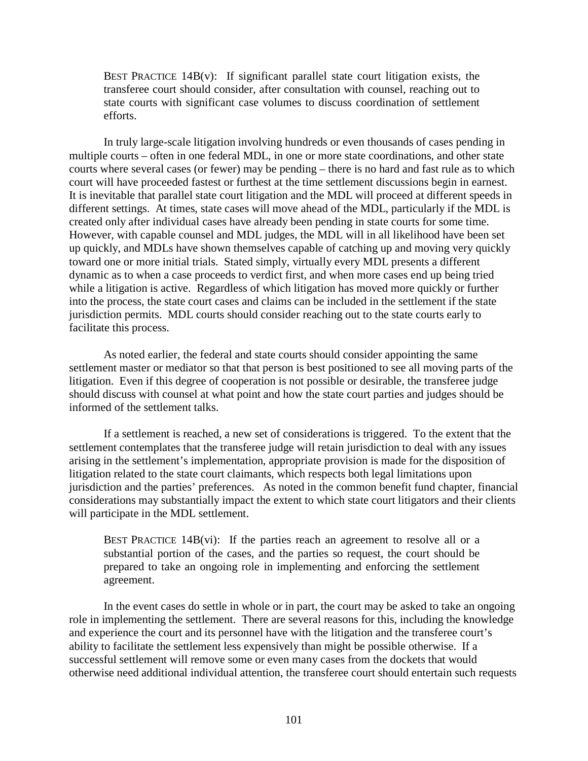> BEST PRACTICE 14B(v): If significant parallel state court litigation exists, the transferee court should consider, after consultation with counsel, reaching out to state courts with significant case volumes to discuss coordination of settlement efforts.

In truly large-scale litigation involving hundreds or even thousands of cases pending in multiple courts – often in one federal MDL, in one or more state coordinations, and other state courts where several cases (or fewer) may be pending – there is no hard and fast rule as to which court will have proceeded fastest or furthest at the time settlement discussions begin in earnest. It is inevitable that parallel state court litigation and the MDL will proceed at different speeds in different settings. At times, state cases will move ahead of the MDL, particularly if the MDL is created only after individual cases have already been pending in state courts for some time. However, with capable counsel and MDL judges, the MDL will in all likelihood have been set up quickly, and MDLs have shown themselves capable of catching up and moving very quickly toward one or more initial trials. Stated simply, virtually every MDL presents a different dynamic as to when a case proceeds to verdict first, and when more cases end up being tried while a litigation is active. Regardless of which litigation has moved more quickly or further into the process, the state court cases and claims can be included in the settlement if the state jurisdiction permits. MDL courts should consider reaching out to the state courts early to facilitate this process.

As noted earlier, the federal and state courts should consider appointing the same settlement master or mediator so that that person is best positioned to see all moving parts of the litigation. Even if this degree of cooperation is not possible or desirable, the transferee judge should discuss with counsel at what point and how the state court parties and judges should be informed of the settlement talks.

If a settlement is reached, a new set of considerations is triggered. To the extent that the settlement contemplates that the transferee judge will retain jurisdiction to deal with any issues arising in the settlement's implementation, appropriate provision is made for the disposition of litigation related to the state court claimants, which respects both legal limitations upon jurisdiction and the parties' preferences. As noted in the common benefit fund chapter, financial considerations may substantially impact the extent to which state court litigators and their clients will participate in the MDL settlement.

> BEST PRACTICE 14B(vi): If the parties reach an agreement to resolve all or a substantial portion of the cases, and the parties so request, the court should be prepared to take an ongoing role in implementing and enforcing the settlement agreement.

In the event cases do settle in whole or in part, the court may be asked to take an ongoing role in implementing the settlement. There are several reasons for this, including the knowledge and experience the court and its personnel have with the litigation and the transferee court's ability to facilitate the settlement less expensively than might be possible otherwise. If a successful settlement will remove some or even many cases from the dockets that would otherwise need additional individual attention, the transferee court should entertain such requests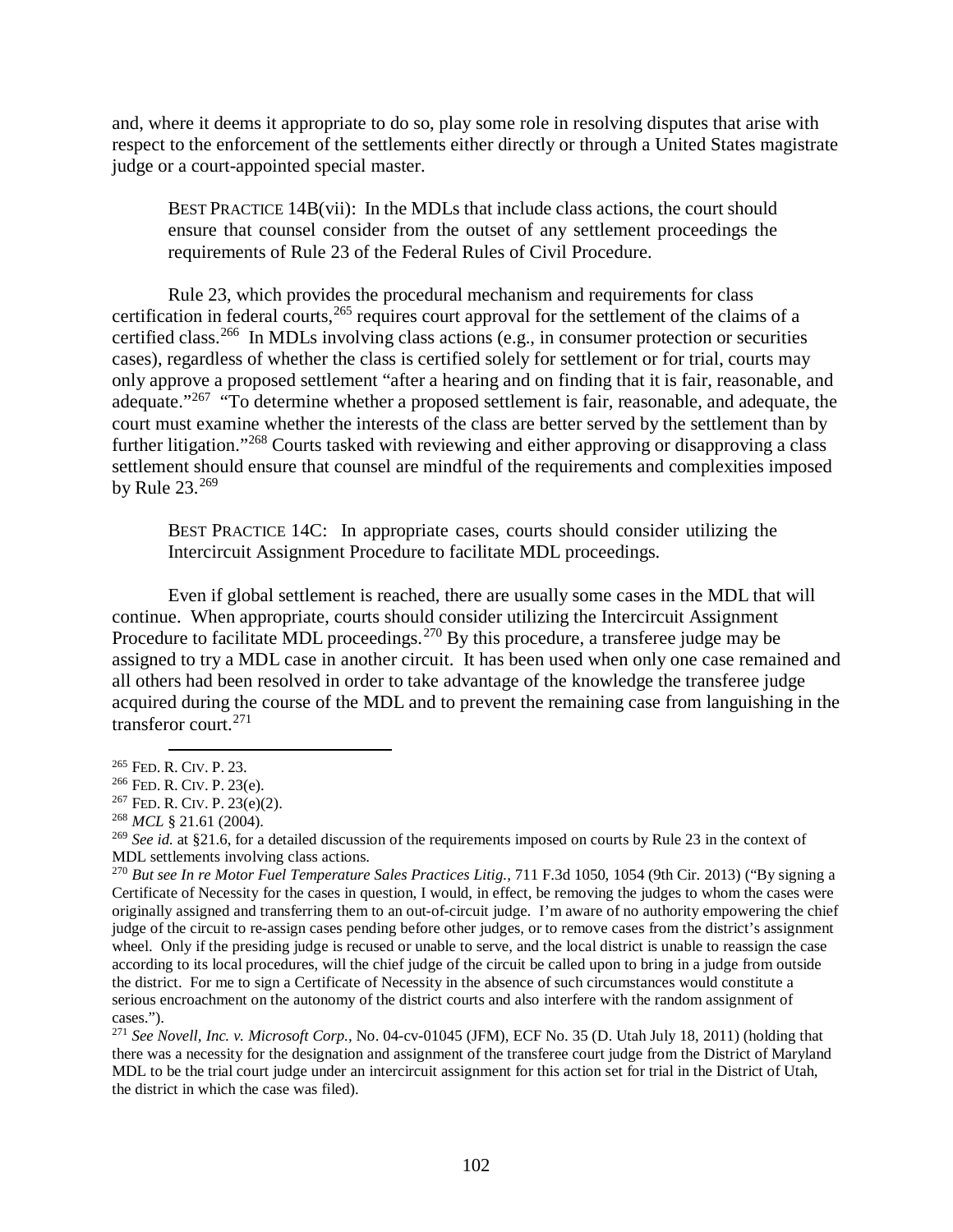and, where it deems it appropriate to do so, play some role in resolving disputes that arise with respect to the enforcement of the settlements either directly or through a United States magistrate judge or a court-appointed special master.

> BEST PRACTICE 14B(vii): In the MDLs that include class actions, the court should ensure that counsel consider from the outset of any settlement proceedings the requirements of Rule 23 of the Federal Rules of Civil Procedure.

Rule 23, which provides the procedural mechanism and requirements for class certification in federal courts,[265] requires court approval for the settlement of the claims of a certified class.[266] In MDLs involving class actions (e.g., in consumer protection or securities cases), regardless of whether the class is certified solely for settlement or for trial, courts may only approve a proposed settlement "after a hearing and on finding that it is fair, reasonable, and adequate."[267] "To determine whether a proposed settlement is fair, reasonable, and adequate, the court must examine whether the interests of the class are better served by the settlement than by further litigation."[268] Courts tasked with reviewing and either approving or disapproving a class settlement should ensure that counsel are mindful of the requirements and complexities imposed by Rule 23.[269]

> BEST PRACTICE 14C: In appropriate cases, courts should consider utilizing the Intercircuit Assignment Procedure to facilitate MDL proceedings.

Even if global settlement is reached, there are usually some cases in the MDL that will continue. When appropriate, courts should consider utilizing the Intercircuit Assignment Procedure to facilitate MDL proceedings.[270] By this procedure, a transferee judge may be assigned to try a MDL case in another circuit. It has been used when only one case remained and all others had been resolved in order to take advantage of the knowledge the transferee judge acquired during the course of the MDL and to prevent the remaining case from languishing in the transferor court.[271]

---

[265] FED. R. CIV. P. 23.

[266] FED. R. CIV. P. 23(e).

[267] FED. R. CIV. P. 23(e)(2).

[268] *MCL* § 21.61 (2004).

[269] *See id.* at §21.6, for a detailed discussion of the requirements imposed on courts by Rule 23 in the context of MDL settlements involving class actions.

[270] *But see In re Motor Fuel Temperature Sales Practices Litig.*, 711 F.3d 1050, 1054 (9th Cir. 2013) ("By signing a Certificate of Necessity for the cases in question, I would, in effect, be removing the judges to whom the cases were originally assigned and transferring them to an out-of-circuit judge. I'm aware of no authority empowering the chief judge of the circuit to re-assign cases pending before other judges, or to remove cases from the district's assignment wheel. Only if the presiding judge is recused or unable to serve, and the local district is unable to reassign the case according to its local procedures, will the chief judge of the circuit be called upon to bring in a judge from outside the district. For me to sign a Certificate of Necessity in the absence of such circumstances would constitute a serious encroachment on the autonomy of the district courts and also interfere with the random assignment of cases.").

[271] *See Novell, Inc. v. Microsoft Corp.*, No. 04-cv-01045 (JFM), ECF No. 35 (D. Utah July 18, 2011) (holding that there was a necessity for the designation and assignment of the transferee court judge from the District of Maryland MDL to be the trial court judge under an intercircuit assignment for this action set for trial in the District of Utah, the district in which the case was filed).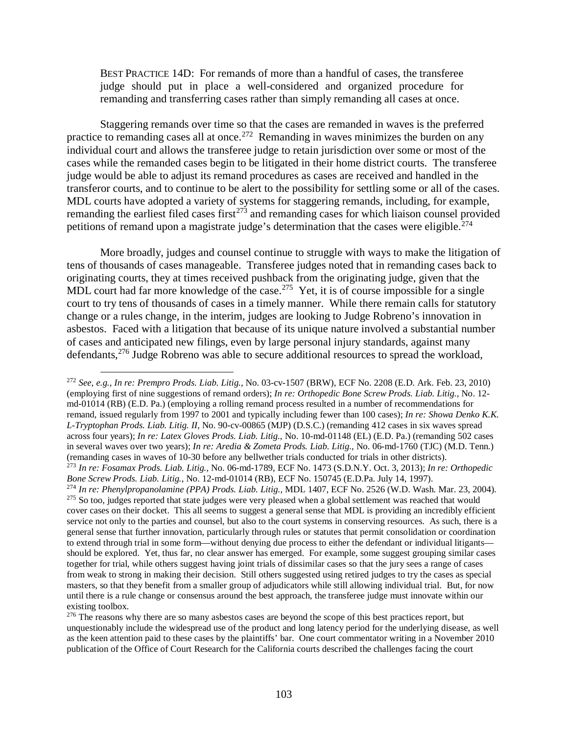BEST PRACTICE 14D: For remands of more than a handful of cases, the transferee judge should put in place a well-considered and organized procedure for remanding and transferring cases rather than simply remanding all cases at once.

Staggering remands over time so that the cases are remanded in waves is the preferred practice to remanding cases all at once.[272] Remanding in waves minimizes the burden on any individual court and allows the transferee judge to retain jurisdiction over some or most of the cases while the remanded cases begin to be litigated in their home district courts. The transferee judge would be able to adjust its remand procedures as cases are received and handled in the transferor courts, and to continue to be alert to the possibility for settling some or all of the cases. MDL courts have adopted a variety of systems for staggering remands, including, for example, remanding the earliest filed cases first[273] and remanding cases for which liaison counsel provided petitions of remand upon a magistrate judge's determination that the cases were eligible.[274]

More broadly, judges and counsel continue to struggle with ways to make the litigation of tens of thousands of cases manageable. Transferee judges noted that in remanding cases back to originating courts, they at times received pushback from the originating judge, given that the MDL court had far more knowledge of the case.[275] Yet, it is of course impossible for a single court to try tens of thousands of cases in a timely manner. While there remain calls for statutory change or a rules change, in the interim, judges are looking to Judge Robreno's innovation in asbestos. Faced with a litigation that because of its unique nature involved a substantial number of cases and anticipated new filings, even by large personal injury standards, against many defendants,[276] Judge Robreno was able to secure additional resources to spread the workload,

---

[272] *See, e.g.*, *In re: Prempro Prods. Liab. Litig.*, No. 03-cv-1507 (BRW), ECF No. 2208 (E.D. Ark. Feb. 23, 2010) (employing first of nine suggestions of remand orders); *In re: Orthopedic Bone Screw Prods. Liab. Litig.*, No. 12-md-01014 (RB) (E.D. Pa.) (employing a rolling remand process resulted in a number of recommendations for remand, issued regularly from 1997 to 2001 and typically including fewer than 100 cases); *In re: Showa Denko K.K. L-Tryptophan Prods. Liab. Litig. II*, No. 90-cv-00865 (MJP) (D.S.C.) (remanding 412 cases in six waves spread across four years); *In re: Latex Gloves Prods. Liab. Litig.*, No. 10-md-01148 (EL) (E.D. Pa.) (remanding 502 cases in several waves over two years); *In re: Aredia & Zometa Prods. Liab. Litig.*, No. 06-md-1760 (TJC) (M.D. Tenn.) (remanding cases in waves of 10-30 before any bellwether trials conducted for trials in other districts).

[273] *In re: Fosamax Prods. Liab. Litig.*, No. 06-md-1789, ECF No. 1473 (S.D.N.Y. Oct. 3, 2013); *In re: Orthopedic Bone Screw Prods. Liab. Litig.*, No. 12-md-01014 (RB), ECF No. 150745 (E.D.Pa. July 14, 1997).

[274] *In re: Phenylpropanolamine (PPA) Prods. Liab. Litig.*, MDL 1407, ECF No. 2526 (W.D. Wash. Mar. 23, 2004).

[275] So too, judges reported that state judges were very pleased when a global settlement was reached that would cover cases on their docket. This all seems to suggest a general sense that MDL is providing an incredibly efficient service not only to the parties and counsel, but also to the court systems in conserving resources. As such, there is a general sense that further innovation, particularly through rules or statutes that permit consolidation or coordination to extend through trial in some form—without denying due process to either the defendant or individual litigants—should be explored. Yet, thus far, no clear answer has emerged. For example, some suggest grouping similar cases together for trial, while others suggest having joint trials of dissimilar cases so that the jury sees a range of cases from weak to strong in making their decision. Still others suggested using retired judges to try the cases as special masters, so that they benefit from a smaller group of adjudicators while still allowing individual trial. But, for now until there is a rule change or consensus around the best approach, the transferee judge must innovate within our existing toolbox.

[276] The reasons why there are so many asbestos cases are beyond the scope of this best practices report, but unquestionably include the widespread use of the product and long latency period for the underlying disease, as well as the keen attention paid to these cases by the plaintiffs' bar. One court commentator writing in a November 2010 publication of the Office of Court Research for the California courts described the challenges facing the court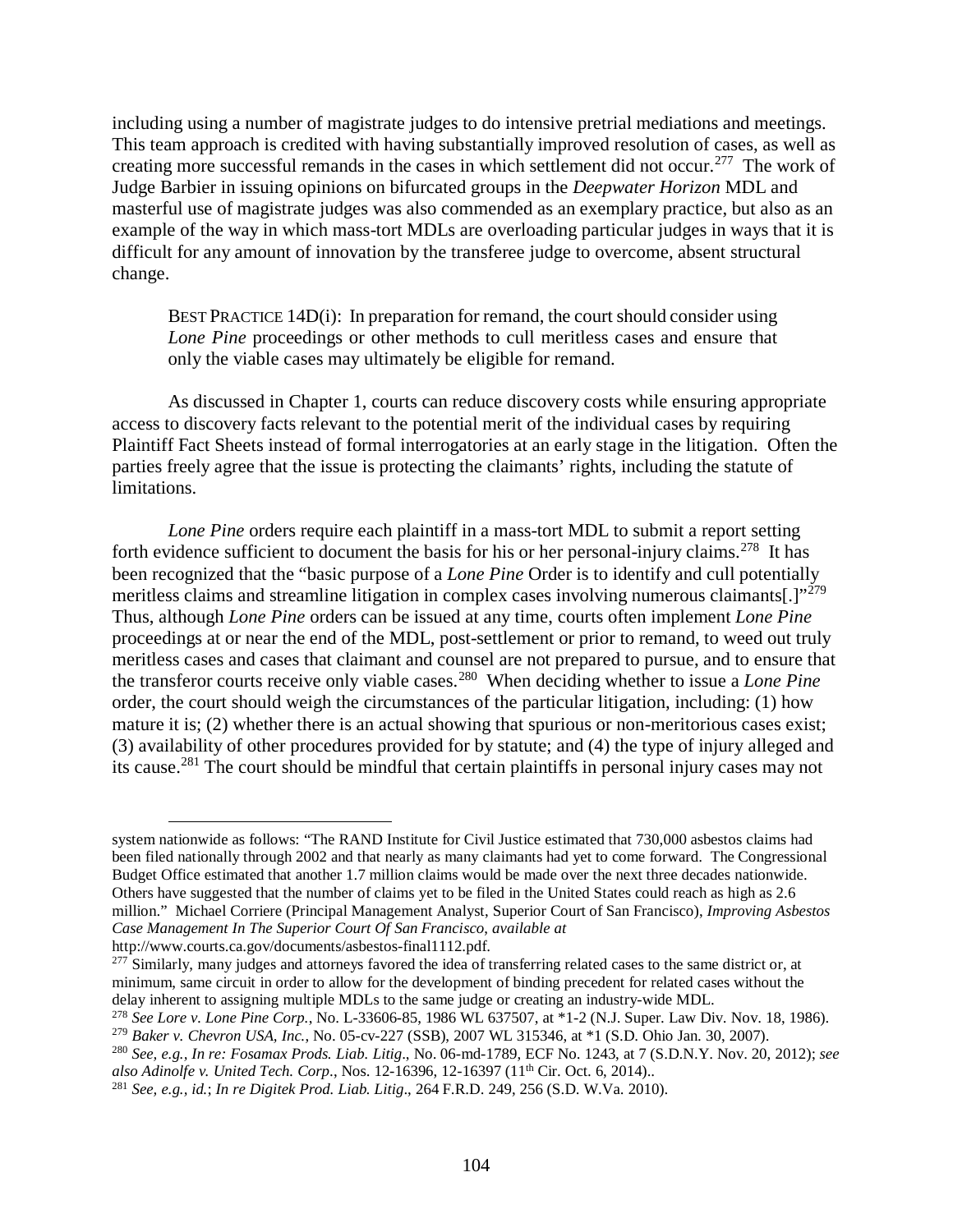including using a number of magistrate judges to do intensive pretrial mediations and meetings. This team approach is credited with having substantially improved resolution of cases, as well as creating more successful remands in the cases in which settlement did not occur.[277] The work of Judge Barbier in issuing opinions on bifurcated groups in the *Deepwater Horizon* MDL and masterful use of magistrate judges was also commended as an exemplary practice, but also as an example of the way in which mass-tort MDLs are overloading particular judges in ways that it is difficult for any amount of innovation by the transferee judge to overcome, absent structural change.

> BEST PRACTICE 14D(i): In preparation for remand, the court should consider using *Lone Pine* proceedings or other methods to cull meritless cases and ensure that only the viable cases may ultimately be eligible for remand.

As discussed in Chapter 1, courts can reduce discovery costs while ensuring appropriate access to discovery facts relevant to the potential merit of the individual cases by requiring Plaintiff Fact Sheets instead of formal interrogatories at an early stage in the litigation. Often the parties freely agree that the issue is protecting the claimants' rights, including the statute of limitations.

*Lone Pine* orders require each plaintiff in a mass-tort MDL to submit a report setting forth evidence sufficient to document the basis for his or her personal-injury claims.[278] It has been recognized that the "basic purpose of a *Lone Pine* Order is to identify and cull potentially meritless claims and streamline litigation in complex cases involving numerous claimants[.]"[279] Thus, although *Lone Pine* orders can be issued at any time, courts often implement *Lone Pine* proceedings at or near the end of the MDL, post-settlement or prior to remand, to weed out truly meritless cases and cases that claimant and counsel are not prepared to pursue, and to ensure that the transferor courts receive only viable cases.[280] When deciding whether to issue a *Lone Pine* order, the court should weigh the circumstances of the particular litigation, including: (1) how mature it is; (2) whether there is an actual showing that spurious or non-meritorious cases exist; (3) availability of other procedures provided for by statute; and (4) the type of injury alleged and its cause.[281] The court should be mindful that certain plaintiffs in personal injury cases may not

---

system nationwide as follows: "The RAND Institute for Civil Justice estimated that 730,000 asbestos claims had been filed nationally through 2002 and that nearly as many claimants had yet to come forward. The Congressional Budget Office estimated that another 1.7 million claims would be made over the next three decades nationwide. Others have suggested that the number of claims yet to be filed in the United States could reach as high as 2.6 million." Michael Corriere (Principal Management Analyst, Superior Court of San Francisco), *Improving Asbestos Case Management In The Superior Court Of San Francisco*, *available at* http://www.courts.ca.gov/documents/asbestos-final1112.pdf.

[277] Similarly, many judges and attorneys favored the idea of transferring related cases to the same district or, at minimum, same circuit in order to allow for the development of binding precedent for related cases without the delay inherent to assigning multiple MDLs to the same judge or creating an industry-wide MDL.

[278] *See Lore v. Lone Pine Corp.*, No. L-33606-85, 1986 WL 637507, at *1-2 (N.J. Super. Law Div. Nov. 18, 1986).

[279] *Baker v. Chevron USA, Inc.*, No. 05-cv-227 (SSB), 2007 WL 315346, at *1 (S.D. Ohio Jan. 30, 2007).

[280] *See, e.g., In re: Fosamax Prods. Liab. Litig*., No. 06-md-1789, ECF No. 1243, at 7 (S.D.N.Y. Nov. 20, 2012); *see also Adinolfe v. United Tech. Corp*., Nos. 12-16396, 12-16397 (11th Cir. Oct. 6, 2014)..

[281] *See, e.g., id.*; *In re Digitek Prod. Liab. Litig*., 264 F.R.D. 249, 256 (S.D. W.Va. 2010).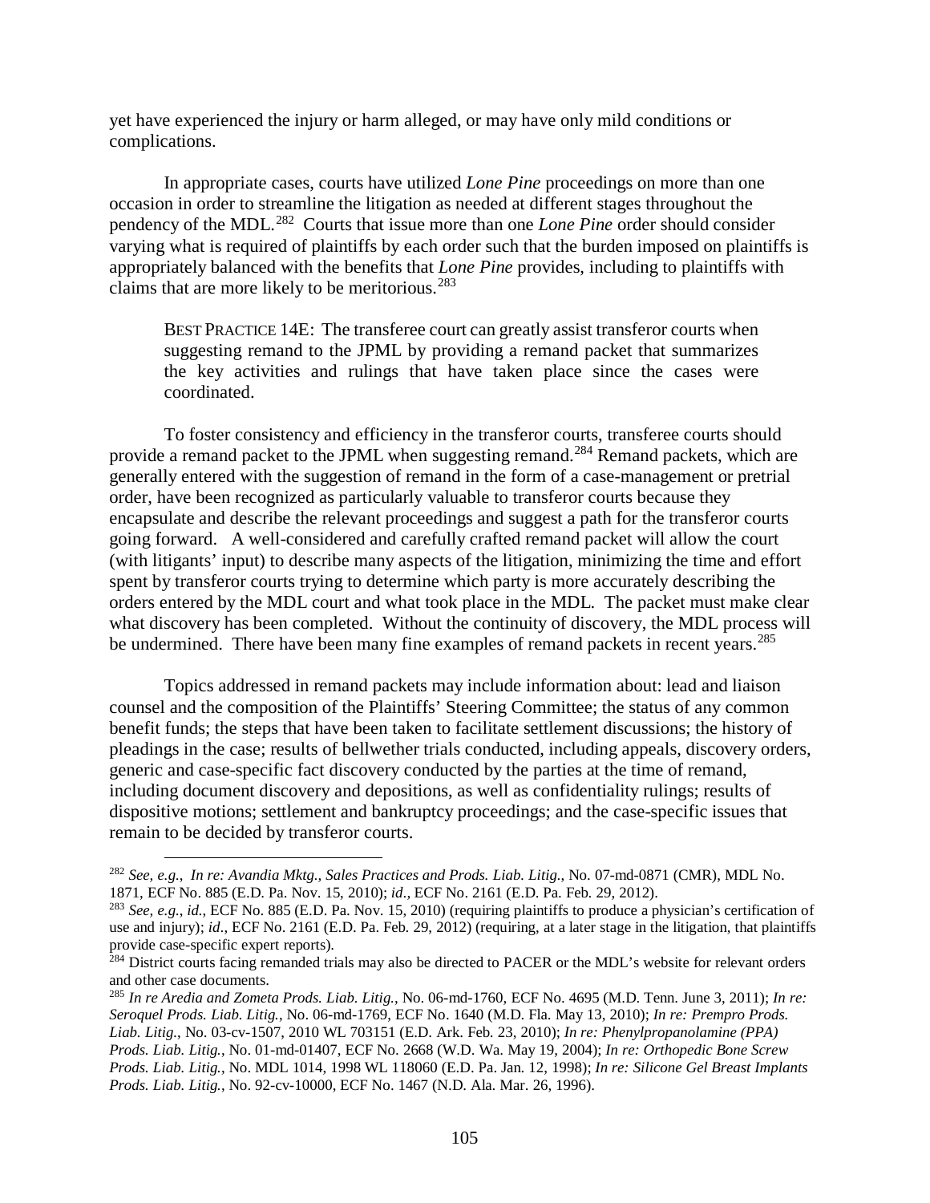yet have experienced the injury or harm alleged, or may have only mild conditions or complications.

In appropriate cases, courts have utilized *Lone Pine* proceedings on more than one occasion in order to streamline the litigation as needed at different stages throughout the pendency of the MDL.[282] Courts that issue more than one *Lone Pine* order should consider varying what is required of plaintiffs by each order such that the burden imposed on plaintiffs is appropriately balanced with the benefits that *Lone Pine* provides, including to plaintiffs with claims that are more likely to be meritorious.[283]

> BEST PRACTICE 14E: The transferee court can greatly assist transferor courts when suggesting remand to the JPML by providing a remand packet that summarizes the key activities and rulings that have taken place since the cases were coordinated.

To foster consistency and efficiency in the transferor courts, transferee courts should provide a remand packet to the JPML when suggesting remand.[284] Remand packets, which are generally entered with the suggestion of remand in the form of a case-management or pretrial order, have been recognized as particularly valuable to transferor courts because they encapsulate and describe the relevant proceedings and suggest a path for the transferor courts going forward. A well-considered and carefully crafted remand packet will allow the court (with litigants' input) to describe many aspects of the litigation, minimizing the time and effort spent by transferor courts trying to determine which party is more accurately describing the orders entered by the MDL court and what took place in the MDL. The packet must make clear what discovery has been completed. Without the continuity of discovery, the MDL process will be undermined. There have been many fine examples of remand packets in recent years.[285]

Topics addressed in remand packets may include information about: lead and liaison counsel and the composition of the Plaintiffs' Steering Committee; the status of any common benefit funds; the steps that have been taken to facilitate settlement discussions; the history of pleadings in the case; results of bellwether trials conducted, including appeals, discovery orders, generic and case-specific fact discovery conducted by the parties at the time of remand, including document discovery and depositions, as well as confidentiality rulings; results of dispositive motions; settlement and bankruptcy proceedings; and the case-specific issues that remain to be decided by transferor courts.

---

[282] *See, e.g.*, *In re: Avandia Mktg., Sales Practices and Prods. Liab. Litig.*, No. 07-md-0871 (CMR), MDL No. 1871, ECF No. 885 (E.D. Pa. Nov. 15, 2010); *id.*, ECF No. 2161 (E.D. Pa. Feb. 29, 2012).

[283] *See, e.g.*, *id.*, ECF No. 885 (E.D. Pa. Nov. 15, 2010) (requiring plaintiffs to produce a physician's certification of use and injury); *id.*, ECF No. 2161 (E.D. Pa. Feb. 29, 2012) (requiring, at a later stage in the litigation, that plaintiffs provide case-specific expert reports).

[284] District courts facing remanded trials may also be directed to PACER or the MDL's website for relevant orders and other case documents.

[285] *In re Aredia and Zometa Prods. Liab. Litig.*, No. 06-md-1760, ECF No. 4695 (M.D. Tenn. June 3, 2011); *In re: Seroquel Prods. Liab. Litig.*, No. 06-md-1769, ECF No. 1640 (M.D. Fla. May 13, 2010); *In re: Prempro Prods. Liab. Litig.*, No. 03-cv-1507, 2010 WL 703151 (E.D. Ark. Feb. 23, 2010); *In re: Phenylpropanolamine (PPA) Prods. Liab. Litig.*, No. 01-md-01407, ECF No. 2668 (W.D. Wa. May 19, 2004); *In re: Orthopedic Bone Screw Prods. Liab. Litig.*, No. MDL 1014, 1998 WL 118060 (E.D. Pa. Jan. 12, 1998); *In re: Silicone Gel Breast Implants Prods. Liab. Litig.*, No. 92-cv-10000, ECF No. 1467 (N.D. Ala. Mar. 26, 1996).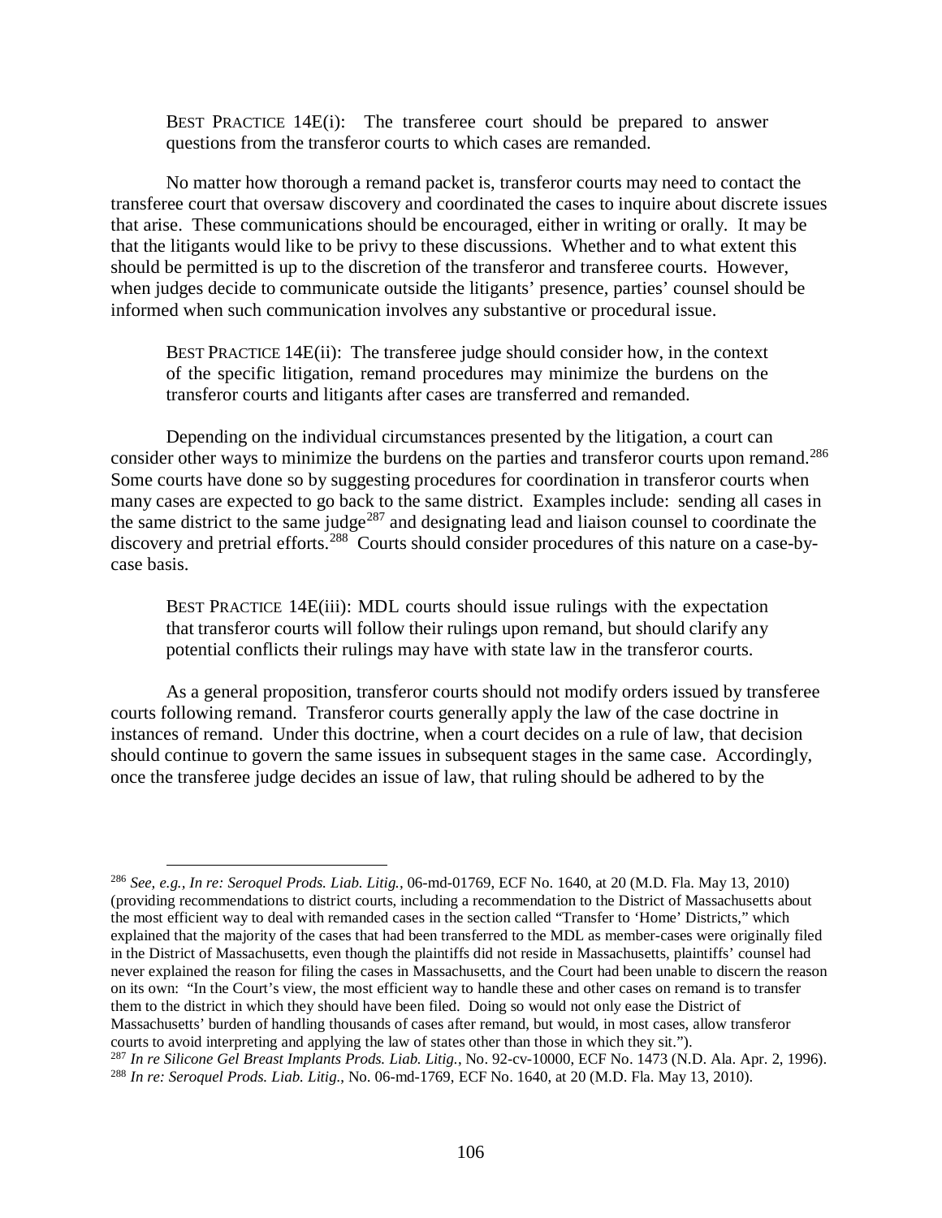BEST PRACTICE 14E(i): The transferee court should be prepared to answer questions from the transferor courts to which cases are remanded.

No matter how thorough a remand packet is, transferor courts may need to contact the transferee court that oversaw discovery and coordinated the cases to inquire about discrete issues that arise. These communications should be encouraged, either in writing or orally. It may be that the litigants would like to be privy to these discussions. Whether and to what extent this should be permitted is up to the discretion of the transferor and transferee courts. However, when judges decide to communicate outside the litigants' presence, parties' counsel should be informed when such communication involves any substantive or procedural issue.

BEST PRACTICE 14E(ii): The transferee judge should consider how, in the context of the specific litigation, remand procedures may minimize the burdens on the transferor courts and litigants after cases are transferred and remanded.

Depending on the individual circumstances presented by the litigation, a court can consider other ways to minimize the burdens on the parties and transferor courts upon remand.[286] Some courts have done so by suggesting procedures for coordination in transferor courts when many cases are expected to go back to the same district. Examples include: sending all cases in the same district to the same judge[287] and designating lead and liaison counsel to coordinate the discovery and pretrial efforts.[288] Courts should consider procedures of this nature on a case-by-case basis.

BEST PRACTICE 14E(iii): MDL courts should issue rulings with the expectation that transferor courts will follow their rulings upon remand, but should clarify any potential conflicts their rulings may have with state law in the transferor courts.

As a general proposition, transferor courts should not modify orders issued by transferee courts following remand. Transferor courts generally apply the law of the case doctrine in instances of remand. Under this doctrine, when a court decides on a rule of law, that decision should continue to govern the same issues in subsequent stages in the same case. Accordingly, once the transferee judge decides an issue of law, that ruling should be adhered to by the

---

[286] *See, e.g., In re: Seroquel Prods. Liab. Litig.*, 06-md-01769, ECF No. 1640, at 20 (M.D. Fla. May 13, 2010) (providing recommendations to district courts, including a recommendation to the District of Massachusetts about the most efficient way to deal with remanded cases in the section called "Transfer to 'Home' Districts," which explained that the majority of the cases that had been transferred to the MDL as member-cases were originally filed in the District of Massachusetts, even though the plaintiffs did not reside in Massachusetts, plaintiffs' counsel had never explained the reason for filing the cases in Massachusetts, and the Court had been unable to discern the reason on its own: "In the Court's view, the most efficient way to handle these and other cases on remand is to transfer them to the district in which they should have been filed. Doing so would not only ease the District of Massachusetts' burden of handling thousands of cases after remand, but would, in most cases, allow transferor courts to avoid interpreting and applying the law of states other than those in which they sit.").

[287] *In re Silicone Gel Breast Implants Prods. Liab. Litig.*, No. 92-cv-10000, ECF No. 1473 (N.D. Ala. Apr. 2, 1996).

[288] *In re: Seroquel Prods. Liab. Litig.*, No. 06-md-1769, ECF No. 1640, at 20 (M.D. Fla. May 13, 2010).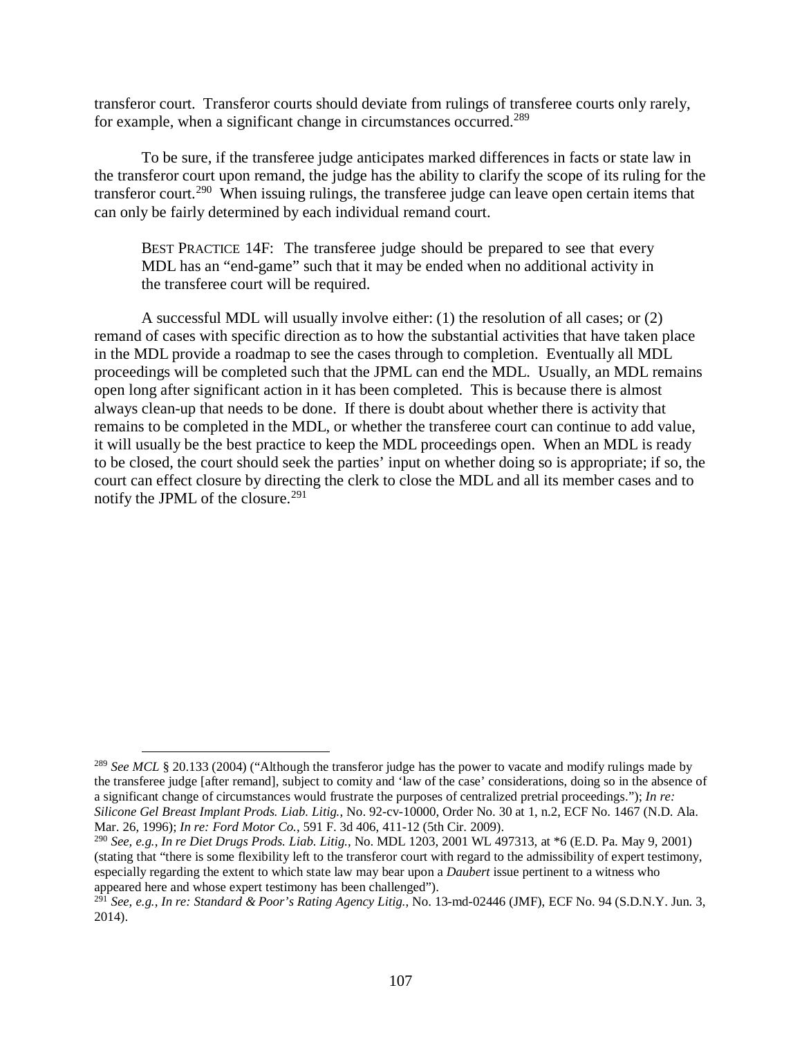transferor court. Transferor courts should deviate from rulings of transferee courts only rarely, for example, when a significant change in circumstances occurred.[289]

To be sure, if the transferee judge anticipates marked differences in facts or state law in the transferor court upon remand, the judge has the ability to clarify the scope of its ruling for the transferor court.[290] When issuing rulings, the transferee judge can leave open certain items that can only be fairly determined by each individual remand court.

> BEST PRACTICE 14F: The transferee judge should be prepared to see that every MDL has an "end-game" such that it may be ended when no additional activity in the transferee court will be required.

A successful MDL will usually involve either: (1) the resolution of all cases; or (2) remand of cases with specific direction as to how the substantial activities that have taken place in the MDL provide a roadmap to see the cases through to completion. Eventually all MDL proceedings will be completed such that the JPML can end the MDL. Usually, an MDL remains open long after significant action in it has been completed. This is because there is almost always clean-up that needs to be done. If there is doubt about whether there is activity that remains to be completed in the MDL, or whether the transferee court can continue to add value, it will usually be the best practice to keep the MDL proceedings open. When an MDL is ready to be closed, the court should seek the parties' input on whether doing so is appropriate; if so, the court can effect closure by directing the clerk to close the MDL and all its member cases and to notify the JPML of the closure.[291]

---

[289] *See MCL* § 20.133 (2004) ("Although the transferor judge has the power to vacate and modify rulings made by the transferee judge [after remand], subject to comity and 'law of the case' considerations, doing so in the absence of a significant change of circumstances would frustrate the purposes of centralized pretrial proceedings."); *In re: Silicone Gel Breast Implant Prods. Liab. Litig.*, No. 92-cv-10000, Order No. 30 at 1, n.2, ECF No. 1467 (N.D. Ala. Mar. 26, 1996); *In re: Ford Motor Co.*, 591 F. 3d 406, 411-12 (5th Cir. 2009).

[290] *See, e.g.*, *In re Diet Drugs Prods. Liab. Litig.*, No. MDL 1203, 2001 WL 497313, at *6 (E.D. Pa. May 9, 2001) (stating that "there is some flexibility left to the transferor court with regard to the admissibility of expert testimony, especially regarding the extent to which state law may bear upon a *Daubert* issue pertinent to a witness who appeared here and whose expert testimony has been challenged").

[291] *See, e.g.*, *In re: Standard & Poor's Rating Agency Litig.*, No. 13-md-02446 (JMF), ECF No. 94 (S.D.N.Y. Jun. 3, 2014).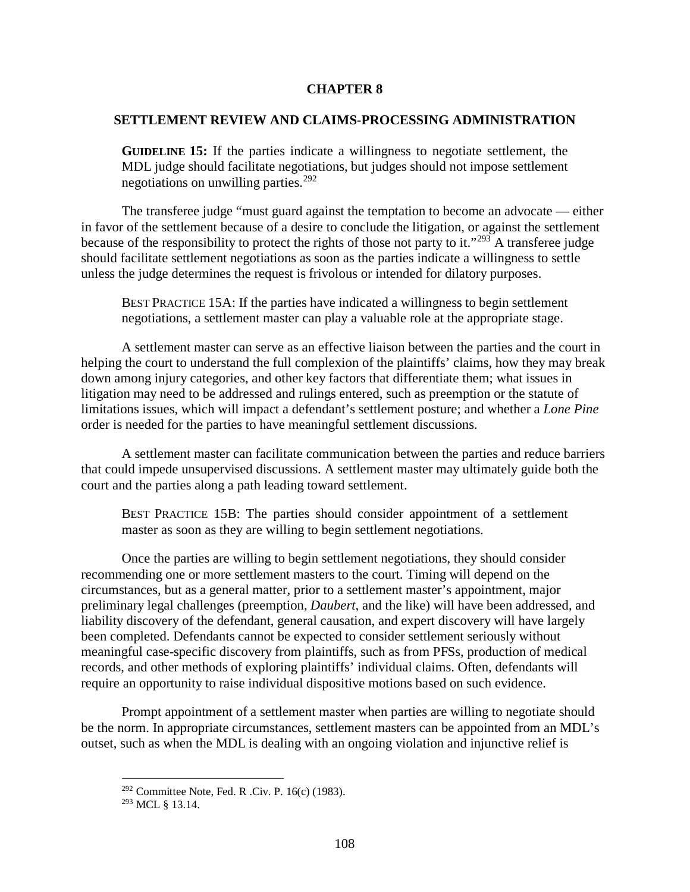# CHAPTER 8

## SETTLEMENT REVIEW AND CLAIMS-PROCESSING ADMINISTRATION

> **GUIDELINE 15:** If the parties indicate a willingness to negotiate settlement, the MDL judge should facilitate negotiations, but judges should not impose settlement negotiations on unwilling parties.[292]

The transferee judge "must guard against the temptation to become an advocate — either in favor of the settlement because of a desire to conclude the litigation, or against the settlement because of the responsibility to protect the rights of those not party to it."[293] A transferee judge should facilitate settlement negotiations as soon as the parties indicate a willingness to settle unless the judge determines the request is frivolous or intended for dilatory purposes.

> BEST PRACTICE 15A: If the parties have indicated a willingness to begin settlement negotiations, a settlement master can play a valuable role at the appropriate stage.

A settlement master can serve as an effective liaison between the parties and the court in helping the court to understand the full complexion of the plaintiffs' claims, how they may break down among injury categories, and other key factors that differentiate them; what issues in litigation may need to be addressed and rulings entered, such as preemption or the statute of limitations issues, which will impact a defendant's settlement posture; and whether a *Lone Pine* order is needed for the parties to have meaningful settlement discussions.

A settlement master can facilitate communication between the parties and reduce barriers that could impede unsupervised discussions. A settlement master may ultimately guide both the court and the parties along a path leading toward settlement.

> BEST PRACTICE 15B: The parties should consider appointment of a settlement master as soon as they are willing to begin settlement negotiations.

Once the parties are willing to begin settlement negotiations, they should consider recommending one or more settlement masters to the court. Timing will depend on the circumstances, but as a general matter, prior to a settlement master's appointment, major preliminary legal challenges (preemption, *Daubert*, and the like) will have been addressed, and liability discovery of the defendant, general causation, and expert discovery will have largely been completed. Defendants cannot be expected to consider settlement seriously without meaningful case-specific discovery from plaintiffs, such as from PFSs, production of medical records, and other methods of exploring plaintiffs' individual claims. Often, defendants will require an opportunity to raise individual dispositive motions based on such evidence.

Prompt appointment of a settlement master when parties are willing to negotiate should be the norm. In appropriate circumstances, settlement masters can be appointed from an MDL's outset, such as when the MDL is dealing with an ongoing violation and injunctive relief is

---

[292] Committee Note, Fed. R .Civ. P. 16(c) (1983).

[293] MCL § 13.14.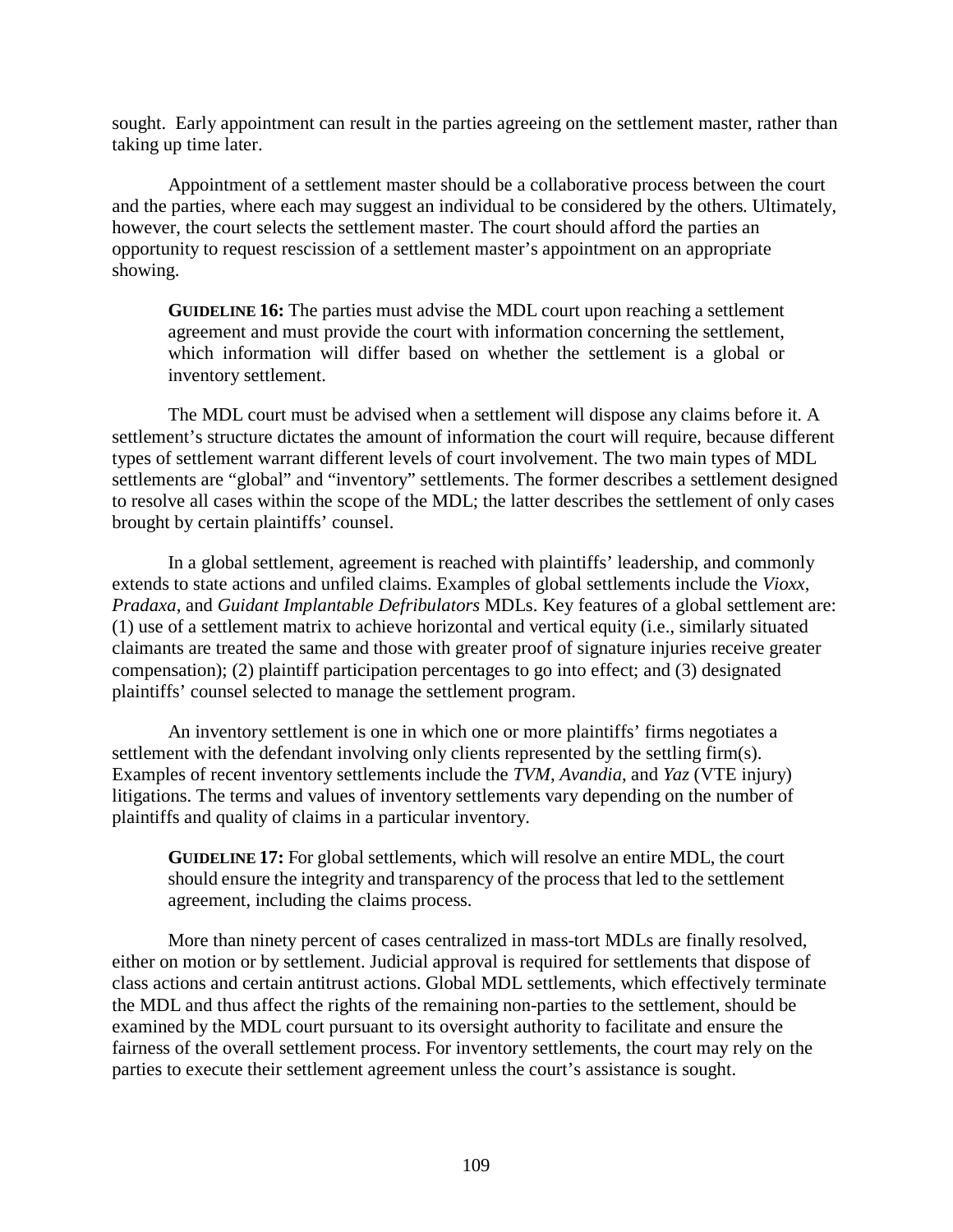sought. Early appointment can result in the parties agreeing on the settlement master, rather than taking up time later.

Appointment of a settlement master should be a collaborative process between the court and the parties, where each may suggest an individual to be considered by the others. Ultimately, however, the court selects the settlement master. The court should afford the parties an opportunity to request rescission of a settlement master's appointment on an appropriate showing.

> **GUIDELINE 16:** The parties must advise the MDL court upon reaching a settlement agreement and must provide the court with information concerning the settlement, which information will differ based on whether the settlement is a global or inventory settlement.

The MDL court must be advised when a settlement will dispose any claims before it. A settlement's structure dictates the amount of information the court will require, because different types of settlement warrant different levels of court involvement. The two main types of MDL settlements are "global" and "inventory" settlements. The former describes a settlement designed to resolve all cases within the scope of the MDL; the latter describes the settlement of only cases brought by certain plaintiffs' counsel.

In a global settlement, agreement is reached with plaintiffs' leadership, and commonly extends to state actions and unfiled claims. Examples of global settlements include the *Vioxx*, *Pradaxa*, and *Guidant Implantable Defribulators* MDLs. Key features of a global settlement are: (1) use of a settlement matrix to achieve horizontal and vertical equity (i.e., similarly situated claimants are treated the same and those with greater proof of signature injuries receive greater compensation); (2) plaintiff participation percentages to go into effect; and (3) designated plaintiffs' counsel selected to manage the settlement program.

An inventory settlement is one in which one or more plaintiffs' firms negotiates a settlement with the defendant involving only clients represented by the settling firm(s). Examples of recent inventory settlements include the *TVM*, *Avandia*, and *Yaz* (VTE injury) litigations. The terms and values of inventory settlements vary depending on the number of plaintiffs and quality of claims in a particular inventory.

> **GUIDELINE 17:** For global settlements, which will resolve an entire MDL, the court should ensure the integrity and transparency of the process that led to the settlement agreement, including the claims process.

More than ninety percent of cases centralized in mass-tort MDLs are finally resolved, either on motion or by settlement. Judicial approval is required for settlements that dispose of class actions and certain antitrust actions. Global MDL settlements, which effectively terminate the MDL and thus affect the rights of the remaining non-parties to the settlement, should be examined by the MDL court pursuant to its oversight authority to facilitate and ensure the fairness of the overall settlement process. For inventory settlements, the court may rely on the parties to execute their settlement agreement unless the court's assistance is sought.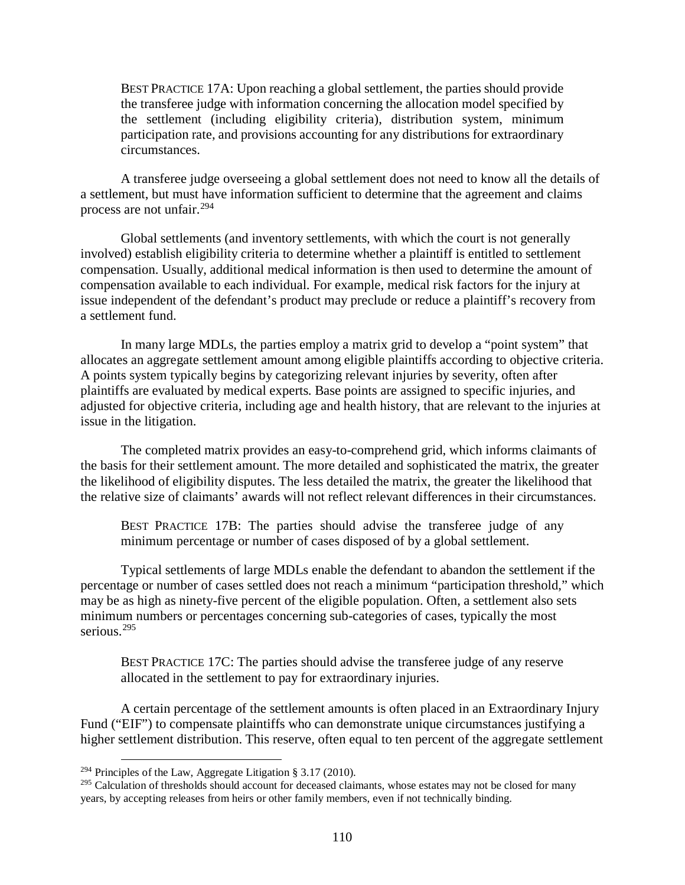> BEST PRACTICE 17A: Upon reaching a global settlement, the parties should provide the transferee judge with information concerning the allocation model specified by the settlement (including eligibility criteria), distribution system, minimum participation rate, and provisions accounting for any distributions for extraordinary circumstances.

A transferee judge overseeing a global settlement does not need to know all the details of a settlement, but must have information sufficient to determine that the agreement and claims process are not unfair.[294]

Global settlements (and inventory settlements, with which the court is not generally involved) establish eligibility criteria to determine whether a plaintiff is entitled to settlement compensation. Usually, additional medical information is then used to determine the amount of compensation available to each individual. For example, medical risk factors for the injury at issue independent of the defendant's product may preclude or reduce a plaintiff's recovery from a settlement fund.

In many large MDLs, the parties employ a matrix grid to develop a "point system" that allocates an aggregate settlement amount among eligible plaintiffs according to objective criteria. A points system typically begins by categorizing relevant injuries by severity, often after plaintiffs are evaluated by medical experts. Base points are assigned to specific injuries, and adjusted for objective criteria, including age and health history, that are relevant to the injuries at issue in the litigation.

The completed matrix provides an easy-to-comprehend grid, which informs claimants of the basis for their settlement amount. The more detailed and sophisticated the matrix, the greater the likelihood of eligibility disputes. The less detailed the matrix, the greater the likelihood that the relative size of claimants' awards will not reflect relevant differences in their circumstances.

> BEST PRACTICE 17B: The parties should advise the transferee judge of any minimum percentage or number of cases disposed of by a global settlement.

Typical settlements of large MDLs enable the defendant to abandon the settlement if the percentage or number of cases settled does not reach a minimum "participation threshold," which may be as high as ninety-five percent of the eligible population. Often, a settlement also sets minimum numbers or percentages concerning sub-categories of cases, typically the most serious.[295]

> BEST PRACTICE 17C: The parties should advise the transferee judge of any reserve allocated in the settlement to pay for extraordinary injuries.

A certain percentage of the settlement amounts is often placed in an Extraordinary Injury Fund ("EIF") to compensate plaintiffs who can demonstrate unique circumstances justifying a higher settlement distribution. This reserve, often equal to ten percent of the aggregate settlement

---

[294] Principles of the Law, Aggregate Litigation § 3.17 (2010).

[295] Calculation of thresholds should account for deceased claimants, whose estates may not be closed for many years, by accepting releases from heirs or other family members, even if not technically binding.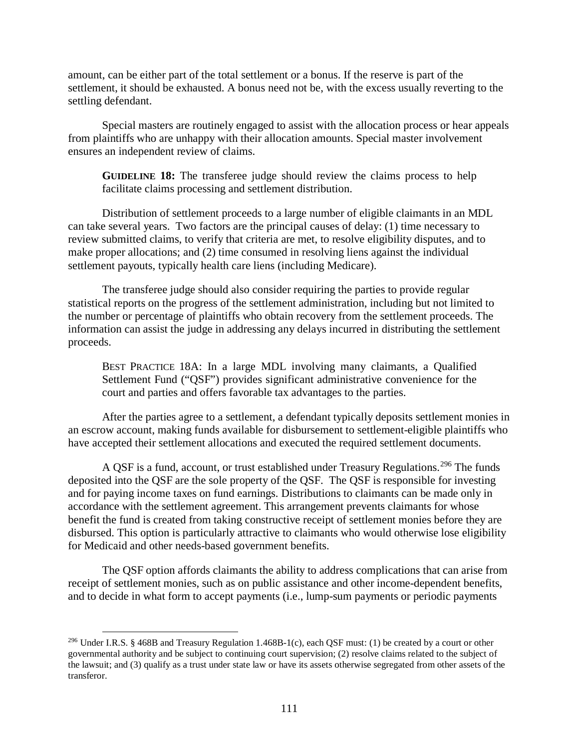amount, can be either part of the total settlement or a bonus. If the reserve is part of the settlement, it should be exhausted. A bonus need not be, with the excess usually reverting to the settling defendant.

Special masters are routinely engaged to assist with the allocation process or hear appeals from plaintiffs who are unhappy with their allocation amounts. Special master involvement ensures an independent review of claims.

> **GUIDELINE 18:** The transferee judge should review the claims process to help facilitate claims processing and settlement distribution.

Distribution of settlement proceeds to a large number of eligible claimants in an MDL can take several years. Two factors are the principal causes of delay: (1) time necessary to review submitted claims, to verify that criteria are met, to resolve eligibility disputes, and to make proper allocations; and (2) time consumed in resolving liens against the individual settlement payouts, typically health care liens (including Medicare).

The transferee judge should also consider requiring the parties to provide regular statistical reports on the progress of the settlement administration, including but not limited to the number or percentage of plaintiffs who obtain recovery from the settlement proceeds. The information can assist the judge in addressing any delays incurred in distributing the settlement proceeds.

> BEST PRACTICE 18A: In a large MDL involving many claimants, a Qualified Settlement Fund ("QSF") provides significant administrative convenience for the court and parties and offers favorable tax advantages to the parties.

After the parties agree to a settlement, a defendant typically deposits settlement monies in an escrow account, making funds available for disbursement to settlement-eligible plaintiffs who have accepted their settlement allocations and executed the required settlement documents.

A QSF is a fund, account, or trust established under Treasury Regulations.[296] The funds deposited into the QSF are the sole property of the QSF. The QSF is responsible for investing and for paying income taxes on fund earnings. Distributions to claimants can be made only in accordance with the settlement agreement. This arrangement prevents claimants for whose benefit the fund is created from taking constructive receipt of settlement monies before they are disbursed. This option is particularly attractive to claimants who would otherwise lose eligibility for Medicaid and other needs-based government benefits.

The QSF option affords claimants the ability to address complications that can arise from receipt of settlement monies, such as on public assistance and other income-dependent benefits, and to decide in what form to accept payments (i.e., lump-sum payments or periodic payments

---

[296] Under I.R.S. § 468B and Treasury Regulation 1.468B-1(c), each QSF must: (1) be created by a court or other governmental authority and be subject to continuing court supervision; (2) resolve claims related to the subject of the lawsuit; and (3) qualify as a trust under state law or have its assets otherwise segregated from other assets of the transferor.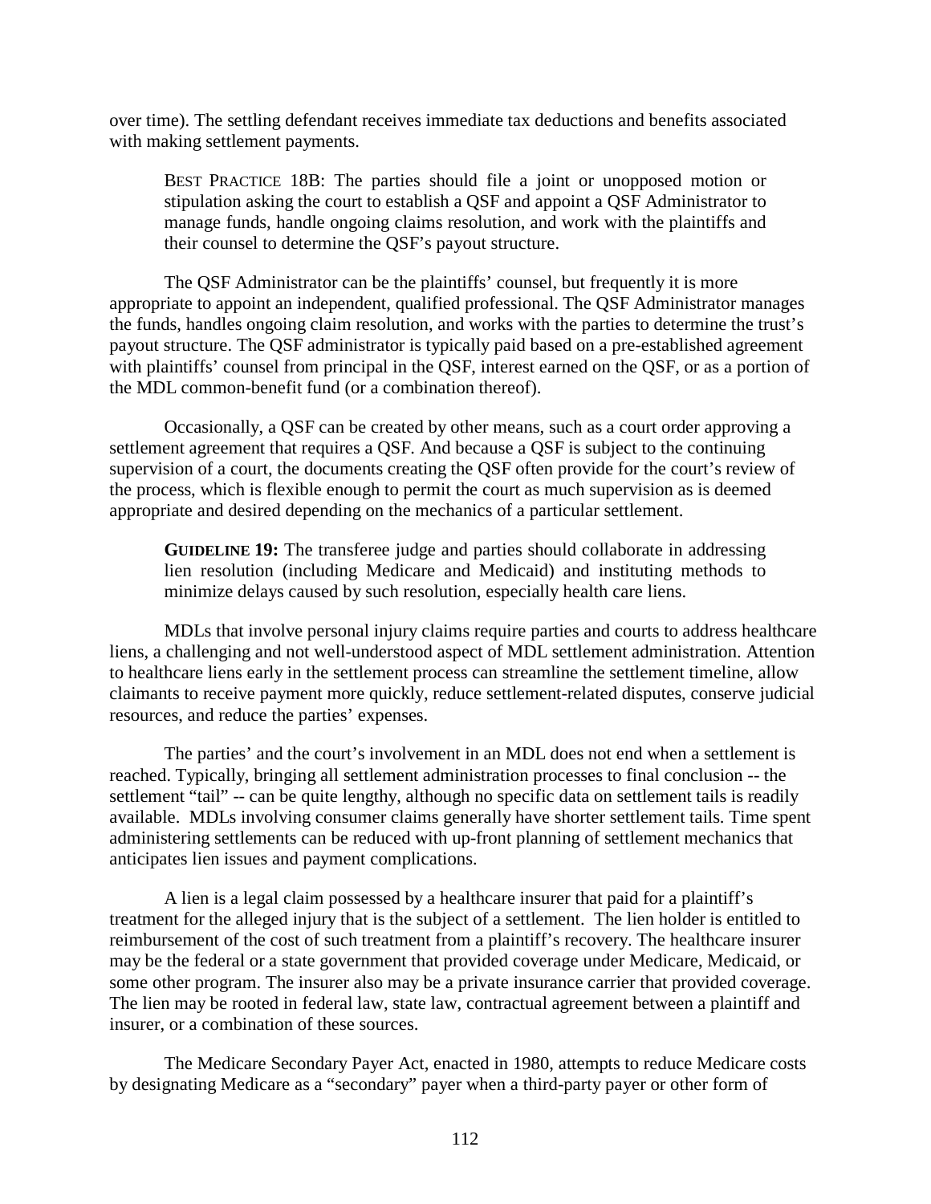over time). The settling defendant receives immediate tax deductions and benefits associated with making settlement payments.

> BEST PRACTICE 18B: The parties should file a joint or unopposed motion or stipulation asking the court to establish a QSF and appoint a QSF Administrator to manage funds, handle ongoing claims resolution, and work with the plaintiffs and their counsel to determine the QSF's payout structure.

The QSF Administrator can be the plaintiffs' counsel, but frequently it is more appropriate to appoint an independent, qualified professional. The QSF Administrator manages the funds, handles ongoing claim resolution, and works with the parties to determine the trust's payout structure. The QSF administrator is typically paid based on a pre-established agreement with plaintiffs' counsel from principal in the QSF, interest earned on the QSF, or as a portion of the MDL common-benefit fund (or a combination thereof).

Occasionally, a QSF can be created by other means, such as a court order approving a settlement agreement that requires a QSF. And because a QSF is subject to the continuing supervision of a court, the documents creating the QSF often provide for the court's review of the process, which is flexible enough to permit the court as much supervision as is deemed appropriate and desired depending on the mechanics of a particular settlement.

> **GUIDELINE 19:** The transferee judge and parties should collaborate in addressing lien resolution (including Medicare and Medicaid) and instituting methods to minimize delays caused by such resolution, especially health care liens.

MDLs that involve personal injury claims require parties and courts to address healthcare liens, a challenging and not well-understood aspect of MDL settlement administration. Attention to healthcare liens early in the settlement process can streamline the settlement timeline, allow claimants to receive payment more quickly, reduce settlement-related disputes, conserve judicial resources, and reduce the parties' expenses.

The parties' and the court's involvement in an MDL does not end when a settlement is reached. Typically, bringing all settlement administration processes to final conclusion -- the settlement "tail" -- can be quite lengthy, although no specific data on settlement tails is readily available. MDLs involving consumer claims generally have shorter settlement tails. Time spent administering settlements can be reduced with up-front planning of settlement mechanics that anticipates lien issues and payment complications.

A lien is a legal claim possessed by a healthcare insurer that paid for a plaintiff's treatment for the alleged injury that is the subject of a settlement. The lien holder is entitled to reimbursement of the cost of such treatment from a plaintiff's recovery. The healthcare insurer may be the federal or a state government that provided coverage under Medicare, Medicaid, or some other program. The insurer also may be a private insurance carrier that provided coverage. The lien may be rooted in federal law, state law, contractual agreement between a plaintiff and insurer, or a combination of these sources.

The Medicare Secondary Payer Act, enacted in 1980, attempts to reduce Medicare costs by designating Medicare as a "secondary" payer when a third-party payer or other form of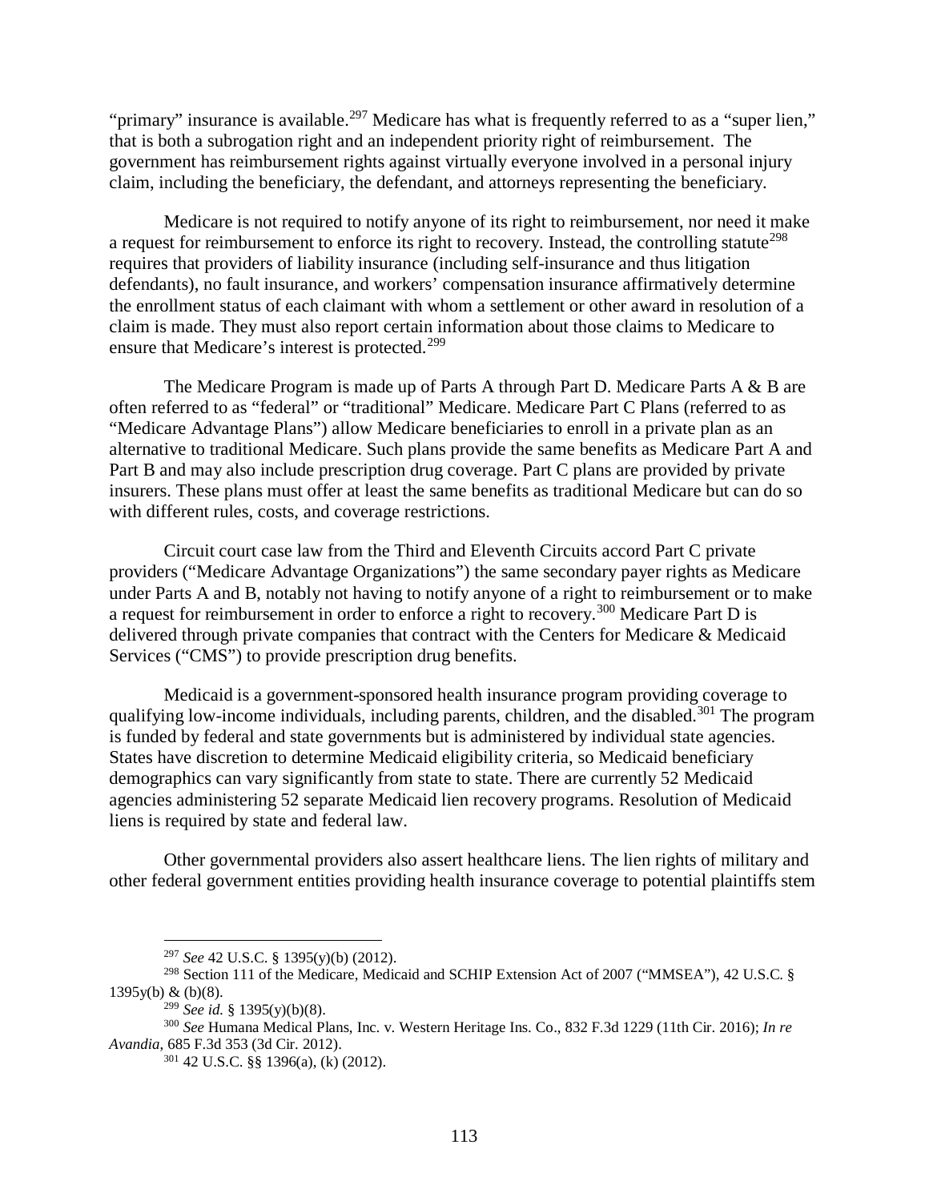"primary" insurance is available.[297] Medicare has what is frequently referred to as a "super lien," that is both a subrogation right and an independent priority right of reimbursement. The government has reimbursement rights against virtually everyone involved in a personal injury claim, including the beneficiary, the defendant, and attorneys representing the beneficiary.

Medicare is not required to notify anyone of its right to reimbursement, nor need it make a request for reimbursement to enforce its right to recovery. Instead, the controlling statute[298] requires that providers of liability insurance (including self-insurance and thus litigation defendants), no fault insurance, and workers' compensation insurance affirmatively determine the enrollment status of each claimant with whom a settlement or other award in resolution of a claim is made. They must also report certain information about those claims to Medicare to ensure that Medicare's interest is protected.[299]

The Medicare Program is made up of Parts A through Part D. Medicare Parts A & B are often referred to as "federal" or "traditional" Medicare. Medicare Part C Plans (referred to as "Medicare Advantage Plans") allow Medicare beneficiaries to enroll in a private plan as an alternative to traditional Medicare. Such plans provide the same benefits as Medicare Part A and Part B and may also include prescription drug coverage. Part C plans are provided by private insurers. These plans must offer at least the same benefits as traditional Medicare but can do so with different rules, costs, and coverage restrictions.

Circuit court case law from the Third and Eleventh Circuits accord Part C private providers ("Medicare Advantage Organizations") the same secondary payer rights as Medicare under Parts A and B, notably not having to notify anyone of a right to reimbursement or to make a request for reimbursement in order to enforce a right to recovery.[300] Medicare Part D is delivered through private companies that contract with the Centers for Medicare & Medicaid Services ("CMS") to provide prescription drug benefits.

Medicaid is a government-sponsored health insurance program providing coverage to qualifying low-income individuals, including parents, children, and the disabled.[301] The program is funded by federal and state governments but is administered by individual state agencies. States have discretion to determine Medicaid eligibility criteria, so Medicaid beneficiary demographics can vary significantly from state to state. There are currently 52 Medicaid agencies administering 52 separate Medicaid lien recovery programs. Resolution of Medicaid liens is required by state and federal law.

Other governmental providers also assert healthcare liens. The lien rights of military and other federal government entities providing health insurance coverage to potential plaintiffs stem

---

[297] *See* 42 U.S.C. § 1395(y)(b) (2012).

[298] Section 111 of the Medicare, Medicaid and SCHIP Extension Act of 2007 ("MMSEA"), 42 U.S.C. § 1395y(b) & (b)(8).

[299] *See id.* § 1395(y)(b)(8).

[300] *See* Humana Medical Plans, Inc. v. Western Heritage Ins. Co., 832 F.3d 1229 (11th Cir. 2016); *In re Avandia*, 685 F.3d 353 (3d Cir. 2012).

[301] 42 U.S.C. §§ 1396(a), (k) (2012).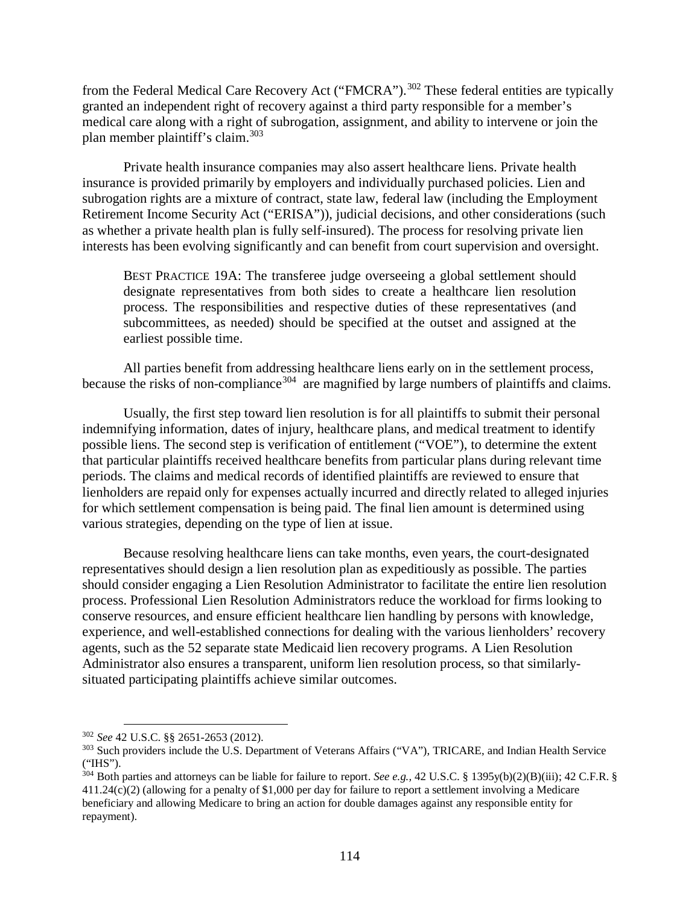from the Federal Medical Care Recovery Act ("FMCRA").[302] These federal entities are typically granted an independent right of recovery against a third party responsible for a member's medical care along with a right of subrogation, assignment, and ability to intervene or join the plan member plaintiff's claim.[303]

Private health insurance companies may also assert healthcare liens. Private health insurance is provided primarily by employers and individually purchased policies. Lien and subrogation rights are a mixture of contract, state law, federal law (including the Employment Retirement Income Security Act ("ERISA")), judicial decisions, and other considerations (such as whether a private health plan is fully self-insured). The process for resolving private lien interests has been evolving significantly and can benefit from court supervision and oversight.

> BEST PRACTICE 19A: The transferee judge overseeing a global settlement should designate representatives from both sides to create a healthcare lien resolution process. The responsibilities and respective duties of these representatives (and subcommittees, as needed) should be specified at the outset and assigned at the earliest possible time.

All parties benefit from addressing healthcare liens early on in the settlement process, because the risks of non-compliance[304] are magnified by large numbers of plaintiffs and claims.

Usually, the first step toward lien resolution is for all plaintiffs to submit their personal indemnifying information, dates of injury, healthcare plans, and medical treatment to identify possible liens. The second step is verification of entitlement ("VOE"), to determine the extent that particular plaintiffs received healthcare benefits from particular plans during relevant time periods. The claims and medical records of identified plaintiffs are reviewed to ensure that lienholders are repaid only for expenses actually incurred and directly related to alleged injuries for which settlement compensation is being paid. The final lien amount is determined using various strategies, depending on the type of lien at issue.

Because resolving healthcare liens can take months, even years, the court-designated representatives should design a lien resolution plan as expeditiously as possible. The parties should consider engaging a Lien Resolution Administrator to facilitate the entire lien resolution process. Professional Lien Resolution Administrators reduce the workload for firms looking to conserve resources, and ensure efficient healthcare lien handling by persons with knowledge, experience, and well-established connections for dealing with the various lienholders' recovery agents, such as the 52 separate state Medicaid lien recovery programs. A Lien Resolution Administrator also ensures a transparent, uniform lien resolution process, so that similarly-situated participating plaintiffs achieve similar outcomes.

---

[302] *See* 42 U.S.C. §§ 2651-2653 (2012).

[303] Such providers include the U.S. Department of Veterans Affairs ("VA"), TRICARE, and Indian Health Service ("IHS").

[304] Both parties and attorneys can be liable for failure to report. *See e.g.,* 42 U.S.C. § 1395y(b)(2)(B)(iii); 42 C.F.R. § 411.24(c)(2) (allowing for a penalty of $1,000 per day for failure to report a settlement involving a Medicare beneficiary and allowing Medicare to bring an action for double damages against any responsible entity for repayment).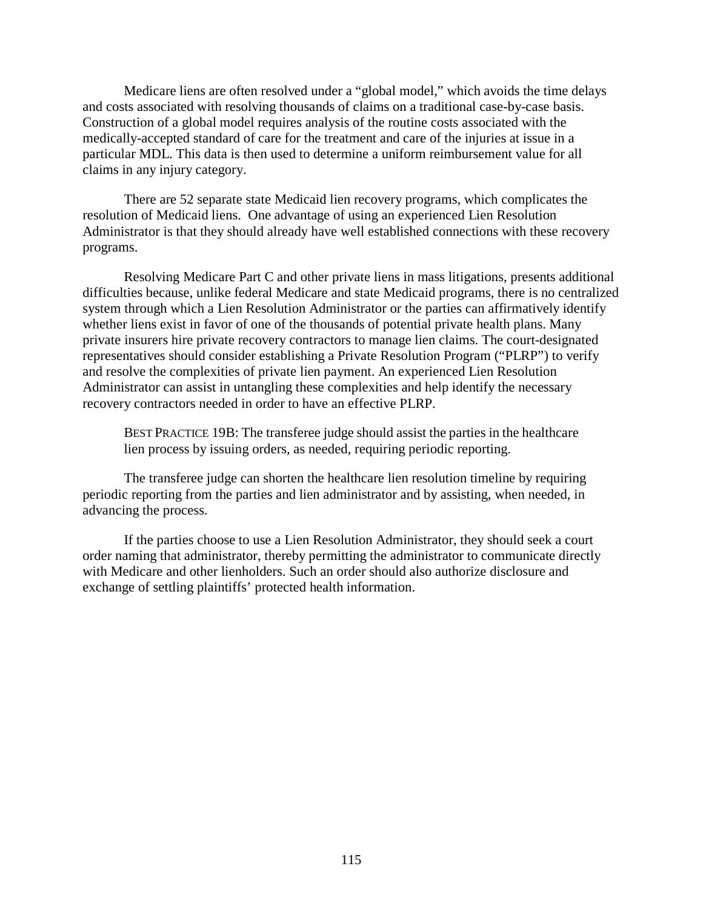Medicare liens are often resolved under a "global model," which avoids the time delays and costs associated with resolving thousands of claims on a traditional case-by-case basis. Construction of a global model requires analysis of the routine costs associated with the medically-accepted standard of care for the treatment and care of the injuries at issue in a particular MDL. This data is then used to determine a uniform reimbursement value for all claims in any injury category.

There are 52 separate state Medicaid lien recovery programs, which complicates the resolution of Medicaid liens. One advantage of using an experienced Lien Resolution Administrator is that they should already have well established connections with these recovery programs.

Resolving Medicare Part C and other private liens in mass litigations, presents additional difficulties because, unlike federal Medicare and state Medicaid programs, there is no centralized system through which a Lien Resolution Administrator or the parties can affirmatively identify whether liens exist in favor of one of the thousands of potential private health plans. Many private insurers hire private recovery contractors to manage lien claims. The court-designated representatives should consider establishing a Private Resolution Program ("PLRP") to verify and resolve the complexities of private lien payment. An experienced Lien Resolution Administrator can assist in untangling these complexities and help identify the necessary recovery contractors needed in order to have an effective PLRP.

> BEST PRACTICE 19B: The transferee judge should assist the parties in the healthcare lien process by issuing orders, as needed, requiring periodic reporting.

The transferee judge can shorten the healthcare lien resolution timeline by requiring periodic reporting from the parties and lien administrator and by assisting, when needed, in advancing the process.

If the parties choose to use a Lien Resolution Administrator, they should seek a court order naming that administrator, thereby permitting the administrator to communicate directly with Medicare and other lienholders. Such an order should also authorize disclosure and exchange of settling plaintiffs' protected health information.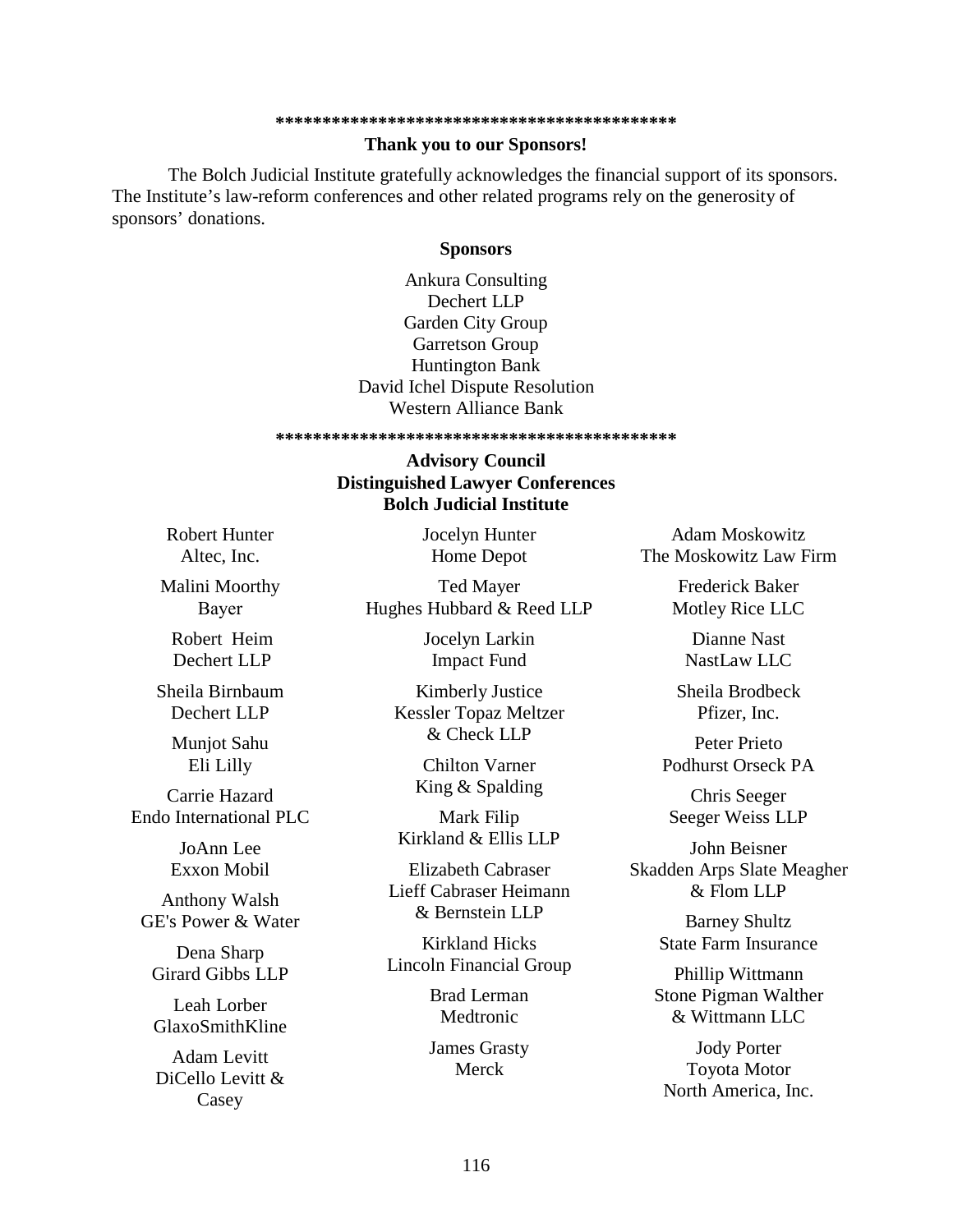*******************************************

**Thank you to our Sponsors!**

The Bolch Judicial Institute gratefully acknowledges the financial support of its sponsors. The Institute's law-reform conferences and other related programs rely on the generosity of sponsors' donations.

**Sponsors**

Ankura Consulting
Dechert LLP
Garden City Group
Garretson Group
Huntington Bank
David Ichel Dispute Resolution
Western Alliance Bank

*******************************************

**Advisory Council**
**Distinguished Lawyer Conferences**
**Bolch Judicial Institute**

Robert Hunter
Altec, Inc.

Malini Moorthy
Bayer

Robert Heim
Dechert LLP

Sheila Birnbaum
Dechert LLP

Munjot Sahu
Eli Lilly

Carrie Hazard
Endo International PLC

JoAnn Lee
Exxon Mobil

Anthony Walsh
GE's Power & Water

Dena Sharp
Girard Gibbs LLP

Leah Lorber
GlaxoSmithKline

Adam Levitt
DiCello Levitt & Casey

Jocelyn Hunter
Home Depot

Ted Mayer
Hughes Hubbard & Reed LLP

Jocelyn Larkin
Impact Fund

Kimberly Justice
Kessler Topaz Meltzer & Check LLP

Chilton Varner
King & Spalding

Mark Filip
Kirkland & Ellis LLP

Elizabeth Cabraser
Lieff Cabraser Heimann & Bernstein LLP

Kirkland Hicks
Lincoln Financial Group

Brad Lerman
Medtronic

James Grasty
Merck

Adam Moskowitz
The Moskowitz Law Firm

Frederick Baker
Motley Rice LLC

Dianne Nast
NastLaw LLC

Sheila Brodbeck
Pfizer, Inc.

Peter Prieto
Podhurst Orseck PA

Chris Seeger
Seeger Weiss LLP

John Beisner
Skadden Arps Slate Meagher & Flom LLP

Barney Shultz
State Farm Insurance

Phillip Wittmann
Stone Pigman Walther & Wittmann LLC

Jody Porter
Toyota Motor North America, Inc.